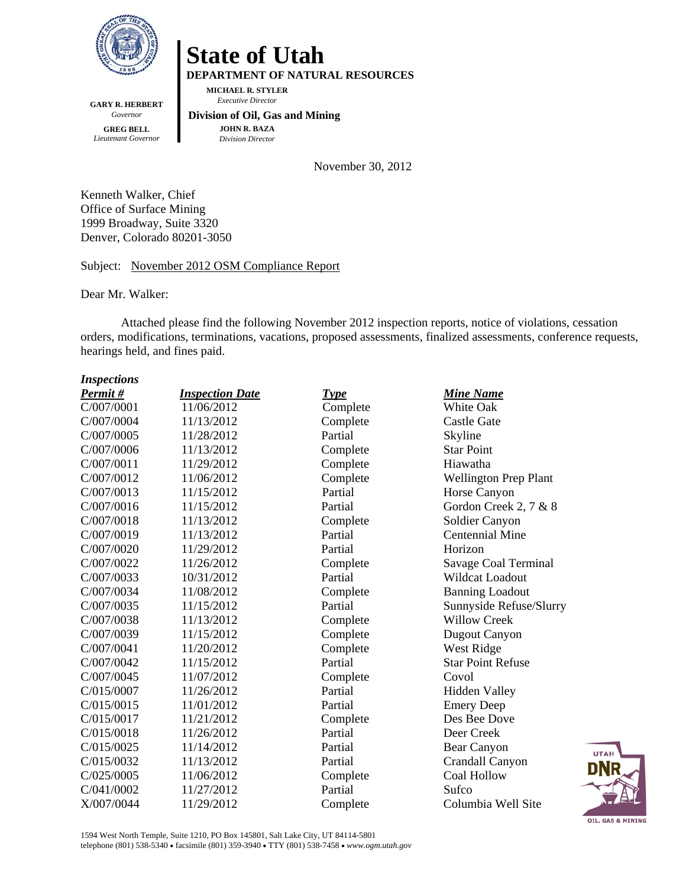# State of Utah

**DEPARTMENT OF NATURAL RESOURCES**

**MICHAEL R. STYLER**
*Executive Director*

**Division of Oil, Gas and Mining**

**JOHN R. BAZA**
*Division Director*

**GARY R. HERBERT**
*Governor*

**GREG BELL**
*Lieutenant Governor*

November 30, 2012

Kenneth Walker, Chief
Office of Surface Mining
1999 Broadway, Suite 3320
Denver, Colorado 80201-3050

Subject: November 2012 OSM Compliance Report

Dear Mr. Walker:

Attached please find the following November 2012 inspection reports, notice of violations, cessation orders, modifications, terminations, vacations, proposed assessments, finalized assessments, conference requests, hearings held, and fines paid.

***Inspections***

| ***Permit #*** | ***Inspection Date*** | ***Type*** | ***Mine Name*** |
|---|---|---|---|
| C/007/0001 | 11/06/2012 | Complete | White Oak |
| C/007/0004 | 11/13/2012 | Complete | Castle Gate |
| C/007/0005 | 11/28/2012 | Partial | Skyline |
| C/007/0006 | 11/13/2012 | Complete | Star Point |
| C/007/0011 | 11/29/2012 | Complete | Hiawatha |
| C/007/0012 | 11/06/2012 | Complete | Wellington Prep Plant |
| C/007/0013 | 11/15/2012 | Partial | Horse Canyon |
| C/007/0016 | 11/15/2012 | Partial | Gordon Creek 2, 7 & 8 |
| C/007/0018 | 11/13/2012 | Complete | Soldier Canyon |
| C/007/0019 | 11/13/2012 | Partial | Centennial Mine |
| C/007/0020 | 11/29/2012 | Partial | Horizon |
| C/007/0022 | 11/26/2012 | Complete | Savage Coal Terminal |
| C/007/0033 | 10/31/2012 | Partial | Wildcat Loadout |
| C/007/0034 | 11/08/2012 | Complete | Banning Loadout |
| C/007/0035 | 11/15/2012 | Partial | Sunnyside Refuse/Slurry |
| C/007/0038 | 11/13/2012 | Complete | Willow Creek |
| C/007/0039 | 11/15/2012 | Complete | Dugout Canyon |
| C/007/0041 | 11/20/2012 | Complete | West Ridge |
| C/007/0042 | 11/15/2012 | Partial | Star Point Refuse |
| C/007/0045 | 11/07/2012 | Complete | Covol |
| C/015/0007 | 11/26/2012 | Partial | Hidden Valley |
| C/015/0015 | 11/01/2012 | Partial | Emery Deep |
| C/015/0017 | 11/21/2012 | Complete | Des Bee Dove |
| C/015/0018 | 11/26/2012 | Partial | Deer Creek |
| C/015/0025 | 11/14/2012 | Partial | Bear Canyon |
| C/015/0032 | 11/13/2012 | Partial | Crandall Canyon |
| C/025/0005 | 11/06/2012 | Complete | Coal Hollow |
| C/041/0002 | 11/27/2012 | Partial | Sufco |
| X/007/0044 | 11/29/2012 | Complete | Columbia Well Site |

1594 West North Temple, Suite 1210, PO Box 145801, Salt Lake City, UT 84114-5801
telephone (801) 538-5340 • facsimile (801) 359-3940 • TTY (801) 538-7458 • *www.ogm.utah.gov*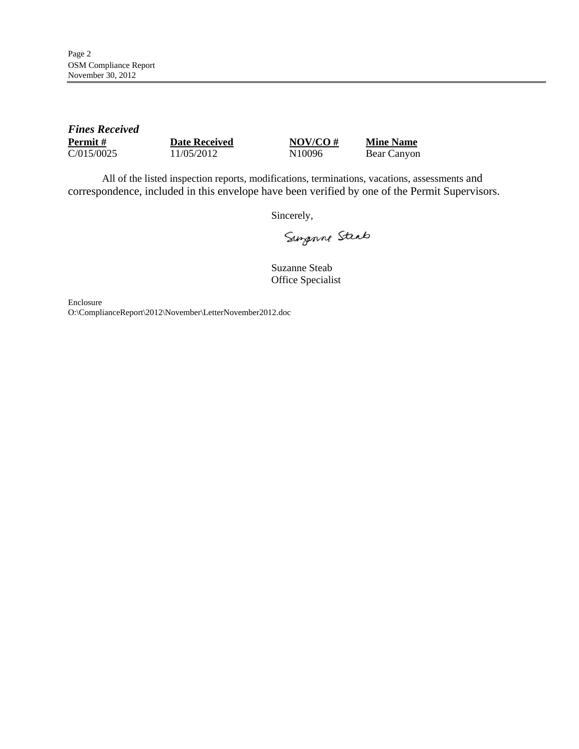***Fines Received***

| Permit # | Date Received | NOV/CO # | Mine Name |
| --- | --- | --- | --- |
| C/015/0025 | 11/05/2012 | N10096 | Bear Canyon |

All of the listed inspection reports, modifications, terminations, vacations, assessments and correspondence, included in this envelope have been verified by one of the Permit Supervisors.

Sincerely,

Suzanne Steab

Suzanne Steab
Office Specialist

Enclosure
O:\ComplianceReport\2012\November\LetterNovember2012.doc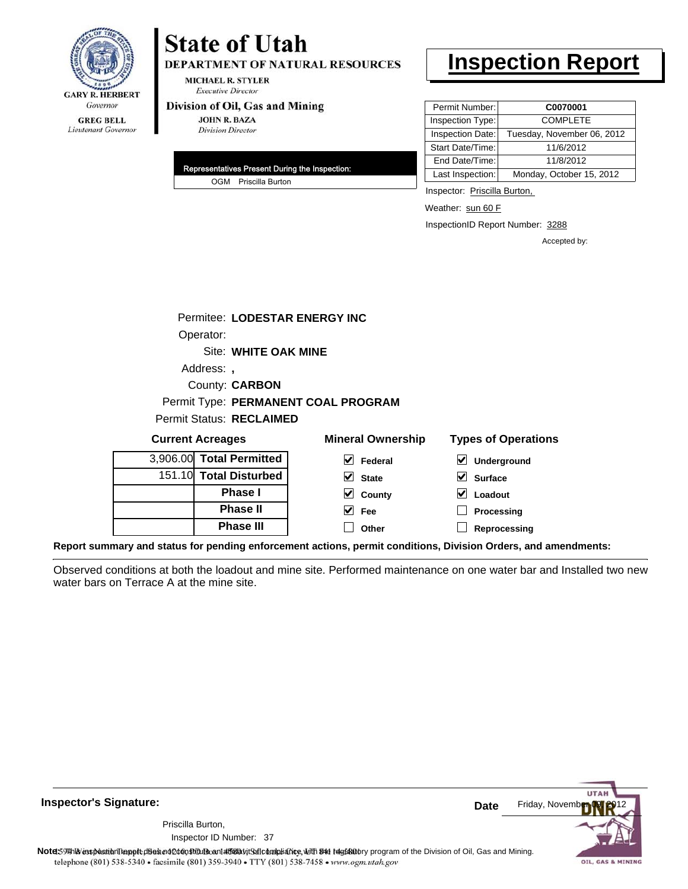**GARY R. HERBERT**
*Governor*

**GREG BELL**
*Lieutenant Governor*

# State of Utah

**DEPARTMENT OF NATURAL RESOURCES**

**MICHAEL R. STYLER**
*Executive Director*

**Division of Oil, Gas and Mining**

**JOHN R. BAZA**
*Division Director*

# Inspection Report

| Permit Number: | **C0070001** |
|---|---|
| Inspection Type: | COMPLETE |
| Inspection Date: | Tuesday, November 06, 2012 |
| Start Date/Time: | 11/6/2012 |
| End Date/Time: | 11/8/2012 |
| Last Inspection: | Monday, October 15, 2012 |

**Representatives Present During the Inspection:**

OGM Priscilla Burton

Inspector: Priscilla Burton,

Weather: sun 60 F

InspectionID Report Number: 3288

Accepted by:

Permitee: **LODESTAR ENERGY INC**

Operator:

Site: **WHITE OAK MINE**

Address: **,**

County: **CARBON**

Permit Type: **PERMANENT COAL PROGRAM**

Permit Status: **RECLAIMED**

**Current Acreages**

| | |
|---|---|
| 3,906.00 | **Total Permitted** |
| 151.10 | **Total Disturbed** |
| | **Phase I** |
| | **Phase II** |
| | **Phase III** |

**Mineral Ownership**

- [x] **Federal**
- [x] **State**
- [x] **County**
- [x] **Fee**
- [ ] **Other**

**Types of Operations**

- [x] **Underground**
- [x] **Surface**
- [x] **Loadout**
- [ ] **Processing**
- [ ] **Reprocessing**

**Report summary and status for pending enforcement actions, permit conditions, Division Orders, and amendments:**

Observed conditions at both the loadout and mine site. Performed maintenance on one water bar and Installed two new water bars on Terrace A at the mine site.

**Inspector's Signature:**

Priscilla Burton,

Inspector ID Number: 37

**Date** Friday, November 09, 2012

**Note:** This inspection report does not constitute an affidavit of compliance with the regulatory program of the Division of Oil, Gas and Mining.

telephone (801) 538-5340 • facsimile (801) 359-3940 • TTY (801) 538-7458 • www.ogm.utah.gov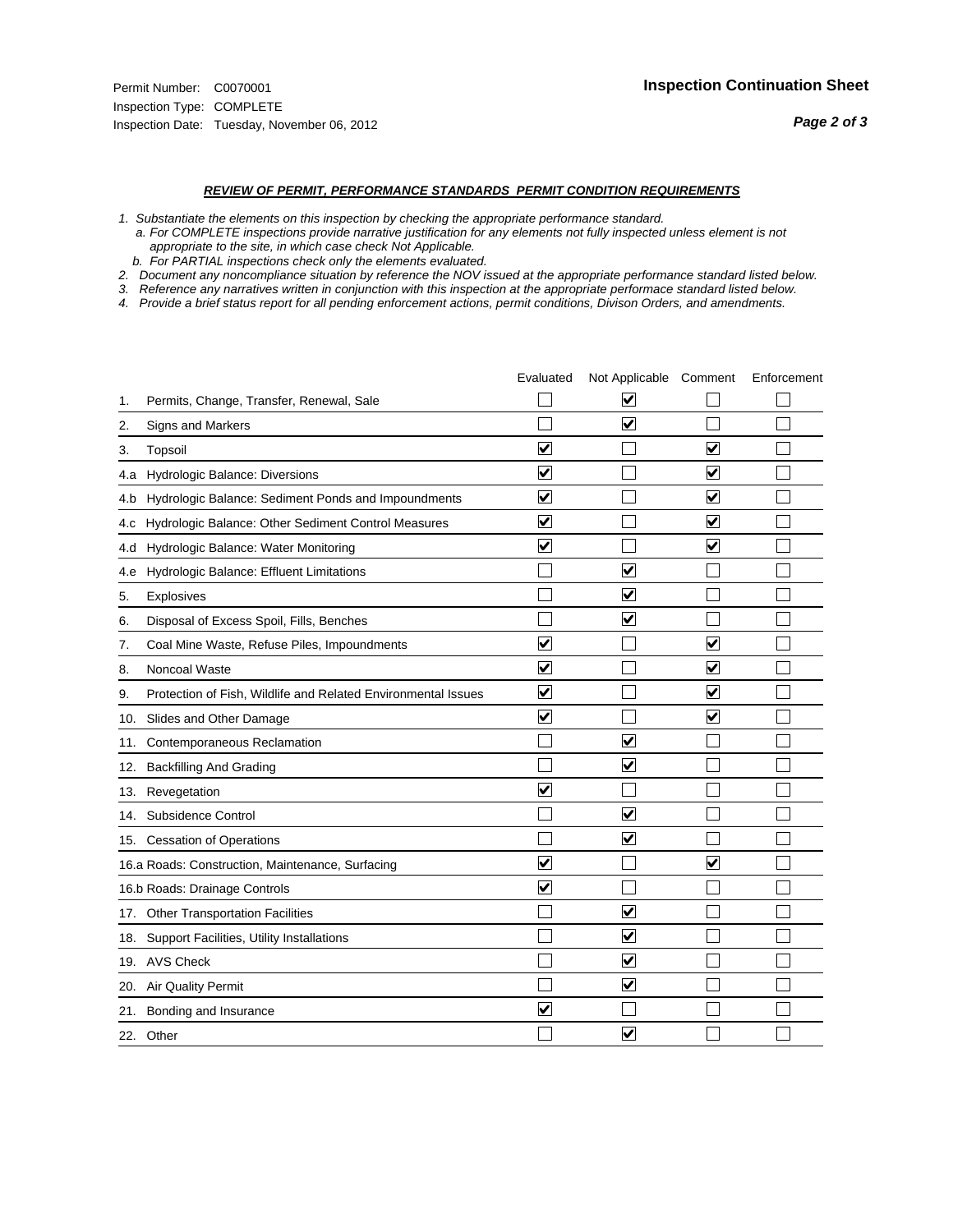Permit Number: C0070001
Inspection Type: COMPLETE
Inspection Date: Tuesday, November 06, 2012

## Inspection Continuation Sheet

***REVIEW OF PERMIT, PERFORMANCE STANDARDS PERMIT CONDITION REQUIREMENTS***

*1. Substantiate the elements on this inspection by checking the appropriate performance standard.*
*a. For COMPLETE inspections provide narrative justification for any elements not fully inspected unless element is not appropriate to the site, in which case check Not Applicable.*
*b. For PARTIAL inspections check only the elements evaluated.*
*2. Document any noncompliance situation by reference the NOV issued at the appropriate performance standard listed below.*
*3. Reference any narratives written in conjunction with this inspection at the appropriate performace standard listed below.*
*4. Provide a brief status report for all pending enforcement actions, permit conditions, Divison Orders, and amendments.*

| | | Evaluated | Not Applicable | Comment | Enforcement |
|---|---|---|---|---|---|
| 1. | Permits, Change, Transfer, Renewal, Sale | ☐ | ☑ | ☐ | ☐ |
| 2. | Signs and Markers | ☐ | ☑ | ☐ | ☐ |
| 3. | Topsoil | ☑ | ☐ | ☑ | ☐ |
| 4.a | Hydrologic Balance: Diversions | ☑ | ☐ | ☑ | ☐ |
| 4.b | Hydrologic Balance: Sediment Ponds and Impoundments | ☑ | ☐ | ☑ | ☐ |
| 4.c | Hydrologic Balance: Other Sediment Control Measures | ☑ | ☐ | ☑ | ☐ |
| 4.d | Hydrologic Balance: Water Monitoring | ☑ | ☐ | ☑ | ☐ |
| 4.e | Hydrologic Balance: Effluent Limitations | ☐ | ☑ | ☐ | ☐ |
| 5. | Explosives | ☐ | ☑ | ☐ | ☐ |
| 6. | Disposal of Excess Spoil, Fills, Benches | ☐ | ☑ | ☐ | ☐ |
| 7. | Coal Mine Waste, Refuse Piles, Impoundments | ☑ | ☐ | ☑ | ☐ |
| 8. | Noncoal Waste | ☑ | ☐ | ☑ | ☐ |
| 9. | Protection of Fish, Wildlife and Related Environmental Issues | ☑ | ☐ | ☑ | ☐ |
| 10. | Slides and Other Damage | ☑ | ☐ | ☑ | ☐ |
| 11. | Contemporaneous Reclamation | ☐ | ☑ | ☐ | ☐ |
| 12. | Backfilling And Grading | ☐ | ☑ | ☐ | ☐ |
| 13. | Revegetation | ☑ | ☐ | ☐ | ☐ |
| 14. | Subsidence Control | ☐ | ☑ | ☐ | ☐ |
| 15. | Cessation of Operations | ☐ | ☑ | ☐ | ☐ |
| 16.a | Roads: Construction, Maintenance, Surfacing | ☑ | ☐ | ☑ | ☐ |
| 16.b | Roads: Drainage Controls | ☑ | ☐ | ☐ | ☐ |
| 17. | Other Transportation Facilities | ☐ | ☑ | ☐ | ☐ |
| 18. | Support Facilities, Utility Installations | ☐ | ☑ | ☐ | ☐ |
| 19. | AVS Check | ☐ | ☑ | ☐ | ☐ |
| 20. | Air Quality Permit | ☐ | ☑ | ☐ | ☐ |
| 21. | Bonding and Insurance | ☑ | ☐ | ☐ | ☐ |
| 22. | Other | ☐ | ☑ | ☐ | ☐ |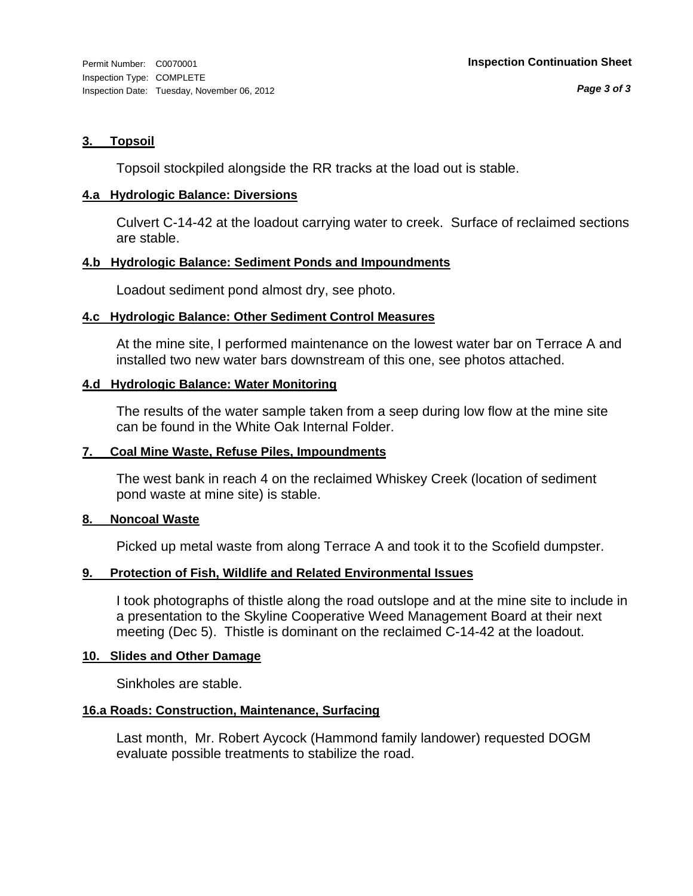### 3. Topsoil

Topsoil stockpiled alongside the RR tracks at the load out is stable.

### 4.a Hydrologic Balance: Diversions

Culvert C-14-42 at the loadout carrying water to creek. Surface of reclaimed sections are stable.

### 4.b Hydrologic Balance: Sediment Ponds and Impoundments

Loadout sediment pond almost dry, see photo.

### 4.c Hydrologic Balance: Other Sediment Control Measures

At the mine site, I performed maintenance on the lowest water bar on Terrace A and installed two new water bars downstream of this one, see photos attached.

### 4.d Hydrologic Balance: Water Monitoring

The results of the water sample taken from a seep during low flow at the mine site can be found in the White Oak Internal Folder.

### 7. Coal Mine Waste, Refuse Piles, Impoundments

The west bank in reach 4 on the reclaimed Whiskey Creek (location of sediment pond waste at mine site) is stable.

### 8. Noncoal Waste

Picked up metal waste from along Terrace A and took it to the Scofield dumpster.

### 9. Protection of Fish, Wildlife and Related Environmental Issues

I took photographs of thistle along the road outslope and at the mine site to include in a presentation to the Skyline Cooperative Weed Management Board at their next meeting (Dec 5). Thistle is dominant on the reclaimed C-14-42 at the loadout.

### 10. Slides and Other Damage

Sinkholes are stable.

### 16.a Roads: Construction, Maintenance, Surfacing

Last month, Mr. Robert Aycock (Hammond family landower) requested DOGM evaluate possible treatments to stabilize the road.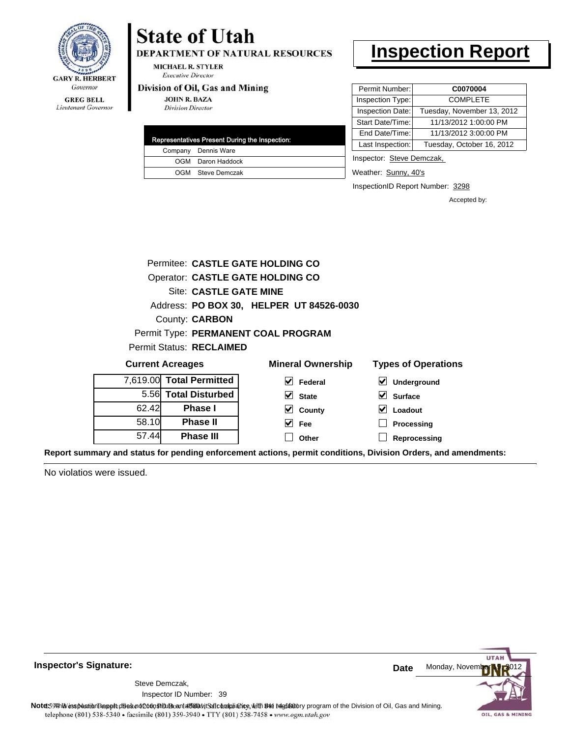**State of Utah**

**DEPARTMENT OF NATURAL RESOURCES**

MICHAEL R. STYLER
*Executive Director*

**Division of Oil, Gas and Mining**

JOHN R. BAZA
*Division Director*

GARY R. HERBERT
*Governor*

GREG BELL
*Lieutenant Governor*

# Inspection Report

| Representatives Present During the Inspection: | |
|---|---|
| Company | Dennis Ware |
| OGM | Daron Haddock |
| OGM | Steve Demczak |

| | |
|---|---|
| Permit Number: | **C0070004** |
| Inspection Type: | COMPLETE |
| Inspection Date: | Tuesday, November 13, 2012 |
| Start Date/Time: | 11/13/2012 1:00:00 PM |
| End Date/Time: | 11/13/2012 3:00:00 PM |
| Last Inspection: | Tuesday, October 16, 2012 |

Inspector: Steve Demczak,

Weather: Sunny, 40's

InspectionID Report Number: 3298

Accepted by:

Permitee: **CASTLE GATE HOLDING CO**
Operator: **CASTLE GATE HOLDING CO**
Site: **CASTLE GATE MINE**
Address: **PO BOX 30, HELPER UT 84526-0030**
County: **CARBON**
Permit Type: **PERMANENT COAL PROGRAM**
Permit Status: **RECLAIMED**

**Current Acreages**

| | |
|---|---|
| 7,619.00 | **Total Permitted** |
| 5.56 | **Total Disturbed** |
| 62.42 | **Phase I** |
| 58.10 | **Phase II** |
| 57.44 | **Phase III** |

**Mineral Ownership**

- [x] Federal
- [x] State
- [x] County
- [x] Fee
- [ ] Other

**Types of Operations**

- [x] Underground
- [x] Surface
- [x] Loadout
- [ ] Processing
- [ ] Reprocessing

**Report summary and status for pending enforcement actions, permit conditions, Division Orders, and amendments:**

No violatios were issued.

**Inspector's Signature:**

Steve Demczak,
Inspector ID Number: 39

**Date** Monday, November 19, 2012

**Note:** This inspection report does not constitute an affidavit of compliance with the regulatory program of the Division of Oil, Gas and Mining.

telephone (801) 538-5340 • facsimile (801) 359-3940 • TTY (801) 538-7458 • www.ogm.utah.gov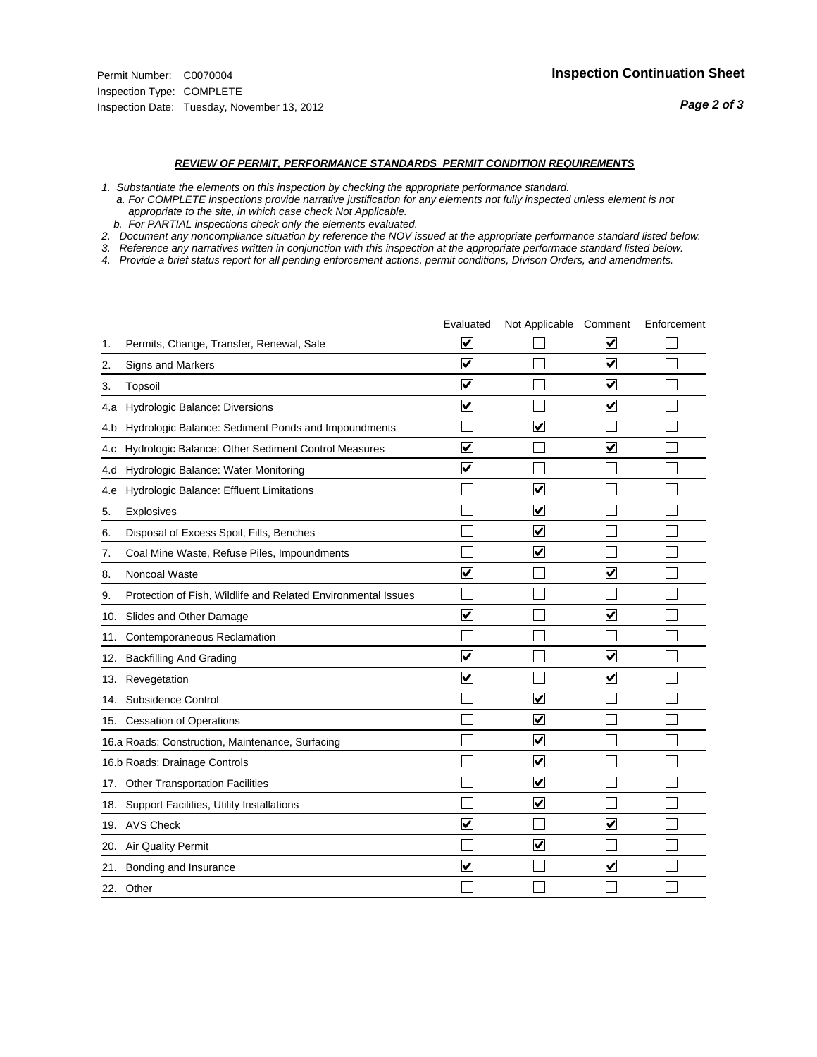Permit Number: C0070004
Inspection Type: COMPLETE
Inspection Date: Tuesday, November 13, 2012

**Inspection Continuation Sheet**

***REVIEW OF PERMIT, PERFORMANCE STANDARDS PERMIT CONDITION REQUIREMENTS***

*1. Substantiate the elements on this inspection by checking the appropriate performance standard.*
*a. For COMPLETE inspections provide narrative justification for any elements not fully inspected unless element is not appropriate to the site, in which case check Not Applicable.*
*b. For PARTIAL inspections check only the elements evaluated.*
*2. Document any noncompliance situation by reference the NOV issued at the appropriate performance standard listed below.*
*3. Reference any narratives written in conjunction with this inspection at the appropriate performace standard listed below.*
*4. Provide a brief status report for all pending enforcement actions, permit conditions, Divison Orders, and amendments.*

| | Evaluated | Not Applicable | Comment | Enforcement |
|---|---|---|---|---|
| 1. Permits, Change, Transfer, Renewal, Sale | ☑ | ☐ | ☑ | ☐ |
| 2. Signs and Markers | ☑ | ☐ | ☑ | ☐ |
| 3. Topsoil | ☑ | ☐ | ☑ | ☐ |
| 4.a Hydrologic Balance: Diversions | ☑ | ☐ | ☑ | ☐ |
| 4.b Hydrologic Balance: Sediment Ponds and Impoundments | ☐ | ☑ | ☐ | ☐ |
| 4.c Hydrologic Balance: Other Sediment Control Measures | ☑ | ☐ | ☑ | ☐ |
| 4.d Hydrologic Balance: Water Monitoring | ☑ | ☐ | ☐ | ☐ |
| 4.e Hydrologic Balance: Effluent Limitations | ☐ | ☑ | ☐ | ☐ |
| 5. Explosives | ☐ | ☑ | ☐ | ☐ |
| 6. Disposal of Excess Spoil, Fills, Benches | ☐ | ☑ | ☐ | ☐ |
| 7. Coal Mine Waste, Refuse Piles, Impoundments | ☐ | ☑ | ☐ | ☐ |
| 8. Noncoal Waste | ☑ | ☐ | ☑ | ☐ |
| 9. Protection of Fish, Wildlife and Related Environmental Issues | ☐ | ☐ | ☐ | ☐ |
| 10. Slides and Other Damage | ☑ | ☐ | ☑ | ☐ |
| 11. Contemporaneous Reclamation | ☐ | ☐ | ☐ | ☐ |
| 12. Backfilling And Grading | ☑ | ☐ | ☑ | ☐ |
| 13. Revegetation | ☑ | ☐ | ☑ | ☐ |
| 14. Subsidence Control | ☐ | ☑ | ☐ | ☐ |
| 15. Cessation of Operations | ☐ | ☑ | ☐ | ☐ |
| 16.a Roads: Construction, Maintenance, Surfacing | ☐ | ☑ | ☐ | ☐ |
| 16.b Roads: Drainage Controls | ☐ | ☑ | ☐ | ☐ |
| 17. Other Transportation Facilities | ☐ | ☑ | ☐ | ☐ |
| 18. Support Facilities, Utility Installations | ☐ | ☑ | ☐ | ☐ |
| 19. AVS Check | ☑ | ☐ | ☑ | ☐ |
| 20. Air Quality Permit | ☐ | ☑ | ☐ | ☐ |
| 21. Bonding and Insurance | ☑ | ☐ | ☑ | ☐ |
| 22. Other | ☐ | ☐ | ☐ | ☐ |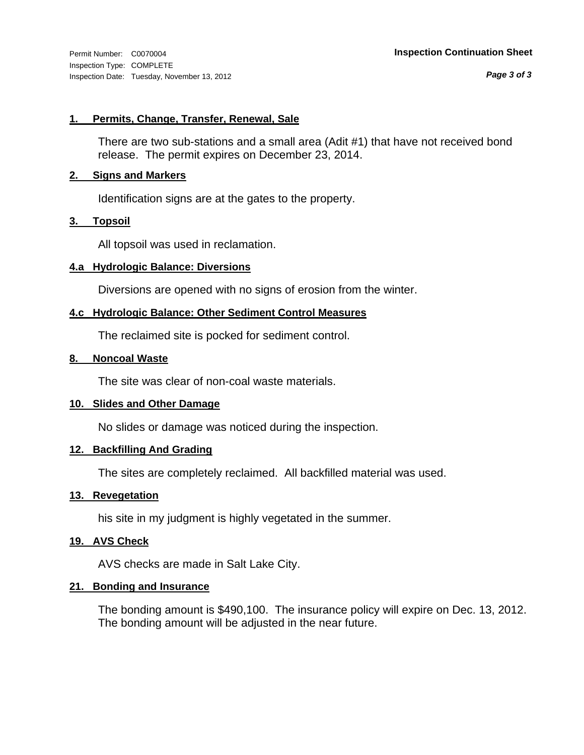Permit Number: C0070004
Inspection Type: COMPLETE
Inspection Date: Tuesday, November 13, 2012

**Inspection Continuation Sheet**

### 1. Permits, Change, Transfer, Renewal, Sale

There are two sub-stations and a small area (Adit #1) that have not received bond release. The permit expires on December 23, 2014.

### 2. Signs and Markers

Identification signs are at the gates to the property.

### 3. Topsoil

All topsoil was used in reclamation.

### 4.a Hydrologic Balance: Diversions

Diversions are opened with no signs of erosion from the winter.

### 4.c Hydrologic Balance: Other Sediment Control Measures

The reclaimed site is pocked for sediment control.

### 8. Noncoal Waste

The site was clear of non-coal waste materials.

### 10. Slides and Other Damage

No slides or damage was noticed during the inspection.

### 12. Backfilling And Grading

The sites are completely reclaimed. All backfilled material was used.

### 13. Revegetation

his site in my judgment is highly vegetated in the summer.

### 19. AVS Check

AVS checks are made in Salt Lake City.

### 21. Bonding and Insurance

The bonding amount is $490,100. The insurance policy will expire on Dec. 13, 2012. The bonding amount will be adjusted in the near future.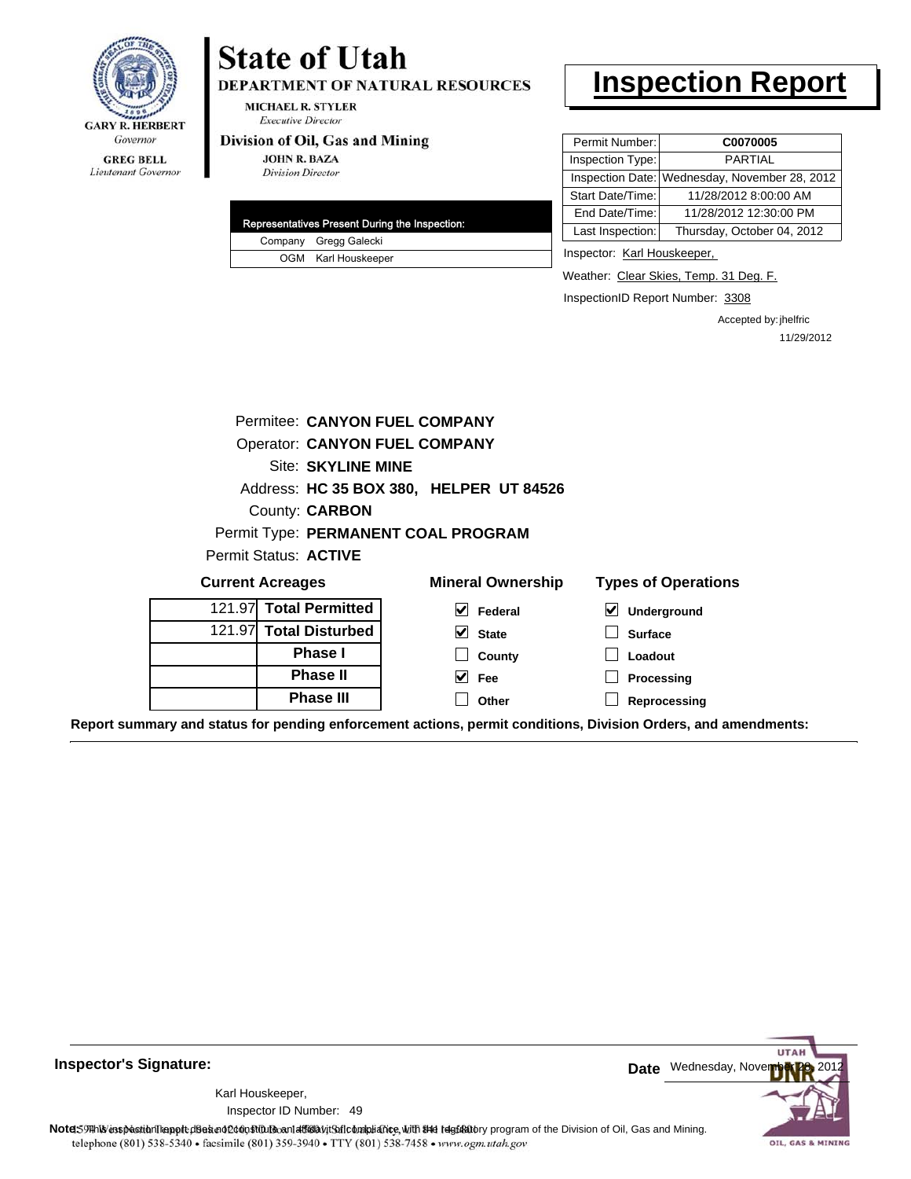GARY R. HERBERT
*Governor*

GREG BELL
*Lieutenant Governor*

# State of Utah

**DEPARTMENT OF NATURAL RESOURCES**

MICHAEL R. STYLER
*Executive Director*

**Division of Oil, Gas and Mining**

JOHN R. BAZA
*Division Director*

# Inspection Report

| Representatives Present During the Inspection: | |
|---|---|
| Company | Gregg Galecki |
| OGM | Karl Houskeeper |

| | |
|---|---|
| Permit Number: | **C0070005** |
| Inspection Type: | PARTIAL |
| Inspection Date: | Wednesday, November 28, 2012 |
| Start Date/Time: | 11/28/2012 8:00:00 AM |
| End Date/Time: | 11/28/2012 12:30:00 PM |
| Last Inspection: | Thursday, October 04, 2012 |

Inspector: Karl Houskeeper,

Weather: Clear Skies, Temp. 31 Deg. F.

InspectionID Report Number: 3308

Accepted by: jhelfric
11/29/2012

Permitee: **CANYON FUEL COMPANY**
Operator: **CANYON FUEL COMPANY**
Site: **SKYLINE MINE**
Address: **HC 35 BOX 380, HELPER UT 84526**
County: **CARBON**
Permit Type: **PERMANENT COAL PROGRAM**
Permit Status: **ACTIVE**

**Current Acreages**

| | |
|---|---|
| 121.97 | **Total Permitted** |
| 121.97 | **Total Disturbed** |
| | **Phase I** |
| | **Phase II** |
| | **Phase III** |

**Mineral Ownership**

- [x] Federal
- [x] State
- [ ] County
- [x] Fee
- [ ] Other

**Types of Operations**

- [x] Underground
- [ ] Surface
- [ ] Loadout
- [ ] Processing
- [ ] Reprocessing

**Report summary and status for pending enforcement actions, permit conditions, Division Orders, and amendments:**

---

**Inspector's Signature:**

Karl Houskeeper,
Inspector ID Number: 49

**Date** Wednesday, November 28, 2012

**Note:** This inspection report does not constitute an affidavit of compliance with the regulatory program of the Division of Oil, Gas and Mining.
1594 West North Temple, Suite 1210, PO Box 145801, Salt Lake City, UT 84114-5801
telephone (801) 538-5340 • facsimile (801) 359-3940 • TTY (801) 538-7458 • www.ogm.utah.gov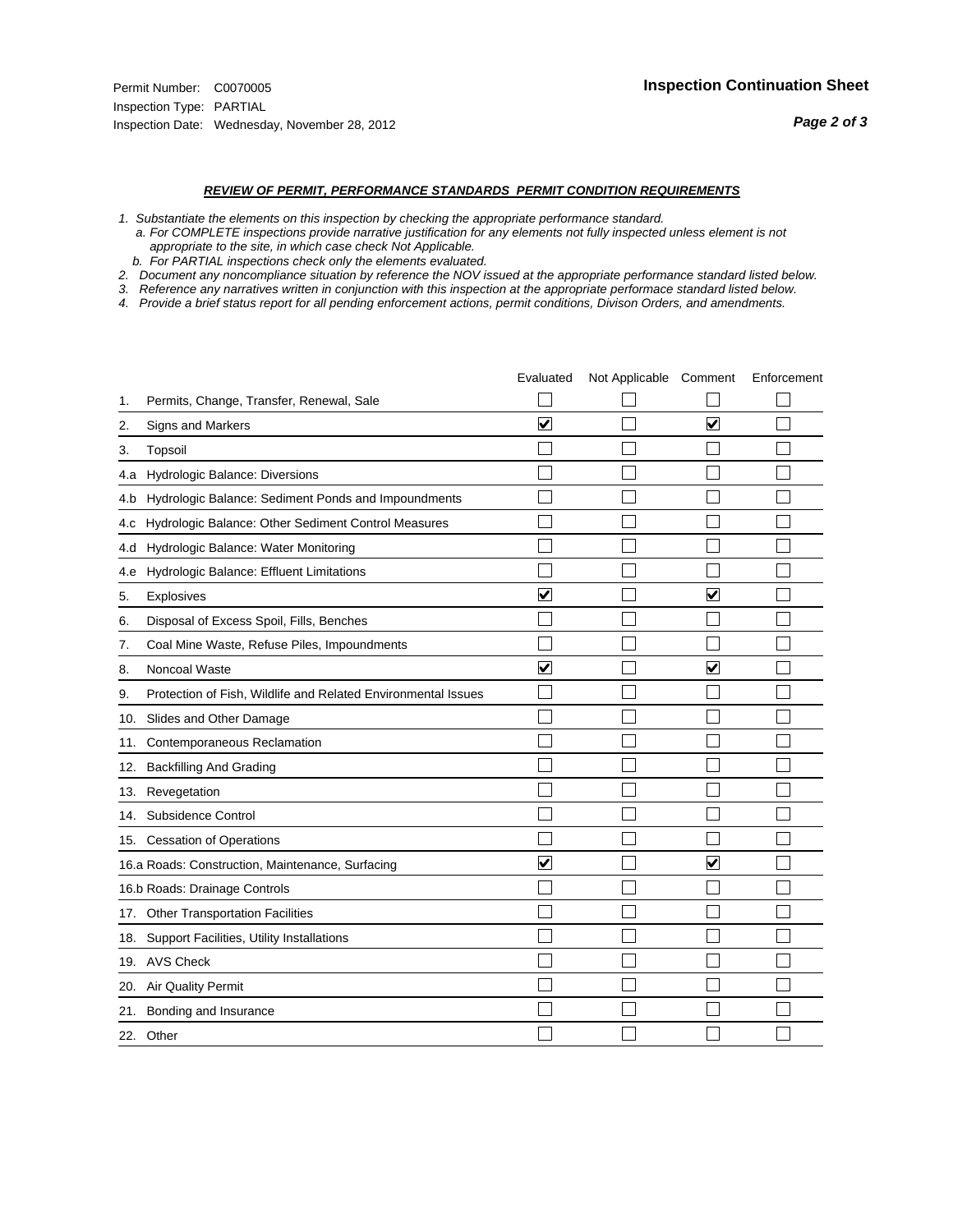Permit Number: C0070005
Inspection Type: PARTIAL
Inspection Date: Wednesday, November 28, 2012

**Inspection Continuation Sheet**

***REVIEW OF PERMIT, PERFORMANCE STANDARDS PERMIT CONDITION REQUIREMENTS***

*1. Substantiate the elements on this inspection by checking the appropriate performance standard.*
*a. For COMPLETE inspections provide narrative justification for any elements not fully inspected unless element is not appropriate to the site, in which case check Not Applicable.*
*b. For PARTIAL inspections check only the elements evaluated.*
*2. Document any noncompliance situation by reference the NOV issued at the appropriate performance standard listed below.*
*3. Reference any narratives written in conjunction with this inspection at the appropriate performace standard listed below.*
*4. Provide a brief status report for all pending enforcement actions, permit conditions, Divison Orders, and amendments.*

| | | Evaluated | Not Applicable | Comment | Enforcement |
|---|---|---|---|---|---|
| 1. | Permits, Change, Transfer, Renewal, Sale | ☐ | ☐ | ☐ | ☐ |
| 2. | Signs and Markers | ☑ | ☐ | ☑ | ☐ |
| 3. | Topsoil | ☐ | ☐ | ☐ | ☐ |
| 4.a | Hydrologic Balance: Diversions | ☐ | ☐ | ☐ | ☐ |
| 4.b | Hydrologic Balance: Sediment Ponds and Impoundments | ☐ | ☐ | ☐ | ☐ |
| 4.c | Hydrologic Balance: Other Sediment Control Measures | ☐ | ☐ | ☐ | ☐ |
| 4.d | Hydrologic Balance: Water Monitoring | ☐ | ☐ | ☐ | ☐ |
| 4.e | Hydrologic Balance: Effluent Limitations | ☐ | ☐ | ☐ | ☐ |
| 5. | Explosives | ☑ | ☐ | ☑ | ☐ |
| 6. | Disposal of Excess Spoil, Fills, Benches | ☐ | ☐ | ☐ | ☐ |
| 7. | Coal Mine Waste, Refuse Piles, Impoundments | ☐ | ☐ | ☐ | ☐ |
| 8. | Noncoal Waste | ☑ | ☐ | ☑ | ☐ |
| 9. | Protection of Fish, Wildlife and Related Environmental Issues | ☐ | ☐ | ☐ | ☐ |
| 10. | Slides and Other Damage | ☐ | ☐ | ☐ | ☐ |
| 11. | Contemporaneous Reclamation | ☐ | ☐ | ☐ | ☐ |
| 12. | Backfilling And Grading | ☐ | ☐ | ☐ | ☐ |
| 13. | Revegetation | ☐ | ☐ | ☐ | ☐ |
| 14. | Subsidence Control | ☐ | ☐ | ☐ | ☐ |
| 15. | Cessation of Operations | ☐ | ☐ | ☐ | ☐ |
| 16.a | Roads: Construction, Maintenance, Surfacing | ☑ | ☐ | ☑ | ☐ |
| 16.b | Roads: Drainage Controls | ☐ | ☐ | ☐ | ☐ |
| 17. | Other Transportation Facilities | ☐ | ☐ | ☐ | ☐ |
| 18. | Support Facilities, Utility Installations | ☐ | ☐ | ☐ | ☐ |
| 19. | AVS Check | ☐ | ☐ | ☐ | ☐ |
| 20. | Air Quality Permit | ☐ | ☐ | ☐ | ☐ |
| 21. | Bonding and Insurance | ☐ | ☐ | ☐ | ☐ |
| 22. | Other | ☐ | ☐ | ☐ | ☐ |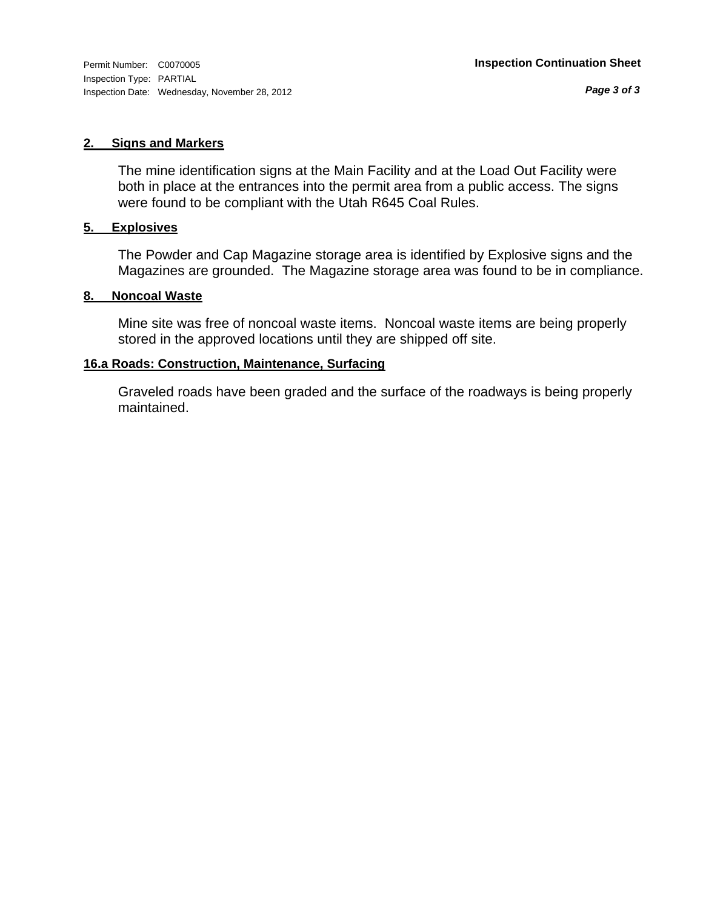Permit Number: C0070005
Inspection Type: PARTIAL
Inspection Date: Wednesday, November 28, 2012

**Inspection Continuation Sheet**

## 2. Signs and Markers

The mine identification signs at the Main Facility and at the Load Out Facility were both in place at the entrances into the permit area from a public access. The signs were found to be compliant with the Utah R645 Coal Rules.

## 5. Explosives

The Powder and Cap Magazine storage area is identified by Explosive signs and the Magazines are grounded. The Magazine storage area was found to be in compliance.

## 8. Noncoal Waste

Mine site was free of noncoal waste items. Noncoal waste items are being properly stored in the approved locations until they are shipped off site.

## 16.a Roads: Construction, Maintenance, Surfacing

Graveled roads have been graded and the surface of the roadways is being properly maintained.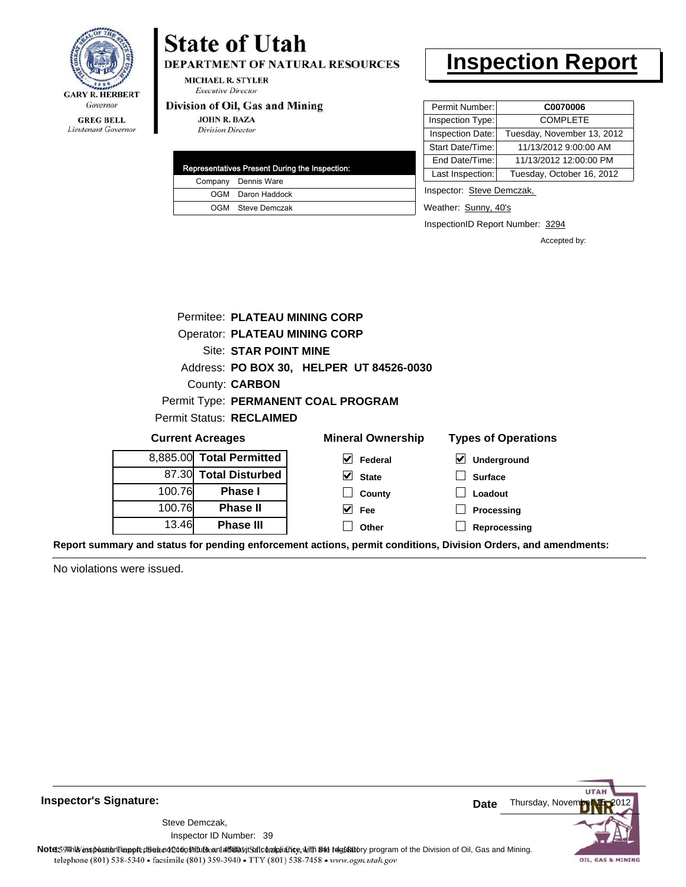GARY R. HERBERT
*Governor*

GREG BELL
*Lieutenant Governor*

# State of Utah

**DEPARTMENT OF NATURAL RESOURCES**

MICHAEL R. STYLER
*Executive Director*

**Division of Oil, Gas and Mining**

JOHN R. BAZA
*Division Director*

# Inspection Report

| Permit Number: | **C0070006** |
|---|---|
| Inspection Type: | COMPLETE |
| Inspection Date: | Tuesday, November 13, 2012 |
| Start Date/Time: | 11/13/2012 9:00:00 AM |
| End Date/Time: | 11/13/2012 12:00:00 PM |
| Last Inspection: | Tuesday, October 16, 2012 |

| Representatives Present During the Inspection: | |
|---|---|
| Company | Dennis Ware |
| OGM | Daron Haddock |
| OGM | Steve Demczak |

Inspector: Steve Demczak,

Weather: Sunny, 40's

InspectionID Report Number: 3294

Accepted by:

Permitee: **PLATEAU MINING CORP**
Operator: **PLATEAU MINING CORP**
Site: **STAR POINT MINE**
Address: **PO BOX 30, HELPER UT 84526-0030**
County: **CARBON**
Permit Type: **PERMANENT COAL PROGRAM**
Permit Status: **RECLAIMED**

**Current Acreages**

| | |
|---|---|
| 8,885.00 | **Total Permitted** |
| 87.30 | **Total Disturbed** |
| 100.76 | **Phase I** |
| 100.76 | **Phase II** |
| 13.46 | **Phase III** |

**Mineral Ownership**

- [x] Federal
- [x] State
- [ ] County
- [x] Fee
- [ ] Other

**Types of Operations**

- [x] Underground
- [ ] Surface
- [ ] Loadout
- [ ] Processing
- [ ] Reprocessing

**Report summary and status for pending enforcement actions, permit conditions, Division Orders, and amendments:**

No violations were issued.

**Inspector's Signature:**

Steve Demczak,
Inspector ID Number: 39

**Date** Thursday, November 15, 2012

**Note:** This inspection report does not constitute an affidavit of compliance with the regulatory program of the Division of Oil, Gas and Mining.
1594 West North Temple, Suite 1210, PO Box 145801, Salt Lake City, UT 84114-5801
telephone (801) 538-5340 • facsimile (801) 359-3940 • TTY (801) 538-7458 • www.ogm.utah.gov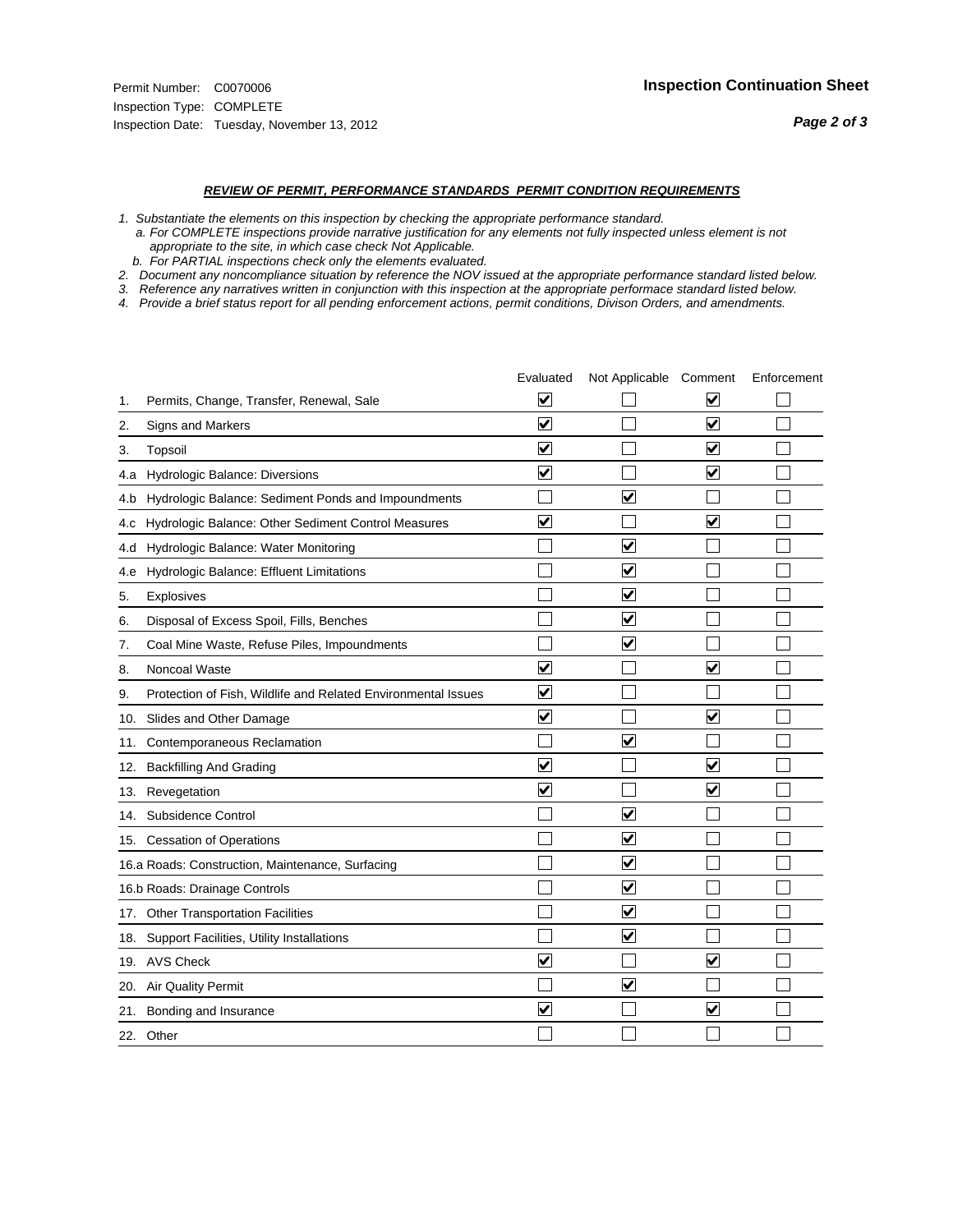Permit Number: C0070006
Inspection Type: COMPLETE
Inspection Date: Tuesday, November 13, 2012

## Inspection Continuation Sheet

***REVIEW OF PERMIT, PERFORMANCE STANDARDS PERMIT CONDITION REQUIREMENTS***

*1. Substantiate the elements on this inspection by checking the appropriate performance standard.*
*a. For COMPLETE inspections provide narrative justification for any elements not fully inspected unless element is not appropriate to the site, in which case check Not Applicable.*
*b. For PARTIAL inspections check only the elements evaluated.*
*2. Document any noncompliance situation by reference the NOV issued at the appropriate performance standard listed below.*
*3. Reference any narratives written in conjunction with this inspection at the appropriate performace standard listed below.*
*4. Provide a brief status report for all pending enforcement actions, permit conditions, Divison Orders, and amendments.*

| | | Evaluated | Not Applicable | Comment | Enforcement |
|---|---|---|---|---|---|
| 1. | Permits, Change, Transfer, Renewal, Sale | ☑ | ☐ | ☑ | ☐ |
| 2. | Signs and Markers | ☑ | ☐ | ☑ | ☐ |
| 3. | Topsoil | ☑ | ☐ | ☑ | ☐ |
| 4.a | Hydrologic Balance: Diversions | ☑ | ☐ | ☑ | ☐ |
| 4.b | Hydrologic Balance: Sediment Ponds and Impoundments | ☐ | ☑ | ☐ | ☐ |
| 4.c | Hydrologic Balance: Other Sediment Control Measures | ☑ | ☐ | ☑ | ☐ |
| 4.d | Hydrologic Balance: Water Monitoring | ☐ | ☑ | ☐ | ☐ |
| 4.e | Hydrologic Balance: Effluent Limitations | ☐ | ☑ | ☐ | ☐ |
| 5. | Explosives | ☐ | ☑ | ☐ | ☐ |
| 6. | Disposal of Excess Spoil, Fills, Benches | ☐ | ☑ | ☐ | ☐ |
| 7. | Coal Mine Waste, Refuse Piles, Impoundments | ☐ | ☑ | ☐ | ☐ |
| 8. | Noncoal Waste | ☑ | ☐ | ☑ | ☐ |
| 9. | Protection of Fish, Wildlife and Related Environmental Issues | ☑ | ☐ | ☐ | ☐ |
| 10. | Slides and Other Damage | ☑ | ☐ | ☑ | ☐ |
| 11. | Contemporaneous Reclamation | ☐ | ☑ | ☐ | ☐ |
| 12. | Backfilling And Grading | ☑ | ☐ | ☑ | ☐ |
| 13. | Revegetation | ☑ | ☐ | ☑ | ☐ |
| 14. | Subsidence Control | ☐ | ☑ | ☐ | ☐ |
| 15. | Cessation of Operations | ☐ | ☑ | ☐ | ☐ |
| 16.a | Roads: Construction, Maintenance, Surfacing | ☐ | ☑ | ☐ | ☐ |
| 16.b | Roads: Drainage Controls | ☐ | ☑ | ☐ | ☐ |
| 17. | Other Transportation Facilities | ☐ | ☑ | ☐ | ☐ |
| 18. | Support Facilities, Utility Installations | ☐ | ☑ | ☐ | ☐ |
| 19. | AVS Check | ☑ | ☐ | ☑ | ☐ |
| 20. | Air Quality Permit | ☐ | ☑ | ☐ | ☐ |
| 21. | Bonding and Insurance | ☑ | ☐ | ☑ | ☐ |
| 22. | Other | ☐ | ☐ | ☐ | ☐ |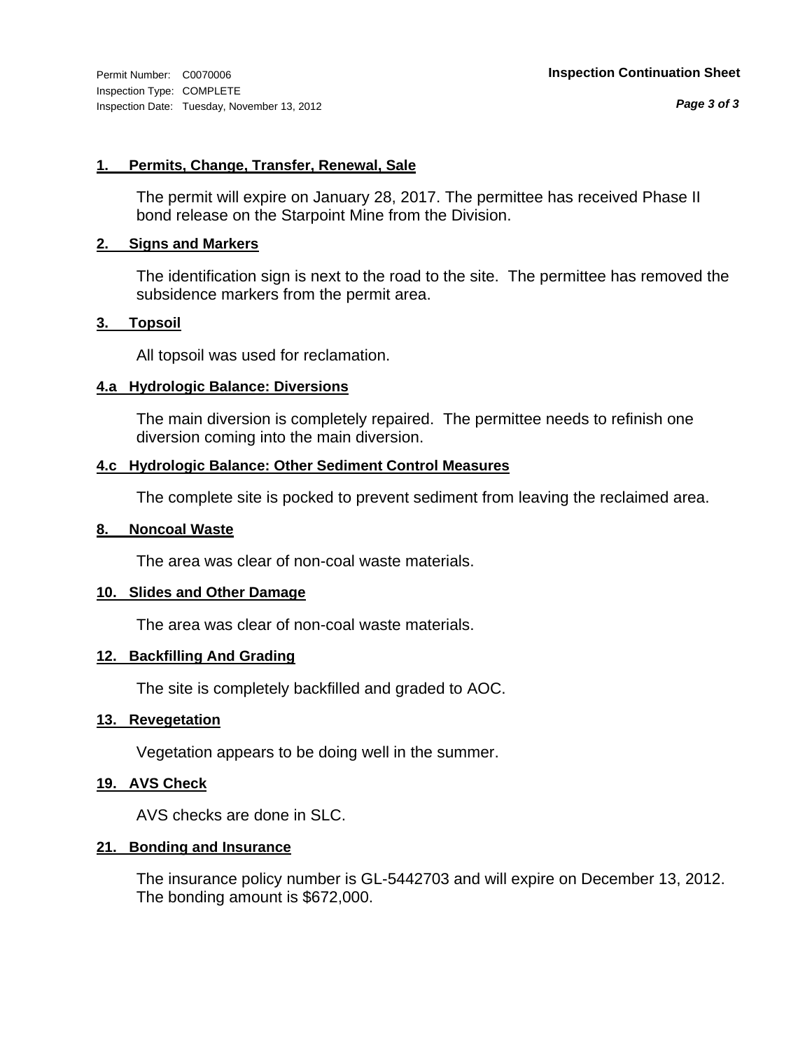Permit Number: C0070006
Inspection Type: COMPLETE
Inspection Date: Tuesday, November 13, 2012

**Inspection Continuation Sheet**

## 1. Permits, Change, Transfer, Renewal, Sale

The permit will expire on January 28, 2017. The permittee has received Phase II bond release on the Starpoint Mine from the Division.

## 2. Signs and Markers

The identification sign is next to the road to the site. The permittee has removed the subsidence markers from the permit area.

## 3. Topsoil

All topsoil was used for reclamation.

## 4.a Hydrologic Balance: Diversions

The main diversion is completely repaired. The permittee needs to refinish one diversion coming into the main diversion.

## 4.c Hydrologic Balance: Other Sediment Control Measures

The complete site is pocked to prevent sediment from leaving the reclaimed area.

## 8. Noncoal Waste

The area was clear of non-coal waste materials.

## 10. Slides and Other Damage

The area was clear of non-coal waste materials.

## 12. Backfilling And Grading

The site is completely backfilled and graded to AOC.

## 13. Revegetation

Vegetation appears to be doing well in the summer.

## 19. AVS Check

AVS checks are done in SLC.

## 21. Bonding and Insurance

The insurance policy number is GL-5442703 and will expire on December 13, 2012. The bonding amount is $672,000.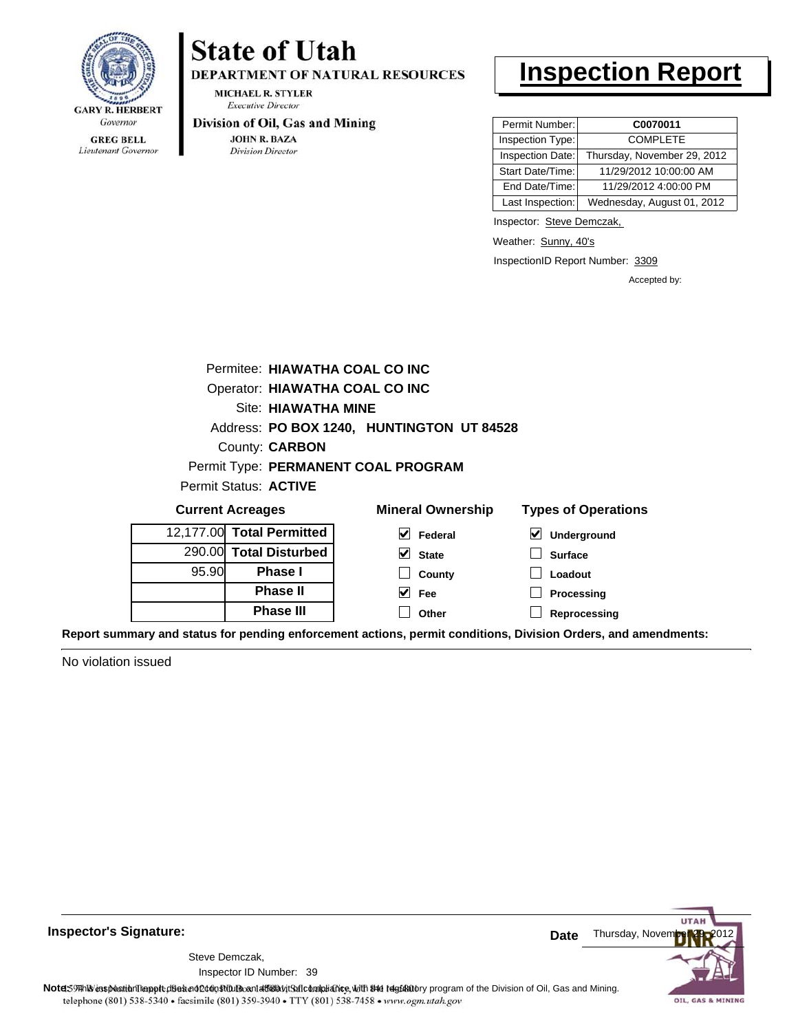GARY R. HERBERT
*Governor*

GREG BELL
*Lieutenant Governor*

# State of Utah

**DEPARTMENT OF NATURAL RESOURCES**

MICHAEL R. STYLER
*Executive Director*

**Division of Oil, Gas and Mining**

JOHN R. BAZA
*Division Director*

# Inspection Report

| | |
|---|---|
| Permit Number: | **C0070011** |
| Inspection Type: | COMPLETE |
| Inspection Date: | Thursday, November 29, 2012 |
| Start Date/Time: | 11/29/2012 10:00:00 AM |
| End Date/Time: | 11/29/2012 4:00:00 PM |
| Last Inspection: | Wednesday, August 01, 2012 |

Inspector: Steve Demczak,

Weather: Sunny, 40's

InspectionID Report Number: 3309

Accepted by:

Permitee: **HIAWATHA COAL CO INC**
Operator: **HIAWATHA COAL CO INC**
Site: **HIAWATHA MINE**
Address: **PO BOX 1240, HUNTINGTON UT 84528**
County: **CARBON**
Permit Type: **PERMANENT COAL PROGRAM**
Permit Status: **ACTIVE**

**Current Acreages**

| | |
|---|---|
| 12,177.00 | **Total Permitted** |
| 290.00 | **Total Disturbed** |
| 95.90 | **Phase I** |
| | **Phase II** |
| | **Phase III** |

**Mineral Ownership**

- [x] Federal
- [x] State
- [ ] County
- [x] Fee
- [ ] Other

**Types of Operations**

- [x] Underground
- [ ] Surface
- [ ] Loadout
- [ ] Processing
- [ ] Reprocessing

**Report summary and status for pending enforcement actions, permit conditions, Division Orders, and amendments:**

No violation issued

**Inspector's Signature:**

Steve Demczak,
Inspector ID Number: 39

**Date** Thursday, November 29, 2012

**Note:** This inspection report does not constitute an affidavit of compliance with the regulatory program of the Division of Oil, Gas and Mining.

telephone (801) 538-5340 • facsimile (801) 359-3940 • TTY (801) 538-7458 • www.ogm.utah.gov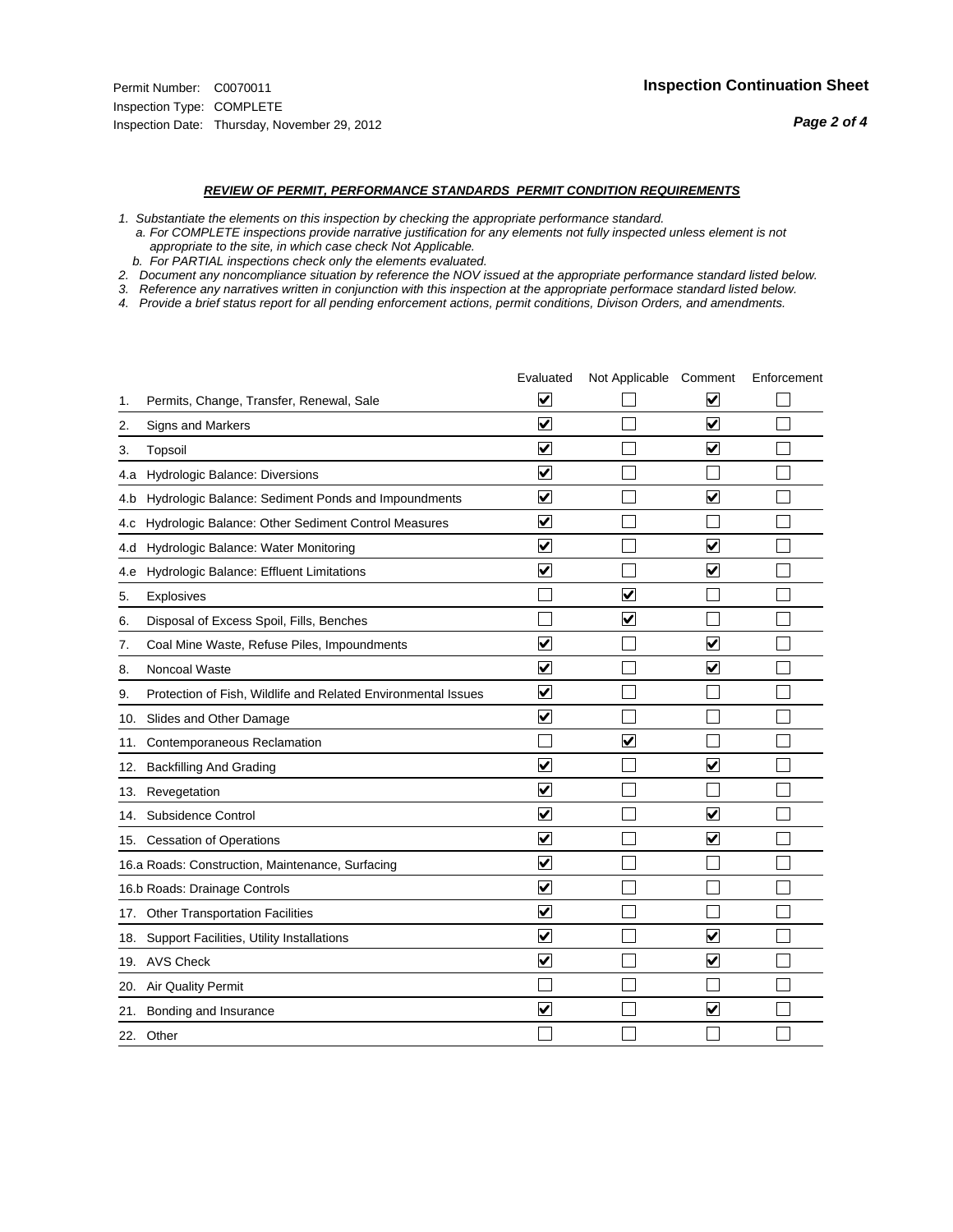Permit Number: C0070011
Inspection Type: COMPLETE
Inspection Date: Thursday, November 29, 2012

**Inspection Continuation Sheet**

***REVIEW OF PERMIT, PERFORMANCE STANDARDS PERMIT CONDITION REQUIREMENTS***

*1. Substantiate the elements on this inspection by checking the appropriate performance standard.*
*a. For COMPLETE inspections provide narrative justification for any elements not fully inspected unless element is not appropriate to the site, in which case check Not Applicable.*
*b. For PARTIAL inspections check only the elements evaluated.*
*2. Document any noncompliance situation by reference the NOV issued at the appropriate performance standard listed below.*
*3. Reference any narratives written in conjunction with this inspection at the appropriate performace standard listed below.*
*4. Provide a brief status report for all pending enforcement actions, permit conditions, Divison Orders, and amendments.*

| | Evaluated | Not Applicable | Comment | Enforcement |
|---|---|---|---|---|
| 1. Permits, Change, Transfer, Renewal, Sale | ☑ | ☐ | ☑ | ☐ |
| 2. Signs and Markers | ☑ | ☐ | ☑ | ☐ |
| 3. Topsoil | ☑ | ☐ | ☑ | ☐ |
| 4.a Hydrologic Balance: Diversions | ☑ | ☐ | ☐ | ☐ |
| 4.b Hydrologic Balance: Sediment Ponds and Impoundments | ☑ | ☐ | ☑ | ☐ |
| 4.c Hydrologic Balance: Other Sediment Control Measures | ☑ | ☐ | ☐ | ☐ |
| 4.d Hydrologic Balance: Water Monitoring | ☑ | ☐ | ☑ | ☐ |
| 4.e Hydrologic Balance: Effluent Limitations | ☑ | ☐ | ☑ | ☐ |
| 5. Explosives | ☐ | ☑ | ☐ | ☐ |
| 6. Disposal of Excess Spoil, Fills, Benches | ☐ | ☑ | ☐ | ☐ |
| 7. Coal Mine Waste, Refuse Piles, Impoundments | ☑ | ☐ | ☑ | ☐ |
| 8. Noncoal Waste | ☑ | ☐ | ☑ | ☐ |
| 9. Protection of Fish, Wildlife and Related Environmental Issues | ☑ | ☐ | ☐ | ☐ |
| 10. Slides and Other Damage | ☑ | ☐ | ☐ | ☐ |
| 11. Contemporaneous Reclamation | ☐ | ☑ | ☐ | ☐ |
| 12. Backfilling And Grading | ☑ | ☐ | ☑ | ☐ |
| 13. Revegetation | ☑ | ☐ | ☐ | ☐ |
| 14. Subsidence Control | ☑ | ☐ | ☑ | ☐ |
| 15. Cessation of Operations | ☑ | ☐ | ☑ | ☐ |
| 16.a Roads: Construction, Maintenance, Surfacing | ☑ | ☐ | ☐ | ☐ |
| 16.b Roads: Drainage Controls | ☑ | ☐ | ☐ | ☐ |
| 17. Other Transportation Facilities | ☑ | ☐ | ☐ | ☐ |
| 18. Support Facilities, Utility Installations | ☑ | ☐ | ☑ | ☐ |
| 19. AVS Check | ☑ | ☐ | ☑ | ☐ |
| 20. Air Quality Permit | ☐ | ☐ | ☐ | ☐ |
| 21. Bonding and Insurance | ☑ | ☐ | ☑ | ☐ |
| 22. Other | ☐ | ☐ | ☐ | ☐ |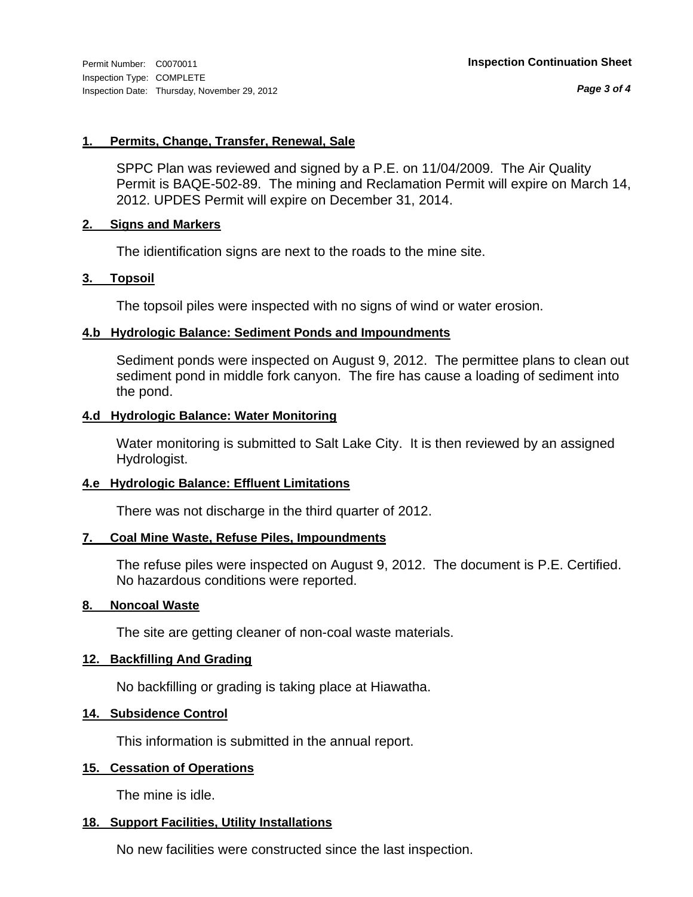Permit Number: C0070011
Inspection Type: COMPLETE
Inspection Date: Thursday, November 29, 2012

**Inspection Continuation Sheet**

### 1. Permits, Change, Transfer, Renewal, Sale

SPPC Plan was reviewed and signed by a P.E. on 11/04/2009. The Air Quality Permit is BAQE-502-89. The mining and Reclamation Permit will expire on March 14, 2012. UPDES Permit will expire on December 31, 2014.

### 2. Signs and Markers

The idientification signs are next to the roads to the mine site.

### 3. Topsoil

The topsoil piles were inspected with no signs of wind or water erosion.

### 4.b Hydrologic Balance: Sediment Ponds and Impoundments

Sediment ponds were inspected on August 9, 2012. The permittee plans to clean out sediment pond in middle fork canyon. The fire has cause a loading of sediment into the pond.

### 4.d Hydrologic Balance: Water Monitoring

Water monitoring is submitted to Salt Lake City. It is then reviewed by an assigned Hydrologist.

### 4.e Hydrologic Balance: Effluent Limitations

There was not discharge in the third quarter of 2012.

### 7. Coal Mine Waste, Refuse Piles, Impoundments

The refuse piles were inspected on August 9, 2012. The document is P.E. Certified. No hazardous conditions were reported.

### 8. Noncoal Waste

The site are getting cleaner of non-coal waste materials.

### 12. Backfilling And Grading

No backfilling or grading is taking place at Hiawatha.

### 14. Subsidence Control

This information is submitted in the annual report.

### 15. Cessation of Operations

The mine is idle.

### 18. Support Facilities, Utility Installations

No new facilities were constructed since the last inspection.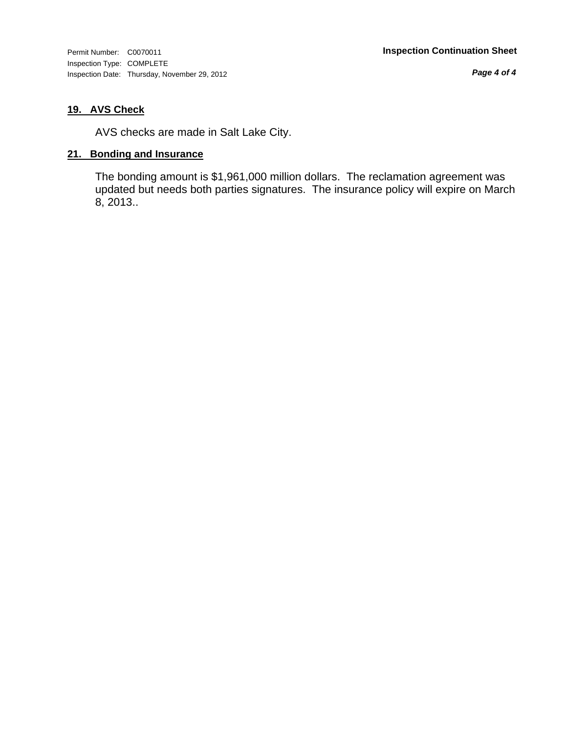Permit Number: C0070011
Inspection Type: COMPLETE
Inspection Date: Thursday, November 29, 2012

**Inspection Continuation Sheet**

### 19. AVS Check

AVS checks are made in Salt Lake City.

### 21. Bonding and Insurance

The bonding amount is $1,961,000 million dollars. The reclamation agreement was updated but needs both parties signatures. The insurance policy will expire on March 8, 2013..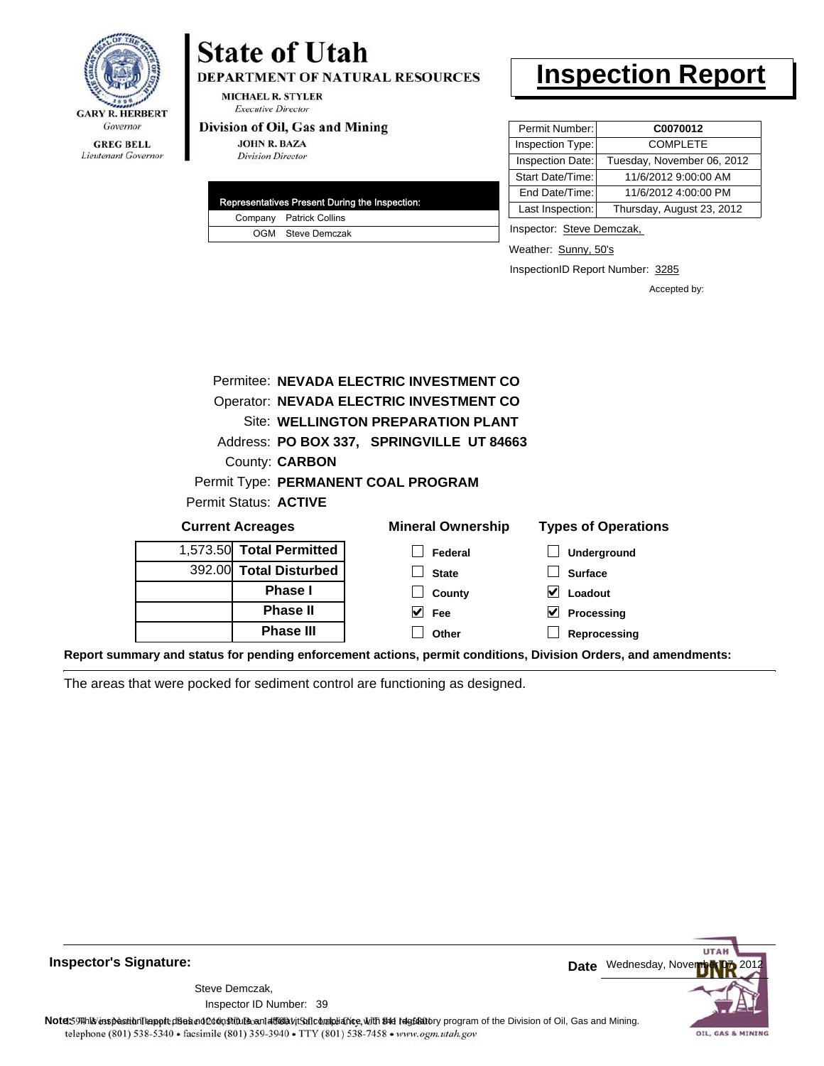GARY R. HERBERT
*Governor*

GREG BELL
*Lieutenant Governor*

# State of Utah

**DEPARTMENT OF NATURAL RESOURCES**

MICHAEL R. STYLER
*Executive Director*

**Division of Oil, Gas and Mining**

JOHN R. BAZA
*Division Director*

# Inspection Report

| Representatives Present During the Inspection: | |
|---|---|
| Company | Patrick Collins |
| OGM | Steve Demczak |

| | |
|---|---|
| Permit Number: | **C0070012** |
| Inspection Type: | COMPLETE |
| Inspection Date: | Tuesday, November 06, 2012 |
| Start Date/Time: | 11/6/2012 9:00:00 AM |
| End Date/Time: | 11/6/2012 4:00:00 PM |
| Last Inspection: | Thursday, August 23, 2012 |

Inspector: Steve Demczak,

Weather: Sunny, 50's

InspectionID Report Number: 3285

Accepted by:

Permitee: **NEVADA ELECTRIC INVESTMENT CO**
Operator: **NEVADA ELECTRIC INVESTMENT CO**
Site: **WELLINGTON PREPARATION PLANT**
Address: **PO BOX 337, SPRINGVILLE UT 84663**
County: **CARBON**
Permit Type: **PERMANENT COAL PROGRAM**
Permit Status: **ACTIVE**

**Current Acreages**

| | |
|---|---|
| 1,573.50 | **Total Permitted** |
| 392.00 | **Total Disturbed** |
| | **Phase I** |
| | **Phase II** |
| | **Phase III** |

**Mineral Ownership**

- [ ] Federal
- [ ] State
- [ ] County
- [x] Fee
- [ ] Other

**Types of Operations**

- [ ] Underground
- [ ] Surface
- [x] Loadout
- [x] Processing
- [ ] Reprocessing

**Report summary and status for pending enforcement actions, permit conditions, Division Orders, and amendments:**

The areas that were pocked for sediment control are functioning as designed.

**Inspector's Signature:**

Steve Demczak,
Inspector ID Number: 39

**Date** Wednesday, November 07, 2012

**Note:** This inspection report does not constitute an affidavit of compliance with the regulatory program of the Division of Oil, Gas and Mining.
telephone (801) 538-5340 • facsimile (801) 359-3940 • TTY (801) 538-7458 • www.ogm.utah.gov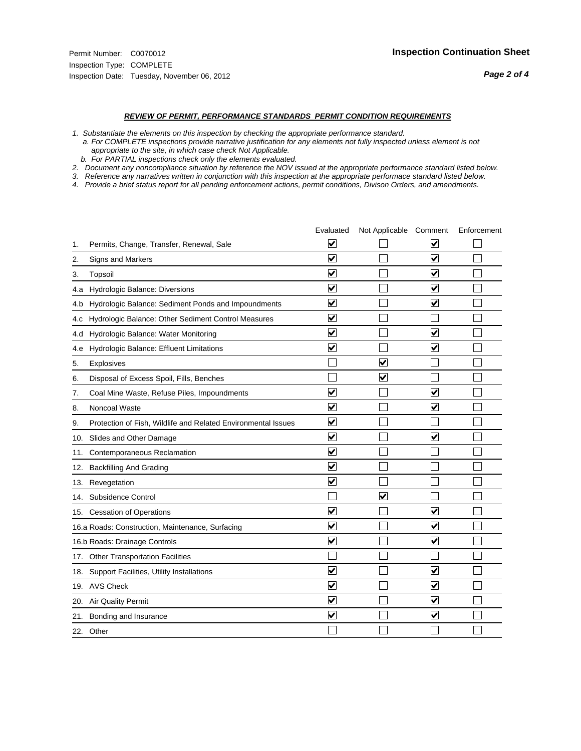Permit Number: C0070012
Inspection Type: COMPLETE
Inspection Date: Tuesday, November 06, 2012

## Inspection Continuation Sheet

### *REVIEW OF PERMIT, PERFORMANCE STANDARDS PERMIT CONDITION REQUIREMENTS*

*1. Substantiate the elements on this inspection by checking the appropriate performance standard.*
*a. For COMPLETE inspections provide narrative justification for any elements not fully inspected unless element is not appropriate to the site, in which case check Not Applicable.*
*b. For PARTIAL inspections check only the elements evaluated.*
*2. Document any noncompliance situation by reference the NOV issued at the appropriate performance standard listed below.*
*3. Reference any narratives written in conjunction with this inspection at the appropriate performace standard listed below.*
*4. Provide a brief status report for all pending enforcement actions, permit conditions, Divison Orders, and amendments.*

| | Evaluated | Not Applicable | Comment | Enforcement |
|---|---|---|---|---|
| 1. Permits, Change, Transfer, Renewal, Sale | ☑ | ☐ | ☑ | ☐ |
| 2. Signs and Markers | ☑ | ☐ | ☑ | ☐ |
| 3. Topsoil | ☑ | ☐ | ☑ | ☐ |
| 4.a Hydrologic Balance: Diversions | ☑ | ☐ | ☑ | ☐ |
| 4.b Hydrologic Balance: Sediment Ponds and Impoundments | ☑ | ☐ | ☑ | ☐ |
| 4.c Hydrologic Balance: Other Sediment Control Measures | ☑ | ☐ | ☐ | ☐ |
| 4.d Hydrologic Balance: Water Monitoring | ☑ | ☐ | ☑ | ☐ |
| 4.e Hydrologic Balance: Effluent Limitations | ☑ | ☐ | ☑ | ☐ |
| 5. Explosives | ☐ | ☑ | ☐ | ☐ |
| 6. Disposal of Excess Spoil, Fills, Benches | ☐ | ☑ | ☐ | ☐ |
| 7. Coal Mine Waste, Refuse Piles, Impoundments | ☑ | ☐ | ☑ | ☐ |
| 8. Noncoal Waste | ☑ | ☐ | ☑ | ☐ |
| 9. Protection of Fish, Wildlife and Related Environmental Issues | ☑ | ☐ | ☐ | ☐ |
| 10. Slides and Other Damage | ☑ | ☐ | ☑ | ☐ |
| 11. Contemporaneous Reclamation | ☑ | ☐ | ☐ | ☐ |
| 12. Backfilling And Grading | ☑ | ☐ | ☐ | ☐ |
| 13. Revegetation | ☑ | ☐ | ☐ | ☐ |
| 14. Subsidence Control | ☐ | ☑ | ☐ | ☐ |
| 15. Cessation of Operations | ☑ | ☐ | ☑ | ☐ |
| 16.a Roads: Construction, Maintenance, Surfacing | ☑ | ☐ | ☑ | ☐ |
| 16.b Roads: Drainage Controls | ☑ | ☐ | ☑ | ☐ |
| 17. Other Transportation Facilities | ☐ | ☐ | ☐ | ☐ |
| 18. Support Facilities, Utility Installations | ☑ | ☐ | ☑ | ☐ |
| 19. AVS Check | ☑ | ☐ | ☑ | ☐ |
| 20. Air Quality Permit | ☑ | ☐ | ☑ | ☐ |
| 21. Bonding and Insurance | ☑ | ☐ | ☑ | ☐ |
| 22. Other | ☐ | ☐ | ☐ | ☐ |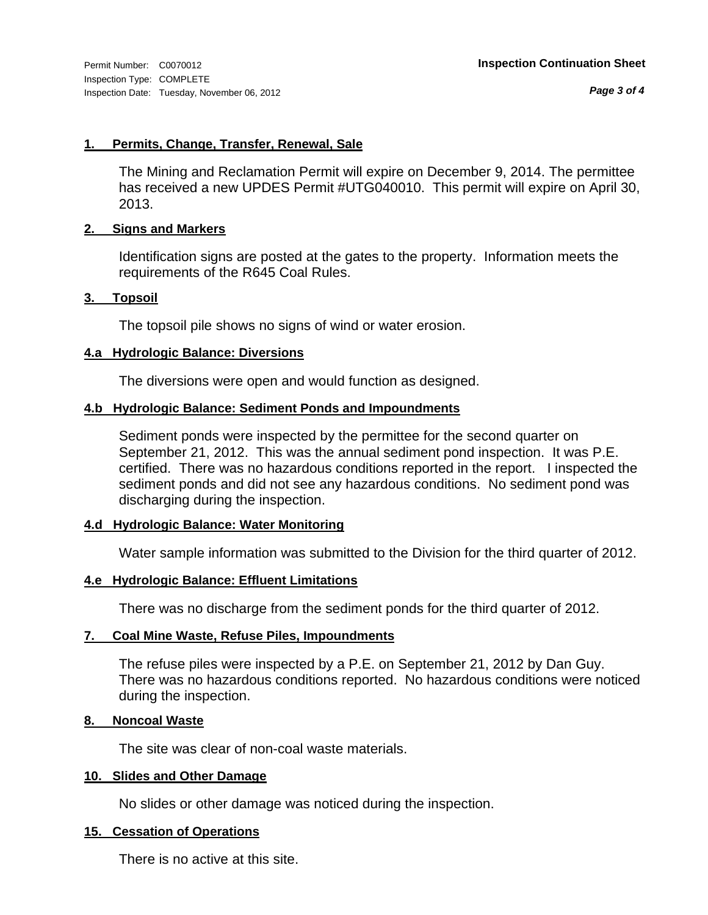Permit Number: C0070012
Inspection Type: COMPLETE
Inspection Date: Tuesday, November 06, 2012

**Inspection Continuation Sheet**

### 1. Permits, Change, Transfer, Renewal, Sale

The Mining and Reclamation Permit will expire on December 9, 2014. The permittee has received a new UPDES Permit #UTG040010. This permit will expire on April 30, 2013.

### 2. Signs and Markers

Identification signs are posted at the gates to the property. Information meets the requirements of the R645 Coal Rules.

### 3. Topsoil

The topsoil pile shows no signs of wind or water erosion.

### 4.a Hydrologic Balance: Diversions

The diversions were open and would function as designed.

### 4.b Hydrologic Balance: Sediment Ponds and Impoundments

Sediment ponds were inspected by the permittee for the second quarter on September 21, 2012. This was the annual sediment pond inspection. It was P.E. certified. There was no hazardous conditions reported in the report. I inspected the sediment ponds and did not see any hazardous conditions. No sediment pond was discharging during the inspection.

### 4.d Hydrologic Balance: Water Monitoring

Water sample information was submitted to the Division for the third quarter of 2012.

### 4.e Hydrologic Balance: Effluent Limitations

There was no discharge from the sediment ponds for the third quarter of 2012.

### 7. Coal Mine Waste, Refuse Piles, Impoundments

The refuse piles were inspected by a P.E. on September 21, 2012 by Dan Guy. There was no hazardous conditions reported. No hazardous conditions were noticed during the inspection.

### 8. Noncoal Waste

The site was clear of non-coal waste materials.

### 10. Slides and Other Damage

No slides or other damage was noticed during the inspection.

### 15. Cessation of Operations

There is no active at this site.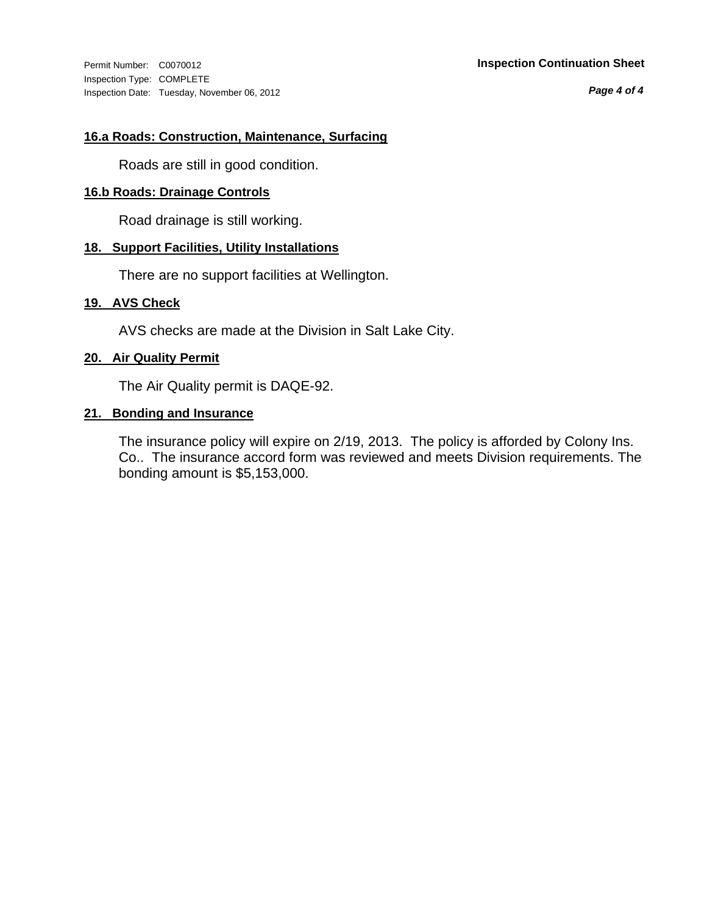#### 16.a Roads: Construction, Maintenance, Surfacing

Roads are still in good condition.

#### 16.b Roads: Drainage Controls

Road drainage is still working.

#### 18. Support Facilities, Utility Installations

There are no support facilities at Wellington.

#### 19. AVS Check

AVS checks are made at the Division in Salt Lake City.

#### 20. Air Quality Permit

The Air Quality permit is DAQE-92.

#### 21. Bonding and Insurance

The insurance policy will expire on 2/19, 2013. The policy is afforded by Colony Ins. Co.. The insurance accord form was reviewed and meets Division requirements. The bonding amount is $5,153,000.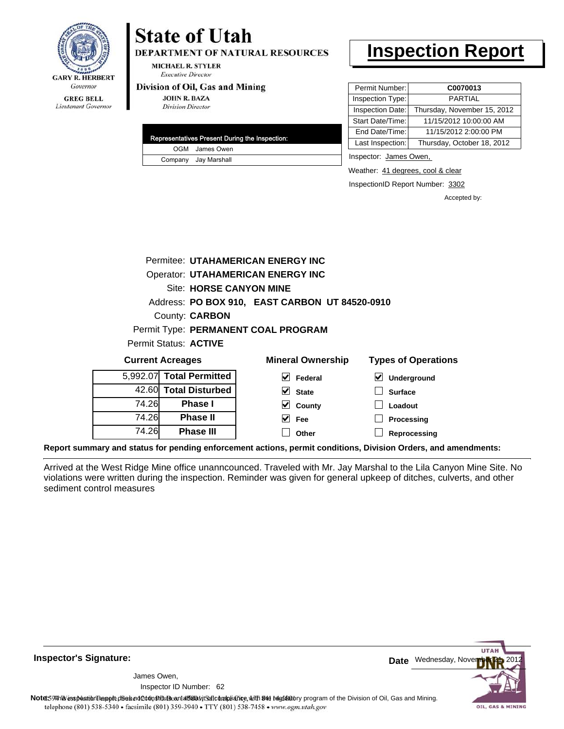**GARY R. HERBERT**
*Governor*

**GREG BELL**
*Lieutenant Governor*

# State of Utah

**DEPARTMENT OF NATURAL RESOURCES**

**MICHAEL R. STYLER**
*Executive Director*

**Division of Oil, Gas and Mining**

**JOHN R. BAZA**
*Division Director*

# Inspection Report

| | |
|---|---|
| Permit Number: | **C0070013** |
| Inspection Type: | PARTIAL |
| Inspection Date: | Thursday, November 15, 2012 |
| Start Date/Time: | 11/15/2012 10:00:00 AM |
| End Date/Time: | 11/15/2012 2:00:00 PM |
| Last Inspection: | Thursday, October 18, 2012 |

| Representatives Present During the Inspection: | |
|---|---|
| OGM | James Owen |
| Company | Jay Marshall |

Inspector: James Owen,

Weather: 41 degrees, cool & clear

InspectionID Report Number: 3302

Accepted by:

Permitee: **UTAHAMERICAN ENERGY INC**
Operator: **UTAHAMERICAN ENERGY INC**
Site: **HORSE CANYON MINE**
Address: **PO BOX 910, EAST CARBON UT 84520-0910**
County: **CARBON**
Permit Type: **PERMANENT COAL PROGRAM**
Permit Status: **ACTIVE**

**Current Acreages**

| | |
|---|---|
| 5,992.07 | **Total Permitted** |
| 42.60 | **Total Disturbed** |
| 74.26 | **Phase I** |
| 74.26 | **Phase II** |
| 74.26 | **Phase III** |

**Mineral Ownership**

- [x] Federal
- [x] State
- [x] County
- [x] Fee
- [ ] Other

**Types of Operations**

- [x] Underground
- [ ] Surface
- [ ] Loadout
- [ ] Processing
- [ ] Reprocessing

**Report summary and status for pending enforcement actions, permit conditions, Division Orders, and amendments:**

Arrived at the West Ridge Mine office unanncounced. Traveled with Mr. Jay Marshal to the Lila Canyon Mine Site. No violations were written during the inspection. Reminder was given for general upkeep of ditches, culverts, and other sediment control measures

**Inspector's Signature:**

James Owen,
Inspector ID Number: 62

**Date** Wednesday, November 21, 2012

**Note:** This inspection report does not constitute an affidavit of compliance with the regulatory program of the Division of Oil, Gas and Mining.

telephone (801) 538-5340 • facsimile (801) 359-3940 • TTY (801) 538-7458 • www.ogm.utah.gov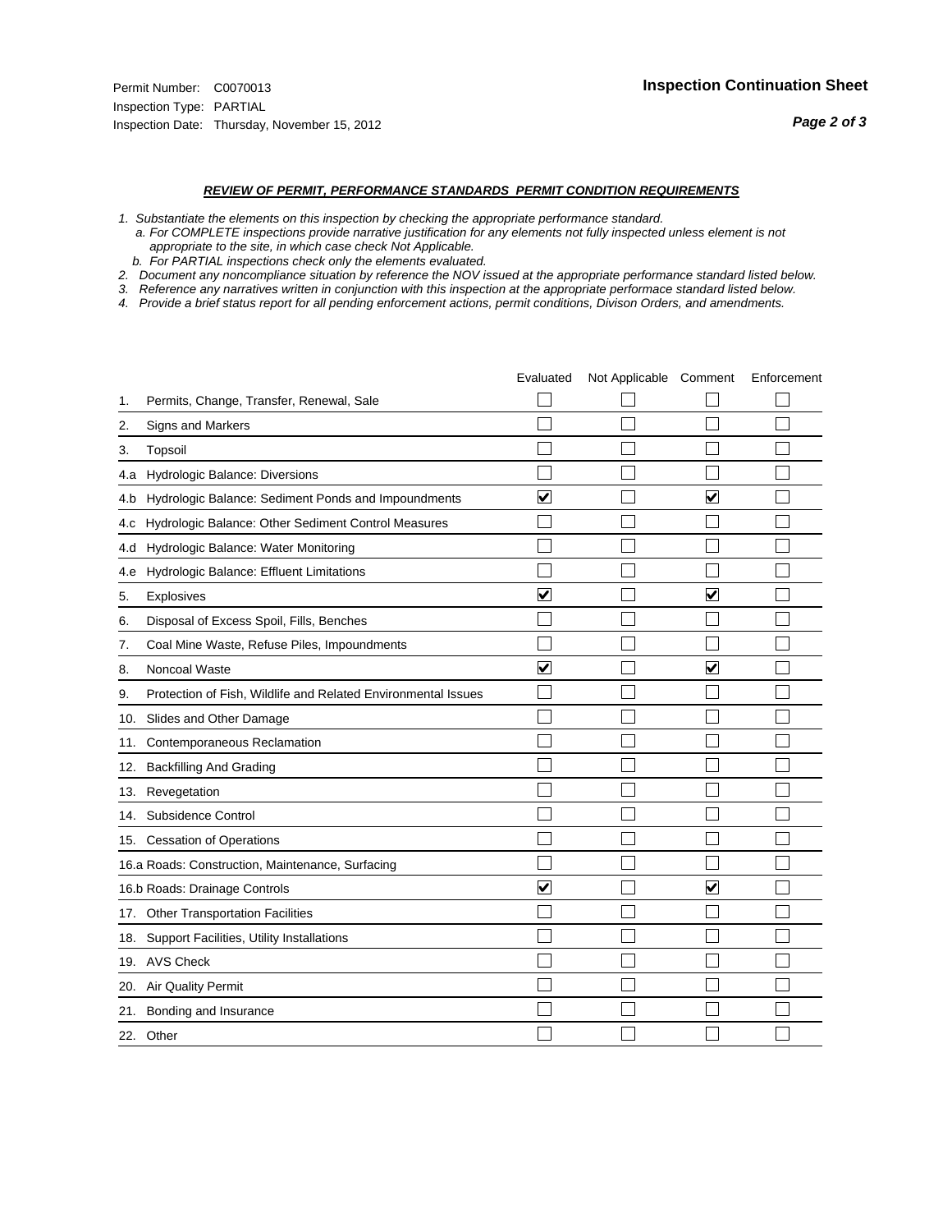Permit Number: C0070013
Inspection Type: PARTIAL
Inspection Date: Thursday, November 15, 2012

**Inspection Continuation Sheet**

***REVIEW OF PERMIT, PERFORMANCE STANDARDS PERMIT CONDITION REQUIREMENTS***

*1. Substantiate the elements on this inspection by checking the appropriate performance standard.*
*a. For COMPLETE inspections provide narrative justification for any elements not fully inspected unless element is not appropriate to the site, in which case check Not Applicable.*
*b. For PARTIAL inspections check only the elements evaluated.*
*2. Document any noncompliance situation by reference the NOV issued at the appropriate performance standard listed below.*
*3. Reference any narratives written in conjunction with this inspection at the appropriate performace standard listed below.*
*4. Provide a brief status report for all pending enforcement actions, permit conditions, Divison Orders, and amendments.*

| | Evaluated | Not Applicable | Comment | Enforcement |
|---|---|---|---|---|
| 1. Permits, Change, Transfer, Renewal, Sale | ☐ | ☐ | ☐ | ☐ |
| 2. Signs and Markers | ☐ | ☐ | ☐ | ☐ |
| 3. Topsoil | ☐ | ☐ | ☐ | ☐ |
| 4.a Hydrologic Balance: Diversions | ☐ | ☐ | ☐ | ☐ |
| 4.b Hydrologic Balance: Sediment Ponds and Impoundments | ☑ | ☐ | ☑ | ☐ |
| 4.c Hydrologic Balance: Other Sediment Control Measures | ☐ | ☐ | ☐ | ☐ |
| 4.d Hydrologic Balance: Water Monitoring | ☐ | ☐ | ☐ | ☐ |
| 4.e Hydrologic Balance: Effluent Limitations | ☐ | ☐ | ☐ | ☐ |
| 5. Explosives | ☑ | ☐ | ☑ | ☐ |
| 6. Disposal of Excess Spoil, Fills, Benches | ☐ | ☐ | ☐ | ☐ |
| 7. Coal Mine Waste, Refuse Piles, Impoundments | ☐ | ☐ | ☐ | ☐ |
| 8. Noncoal Waste | ☑ | ☐ | ☑ | ☐ |
| 9. Protection of Fish, Wildlife and Related Environmental Issues | ☐ | ☐ | ☐ | ☐ |
| 10. Slides and Other Damage | ☐ | ☐ | ☐ | ☐ |
| 11. Contemporaneous Reclamation | ☐ | ☐ | ☐ | ☐ |
| 12. Backfilling And Grading | ☐ | ☐ | ☐ | ☐ |
| 13. Revegetation | ☐ | ☐ | ☐ | ☐ |
| 14. Subsidence Control | ☐ | ☐ | ☐ | ☐ |
| 15. Cessation of Operations | ☐ | ☐ | ☐ | ☐ |
| 16.a Roads: Construction, Maintenance, Surfacing | ☐ | ☐ | ☐ | ☐ |
| 16.b Roads: Drainage Controls | ☑ | ☐ | ☑ | ☐ |
| 17. Other Transportation Facilities | ☐ | ☐ | ☐ | ☐ |
| 18. Support Facilities, Utility Installations | ☐ | ☐ | ☐ | ☐ |
| 19. AVS Check | ☐ | ☐ | ☐ | ☐ |
| 20. Air Quality Permit | ☐ | ☐ | ☐ | ☐ |
| 21. Bonding and Insurance | ☐ | ☐ | ☐ | ☐ |
| 22. Other | ☐ | ☐ | ☐ | ☐ |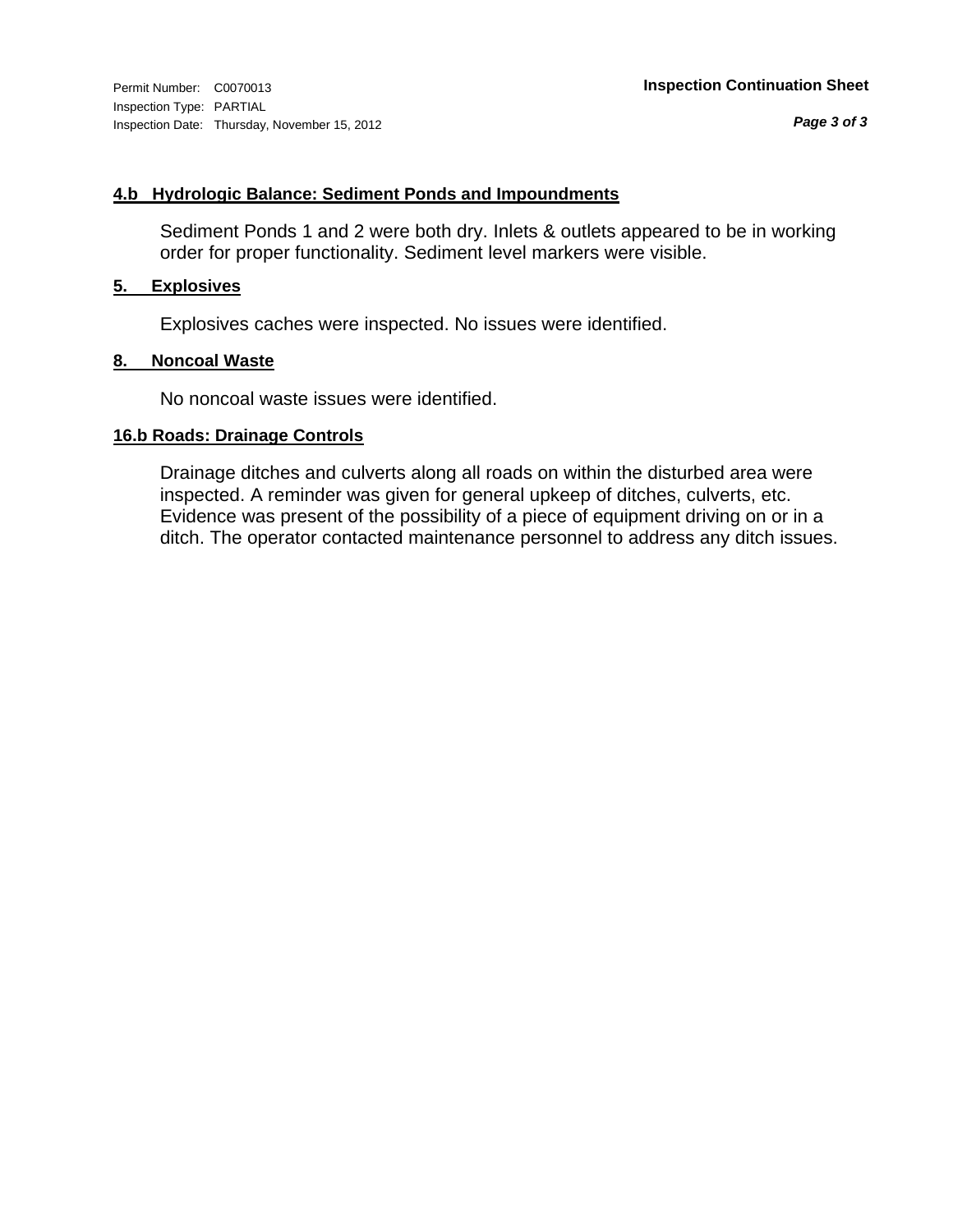Permit Number: C0070013
Inspection Type: PARTIAL
Inspection Date: Thursday, November 15, 2012

**Inspection Continuation Sheet**

### 4.b Hydrologic Balance: Sediment Ponds and Impoundments

Sediment Ponds 1 and 2 were both dry. Inlets & outlets appeared to be in working order for proper functionality. Sediment level markers were visible.

### 5. Explosives

Explosives caches were inspected. No issues were identified.

### 8. Noncoal Waste

No noncoal waste issues were identified.

### 16.b Roads: Drainage Controls

Drainage ditches and culverts along all roads on within the disturbed area were inspected. A reminder was given for general upkeep of ditches, culverts, etc. Evidence was present of the possibility of a piece of equipment driving on or in a ditch. The operator contacted maintenance personnel to address any ditch issues.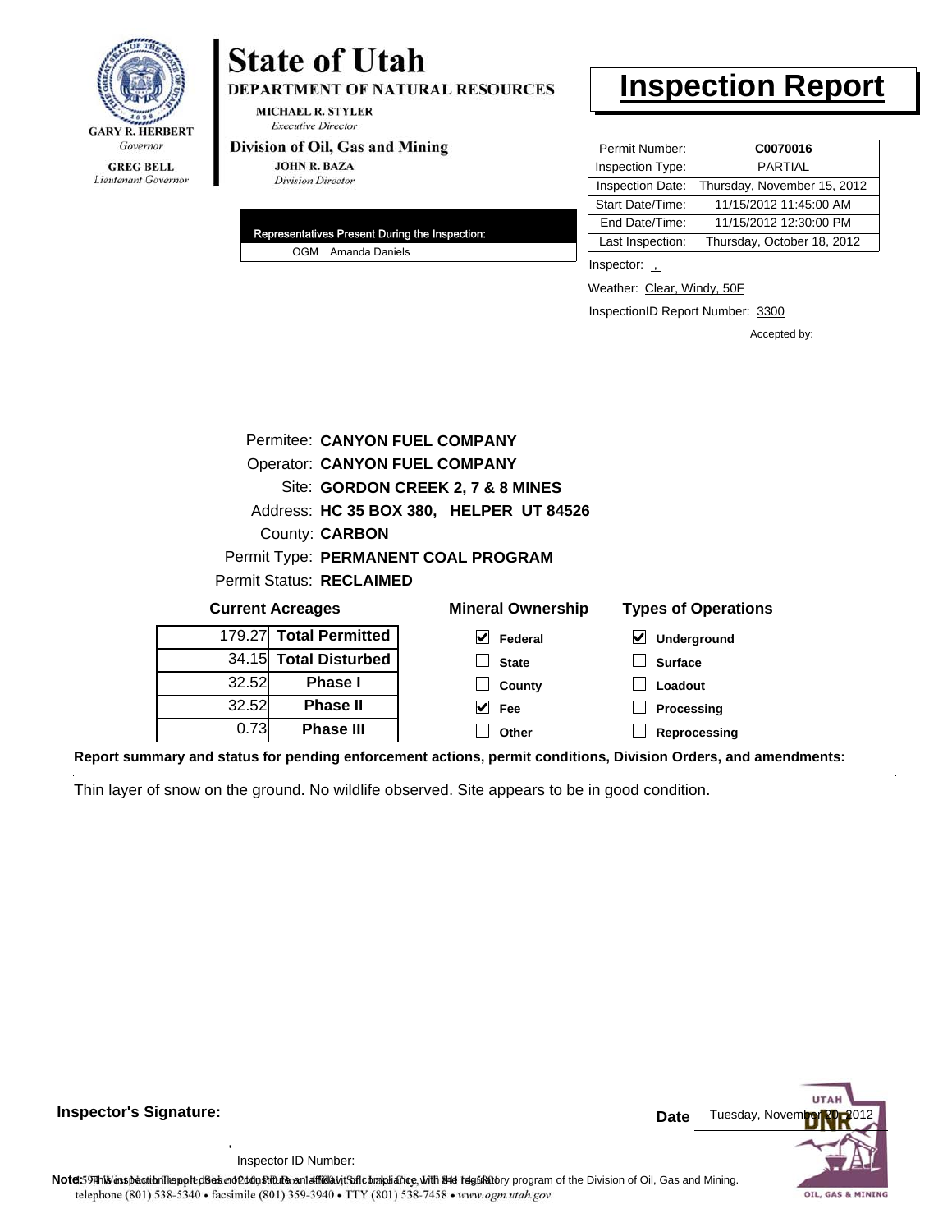GARY R. HERBERT
*Governor*

GREG BELL
*Lieutenant Governor*

# State of Utah

**DEPARTMENT OF NATURAL RESOURCES**

MICHAEL R. STYLER
*Executive Director*

**Division of Oil, Gas and Mining**

JOHN R. BAZA
*Division Director*

# Inspection Report

| | |
|---|---|
| Permit Number: | **C0070016** |
| Inspection Type: | PARTIAL |
| Inspection Date: | Thursday, November 15, 2012 |
| Start Date/Time: | 11/15/2012 11:45:00 AM |
| End Date/Time: | 11/15/2012 12:30:00 PM |
| Last Inspection: | Thursday, October 18, 2012 |

Inspector: ,

Weather: Clear, Windy, 50F

InspectionID Report Number: 3300

Accepted by:

**Representatives Present During the Inspection:**

OGM Amanda Daniels

Permitee: **CANYON FUEL COMPANY**
Operator: **CANYON FUEL COMPANY**
Site: **GORDON CREEK 2, 7 & 8 MINES**
Address: **HC 35 BOX 380, HELPER UT 84526**
County: **CARBON**
Permit Type: **PERMANENT COAL PROGRAM**
Permit Status: **RECLAIMED**

**Current Acreages**

| | |
|---|---|
| 179.27 | **Total Permitted** |
| 34.15 | **Total Disturbed** |
| 32.52 | **Phase I** |
| 32.52 | **Phase II** |
| 0.73 | **Phase III** |

**Mineral Ownership**

- [x] Federal
- [ ] State
- [ ] County
- [x] Fee
- [ ] Other

**Types of Operations**

- [x] Underground
- [ ] Surface
- [ ] Loadout
- [ ] Processing
- [ ] Reprocessing

**Report summary and status for pending enforcement actions, permit conditions, Division Orders, and amendments:**

Thin layer of snow on the ground. No wildlife observed. Site appears to be in good condition.

**Inspector's Signature:**

,

Inspector ID Number:

**Date** Tuesday, November 20, 2012

**Note:** This inspection report does not constitute an affidavit of compliance with the regulatory program of the Division of Oil, Gas and Mining.
telephone (801) 538-5340 • facsimile (801) 359-3940 • TTY (801) 538-7458 • www.ogm.utah.gov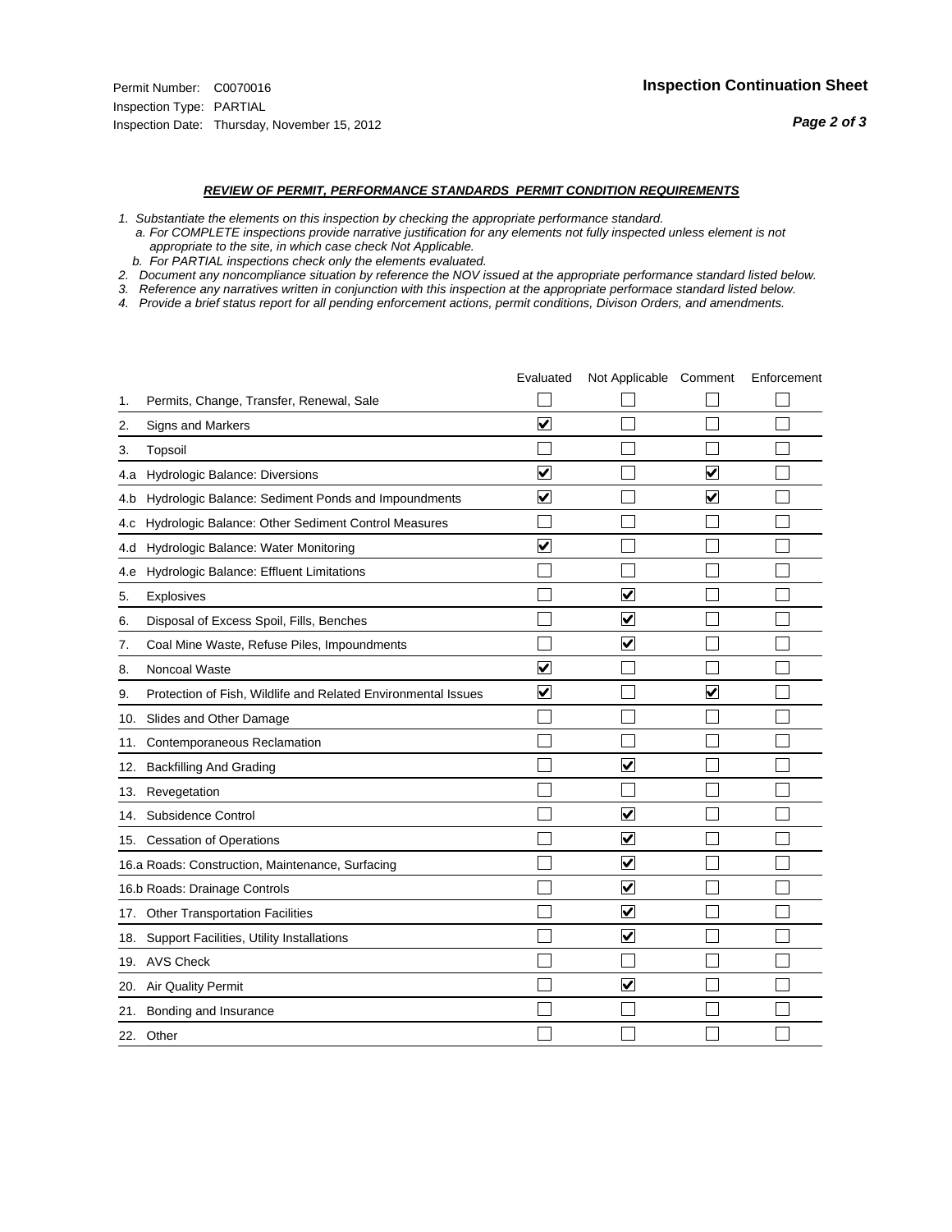Permit Number: C0070016
Inspection Type: PARTIAL
Inspection Date: Thursday, November 15, 2012

**Inspection Continuation Sheet**

***REVIEW OF PERMIT, PERFORMANCE STANDARDS PERMIT CONDITION REQUIREMENTS***

*1. Substantiate the elements on this inspection by checking the appropriate performance standard.*
*a. For COMPLETE inspections provide narrative justification for any elements not fully inspected unless element is not appropriate to the site, in which case check Not Applicable.*
*b. For PARTIAL inspections check only the elements evaluated.*
*2. Document any noncompliance situation by reference the NOV issued at the appropriate performance standard listed below.*
*3. Reference any narratives written in conjunction with this inspection at the appropriate performace standard listed below.*
*4. Provide a brief status report for all pending enforcement actions, permit conditions, Divison Orders, and amendments.*

| | Evaluated | Not Applicable | Comment | Enforcement |
|---|---|---|---|---|
| 1. Permits, Change, Transfer, Renewal, Sale | ☐ | ☐ | ☐ | ☐ |
| 2. Signs and Markers | ☑ | ☐ | ☐ | ☐ |
| 3. Topsoil | ☐ | ☐ | ☐ | ☐ |
| 4.a Hydrologic Balance: Diversions | ☑ | ☐ | ☑ | ☐ |
| 4.b Hydrologic Balance: Sediment Ponds and Impoundments | ☑ | ☐ | ☑ | ☐ |
| 4.c Hydrologic Balance: Other Sediment Control Measures | ☐ | ☐ | ☐ | ☐ |
| 4.d Hydrologic Balance: Water Monitoring | ☑ | ☐ | ☐ | ☐ |
| 4.e Hydrologic Balance: Effluent Limitations | ☐ | ☐ | ☐ | ☐ |
| 5. Explosives | ☐ | ☑ | ☐ | ☐ |
| 6. Disposal of Excess Spoil, Fills, Benches | ☐ | ☑ | ☐ | ☐ |
| 7. Coal Mine Waste, Refuse Piles, Impoundments | ☐ | ☑ | ☐ | ☐ |
| 8. Noncoal Waste | ☑ | ☐ | ☐ | ☐ |
| 9. Protection of Fish, Wildlife and Related Environmental Issues | ☑ | ☐ | ☑ | ☐ |
| 10. Slides and Other Damage | ☐ | ☐ | ☐ | ☐ |
| 11. Contemporaneous Reclamation | ☐ | ☐ | ☐ | ☐ |
| 12. Backfilling And Grading | ☐ | ☑ | ☐ | ☐ |
| 13. Revegetation | ☐ | ☐ | ☐ | ☐ |
| 14. Subsidence Control | ☐ | ☑ | ☐ | ☐ |
| 15. Cessation of Operations | ☐ | ☑ | ☐ | ☐ |
| 16.a Roads: Construction, Maintenance, Surfacing | ☐ | ☑ | ☐ | ☐ |
| 16.b Roads: Drainage Controls | ☐ | ☑ | ☐ | ☐ |
| 17. Other Transportation Facilities | ☐ | ☑ | ☐ | ☐ |
| 18. Support Facilities, Utility Installations | ☐ | ☑ | ☐ | ☐ |
| 19. AVS Check | ☐ | ☐ | ☐ | ☐ |
| 20. Air Quality Permit | ☐ | ☑ | ☐ | ☐ |
| 21. Bonding and Insurance | ☐ | ☐ | ☐ | ☐ |
| 22. Other | ☐ | ☐ | ☐ | ☐ |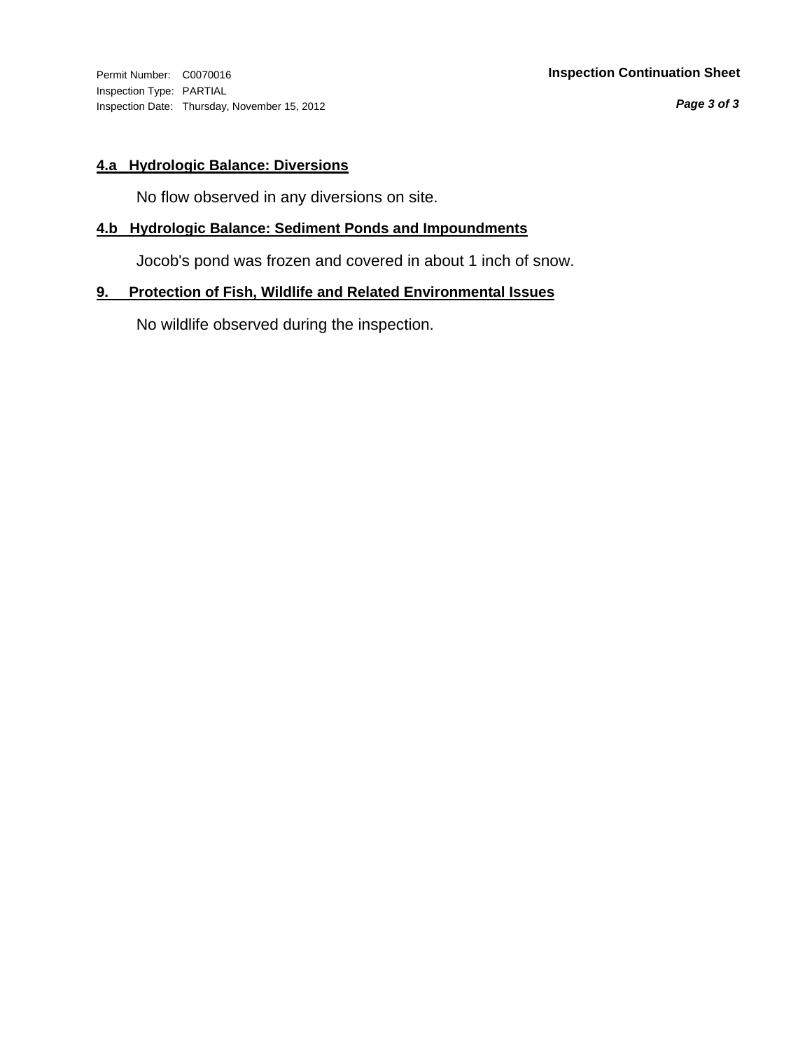Permit Number: C0070016
Inspection Type: PARTIAL
Inspection Date: Thursday, November 15, 2012

**Inspection Continuation Sheet**

## 4.a Hydrologic Balance: Diversions

No flow observed in any diversions on site.

## 4.b Hydrologic Balance: Sediment Ponds and Impoundments

Jocob's pond was frozen and covered in about 1 inch of snow.

## 9. Protection of Fish, Wildlife and Related Environmental Issues

No wildlife observed during the inspection.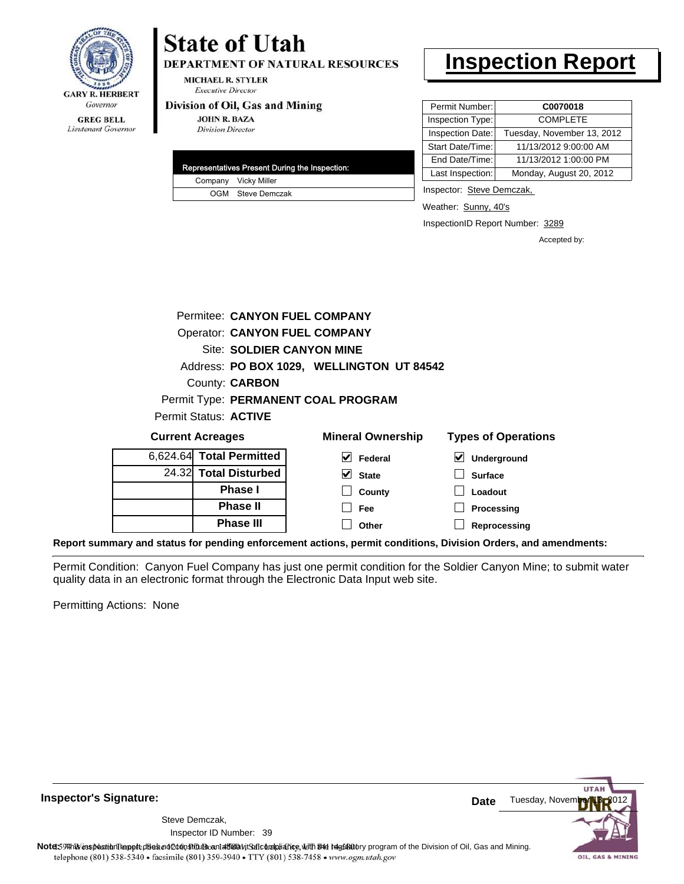GARY R. HERBERT
*Governor*

GREG BELL
*Lieutenant Governor*

# State of Utah

**DEPARTMENT OF NATURAL RESOURCES**

MICHAEL R. STYLER
*Executive Director*

**Division of Oil, Gas and Mining**

JOHN R. BAZA
*Division Director*

# Inspection Report

| Permit Number: | C0070018 |
|---|---|
| Inspection Type: | COMPLETE |
| Inspection Date: | Tuesday, November 13, 2012 |
| Start Date/Time: | 11/13/2012 9:00:00 AM |
| End Date/Time: | 11/13/2012 1:00:00 PM |
| Last Inspection: | Monday, August 20, 2012 |

| Representatives Present During the Inspection: | |
|---|---|
| Company | Vicky Miller |
| OGM | Steve Demczak |

Inspector: Steve Demczak,

Weather: Sunny, 40's

InspectionID Report Number: 3289

Accepted by:

Permitee: **CANYON FUEL COMPANY**
Operator: **CANYON FUEL COMPANY**
Site: **SOLDIER CANYON MINE**
Address: **PO BOX 1029, WELLINGTON UT 84542**
County: **CARBON**
Permit Type: **PERMANENT COAL PROGRAM**
Permit Status: **ACTIVE**

**Current Acreages**

| | |
|---|---|
| 6,624.64 | **Total Permitted** |
| 24.32 | **Total Disturbed** |
| | **Phase I** |
| | **Phase II** |
| | **Phase III** |

**Mineral Ownership**

- [x] Federal
- [x] State
- [ ] County
- [ ] Fee
- [ ] Other

**Types of Operations**

- [x] Underground
- [ ] Surface
- [ ] Loadout
- [ ] Processing
- [ ] Reprocessing

**Report summary and status for pending enforcement actions, permit conditions, Division Orders, and amendments:**

Permit Condition: Canyon Fuel Company has just one permit condition for the Soldier Canyon Mine; to submit water quality data in an electronic format through the Electronic Data Input web site.

Permitting Actions: None

**Inspector's Signature:**

Steve Demczak,
Inspector ID Number: 39

**Date** Tuesday, November 13, 2012

**Note:** This inspection report does not constitute an affidavit of compliance with the regulatory program of the Division of Oil, Gas and Mining.

telephone (801) 538-5340 • facsimile (801) 359-3940 • TTY (801) 538-7458 • www.ogm.utah.gov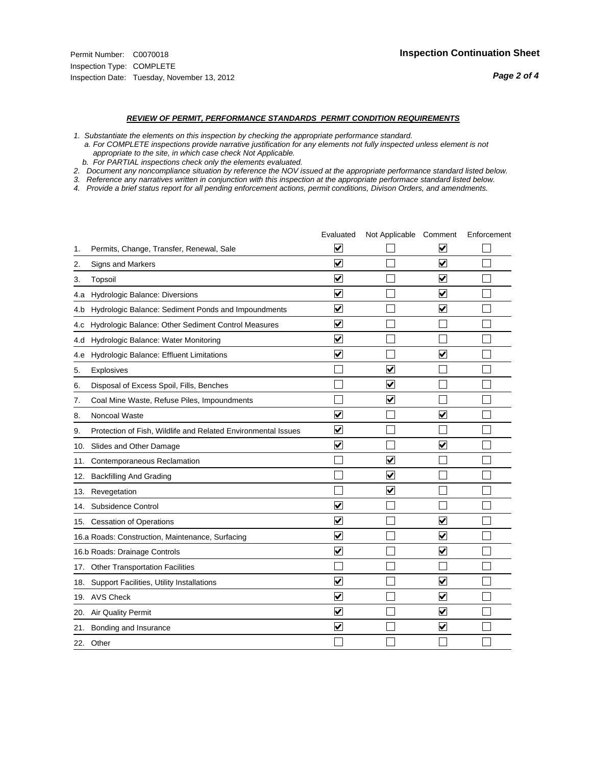Permit Number: C0070018
Inspection Type: COMPLETE
Inspection Date: Tuesday, November 13, 2012

**Inspection Continuation Sheet**

***REVIEW OF PERMIT, PERFORMANCE STANDARDS PERMIT CONDITION REQUIREMENTS***

*1. Substantiate the elements on this inspection by checking the appropriate performance standard.*
*a. For COMPLETE inspections provide narrative justification for any elements not fully inspected unless element is not appropriate to the site, in which case check Not Applicable.*
*b. For PARTIAL inspections check only the elements evaluated.*
*2. Document any noncompliance situation by reference the NOV issued at the appropriate performance standard listed below.*
*3. Reference any narratives written in conjunction with this inspection at the appropriate performace standard listed below.*
*4. Provide a brief status report for all pending enforcement actions, permit conditions, Divison Orders, and amendments.*

| | Evaluated | Not Applicable | Comment | Enforcement |
|---|---|---|---|---|
| 1. Permits, Change, Transfer, Renewal, Sale | ☑ | ☐ | ☑ | ☐ |
| 2. Signs and Markers | ☑ | ☐ | ☑ | ☐ |
| 3. Topsoil | ☑ | ☐ | ☑ | ☐ |
| 4.a Hydrologic Balance: Diversions | ☑ | ☐ | ☑ | ☐ |
| 4.b Hydrologic Balance: Sediment Ponds and Impoundments | ☑ | ☐ | ☑ | ☐ |
| 4.c Hydrologic Balance: Other Sediment Control Measures | ☑ | ☐ | ☐ | ☐ |
| 4.d Hydrologic Balance: Water Monitoring | ☑ | ☐ | ☐ | ☐ |
| 4.e Hydrologic Balance: Effluent Limitations | ☑ | ☐ | ☑ | ☐ |
| 5. Explosives | ☐ | ☑ | ☐ | ☐ |
| 6. Disposal of Excess Spoil, Fills, Benches | ☐ | ☑ | ☐ | ☐ |
| 7. Coal Mine Waste, Refuse Piles, Impoundments | ☐ | ☑ | ☐ | ☐ |
| 8. Noncoal Waste | ☑ | ☐ | ☑ | ☐ |
| 9. Protection of Fish, Wildlife and Related Environmental Issues | ☑ | ☐ | ☐ | ☐ |
| 10. Slides and Other Damage | ☑ | ☐ | ☑ | ☐ |
| 11. Contemporaneous Reclamation | ☐ | ☑ | ☐ | ☐ |
| 12. Backfilling And Grading | ☐ | ☑ | ☐ | ☐ |
| 13. Revegetation | ☐ | ☑ | ☐ | ☐ |
| 14. Subsidence Control | ☑ | ☐ | ☐ | ☐ |
| 15. Cessation of Operations | ☑ | ☐ | ☑ | ☐ |
| 16.a Roads: Construction, Maintenance, Surfacing | ☑ | ☐ | ☑ | ☐ |
| 16.b Roads: Drainage Controls | ☑ | ☐ | ☑ | ☐ |
| 17. Other Transportation Facilities | ☐ | ☐ | ☐ | ☐ |
| 18. Support Facilities, Utility Installations | ☑ | ☐ | ☑ | ☐ |
| 19. AVS Check | ☑ | ☐ | ☑ | ☐ |
| 20. Air Quality Permit | ☑ | ☐ | ☑ | ☐ |
| 21. Bonding and Insurance | ☑ | ☐ | ☑ | ☐ |
| 22. Other | ☐ | ☐ | ☐ | ☐ |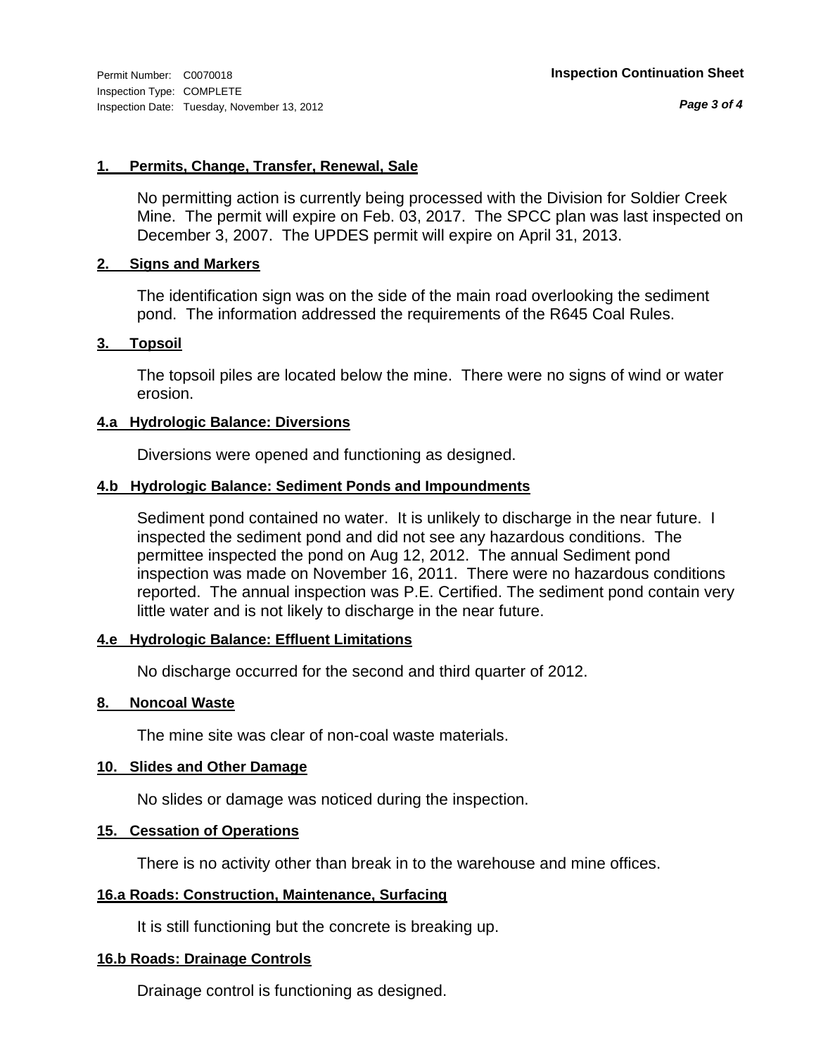Permit Number: C0070018
Inspection Type: COMPLETE
Inspection Date: Tuesday, November 13, 2012

**Inspection Continuation Sheet**

### 1. Permits, Change, Transfer, Renewal, Sale

No permitting action is currently being processed with the Division for Soldier Creek Mine. The permit will expire on Feb. 03, 2017. The SPCC plan was last inspected on December 3, 2007. The UPDES permit will expire on April 31, 2013.

### 2. Signs and Markers

The identification sign was on the side of the main road overlooking the sediment pond. The information addressed the requirements of the R645 Coal Rules.

### 3. Topsoil

The topsoil piles are located below the mine. There were no signs of wind or water erosion.

### 4.a Hydrologic Balance: Diversions

Diversions were opened and functioning as designed.

### 4.b Hydrologic Balance: Sediment Ponds and Impoundments

Sediment pond contained no water. It is unlikely to discharge in the near future. I inspected the sediment pond and did not see any hazardous conditions. The permittee inspected the pond on Aug 12, 2012. The annual Sediment pond inspection was made on November 16, 2011. There were no hazardous conditions reported. The annual inspection was P.E. Certified. The sediment pond contain very little water and is not likely to discharge in the near future.

### 4.e Hydrologic Balance: Effluent Limitations

No discharge occurred for the second and third quarter of 2012.

### 8. Noncoal Waste

The mine site was clear of non-coal waste materials.

### 10. Slides and Other Damage

No slides or damage was noticed during the inspection.

### 15. Cessation of Operations

There is no activity other than break in to the warehouse and mine offices.

### 16.a Roads: Construction, Maintenance, Surfacing

It is still functioning but the concrete is breaking up.

### 16.b Roads: Drainage Controls

Drainage control is functioning as designed.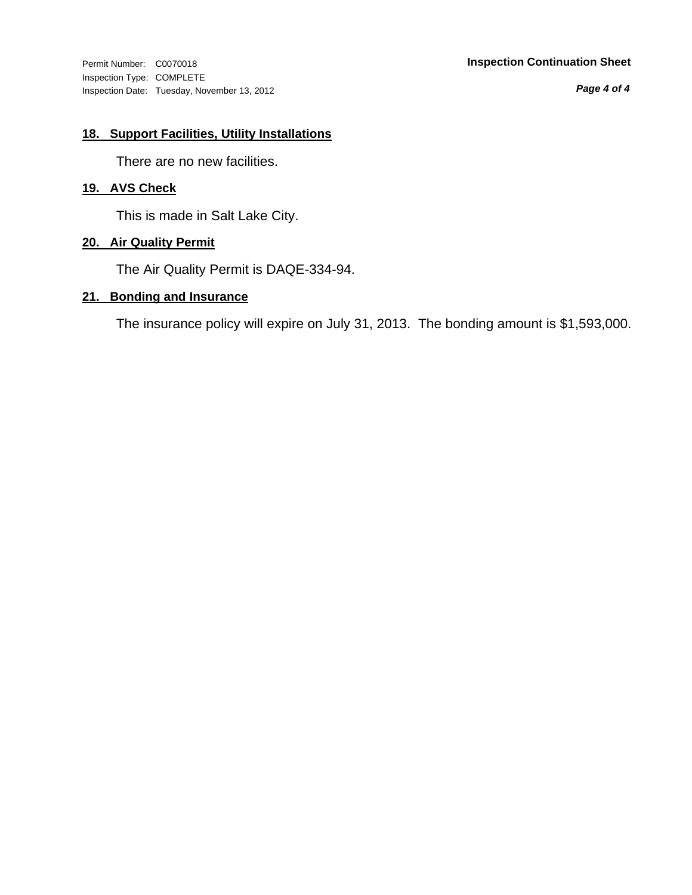## 18. Support Facilities, Utility Installations

There are no new facilities.

## 19. AVS Check

This is made in Salt Lake City.

## 20. Air Quality Permit

The Air Quality Permit is DAQE-334-94.

## 21. Bonding and Insurance

The insurance policy will expire on July 31, 2013. The bonding amount is $1,593,000.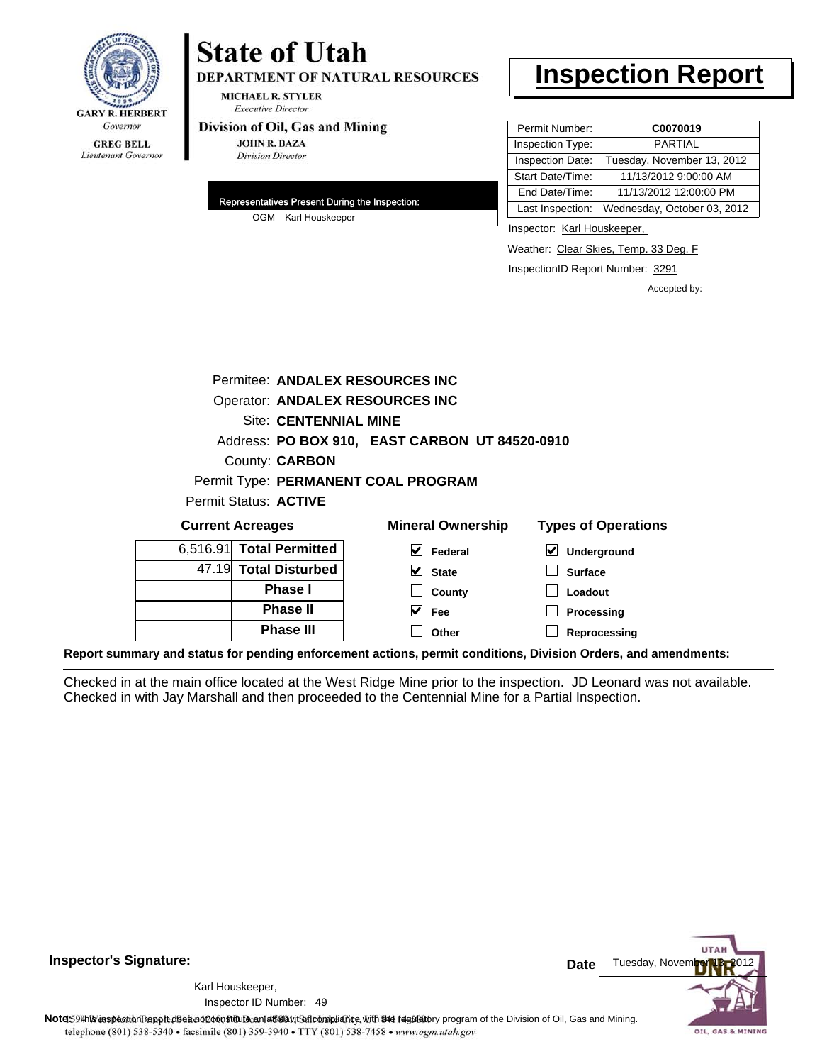GARY R. HERBERT
*Governor*

GREG BELL
*Lieutenant Governor*

# State of Utah

**DEPARTMENT OF NATURAL RESOURCES**

MICHAEL R. STYLER
*Executive Director*

**Division of Oil, Gas and Mining**

JOHN R. BAZA
*Division Director*

# Inspection Report

| | |
|---|---|
| Permit Number: | **C0070019** |
| Inspection Type: | PARTIAL |
| Inspection Date: | Tuesday, November 13, 2012 |
| Start Date/Time: | 11/13/2012 9:00:00 AM |
| End Date/Time: | 11/13/2012 12:00:00 PM |
| Last Inspection: | Wednesday, October 03, 2012 |

**Representatives Present During the Inspection:**

OGM Karl Houskeeper

Inspector: Karl Houskeeper,

Weather: Clear Skies, Temp. 33 Deg. F

InspectionID Report Number: 3291

Accepted by:

Permitee: **ANDALEX RESOURCES INC**
Operator: **ANDALEX RESOURCES INC**
Site: **CENTENNIAL MINE**
Address: **PO BOX 910, EAST CARBON UT 84520-0910**
County: **CARBON**
Permit Type: **PERMANENT COAL PROGRAM**
Permit Status: **ACTIVE**

**Current Acreages**

| | |
|---|---|
| 6,516.91 | **Total Permitted** |
| 47.19 | **Total Disturbed** |
| | **Phase I** |
| | **Phase II** |
| | **Phase III** |

**Mineral Ownership**

- [x] Federal
- [x] State
- [ ] County
- [x] Fee
- [ ] Other

**Types of Operations**

- [x] Underground
- [ ] Surface
- [ ] Loadout
- [ ] Processing
- [ ] Reprocessing

**Report summary and status for pending enforcement actions, permit conditions, Division Orders, and amendments:**

Checked in at the main office located at the West Ridge Mine prior to the inspection. JD Leonard was not available. Checked in with Jay Marshall and then proceeded to the Centennial Mine for a Partial Inspection.

**Inspector's Signature:**

Karl Houskeeper,
Inspector ID Number: 49

**Date** Tuesday, November 13, 2012

**Note:** This inspection report does not constitute an affidavit of compliance with the regulatory program of the Division of Oil, Gas and Mining.

1594 West North Temple, Suite 1210, PO Box 145801, Salt Lake City, UT 84114-5801
telephone (801) 538-5340 • facsimile (801) 359-3940 • TTY (801) 538-7458 • www.ogm.utah.gov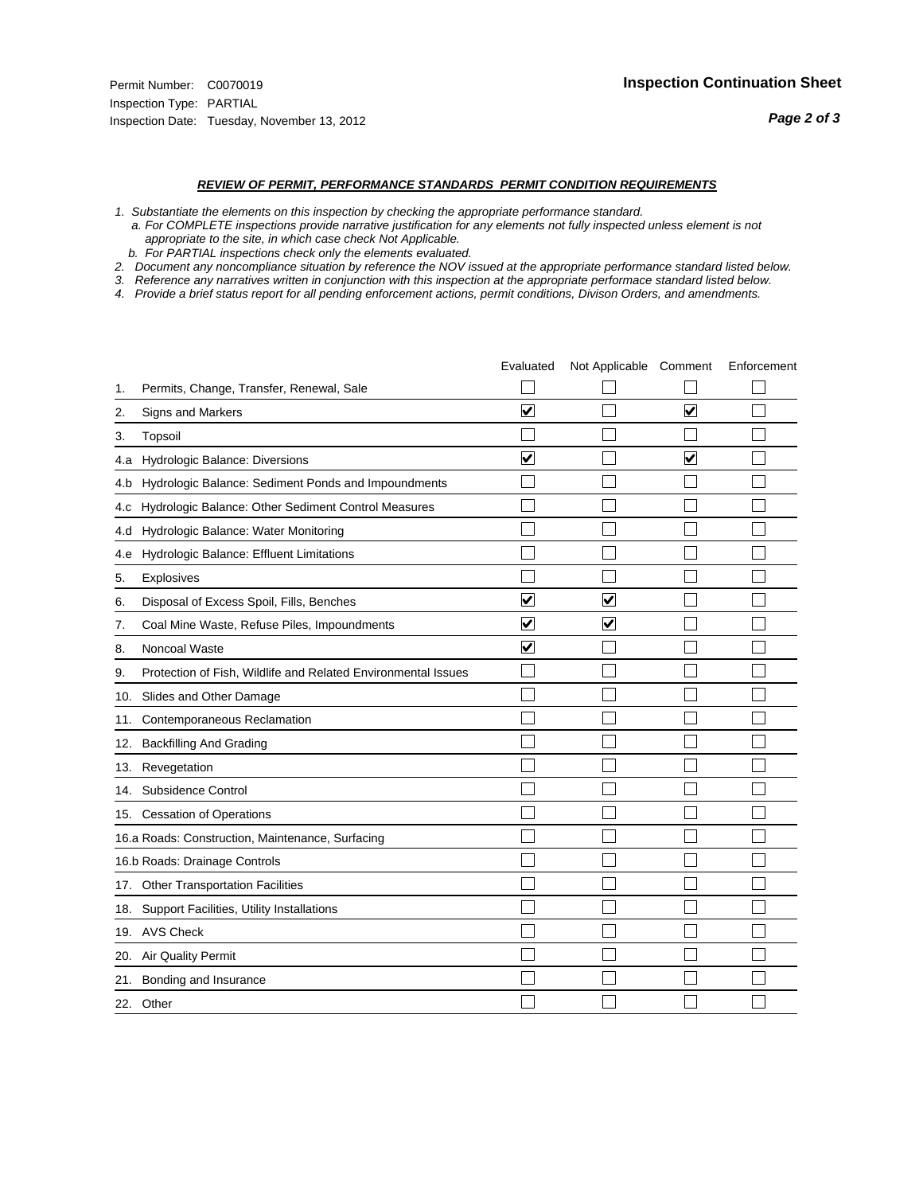Permit Number: C0070019
Inspection Type: PARTIAL
Inspection Date: Tuesday, November 13, 2012

**Inspection Continuation Sheet**

***REVIEW OF PERMIT, PERFORMANCE STANDARDS PERMIT CONDITION REQUIREMENTS***

*1. Substantiate the elements on this inspection by checking the appropriate performance standard.*
   *a. For COMPLETE inspections provide narrative justification for any elements not fully inspected unless element is not appropriate to the site, in which case check Not Applicable.*
   *b. For PARTIAL inspections check only the elements evaluated.*
*2. Document any noncompliance situation by reference the NOV issued at the appropriate performance standard listed below.*
*3. Reference any narratives written in conjunction with this inspection at the appropriate performace standard listed below.*
*4. Provide a brief status report for all pending enforcement actions, permit conditions, Divison Orders, and amendments.*

| | Evaluated | Not Applicable | Comment | Enforcement |
|---|---|---|---|---|
| 1. Permits, Change, Transfer, Renewal, Sale | ☐ | ☐ | ☐ | ☐ |
| 2. Signs and Markers | ☑ | ☐ | ☑ | ☐ |
| 3. Topsoil | ☐ | ☐ | ☐ | ☐ |
| 4.a Hydrologic Balance: Diversions | ☑ | ☐ | ☑ | ☐ |
| 4.b Hydrologic Balance: Sediment Ponds and Impoundments | ☐ | ☐ | ☐ | ☐ |
| 4.c Hydrologic Balance: Other Sediment Control Measures | ☐ | ☐ | ☐ | ☐ |
| 4.d Hydrologic Balance: Water Monitoring | ☐ | ☐ | ☐ | ☐ |
| 4.e Hydrologic Balance: Effluent Limitations | ☐ | ☐ | ☐ | ☐ |
| 5. Explosives | ☐ | ☐ | ☐ | ☐ |
| 6. Disposal of Excess Spoil, Fills, Benches | ☑ | ☑ | ☐ | ☐ |
| 7. Coal Mine Waste, Refuse Piles, Impoundments | ☑ | ☑ | ☐ | ☐ |
| 8. Noncoal Waste | ☑ | ☐ | ☐ | ☐ |
| 9. Protection of Fish, Wildlife and Related Environmental Issues | ☐ | ☐ | ☐ | ☐ |
| 10. Slides and Other Damage | ☐ | ☐ | ☐ | ☐ |
| 11. Contemporaneous Reclamation | ☐ | ☐ | ☐ | ☐ |
| 12. Backfilling And Grading | ☐ | ☐ | ☐ | ☐ |
| 13. Revegetation | ☐ | ☐ | ☐ | ☐ |
| 14. Subsidence Control | ☐ | ☐ | ☐ | ☐ |
| 15. Cessation of Operations | ☐ | ☐ | ☐ | ☐ |
| 16.a Roads: Construction, Maintenance, Surfacing | ☐ | ☐ | ☐ | ☐ |
| 16.b Roads: Drainage Controls | ☐ | ☐ | ☐ | ☐ |
| 17. Other Transportation Facilities | ☐ | ☐ | ☐ | ☐ |
| 18. Support Facilities, Utility Installations | ☐ | ☐ | ☐ | ☐ |
| 19. AVS Check | ☐ | ☐ | ☐ | ☐ |
| 20. Air Quality Permit | ☐ | ☐ | ☐ | ☐ |
| 21. Bonding and Insurance | ☐ | ☐ | ☐ | ☐ |
| 22. Other | ☐ | ☐ | ☐ | ☐ |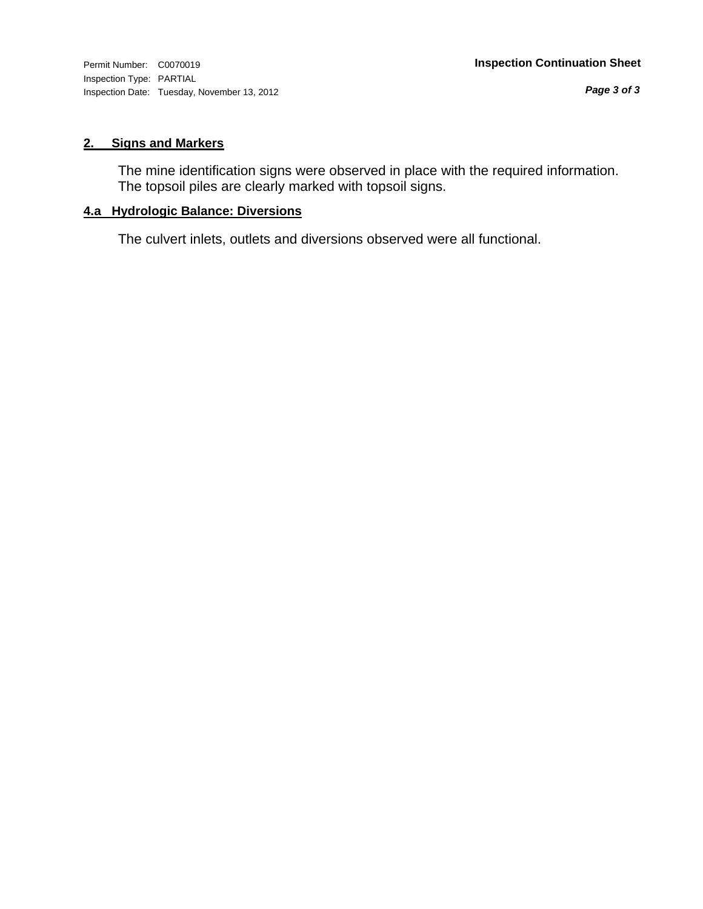## 2. Signs and Markers

The mine identification signs were observed in place with the required information. The topsoil piles are clearly marked with topsoil signs.

## 4.a Hydrologic Balance: Diversions

The culvert inlets, outlets and diversions observed were all functional.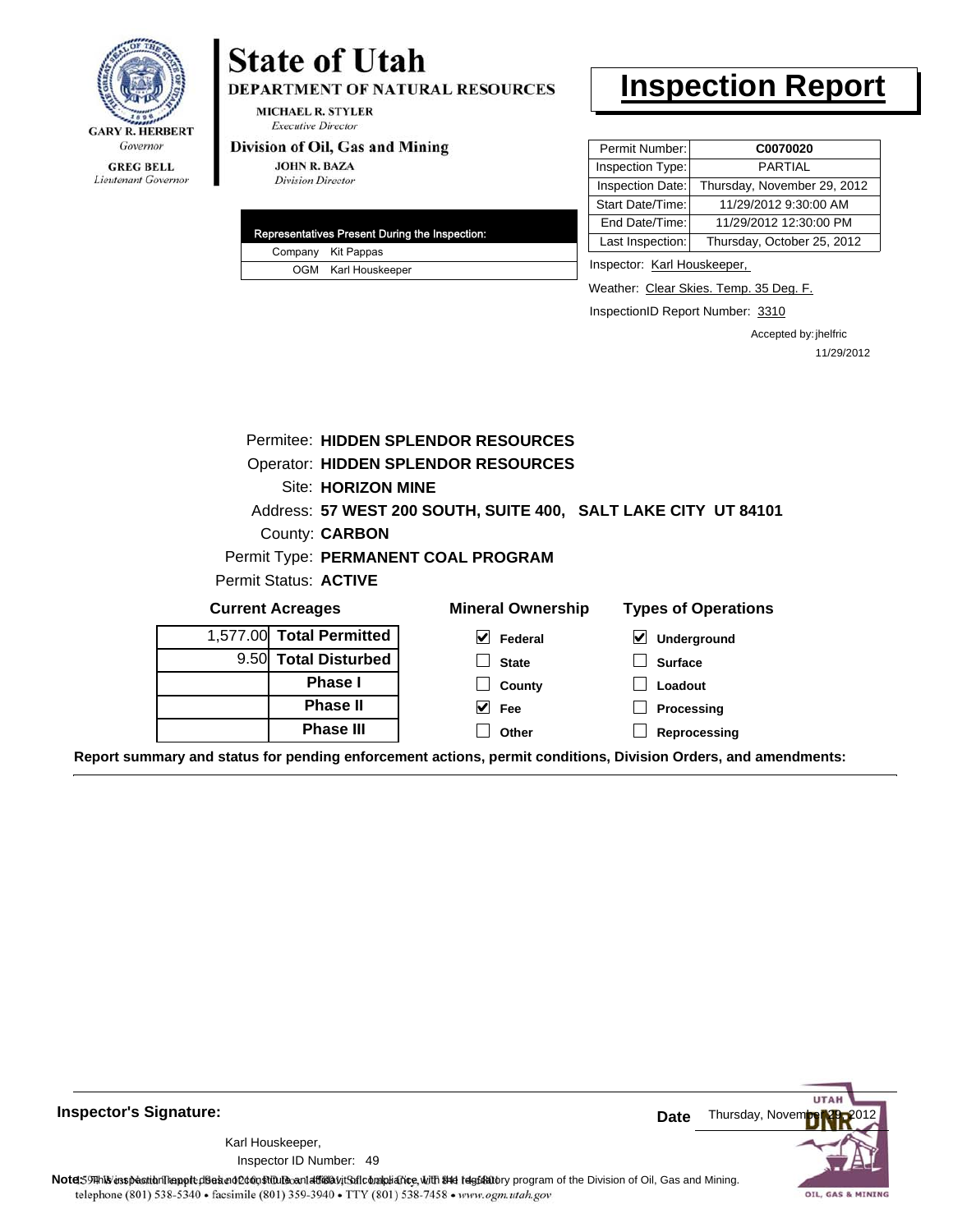GARY R. HERBERT
*Governor*

GREG BELL
*Lieutenant Governor*

# State of Utah

**DEPARTMENT OF NATURAL RESOURCES**

MICHAEL R. STYLER
*Executive Director*

**Division of Oil, Gas and Mining**

JOHN R. BAZA
*Division Director*

# Inspection Report

| Permit Number: | C0070020 |
|---|---|
| Inspection Type: | PARTIAL |
| Inspection Date: | Thursday, November 29, 2012 |
| Start Date/Time: | 11/29/2012 9:30:00 AM |
| End Date/Time: | 11/29/2012 12:30:00 PM |
| Last Inspection: | Thursday, October 25, 2012 |

| Representatives Present During the Inspection: | |
|---|---|
| Company | Kit Pappas |
| OGM | Karl Houskeeper |

Inspector: Karl Houskeeper,

Weather: Clear Skies. Temp. 35 Deg. F.

InspectionID Report Number: 3310

Accepted by: jhelfric
11/29/2012

Permitee: **HIDDEN SPLENDOR RESOURCES**
Operator: **HIDDEN SPLENDOR RESOURCES**
Site: **HORIZON MINE**
Address: **57 WEST 200 SOUTH, SUITE 400, SALT LAKE CITY UT 84101**
County: **CARBON**
Permit Type: **PERMANENT COAL PROGRAM**
Permit Status: **ACTIVE**

**Current Acreages**

| | |
|---|---|
| 1,577.00 | **Total Permitted** |
| 9.50 | **Total Disturbed** |
| | **Phase I** |
| | **Phase II** |
| | **Phase III** |

**Mineral Ownership**

- [x] Federal
- [ ] State
- [ ] County
- [x] Fee
- [ ] Other

**Types of Operations**

- [x] Underground
- [ ] Surface
- [ ] Loadout
- [ ] Processing
- [ ] Reprocessing

**Report summary and status for pending enforcement actions, permit conditions, Division Orders, and amendments:**

**Inspector's Signature:**

Karl Houskeeper,
Inspector ID Number: 49

**Date** Thursday, November 29, 2012

**Note:** This inspection report does not constitute an affidavit of compliance with the regulatory program of the Division of Oil, Gas and Mining.
1594 West North Temple, Suite 1210, PO Box 145801, Salt Lake City, UT 84114-5801
telephone (801) 538-5340 • facsimile (801) 359-3940 • TTY (801) 538-7458 • www.ogm.utah.gov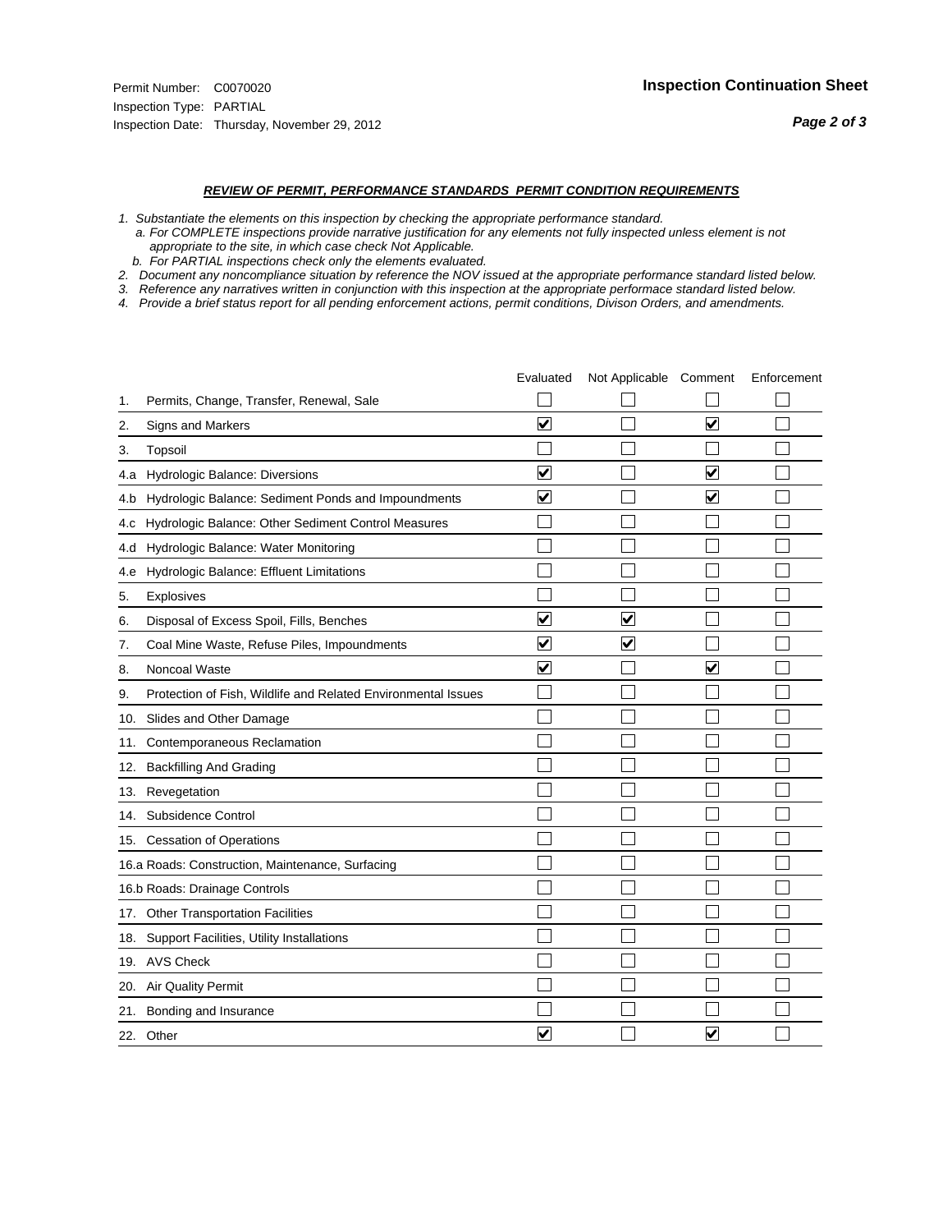Permit Number: C0070020
Inspection Type: PARTIAL
Inspection Date: Thursday, November 29, 2012

**Inspection Continuation Sheet**

***REVIEW OF PERMIT, PERFORMANCE STANDARDS PERMIT CONDITION REQUIREMENTS***

*1. Substantiate the elements on this inspection by checking the appropriate performance standard.*
*a. For COMPLETE inspections provide narrative justification for any elements not fully inspected unless element is not appropriate to the site, in which case check Not Applicable.*
*b. For PARTIAL inspections check only the elements evaluated.*
*2. Document any noncompliance situation by reference the NOV issued at the appropriate performance standard listed below.*
*3. Reference any narratives written in conjunction with this inspection at the appropriate performace standard listed below.*
*4. Provide a brief status report for all pending enforcement actions, permit conditions, Divison Orders, and amendments.*

| | Evaluated | Not Applicable | Comment | Enforcement |
|---|---|---|---|---|
| 1. Permits, Change, Transfer, Renewal, Sale | ☐ | ☐ | ☐ | ☐ |
| 2. Signs and Markers | ☑ | ☐ | ☑ | ☐ |
| 3. Topsoil | ☐ | ☐ | ☐ | ☐ |
| 4.a Hydrologic Balance: Diversions | ☑ | ☐ | ☑ | ☐ |
| 4.b Hydrologic Balance: Sediment Ponds and Impoundments | ☑ | ☐ | ☑ | ☐ |
| 4.c Hydrologic Balance: Other Sediment Control Measures | ☐ | ☐ | ☐ | ☐ |
| 4.d Hydrologic Balance: Water Monitoring | ☐ | ☐ | ☐ | ☐ |
| 4.e Hydrologic Balance: Effluent Limitations | ☐ | ☐ | ☐ | ☐ |
| 5. Explosives | ☐ | ☐ | ☐ | ☐ |
| 6. Disposal of Excess Spoil, Fills, Benches | ☑ | ☑ | ☐ | ☐ |
| 7. Coal Mine Waste, Refuse Piles, Impoundments | ☑ | ☑ | ☐ | ☐ |
| 8. Noncoal Waste | ☑ | ☐ | ☑ | ☐ |
| 9. Protection of Fish, Wildlife and Related Environmental Issues | ☐ | ☐ | ☐ | ☐ |
| 10. Slides and Other Damage | ☐ | ☐ | ☐ | ☐ |
| 11. Contemporaneous Reclamation | ☐ | ☐ | ☐ | ☐ |
| 12. Backfilling And Grading | ☐ | ☐ | ☐ | ☐ |
| 13. Revegetation | ☐ | ☐ | ☐ | ☐ |
| 14. Subsidence Control | ☐ | ☐ | ☐ | ☐ |
| 15. Cessation of Operations | ☐ | ☐ | ☐ | ☐ |
| 16.a Roads: Construction, Maintenance, Surfacing | ☐ | ☐ | ☐ | ☐ |
| 16.b Roads: Drainage Controls | ☐ | ☐ | ☐ | ☐ |
| 17. Other Transportation Facilities | ☐ | ☐ | ☐ | ☐ |
| 18. Support Facilities, Utility Installations | ☐ | ☐ | ☐ | ☐ |
| 19. AVS Check | ☐ | ☐ | ☐ | ☐ |
| 20. Air Quality Permit | ☐ | ☐ | ☐ | ☐ |
| 21. Bonding and Insurance | ☐ | ☐ | ☐ | ☐ |
| 22. Other | ☑ | ☐ | ☑ | ☐ |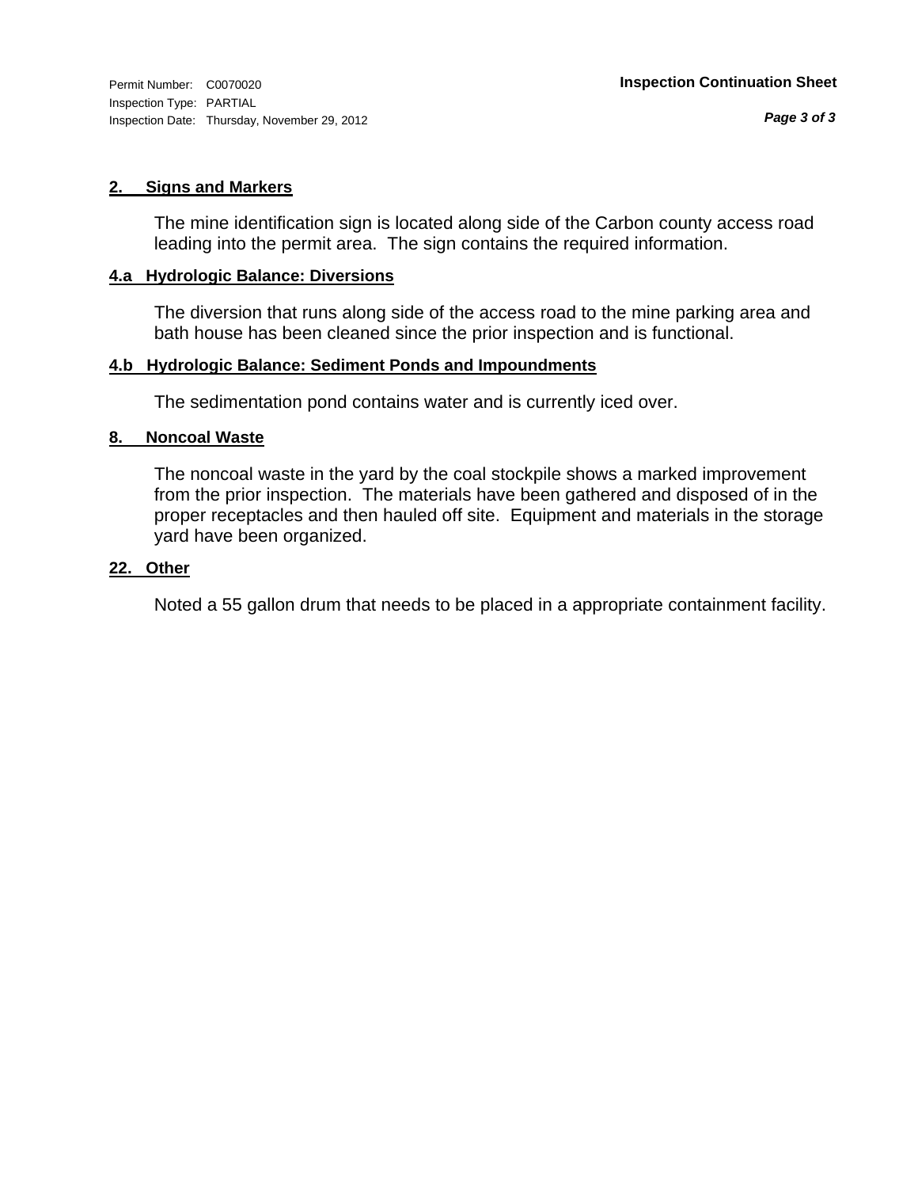Permit Number: C0070020
Inspection Type: PARTIAL
Inspection Date: Thursday, November 29, 2012

**Inspection Continuation Sheet**

**2. Signs and Markers**

The mine identification sign is located along side of the Carbon county access road leading into the permit area. The sign contains the required information.

**4.a Hydrologic Balance: Diversions**

The diversion that runs along side of the access road to the mine parking area and bath house has been cleaned since the prior inspection and is functional.

**4.b Hydrologic Balance: Sediment Ponds and Impoundments**

The sedimentation pond contains water and is currently iced over.

**8. Noncoal Waste**

The noncoal waste in the yard by the coal stockpile shows a marked improvement from the prior inspection. The materials have been gathered and disposed of in the proper receptacles and then hauled off site. Equipment and materials in the storage yard have been organized.

**22. Other**

Noted a 55 gallon drum that needs to be placed in a appropriate containment facility.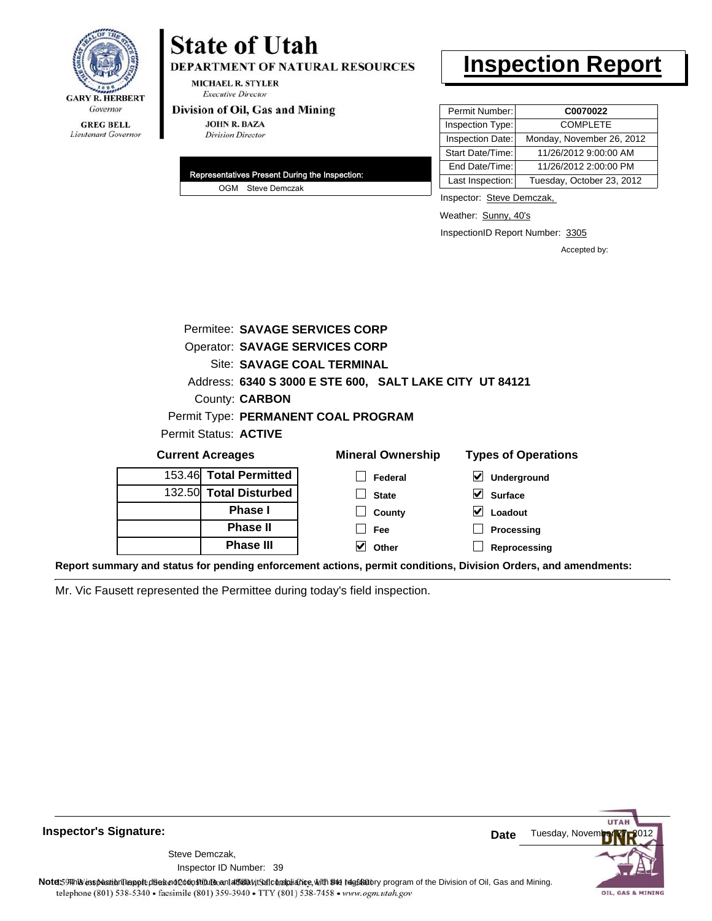GARY R. HERBERT
*Governor*

GREG BELL
*Lieutenant Governor*

# State of Utah

**DEPARTMENT OF NATURAL RESOURCES**

MICHAEL R. STYLER
*Executive Director*

**Division of Oil, Gas and Mining**

JOHN R. BAZA
*Division Director*

# Inspection Report

| Permit Number: | **C0070022** |
|---|---|
| Inspection Type: | COMPLETE |
| Inspection Date: | Monday, November 26, 2012 |
| Start Date/Time: | 11/26/2012 9:00:00 AM |
| End Date/Time: | 11/26/2012 2:00:00 PM |
| Last Inspection: | Tuesday, October 23, 2012 |

**Representatives Present During the Inspection:**

OGM Steve Demczak

Inspector: Steve Demczak,

Weather: Sunny, 40's

InspectionID Report Number: 3305

Accepted by:

Permitee: **SAVAGE SERVICES CORP**
Operator: **SAVAGE SERVICES CORP**
Site: **SAVAGE COAL TERMINAL**
Address: **6340 S 3000 E STE 600, SALT LAKE CITY UT 84121**
County: **CARBON**
Permit Type: **PERMANENT COAL PROGRAM**
Permit Status: **ACTIVE**

**Current Acreages**

| | |
|---|---|
| 153.46 | **Total Permitted** |
| 132.50 | **Total Disturbed** |
| | **Phase I** |
| | **Phase II** |
| | **Phase III** |

**Mineral Ownership**

- [ ] Federal
- [ ] State
- [ ] County
- [ ] Fee
- [x] Other

**Types of Operations**

- [x] Underground
- [x] Surface
- [x] Loadout
- [ ] Processing
- [ ] Reprocessing

**Report summary and status for pending enforcement actions, permit conditions, Division Orders, and amendments:**

Mr. Vic Fausett represented the Permittee during today's field inspection.

**Inspector's Signature:**

Steve Demczak,
Inspector ID Number: 39

**Date** Tuesday, November 27, 2012

**Note:** This inspection report does not constitute an affidavit of compliance with the regulatory program of the Division of Oil, Gas and Mining.

1594 West North Temple, Suite 1210, PO Box 145801, Salt Lake City, UT 84114-5801
telephone (801) 538-5340 • facsimile (801) 359-3940 • TTY (801) 538-7458 • www.ogm.utah.gov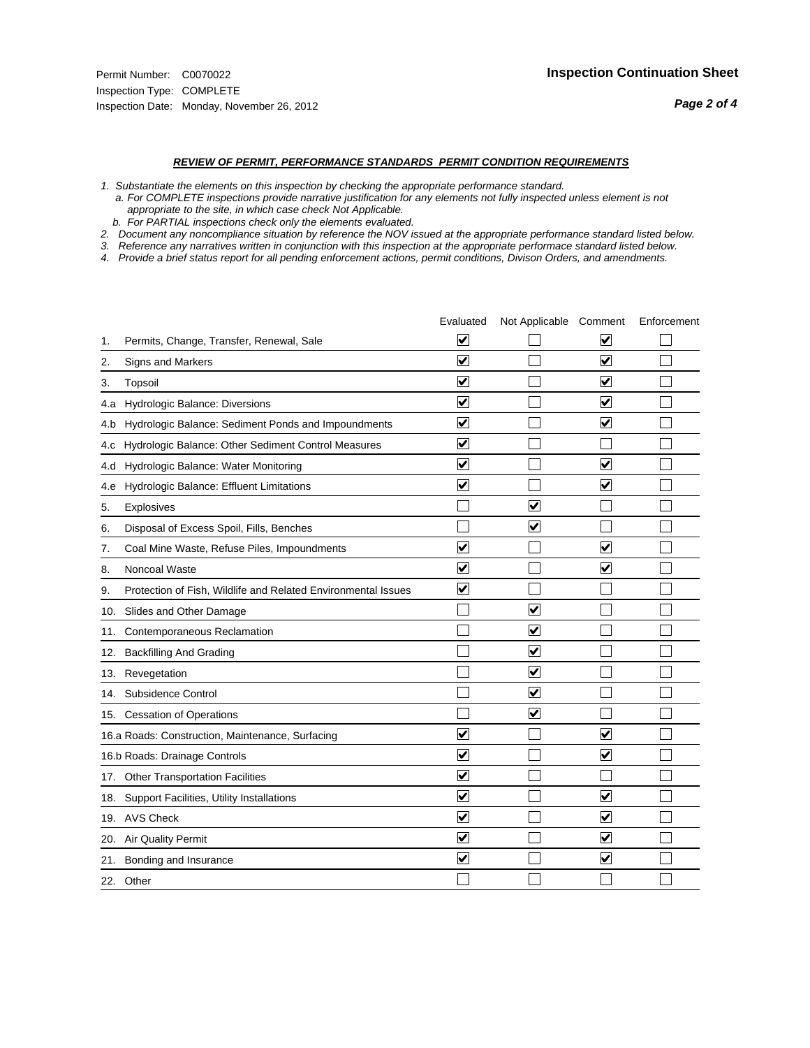Permit Number: C0070022
Inspection Type: COMPLETE
Inspection Date: Monday, November 26, 2012

**Inspection Continuation Sheet**

***REVIEW OF PERMIT, PERFORMANCE STANDARDS PERMIT CONDITION REQUIREMENTS***

*1. Substantiate the elements on this inspection by checking the appropriate performance standard.*
*a. For COMPLETE inspections provide narrative justification for any elements not fully inspected unless element is not appropriate to the site, in which case check Not Applicable.*
*b. For PARTIAL inspections check only the elements evaluated.*
*2. Document any noncompliance situation by reference the NOV issued at the appropriate performance standard listed below.*
*3. Reference any narratives written in conjunction with this inspection at the appropriate performace standard listed below.*
*4. Provide a brief status report for all pending enforcement actions, permit conditions, Divison Orders, and amendments.*

| | Evaluated | Not Applicable | Comment | Enforcement |
|---|---|---|---|---|
| 1. Permits, Change, Transfer, Renewal, Sale | ☑ | ☐ | ☑ | ☐ |
| 2. Signs and Markers | ☑ | ☐ | ☑ | ☐ |
| 3. Topsoil | ☑ | ☐ | ☑ | ☐ |
| 4.a Hydrologic Balance: Diversions | ☑ | ☐ | ☑ | ☐ |
| 4.b Hydrologic Balance: Sediment Ponds and Impoundments | ☑ | ☐ | ☑ | ☐ |
| 4.c Hydrologic Balance: Other Sediment Control Measures | ☑ | ☐ | ☐ | ☐ |
| 4.d Hydrologic Balance: Water Monitoring | ☑ | ☐ | ☑ | ☐ |
| 4.e Hydrologic Balance: Effluent Limitations | ☑ | ☐ | ☑ | ☐ |
| 5. Explosives | ☐ | ☑ | ☐ | ☐ |
| 6. Disposal of Excess Spoil, Fills, Benches | ☐ | ☑ | ☐ | ☐ |
| 7. Coal Mine Waste, Refuse Piles, Impoundments | ☑ | ☐ | ☑ | ☐ |
| 8. Noncoal Waste | ☑ | ☐ | ☑ | ☐ |
| 9. Protection of Fish, Wildlife and Related Environmental Issues | ☑ | ☐ | ☐ | ☐ |
| 10. Slides and Other Damage | ☐ | ☑ | ☐ | ☐ |
| 11. Contemporaneous Reclamation | ☐ | ☑ | ☐ | ☐ |
| 12. Backfilling And Grading | ☐ | ☑ | ☐ | ☐ |
| 13. Revegetation | ☐ | ☑ | ☐ | ☐ |
| 14. Subsidence Control | ☐ | ☑ | ☐ | ☐ |
| 15. Cessation of Operations | ☐ | ☑ | ☐ | ☐ |
| 16.a Roads: Construction, Maintenance, Surfacing | ☑ | ☐ | ☑ | ☐ |
| 16.b Roads: Drainage Controls | ☑ | ☐ | ☑ | ☐ |
| 17. Other Transportation Facilities | ☑ | ☐ | ☐ | ☐ |
| 18. Support Facilities, Utility Installations | ☑ | ☐ | ☑ | ☐ |
| 19. AVS Check | ☑ | ☐ | ☑ | ☐ |
| 20. Air Quality Permit | ☑ | ☐ | ☑ | ☐ |
| 21. Bonding and Insurance | ☑ | ☐ | ☑ | ☐ |
| 22. Other | ☐ | ☐ | ☐ | ☐ |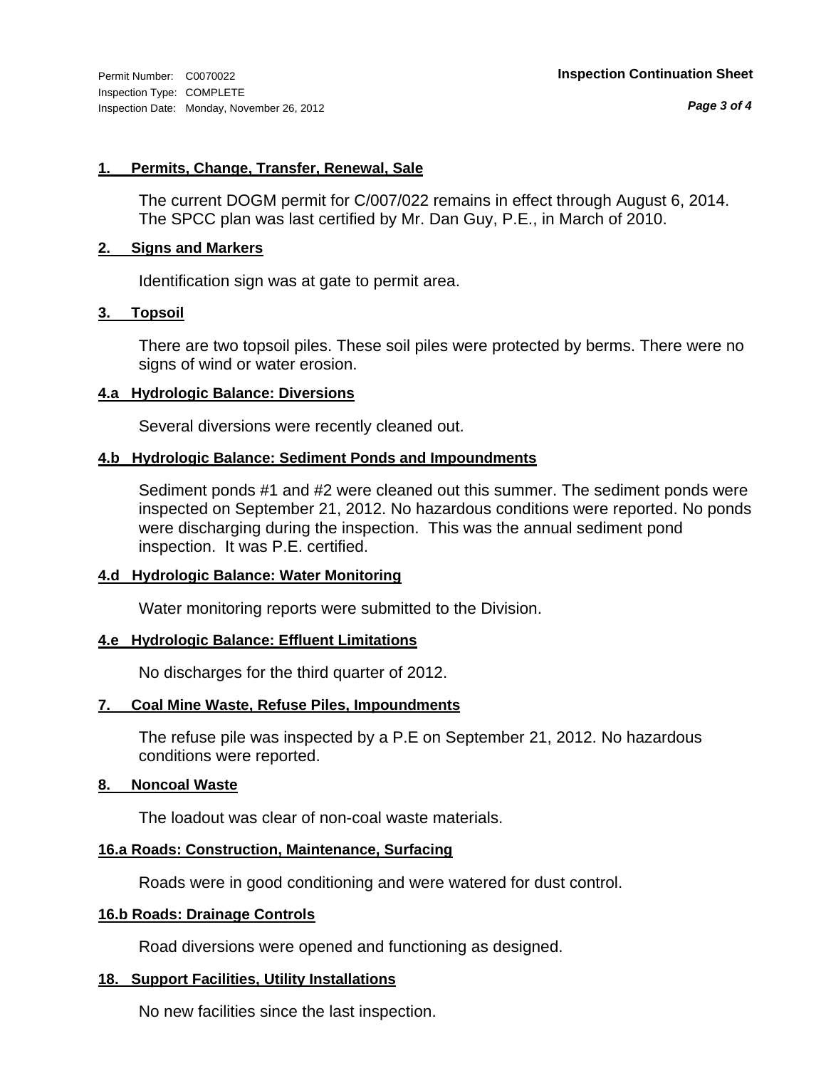Permit Number: C0070022
Inspection Type: COMPLETE
Inspection Date: Monday, November 26, 2012

**Inspection Continuation Sheet**

### 1. Permits, Change, Transfer, Renewal, Sale

The current DOGM permit for C/007/022 remains in effect through August 6, 2014. The SPCC plan was last certified by Mr. Dan Guy, P.E., in March of 2010.

### 2. Signs and Markers

Identification sign was at gate to permit area.

### 3. Topsoil

There are two topsoil piles. These soil piles were protected by berms. There were no signs of wind or water erosion.

### 4.a Hydrologic Balance: Diversions

Several diversions were recently cleaned out.

### 4.b Hydrologic Balance: Sediment Ponds and Impoundments

Sediment ponds #1 and #2 were cleaned out this summer. The sediment ponds were inspected on September 21, 2012. No hazardous conditions were reported. No ponds were discharging during the inspection. This was the annual sediment pond inspection. It was P.E. certified.

### 4.d Hydrologic Balance: Water Monitoring

Water monitoring reports were submitted to the Division.

### 4.e Hydrologic Balance: Effluent Limitations

No discharges for the third quarter of 2012.

### 7. Coal Mine Waste, Refuse Piles, Impoundments

The refuse pile was inspected by a P.E on September 21, 2012. No hazardous conditions were reported.

### 8. Noncoal Waste

The loadout was clear of non-coal waste materials.

### 16.a Roads: Construction, Maintenance, Surfacing

Roads were in good conditioning and were watered for dust control.

### 16.b Roads: Drainage Controls

Road diversions were opened and functioning as designed.

### 18. Support Facilities, Utility Installations

No new facilities since the last inspection.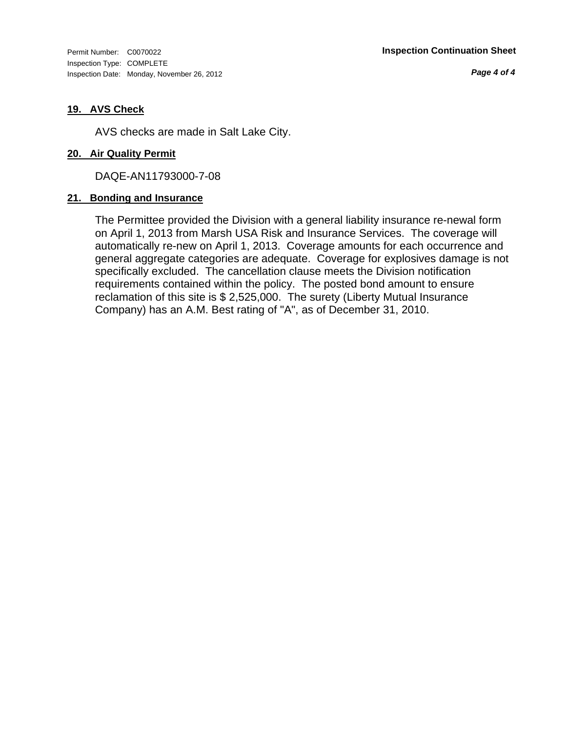### 19. AVS Check

AVS checks are made in Salt Lake City.

### 20. Air Quality Permit

DAQE-AN11793000-7-08

### 21. Bonding and Insurance

The Permittee provided the Division with a general liability insurance re-newal form on April 1, 2013 from Marsh USA Risk and Insurance Services. The coverage will automatically re-new on April 1, 2013. Coverage amounts for each occurrence and general aggregate categories are adequate. Coverage for explosives damage is not specifically excluded. The cancellation clause meets the Division notification requirements contained within the policy. The posted bond amount to ensure reclamation of this site is $ 2,525,000. The surety (Liberty Mutual Insurance Company) has an A.M. Best rating of "A", as of December 31, 2010.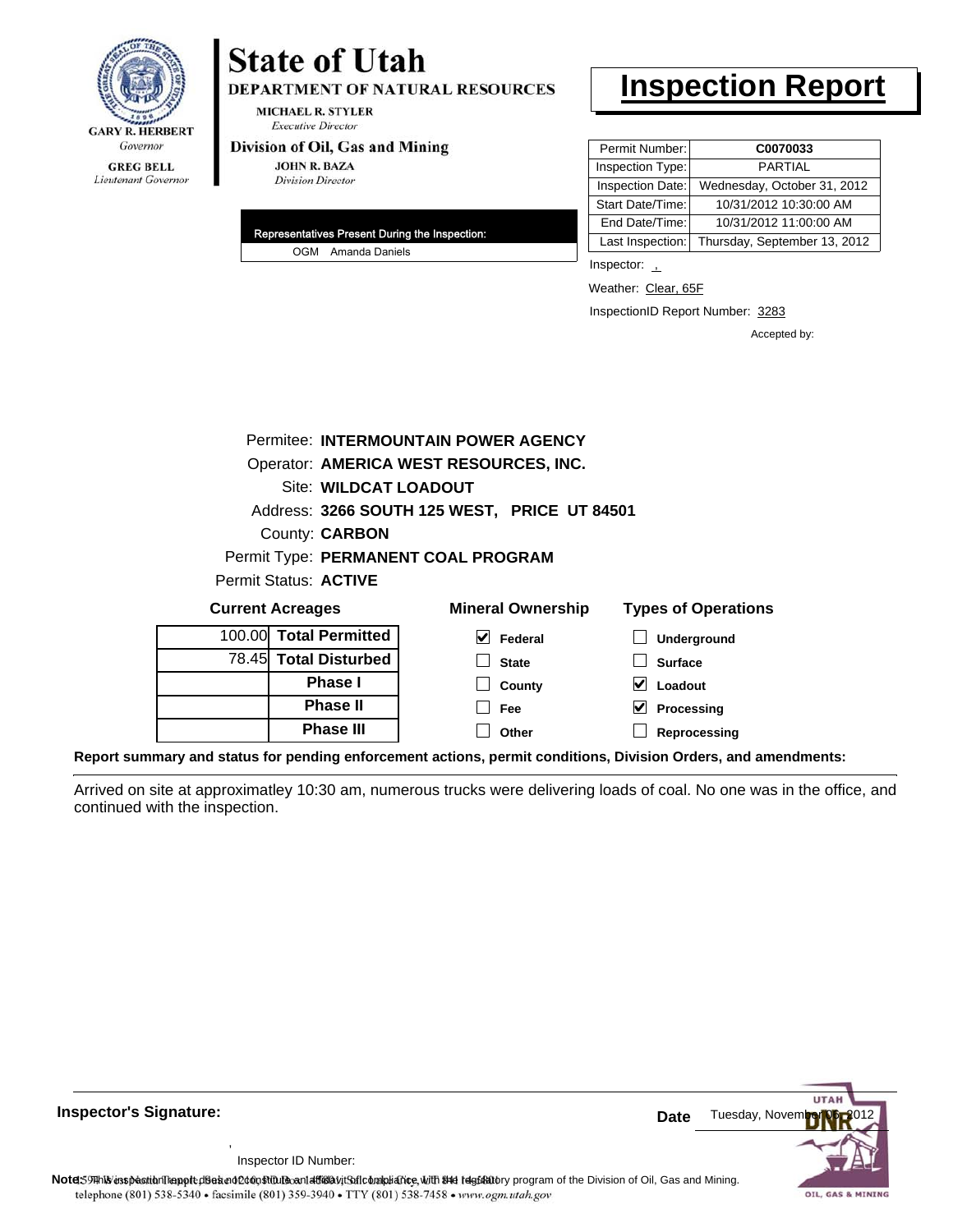# State of Utah

**DEPARTMENT OF NATURAL RESOURCES**

MICHAEL R. STYLER
*Executive Director*

**Division of Oil, Gas and Mining**

JOHN R. BAZA
*Division Director*

GARY R. HERBERT
*Governor*

GREG BELL
*Lieutenant Governor*

# Inspection Report

| | |
|---|---|
| Permit Number: | **C0070033** |
| Inspection Type: | PARTIAL |
| Inspection Date: | Wednesday, October 31, 2012 |
| Start Date/Time: | 10/31/2012 10:30:00 AM |
| End Date/Time: | 10/31/2012 11:00:00 AM |
| Last Inspection: | Thursday, September 13, 2012 |

**Representatives Present During the Inspection:**

OGM Amanda Daniels

Inspector: ,

Weather: Clear, 65F

InspectionID Report Number: 3283

Accepted by:

Permitee: **INTERMOUNTAIN POWER AGENCY**
Operator: **AMERICA WEST RESOURCES, INC.**
Site: **WILDCAT LOADOUT**
Address: **3266 SOUTH 125 WEST, PRICE UT 84501**
County: **CARBON**
Permit Type: **PERMANENT COAL PROGRAM**
Permit Status: **ACTIVE**

**Current Acreages**

| | |
|---|---|
| 100.00 | **Total Permitted** |
| 78.45 | **Total Disturbed** |
| | **Phase I** |
| | **Phase II** |
| | **Phase III** |

**Mineral Ownership**

- [x] Federal
- [ ] State
- [ ] County
- [ ] Fee
- [ ] Other

**Types of Operations**

- [ ] Underground
- [ ] Surface
- [x] Loadout
- [x] Processing
- [ ] Reprocessing

**Report summary and status for pending enforcement actions, permit conditions, Division Orders, and amendments:**

Arrived on site at approximatley 10:30 am, numerous trucks were delivering loads of coal. No one was in the office, and continued with the inspection.

**Inspector's Signature:**

,

Inspector ID Number:

**Date** Tuesday, November 06, 2012

**Note:** This inspection report does not constitute an affidavit of compliance with the regulatory program of the Division of Oil, Gas and Mining.
telephone (801) 538-5340 • facsimile (801) 359-3940 • TTY (801) 538-7458 • www.ogm.utah.gov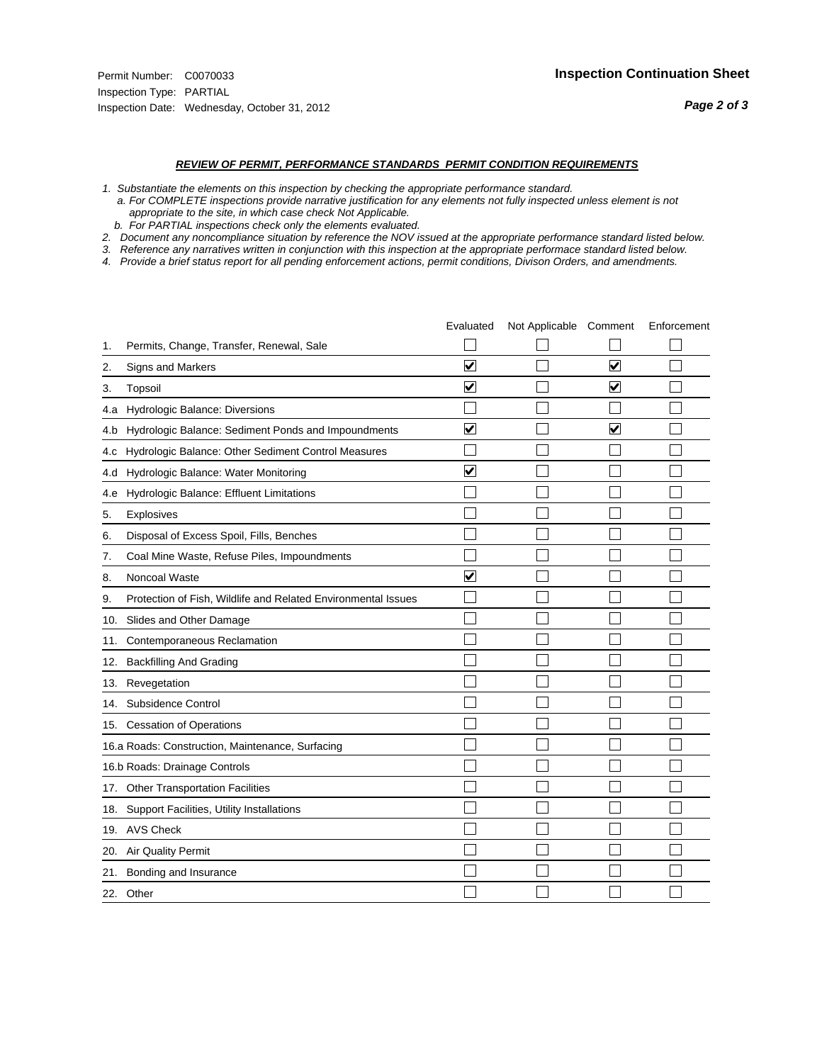Permit Number: C0070033
Inspection Type: PARTIAL
Inspection Date: Wednesday, October 31, 2012

**Inspection Continuation Sheet**

***REVIEW OF PERMIT, PERFORMANCE STANDARDS PERMIT CONDITION REQUIREMENTS***

*1. Substantiate the elements on this inspection by checking the appropriate performance standard.*
*a. For COMPLETE inspections provide narrative justification for any elements not fully inspected unless element is not appropriate to the site, in which case check Not Applicable.*
*b. For PARTIAL inspections check only the elements evaluated.*
*2. Document any noncompliance situation by reference the NOV issued at the appropriate performance standard listed below.*
*3. Reference any narratives written in conjunction with this inspection at the appropriate performace standard listed below.*
*4. Provide a brief status report for all pending enforcement actions, permit conditions, Divison Orders, and amendments.*

| | Evaluated | Not Applicable | Comment | Enforcement |
|---|---|---|---|---|
| 1. Permits, Change, Transfer, Renewal, Sale | ☐ | ☐ | ☐ | ☐ |
| 2. Signs and Markers | ☑ | ☐ | ☑ | ☐ |
| 3. Topsoil | ☑ | ☐ | ☑ | ☐ |
| 4.a Hydrologic Balance: Diversions | ☐ | ☐ | ☐ | ☐ |
| 4.b Hydrologic Balance: Sediment Ponds and Impoundments | ☑ | ☐ | ☑ | ☐ |
| 4.c Hydrologic Balance: Other Sediment Control Measures | ☐ | ☐ | ☐ | ☐ |
| 4.d Hydrologic Balance: Water Monitoring | ☑ | ☐ | ☐ | ☐ |
| 4.e Hydrologic Balance: Effluent Limitations | ☐ | ☐ | ☐ | ☐ |
| 5. Explosives | ☐ | ☐ | ☐ | ☐ |
| 6. Disposal of Excess Spoil, Fills, Benches | ☐ | ☐ | ☐ | ☐ |
| 7. Coal Mine Waste, Refuse Piles, Impoundments | ☐ | ☐ | ☐ | ☐ |
| 8. Noncoal Waste | ☑ | ☐ | ☐ | ☐ |
| 9. Protection of Fish, Wildlife and Related Environmental Issues | ☐ | ☐ | ☐ | ☐ |
| 10. Slides and Other Damage | ☐ | ☐ | ☐ | ☐ |
| 11. Contemporaneous Reclamation | ☐ | ☐ | ☐ | ☐ |
| 12. Backfilling And Grading | ☐ | ☐ | ☐ | ☐ |
| 13. Revegetation | ☐ | ☐ | ☐ | ☐ |
| 14. Subsidence Control | ☐ | ☐ | ☐ | ☐ |
| 15. Cessation of Operations | ☐ | ☐ | ☐ | ☐ |
| 16.a Roads: Construction, Maintenance, Surfacing | ☐ | ☐ | ☐ | ☐ |
| 16.b Roads: Drainage Controls | ☐ | ☐ | ☐ | ☐ |
| 17. Other Transportation Facilities | ☐ | ☐ | ☐ | ☐ |
| 18. Support Facilities, Utility Installations | ☐ | ☐ | ☐ | ☐ |
| 19. AVS Check | ☐ | ☐ | ☐ | ☐ |
| 20. Air Quality Permit | ☐ | ☐ | ☐ | ☐ |
| 21. Bonding and Insurance | ☐ | ☐ | ☐ | ☐ |
| 22. Other | ☐ | ☐ | ☐ | ☐ |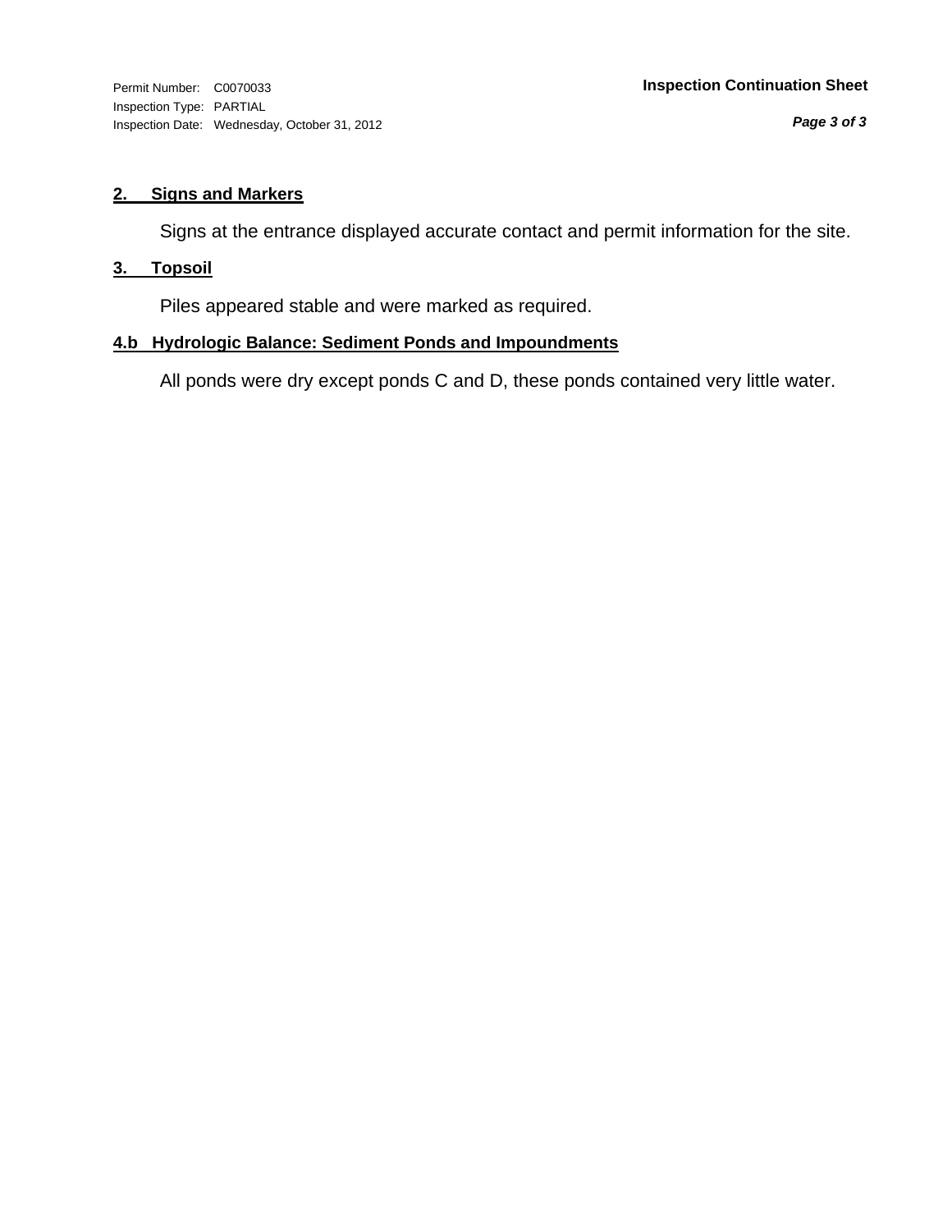### 2. Signs and Markers

Signs at the entrance displayed accurate contact and permit information for the site.

### 3. Topsoil

Piles appeared stable and were marked as required.

### 4.b Hydrologic Balance: Sediment Ponds and Impoundments

All ponds were dry except ponds C and D, these ponds contained very little water.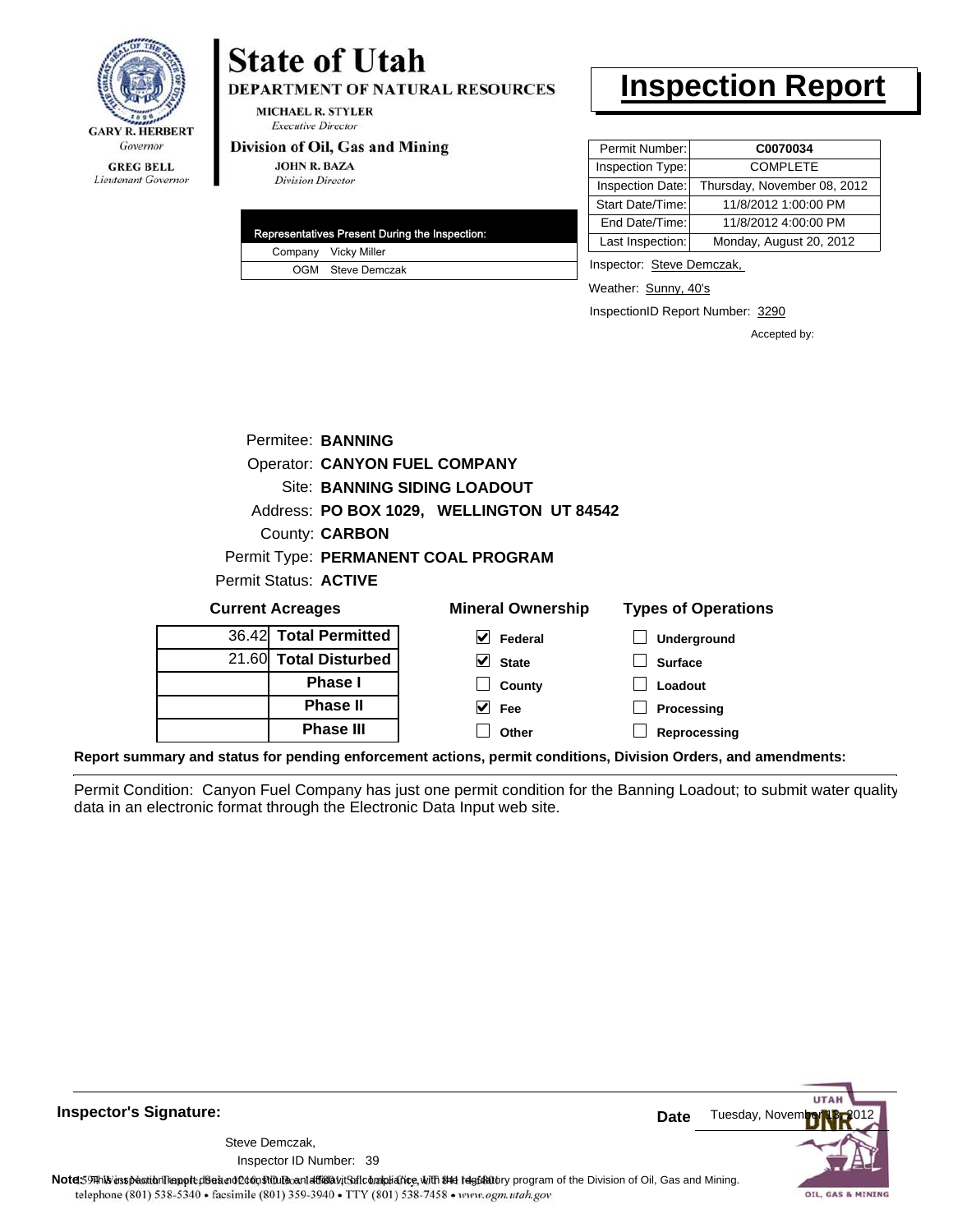GARY R. HERBERT
*Governor*

GREG BELL
*Lieutenant Governor*

# State of Utah

**DEPARTMENT OF NATURAL RESOURCES**

MICHAEL R. STYLER
*Executive Director*

**Division of Oil, Gas and Mining**

JOHN R. BAZA
*Division Director*

# Inspection Report

| | |
|---|---|
| Permit Number: | **C0070034** |
| Inspection Type: | COMPLETE |
| Inspection Date: | Thursday, November 08, 2012 |
| Start Date/Time: | 11/8/2012 1:00:00 PM |
| End Date/Time: | 11/8/2012 4:00:00 PM |
| Last Inspection: | Monday, August 20, 2012 |

| Representatives Present During the Inspection: | |
|---|---|
| Company | Vicky Miller |
| OGM | Steve Demczak |

Inspector: Steve Demczak,

Weather: Sunny, 40's

InspectionID Report Number: 3290

Accepted by:

Permitee: **BANNING**
Operator: **CANYON FUEL COMPANY**
Site: **BANNING SIDING LOADOUT**
Address: **PO BOX 1029, WELLINGTON UT 84542**
County: **CARBON**
Permit Type: **PERMANENT COAL PROGRAM**
Permit Status: **ACTIVE**

**Current Acreages**

| | |
|---|---|
| 36.42 | **Total Permitted** |
| 21.60 | **Total Disturbed** |
| | **Phase I** |
| | **Phase II** |
| | **Phase III** |

**Mineral Ownership**

- [x] Federal
- [x] State
- [ ] County
- [x] Fee
- [ ] Other

**Types of Operations**

- [ ] Underground
- [ ] Surface
- [ ] Loadout
- [ ] Processing
- [ ] Reprocessing

**Report summary and status for pending enforcement actions, permit conditions, Division Orders, and amendments:**

Permit Condition: Canyon Fuel Company has just one permit condition for the Banning Loadout; to submit water quality data in an electronic format through the Electronic Data Input web site.

**Inspector's Signature:**

Steve Demczak,
Inspector ID Number: 39

**Date** Tuesday, November 13, 2012

**Note:** This inspection report does not constitute an affidavit of compliance with the regulatory program of the Division of Oil, Gas and Mining.

telephone (801) 538-5340 • facsimile (801) 359-3940 • TTY (801) 538-7458 • www.ogm.utah.gov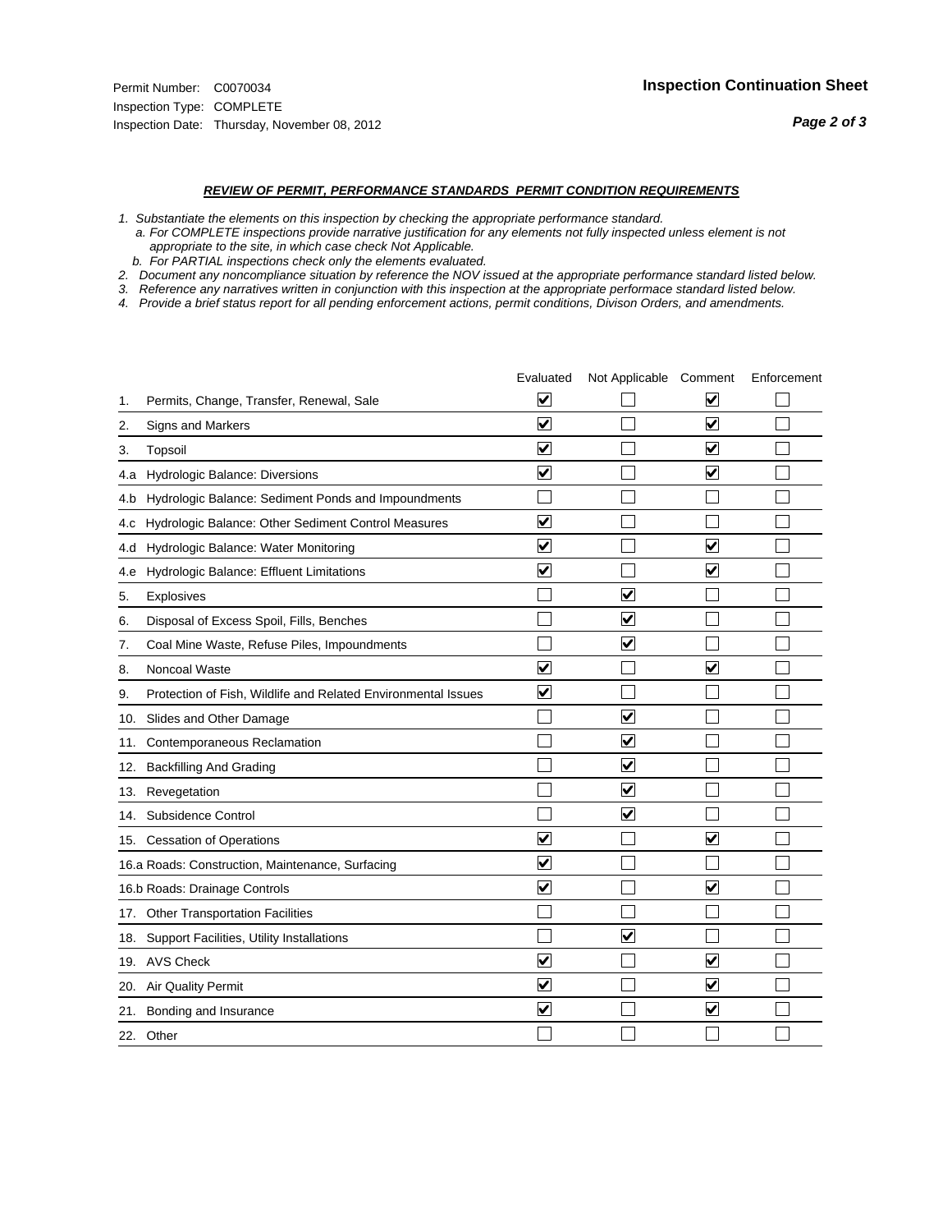Permit Number: C0070034
Inspection Type: COMPLETE
Inspection Date: Thursday, November 08, 2012

**Inspection Continuation Sheet**

## *REVIEW OF PERMIT, PERFORMANCE STANDARDS PERMIT CONDITION REQUIREMENTS*

*1. Substantiate the elements on this inspection by checking the appropriate performance standard.*
*a. For COMPLETE inspections provide narrative justification for any elements not fully inspected unless element is not appropriate to the site, in which case check Not Applicable.*
*b. For PARTIAL inspections check only the elements evaluated.*
*2. Document any noncompliance situation by reference the NOV issued at the appropriate performance standard listed below.*
*3. Reference any narratives written in conjunction with this inspection at the appropriate performace standard listed below.*
*4. Provide a brief status report for all pending enforcement actions, permit conditions, Divison Orders, and amendments.*

| | Evaluated | Not Applicable | Comment | Enforcement |
|---|---|---|---|---|
| 1. Permits, Change, Transfer, Renewal, Sale | ☑ | ☐ | ☑ | ☐ |
| 2. Signs and Markers | ☑ | ☐ | ☑ | ☐ |
| 3. Topsoil | ☑ | ☐ | ☑ | ☐ |
| 4.a Hydrologic Balance: Diversions | ☑ | ☐ | ☑ | ☐ |
| 4.b Hydrologic Balance: Sediment Ponds and Impoundments | ☐ | ☐ | ☐ | ☐ |
| 4.c Hydrologic Balance: Other Sediment Control Measures | ☑ | ☐ | ☐ | ☐ |
| 4.d Hydrologic Balance: Water Monitoring | ☑ | ☐ | ☑ | ☐ |
| 4.e Hydrologic Balance: Effluent Limitations | ☑ | ☐ | ☑ | ☐ |
| 5. Explosives | ☐ | ☑ | ☐ | ☐ |
| 6. Disposal of Excess Spoil, Fills, Benches | ☐ | ☑ | ☐ | ☐ |
| 7. Coal Mine Waste, Refuse Piles, Impoundments | ☐ | ☑ | ☐ | ☐ |
| 8. Noncoal Waste | ☑ | ☐ | ☑ | ☐ |
| 9. Protection of Fish, Wildlife and Related Environmental Issues | ☑ | ☐ | ☐ | ☐ |
| 10. Slides and Other Damage | ☐ | ☑ | ☐ | ☐ |
| 11. Contemporaneous Reclamation | ☐ | ☑ | ☐ | ☐ |
| 12. Backfilling And Grading | ☐ | ☑ | ☐ | ☐ |
| 13. Revegetation | ☐ | ☑ | ☐ | ☐ |
| 14. Subsidence Control | ☐ | ☑ | ☐ | ☐ |
| 15. Cessation of Operations | ☑ | ☐ | ☑ | ☐ |
| 16.a Roads: Construction, Maintenance, Surfacing | ☑ | ☐ | ☐ | ☐ |
| 16.b Roads: Drainage Controls | ☑ | ☐ | ☑ | ☐ |
| 17. Other Transportation Facilities | ☐ | ☐ | ☐ | ☐ |
| 18. Support Facilities, Utility Installations | ☐ | ☑ | ☐ | ☐ |
| 19. AVS Check | ☑ | ☐ | ☑ | ☐ |
| 20. Air Quality Permit | ☑ | ☐ | ☑ | ☐ |
| 21. Bonding and Insurance | ☑ | ☐ | ☑ | ☐ |
| 22. Other | ☐ | ☐ | ☐ | ☐ |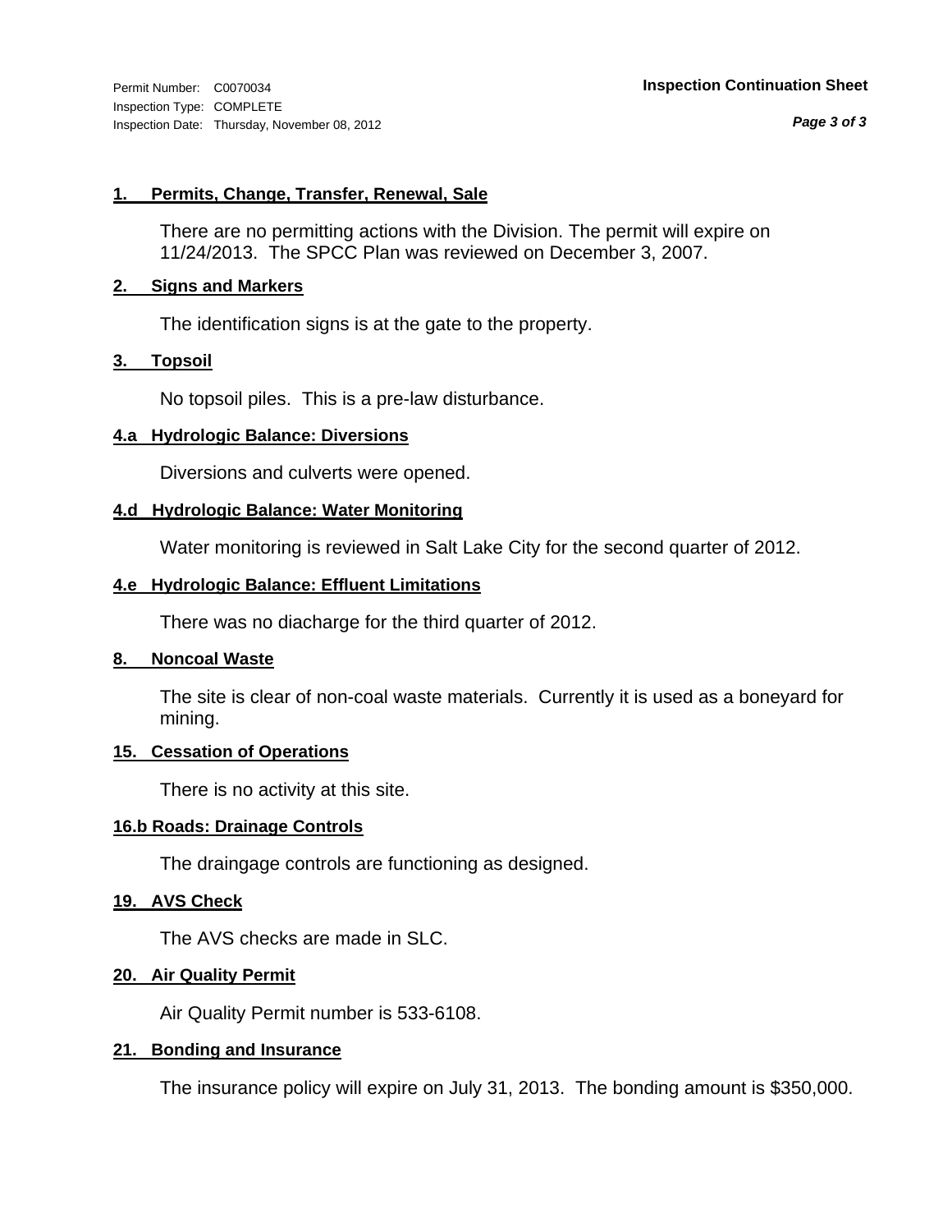Permit Number: C0070034
Inspection Type: COMPLETE
Inspection Date: Thursday, November 08, 2012

**Inspection Continuation Sheet**

**1. Permits, Change, Transfer, Renewal, Sale**

There are no permitting actions with the Division. The permit will expire on 11/24/2013. The SPCC Plan was reviewed on December 3, 2007.

**2. Signs and Markers**

The identification signs is at the gate to the property.

**3. Topsoil**

No topsoil piles. This is a pre-law disturbance.

**4.a Hydrologic Balance: Diversions**

Diversions and culverts were opened.

**4.d Hydrologic Balance: Water Monitoring**

Water monitoring is reviewed in Salt Lake City for the second quarter of 2012.

**4.e Hydrologic Balance: Effluent Limitations**

There was no diacharge for the third quarter of 2012.

**8. Noncoal Waste**

The site is clear of non-coal waste materials. Currently it is used as a boneyard for mining.

**15. Cessation of Operations**

There is no activity at this site.

**16.b Roads: Drainage Controls**

The draingage controls are functioning as designed.

**19. AVS Check**

The AVS checks are made in SLC.

**20. Air Quality Permit**

Air Quality Permit number is 533-6108.

**21. Bonding and Insurance**

The insurance policy will expire on July 31, 2013. The bonding amount is $350,000.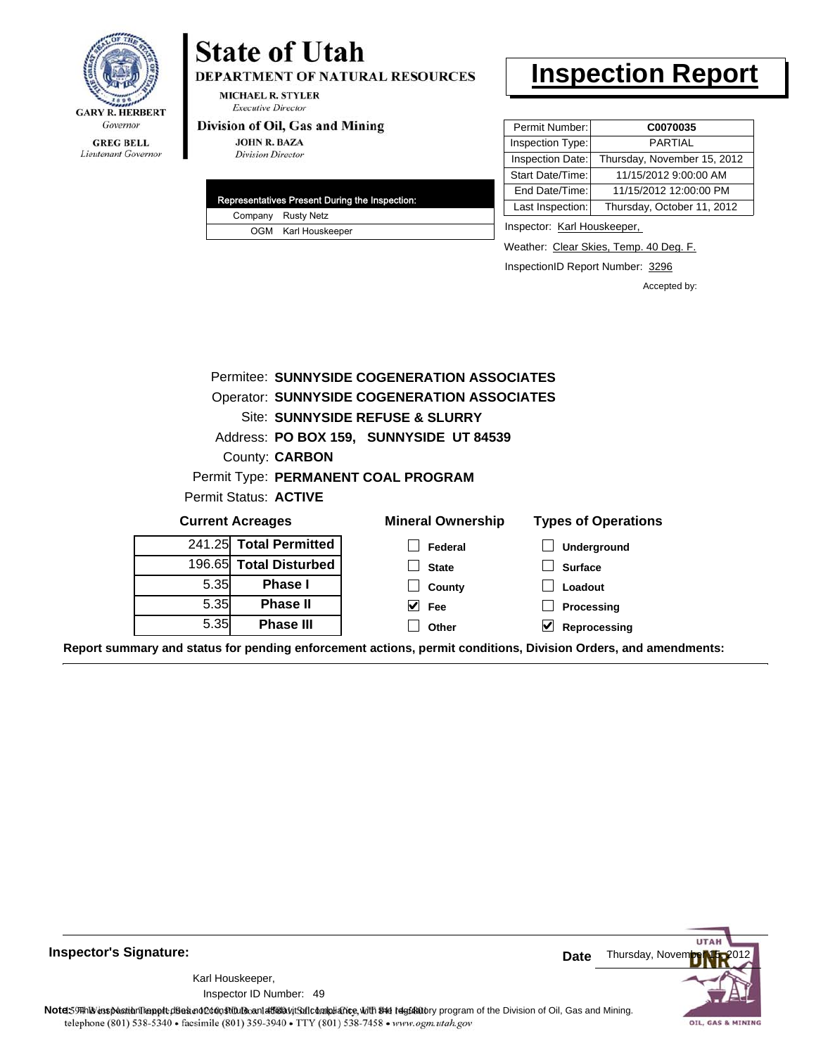**GARY R. HERBERT**
*Governor*

**GREG BELL**
*Lieutenant Governor*

# State of Utah

**DEPARTMENT OF NATURAL RESOURCES**

**MICHAEL R. STYLER**
*Executive Director*

**Division of Oil, Gas and Mining**

**JOHN R. BAZA**
*Division Director*

# Inspection Report

| Permit Number: | **C0070035** |
|---|---|
| Inspection Type: | PARTIAL |
| Inspection Date: | Thursday, November 15, 2012 |
| Start Date/Time: | 11/15/2012 9:00:00 AM |
| End Date/Time: | 11/15/2012 12:00:00 PM |
| Last Inspection: | Thursday, October 11, 2012 |

Inspector: Karl Houskeeper,

Weather: Clear Skies, Temp. 40 Deg. F.

InspectionID Report Number: 3296

Accepted by:

| Representatives Present During the Inspection: | |
|---|---|
| Company | Rusty Netz |
| OGM | Karl Houskeeper |

Permitee: **SUNNYSIDE COGENERATION ASSOCIATES**
Operator: **SUNNYSIDE COGENERATION ASSOCIATES**
Site: **SUNNYSIDE REFUSE & SLURRY**
Address: **PO BOX 159, SUNNYSIDE UT 84539**
County: **CARBON**
Permit Type: **PERMANENT COAL PROGRAM**
Permit Status: **ACTIVE**

**Current Acreages**

| | |
|---|---|
| 241.25 | **Total Permitted** |
| 196.65 | **Total Disturbed** |
| 5.35 | **Phase I** |
| 5.35 | **Phase II** |
| 5.35 | **Phase III** |

**Mineral Ownership**

- [ ] Federal
- [ ] State
- [ ] County
- [x] Fee
- [ ] Other

**Types of Operations**

- [ ] Underground
- [ ] Surface
- [ ] Loadout
- [ ] Processing
- [x] Reprocessing

**Report summary and status for pending enforcement actions, permit conditions, Division Orders, and amendments:**

---

**Inspector's Signature:**

Karl Houskeeper,
Inspector ID Number: 49

**Date** Thursday, November 15, 2012

**Note:** This inspection report does not constitute an affidavit of compliance with the regulatory program of the Division of Oil, Gas and Mining.

1594 West North Temple, Suite 1210, PO Box 145801, Salt Lake City, UT 84114-5801
telephone (801) 538-5340 • facsimile (801) 359-3940 • TTY (801) 538-7458 • www.ogm.utah.gov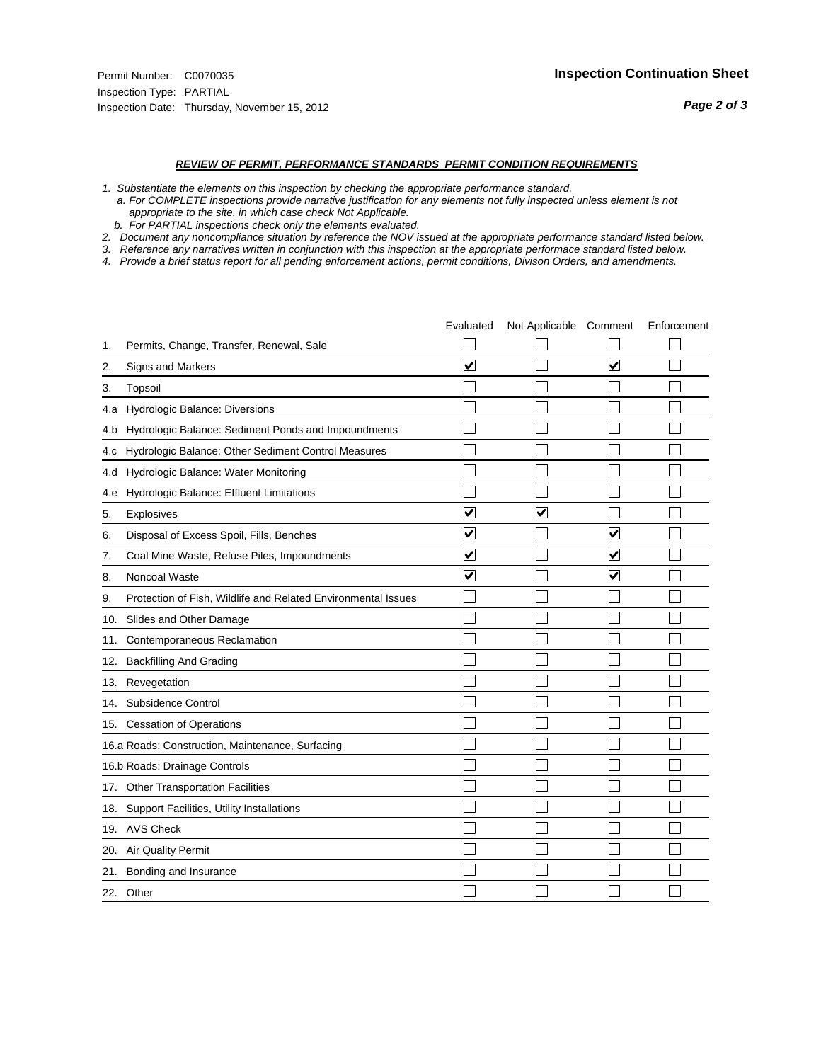Permit Number: C0070035
Inspection Type: PARTIAL
Inspection Date: Thursday, November 15, 2012

**Inspection Continuation Sheet**

***REVIEW OF PERMIT, PERFORMANCE STANDARDS PERMIT CONDITION REQUIREMENTS***

*1. Substantiate the elements on this inspection by checking the appropriate performance standard.*
*a. For COMPLETE inspections provide narrative justification for any elements not fully inspected unless element is not appropriate to the site, in which case check Not Applicable.*
*b. For PARTIAL inspections check only the elements evaluated.*
*2. Document any noncompliance situation by reference the NOV issued at the appropriate performance standard listed below.*
*3. Reference any narratives written in conjunction with this inspection at the appropriate performace standard listed below.*
*4. Provide a brief status report for all pending enforcement actions, permit conditions, Divison Orders, and amendments.*

| | | Evaluated | Not Applicable | Comment | Enforcement |
|---|---|---|---|---|---|
| 1. | Permits, Change, Transfer, Renewal, Sale | ☐ | ☐ | ☐ | ☐ |
| 2. | Signs and Markers | ☑ | ☐ | ☑ | ☐ |
| 3. | Topsoil | ☐ | ☐ | ☐ | ☐ |
| 4.a | Hydrologic Balance: Diversions | ☐ | ☐ | ☐ | ☐ |
| 4.b | Hydrologic Balance: Sediment Ponds and Impoundments | ☐ | ☐ | ☐ | ☐ |
| 4.c | Hydrologic Balance: Other Sediment Control Measures | ☐ | ☐ | ☐ | ☐ |
| 4.d | Hydrologic Balance: Water Monitoring | ☐ | ☐ | ☐ | ☐ |
| 4.e | Hydrologic Balance: Effluent Limitations | ☐ | ☐ | ☐ | ☐ |
| 5. | Explosives | ☑ | ☑ | ☐ | ☐ |
| 6. | Disposal of Excess Spoil, Fills, Benches | ☑ | ☐ | ☑ | ☐ |
| 7. | Coal Mine Waste, Refuse Piles, Impoundments | ☑ | ☐ | ☑ | ☐ |
| 8. | Noncoal Waste | ☑ | ☐ | ☑ | ☐ |
| 9. | Protection of Fish, Wildlife and Related Environmental Issues | ☐ | ☐ | ☐ | ☐ |
| 10. | Slides and Other Damage | ☐ | ☐ | ☐ | ☐ |
| 11. | Contemporaneous Reclamation | ☐ | ☐ | ☐ | ☐ |
| 12. | Backfilling And Grading | ☐ | ☐ | ☐ | ☐ |
| 13. | Revegetation | ☐ | ☐ | ☐ | ☐ |
| 14. | Subsidence Control | ☐ | ☐ | ☐ | ☐ |
| 15. | Cessation of Operations | ☐ | ☐ | ☐ | ☐ |
| 16.a | Roads: Construction, Maintenance, Surfacing | ☐ | ☐ | ☐ | ☐ |
| 16.b | Roads: Drainage Controls | ☐ | ☐ | ☐ | ☐ |
| 17. | Other Transportation Facilities | ☐ | ☐ | ☐ | ☐ |
| 18. | Support Facilities, Utility Installations | ☐ | ☐ | ☐ | ☐ |
| 19. | AVS Check | ☐ | ☐ | ☐ | ☐ |
| 20. | Air Quality Permit | ☐ | ☐ | ☐ | ☐ |
| 21. | Bonding and Insurance | ☐ | ☐ | ☐ | ☐ |
| 22. | Other | ☐ | ☐ | ☐ | ☐ |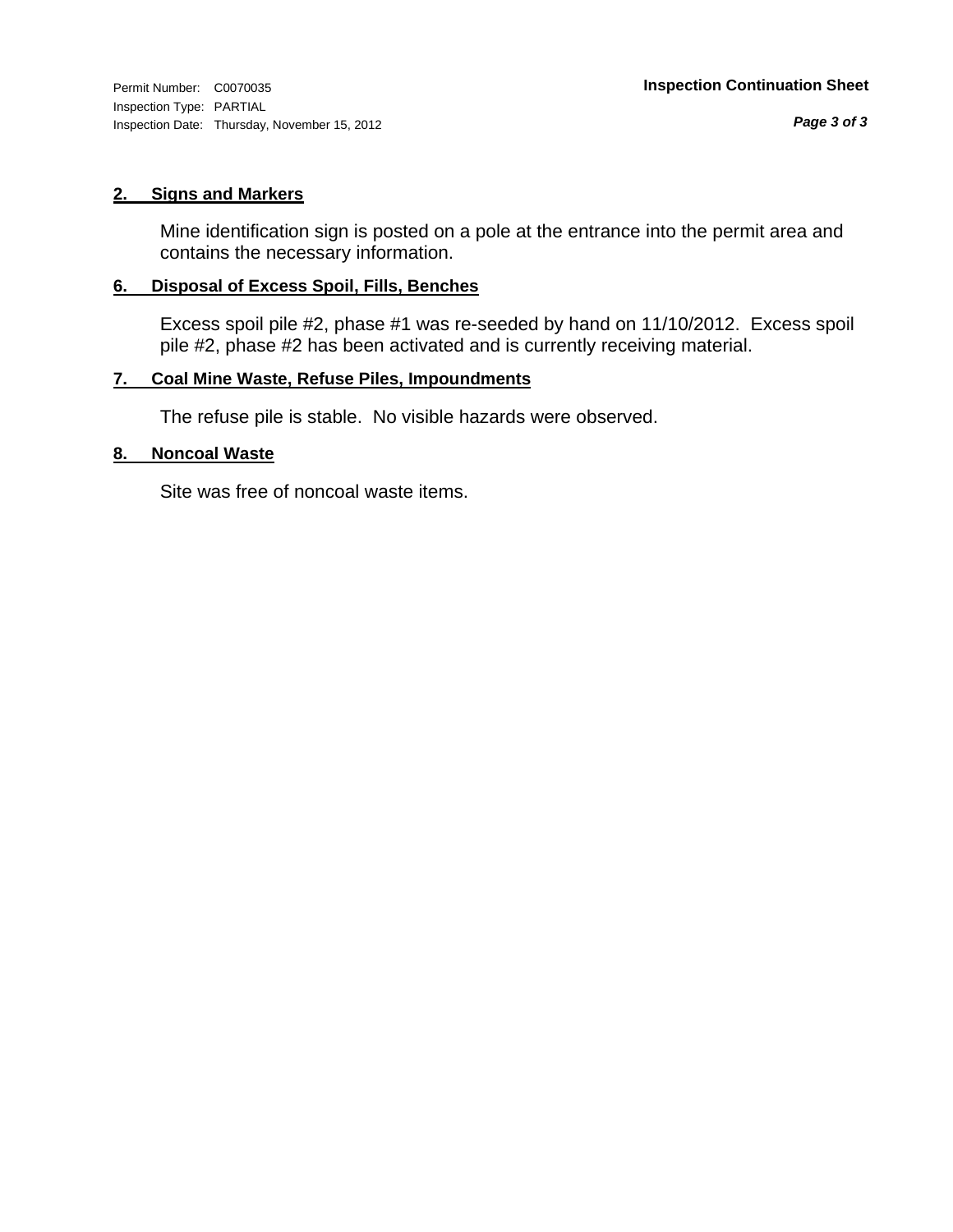## 2. Signs and Markers

Mine identification sign is posted on a pole at the entrance into the permit area and contains the necessary information.

## 6. Disposal of Excess Spoil, Fills, Benches

Excess spoil pile #2, phase #1 was re-seeded by hand on 11/10/2012. Excess spoil pile #2, phase #2 has been activated and is currently receiving material.

## 7. Coal Mine Waste, Refuse Piles, Impoundments

The refuse pile is stable. No visible hazards were observed.

## 8. Noncoal Waste

Site was free of noncoal waste items.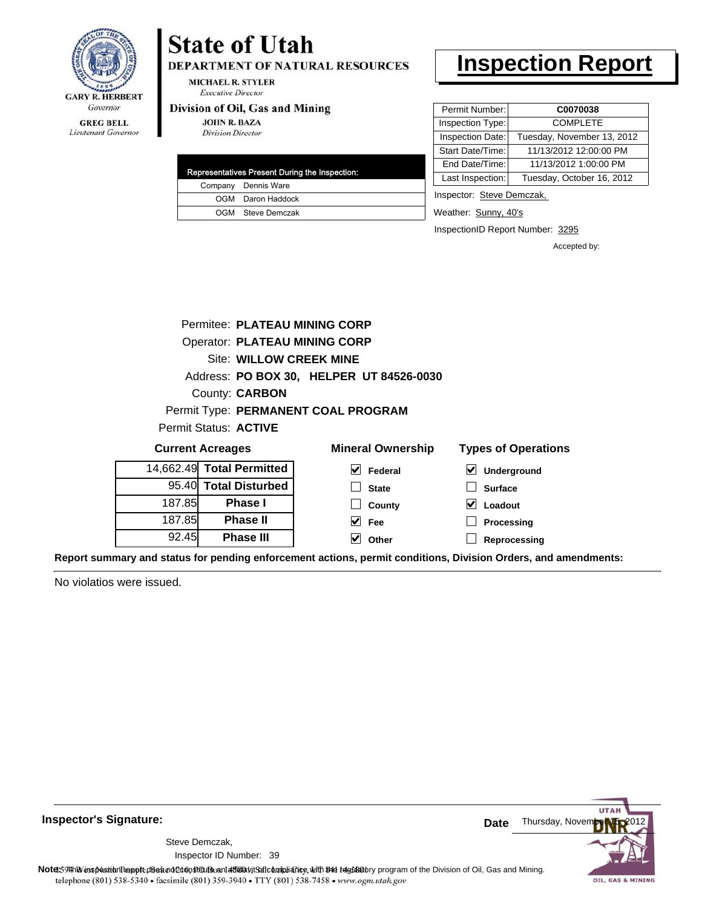GARY R. HERBERT
*Governor*

GREG BELL
*Lieutenant Governor*

# State of Utah

**DEPARTMENT OF NATURAL RESOURCES**

MICHAEL R. STYLER
*Executive Director*

**Division of Oil, Gas and Mining**

JOHN R. BAZA
*Division Director*

# Inspection Report

| Representatives Present During the Inspection: | |
|---|---|
| Company | Dennis Ware |
| OGM | Daron Haddock |
| OGM | Steve Demczak |

| | |
|---|---|
| Permit Number: | **C0070038** |
| Inspection Type: | COMPLETE |
| Inspection Date: | Tuesday, November 13, 2012 |
| Start Date/Time: | 11/13/2012 12:00:00 PM |
| End Date/Time: | 11/13/2012 1:00:00 PM |
| Last Inspection: | Tuesday, October 16, 2012 |

Inspector: Steve Demczak,

Weather: Sunny, 40's

InspectionID Report Number: 3295

Accepted by:

Permitee: **PLATEAU MINING CORP**
Operator: **PLATEAU MINING CORP**
Site: **WILLOW CREEK MINE**
Address: **PO BOX 30, HELPER UT 84526-0030**
County: **CARBON**
Permit Type: **PERMANENT COAL PROGRAM**
Permit Status: **ACTIVE**

**Current Acreages**

| | |
|---|---|
| 14,662.49 | **Total Permitted** |
| 95.40 | **Total Disturbed** |
| 187.85 | **Phase I** |
| 187.85 | **Phase II** |
| 92.45 | **Phase III** |

**Mineral Ownership**

- [x] Federal
- [ ] State
- [ ] County
- [x] Fee
- [x] Other

**Types of Operations**

- [x] Underground
- [ ] Surface
- [x] Loadout
- [ ] Processing
- [ ] Reprocessing

**Report summary and status for pending enforcement actions, permit conditions, Division Orders, and amendments:**

No violatios were issued.

**Inspector's Signature:**

Steve Demczak,
Inspector ID Number: 39

**Date** Thursday, November 15, 2012

**Note:** This inspection report does not constitute an affidavit of compliance with the regulatory program of the Division of Oil, Gas and Mining.

telephone (801) 538-5340 • facsimile (801) 359-3940 • TTY (801) 538-7458 • www.ogm.utah.gov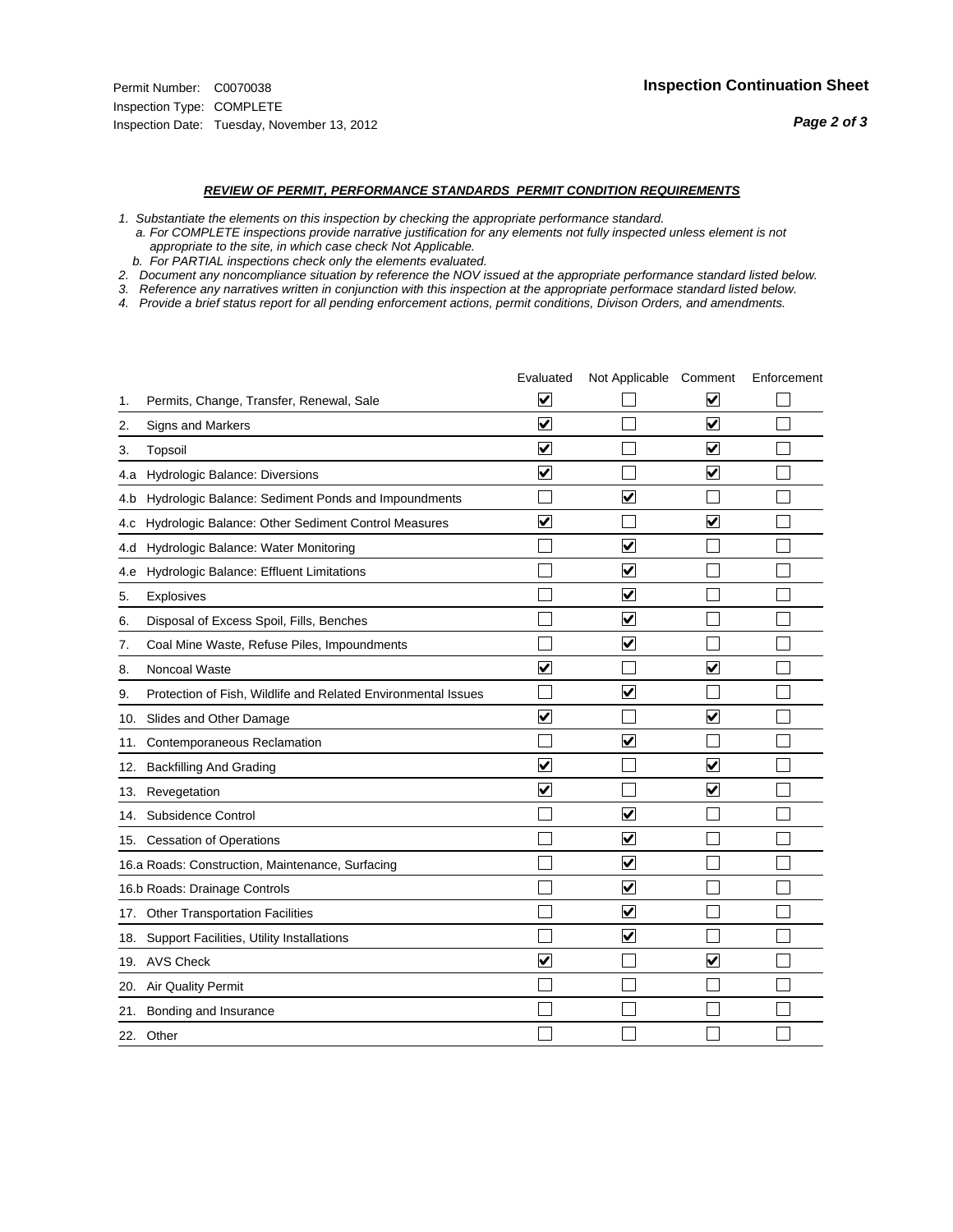Permit Number: C0070038
Inspection Type: COMPLETE
Inspection Date: Tuesday, November 13, 2012

**Inspection Continuation Sheet**

### *REVIEW OF PERMIT, PERFORMANCE STANDARDS PERMIT CONDITION REQUIREMENTS*

*1. Substantiate the elements on this inspection by checking the appropriate performance standard.*
*a. For COMPLETE inspections provide narrative justification for any elements not fully inspected unless element is not appropriate to the site, in which case check Not Applicable.*
*b. For PARTIAL inspections check only the elements evaluated.*
*2. Document any noncompliance situation by reference the NOV issued at the appropriate performance standard listed below.*
*3. Reference any narratives written in conjunction with this inspection at the appropriate performace standard listed below.*
*4. Provide a brief status report for all pending enforcement actions, permit conditions, Divison Orders, and amendments.*

| | Evaluated | Not Applicable | Comment | Enforcement |
|---|---|---|---|---|
| 1. Permits, Change, Transfer, Renewal, Sale | ☑ | ☐ | ☑ | ☐ |
| 2. Signs and Markers | ☑ | ☐ | ☑ | ☐ |
| 3. Topsoil | ☑ | ☐ | ☑ | ☐ |
| 4.a Hydrologic Balance: Diversions | ☑ | ☐ | ☑ | ☐ |
| 4.b Hydrologic Balance: Sediment Ponds and Impoundments | ☐ | ☑ | ☐ | ☐ |
| 4.c Hydrologic Balance: Other Sediment Control Measures | ☑ | ☐ | ☑ | ☐ |
| 4.d Hydrologic Balance: Water Monitoring | ☐ | ☑ | ☐ | ☐ |
| 4.e Hydrologic Balance: Effluent Limitations | ☐ | ☑ | ☐ | ☐ |
| 5. Explosives | ☐ | ☑ | ☐ | ☐ |
| 6. Disposal of Excess Spoil, Fills, Benches | ☐ | ☑ | ☐ | ☐ |
| 7. Coal Mine Waste, Refuse Piles, Impoundments | ☐ | ☑ | ☐ | ☐ |
| 8. Noncoal Waste | ☑ | ☐ | ☑ | ☐ |
| 9. Protection of Fish, Wildlife and Related Environmental Issues | ☐ | ☑ | ☐ | ☐ |
| 10. Slides and Other Damage | ☑ | ☐ | ☑ | ☐ |
| 11. Contemporaneous Reclamation | ☐ | ☑ | ☐ | ☐ |
| 12. Backfilling And Grading | ☑ | ☐ | ☑ | ☐ |
| 13. Revegetation | ☑ | ☐ | ☑ | ☐ |
| 14. Subsidence Control | ☐ | ☑ | ☐ | ☐ |
| 15. Cessation of Operations | ☐ | ☑ | ☐ | ☐ |
| 16.a Roads: Construction, Maintenance, Surfacing | ☐ | ☑ | ☐ | ☐ |
| 16.b Roads: Drainage Controls | ☐ | ☑ | ☐ | ☐ |
| 17. Other Transportation Facilities | ☐ | ☑ | ☐ | ☐ |
| 18. Support Facilities, Utility Installations | ☐ | ☑ | ☐ | ☐ |
| 19. AVS Check | ☑ | ☐ | ☑ | ☐ |
| 20. Air Quality Permit | ☐ | ☐ | ☐ | ☐ |
| 21. Bonding and Insurance | ☐ | ☐ | ☐ | ☐ |
| 22. Other | ☐ | ☐ | ☐ | ☐ |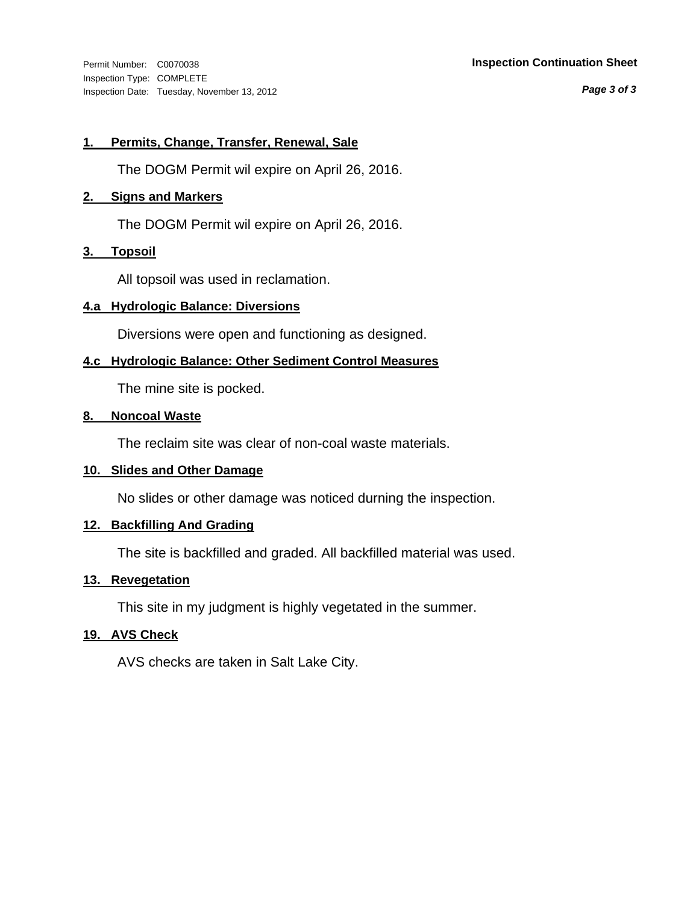Permit Number: C0070038
Inspection Type: COMPLETE
Inspection Date: Tuesday, November 13, 2012

**Inspection Continuation Sheet**

### 1. Permits, Change, Transfer, Renewal, Sale

The DOGM Permit wil expire on April 26, 2016.

### 2. Signs and Markers

The DOGM Permit wil expire on April 26, 2016.

### 3. Topsoil

All topsoil was used in reclamation.

### 4.a Hydrologic Balance: Diversions

Diversions were open and functioning as designed.

### 4.c Hydrologic Balance: Other Sediment Control Measures

The mine site is pocked.

### 8. Noncoal Waste

The reclaim site was clear of non-coal waste materials.

### 10. Slides and Other Damage

No slides or other damage was noticed durning the inspection.

### 12. Backfilling And Grading

The site is backfilled and graded. All backfilled material was used.

### 13. Revegetation

This site in my judgment is highly vegetated in the summer.

### 19. AVS Check

AVS checks are taken in Salt Lake City.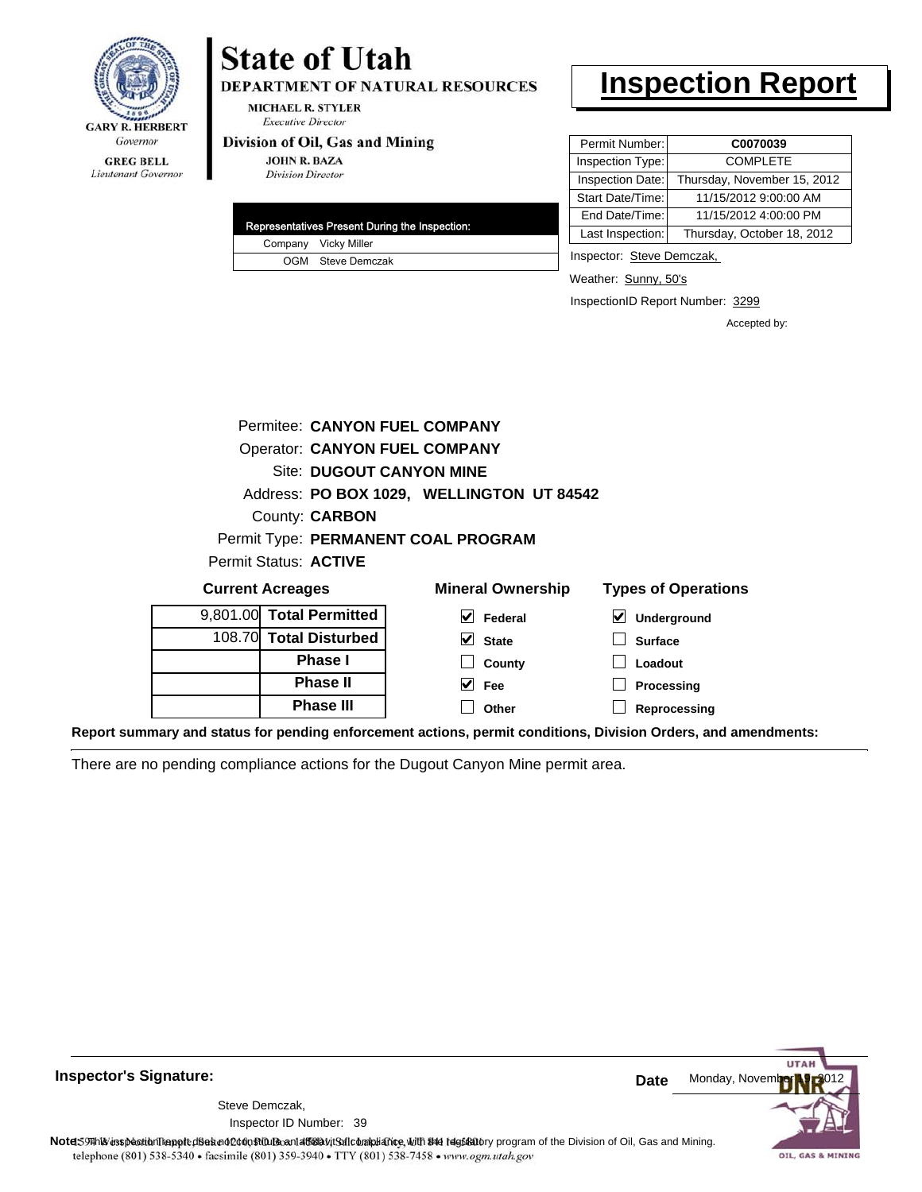GARY R. HERBERT
*Governor*

GREG BELL
*Lieutenant Governor*

# State of Utah

**DEPARTMENT OF NATURAL RESOURCES**

MICHAEL R. STYLER
*Executive Director*

**Division of Oil, Gas and Mining**

JOHN R. BAZA
*Division Director*

# Inspection Report

| Permit Number: | C0070039 |
|---|---|
| Inspection Type: | COMPLETE |
| Inspection Date: | Thursday, November 15, 2012 |
| Start Date/Time: | 11/15/2012 9:00:00 AM |
| End Date/Time: | 11/15/2012 4:00:00 PM |
| Last Inspection: | Thursday, October 18, 2012 |

| Representatives Present During the Inspection: | |
|---|---|
| Company | Vicky Miller |
| OGM | Steve Demczak |

Inspector: Steve Demczak,

Weather: Sunny, 50's

InspectionID Report Number: 3299

Accepted by:

Permitee: **CANYON FUEL COMPANY**
Operator: **CANYON FUEL COMPANY**
Site: **DUGOUT CANYON MINE**
Address: **PO BOX 1029, WELLINGTON UT 84542**
County: **CARBON**
Permit Type: **PERMANENT COAL PROGRAM**
Permit Status: **ACTIVE**

**Current Acreages**

| | |
|---|---|
| 9,801.00 | **Total Permitted** |
| 108.70 | **Total Disturbed** |
| | **Phase I** |
| | **Phase II** |
| | **Phase III** |

**Mineral Ownership**

- [x] Federal
- [x] State
- [ ] County
- [x] Fee
- [ ] Other

**Types of Operations**

- [x] Underground
- [ ] Surface
- [ ] Loadout
- [ ] Processing
- [ ] Reprocessing

**Report summary and status for pending enforcement actions, permit conditions, Division Orders, and amendments:**

There are no pending compliance actions for the Dugout Canyon Mine permit area.

**Inspector's Signature:**

Steve Demczak,
Inspector ID Number: 39

**Date** Monday, November 19, 2012

**Note:** This inspection report does not constitute an affidavit of compliance with the regulatory program of the Division of Oil, Gas and Mining.

1594 West North Temple, Suite 1210, PO Box 145801, Salt Lake City, UT 84114-5801
telephone (801) 538-5340 • facsimile (801) 359-3940 • TTY (801) 538-7458 • www.ogm.utah.gov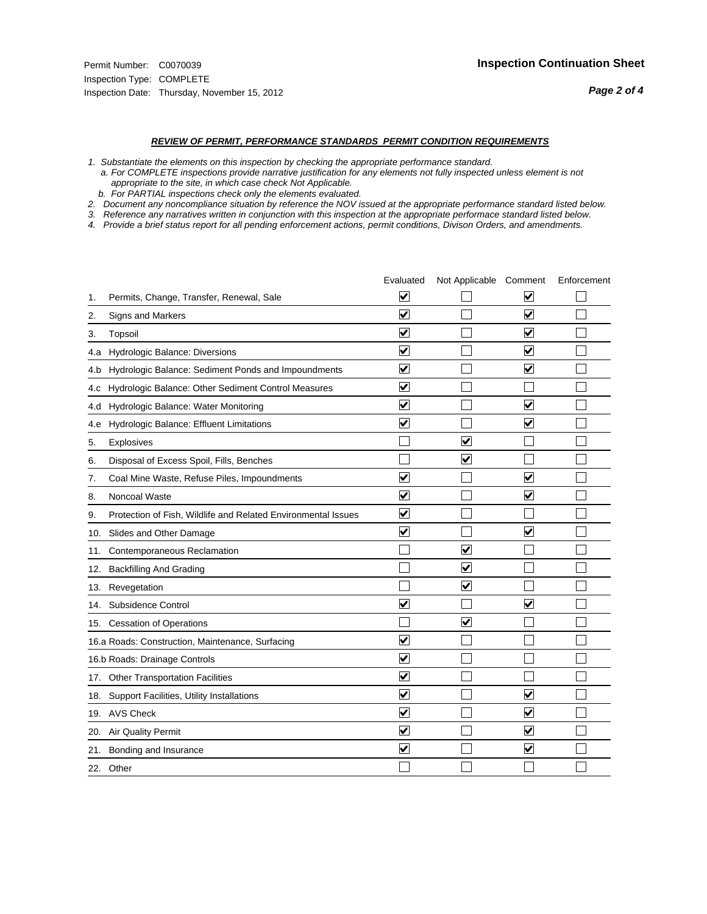Permit Number: C0070039
Inspection Type: COMPLETE
Inspection Date: Thursday, November 15, 2012

## Inspection Continuation Sheet

***REVIEW OF PERMIT, PERFORMANCE STANDARDS PERMIT CONDITION REQUIREMENTS***

*1. Substantiate the elements on this inspection by checking the appropriate performance standard.*
*a. For COMPLETE inspections provide narrative justification for any elements not fully inspected unless element is not appropriate to the site, in which case check Not Applicable.*
*b. For PARTIAL inspections check only the elements evaluated.*
*2. Document any noncompliance situation by reference the NOV issued at the appropriate performance standard listed below.*
*3. Reference any narratives written in conjunction with this inspection at the appropriate performace standard listed below.*
*4. Provide a brief status report for all pending enforcement actions, permit conditions, Divison Orders, and amendments.*

| | Evaluated | Not Applicable | Comment | Enforcement |
|---|---|---|---|---|
| 1. Permits, Change, Transfer, Renewal, Sale | ☑ | ☐ | ☑ | ☐ |
| 2. Signs and Markers | ☑ | ☐ | ☑ | ☐ |
| 3. Topsoil | ☑ | ☐ | ☑ | ☐ |
| 4.a Hydrologic Balance: Diversions | ☑ | ☐ | ☑ | ☐ |
| 4.b Hydrologic Balance: Sediment Ponds and Impoundments | ☑ | ☐ | ☑ | ☐ |
| 4.c Hydrologic Balance: Other Sediment Control Measures | ☑ | ☐ | ☐ | ☐ |
| 4.d Hydrologic Balance: Water Monitoring | ☑ | ☐ | ☑ | ☐ |
| 4.e Hydrologic Balance: Effluent Limitations | ☑ | ☐ | ☑ | ☐ |
| 5. Explosives | ☐ | ☑ | ☐ | ☐ |
| 6. Disposal of Excess Spoil, Fills, Benches | ☐ | ☑ | ☐ | ☐ |
| 7. Coal Mine Waste, Refuse Piles, Impoundments | ☑ | ☐ | ☑ | ☐ |
| 8. Noncoal Waste | ☑ | ☐ | ☑ | ☐ |
| 9. Protection of Fish, Wildlife and Related Environmental Issues | ☑ | ☐ | ☐ | ☐ |
| 10. Slides and Other Damage | ☑ | ☐ | ☑ | ☐ |
| 11. Contemporaneous Reclamation | ☐ | ☑ | ☐ | ☐ |
| 12. Backfilling And Grading | ☐ | ☑ | ☐ | ☐ |
| 13. Revegetation | ☐ | ☑ | ☐ | ☐ |
| 14. Subsidence Control | ☑ | ☐ | ☑ | ☐ |
| 15. Cessation of Operations | ☐ | ☑ | ☐ | ☐ |
| 16.a Roads: Construction, Maintenance, Surfacing | ☑ | ☐ | ☐ | ☐ |
| 16.b Roads: Drainage Controls | ☑ | ☐ | ☐ | ☐ |
| 17. Other Transportation Facilities | ☑ | ☐ | ☐ | ☐ |
| 18. Support Facilities, Utility Installations | ☑ | ☐ | ☑ | ☐ |
| 19. AVS Check | ☑ | ☐ | ☑ | ☐ |
| 20. Air Quality Permit | ☑ | ☐ | ☑ | ☐ |
| 21. Bonding and Insurance | ☑ | ☐ | ☑ | ☐ |
| 22. Other | ☐ | ☐ | ☐ | ☐ |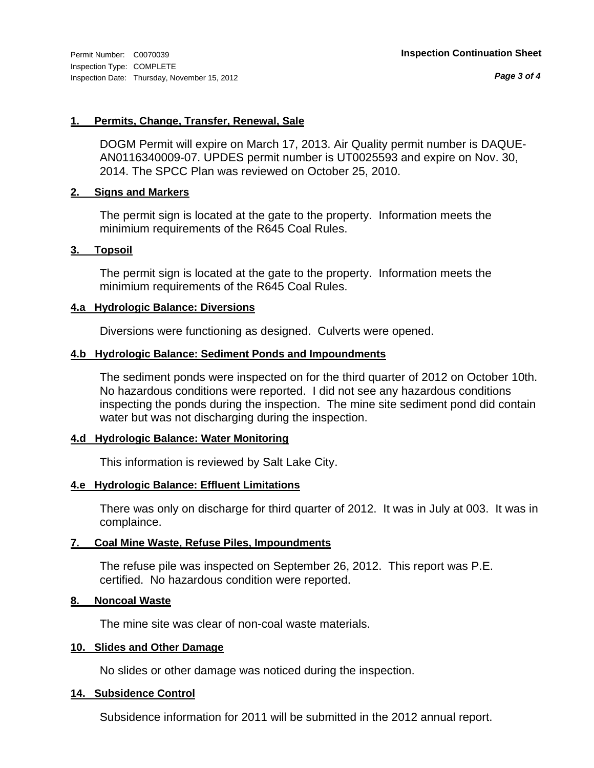Permit Number: C0070039
Inspection Type: COMPLETE
Inspection Date: Thursday, November 15, 2012

**Inspection Continuation Sheet**

### 1. Permits, Change, Transfer, Renewal, Sale

DOGM Permit will expire on March 17, 2013. Air Quality permit number is DAQUE-AN0116340009-07. UPDES permit number is UT0025593 and expire on Nov. 30, 2014. The SPCC Plan was reviewed on October 25, 2010.

### 2. Signs and Markers

The permit sign is located at the gate to the property. Information meets the minimium requirements of the R645 Coal Rules.

### 3. Topsoil

The permit sign is located at the gate to the property. Information meets the minimium requirements of the R645 Coal Rules.

### 4.a Hydrologic Balance: Diversions

Diversions were functioning as designed. Culverts were opened.

### 4.b Hydrologic Balance: Sediment Ponds and Impoundments

The sediment ponds were inspected on for the third quarter of 2012 on October 10th. No hazardous conditions were reported. I did not see any hazardous conditions inspecting the ponds during the inspection. The mine site sediment pond did contain water but was not discharging during the inspection.

### 4.d Hydrologic Balance: Water Monitoring

This information is reviewed by Salt Lake City.

### 4.e Hydrologic Balance: Effluent Limitations

There was only on discharge for third quarter of 2012. It was in July at 003. It was in complaince.

### 7. Coal Mine Waste, Refuse Piles, Impoundments

The refuse pile was inspected on September 26, 2012. This report was P.E. certified. No hazardous condition were reported.

### 8. Noncoal Waste

The mine site was clear of non-coal waste materials.

### 10. Slides and Other Damage

No slides or other damage was noticed during the inspection.

### 14. Subsidence Control

Subsidence information for 2011 will be submitted in the 2012 annual report.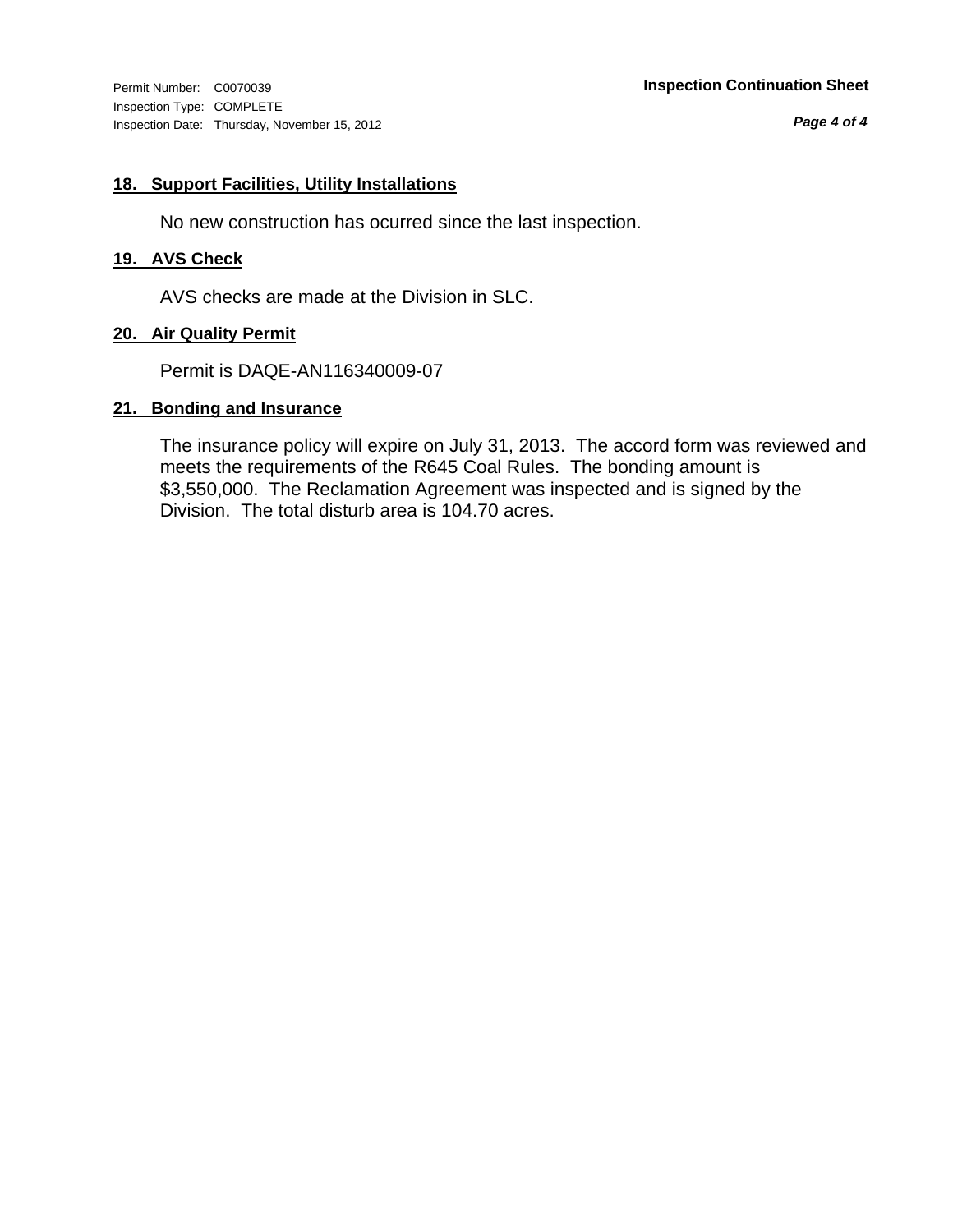Permit Number: C0070039
Inspection Type: COMPLETE
Inspection Date: Thursday, November 15, 2012

**Inspection Continuation Sheet**

### 18. Support Facilities, Utility Installations

No new construction has ocurred since the last inspection.

### 19. AVS Check

AVS checks are made at the Division in SLC.

### 20. Air Quality Permit

Permit is DAQE-AN116340009-07

### 21. Bonding and Insurance

The insurance policy will expire on July 31, 2013. The accord form was reviewed and meets the requirements of the R645 Coal Rules. The bonding amount is $3,550,000. The Reclamation Agreement was inspected and is signed by the Division. The total disturb area is 104.70 acres.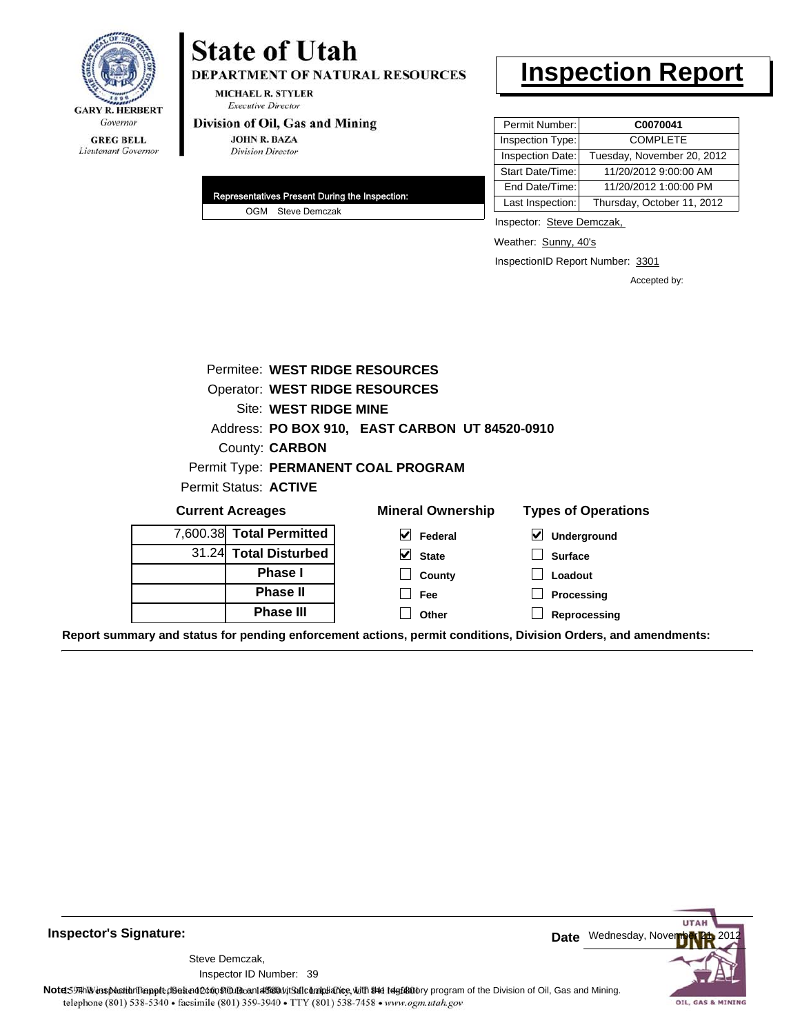GARY R. HERBERT
*Governor*

GREG BELL
*Lieutenant Governor*

# State of Utah

**DEPARTMENT OF NATURAL RESOURCES**

MICHAEL R. STYLER
*Executive Director*

**Division of Oil, Gas and Mining**

JOHN R. BAZA
*Division Director*

# Inspection Report

| | |
|---|---|
| Permit Number: | **C0070041** |
| Inspection Type: | COMPLETE |
| Inspection Date: | Tuesday, November 20, 2012 |
| Start Date/Time: | 11/20/2012 9:00:00 AM |
| End Date/Time: | 11/20/2012 1:00:00 PM |
| Last Inspection: | Thursday, October 11, 2012 |

**Representatives Present During the Inspection:**

OGM Steve Demczak

Inspector: Steve Demczak,

Weather: Sunny, 40's

InspectionID Report Number: 3301

Accepted by:

Permitee: **WEST RIDGE RESOURCES**
Operator: **WEST RIDGE RESOURCES**
Site: **WEST RIDGE MINE**
Address: **PO BOX 910, EAST CARBON UT 84520-0910**
County: **CARBON**
Permit Type: **PERMANENT COAL PROGRAM**
Permit Status: **ACTIVE**

**Current Acreages**

| | |
|---|---|
| 7,600.38 | **Total Permitted** |
| 31.24 | **Total Disturbed** |
| | **Phase I** |
| | **Phase II** |
| | **Phase III** |

**Mineral Ownership**

- [x] Federal
- [x] State
- [ ] County
- [ ] Fee
- [ ] Other

**Types of Operations**

- [x] Underground
- [ ] Surface
- [ ] Loadout
- [ ] Processing
- [ ] Reprocessing

**Report summary and status for pending enforcement actions, permit conditions, Division Orders, and amendments:**

**Inspector's Signature:**

Steve Demczak,
Inspector ID Number: 39

**Date** Wednesday, November 21, 2012

**Note:** This inspection report does not constitute an affidavit of compliance with the regulatory program of the Division of Oil, Gas and Mining.
telephone (801) 538-5340 • facsimile (801) 359-3940 • TTY (801) 538-7458 • www.ogm.utah.gov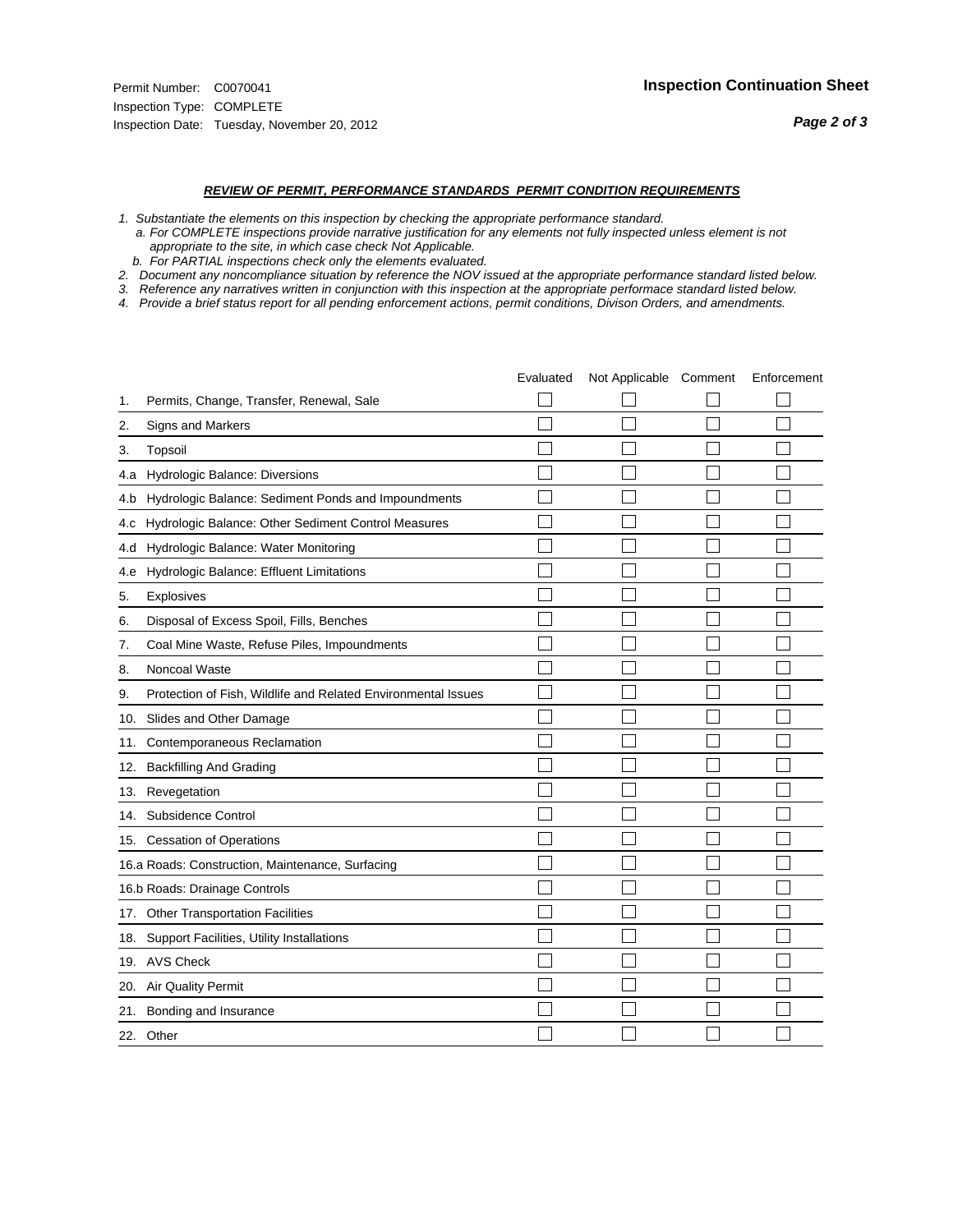Permit Number: C0070041
Inspection Type: COMPLETE
Inspection Date: Tuesday, November 20, 2012

**Inspection Continuation Sheet**

***REVIEW OF PERMIT, PERFORMANCE STANDARDS PERMIT CONDITION REQUIREMENTS***

*1. Substantiate the elements on this inspection by checking the appropriate performance standard.*
*a. For COMPLETE inspections provide narrative justification for any elements not fully inspected unless element is not appropriate to the site, in which case check Not Applicable.*
*b. For PARTIAL inspections check only the elements evaluated.*
*2. Document any noncompliance situation by reference the NOV issued at the appropriate performance standard listed below.*
*3. Reference any narratives written in conjunction with this inspection at the appropriate performace standard listed below.*
*4. Provide a brief status report for all pending enforcement actions, permit conditions, Divison Orders, and amendments.*

| | | Evaluated | Not Applicable | Comment | Enforcement |
|---|---|---|---|---|---|
| 1. | Permits, Change, Transfer, Renewal, Sale | ☐ | ☐ | ☐ | ☐ |
| 2. | Signs and Markers | ☐ | ☐ | ☐ | ☐ |
| 3. | Topsoil | ☐ | ☐ | ☐ | ☐ |
| 4.a | Hydrologic Balance: Diversions | ☐ | ☐ | ☐ | ☐ |
| 4.b | Hydrologic Balance: Sediment Ponds and Impoundments | ☐ | ☐ | ☐ | ☐ |
| 4.c | Hydrologic Balance: Other Sediment Control Measures | ☐ | ☐ | ☐ | ☐ |
| 4.d | Hydrologic Balance: Water Monitoring | ☐ | ☐ | ☐ | ☐ |
| 4.e | Hydrologic Balance: Effluent Limitations | ☐ | ☐ | ☐ | ☐ |
| 5. | Explosives | ☐ | ☐ | ☐ | ☐ |
| 6. | Disposal of Excess Spoil, Fills, Benches | ☐ | ☐ | ☐ | ☐ |
| 7. | Coal Mine Waste, Refuse Piles, Impoundments | ☐ | ☐ | ☐ | ☐ |
| 8. | Noncoal Waste | ☐ | ☐ | ☐ | ☐ |
| 9. | Protection of Fish, Wildlife and Related Environmental Issues | ☐ | ☐ | ☐ | ☐ |
| 10. | Slides and Other Damage | ☐ | ☐ | ☐ | ☐ |
| 11. | Contemporaneous Reclamation | ☐ | ☐ | ☐ | ☐ |
| 12. | Backfilling And Grading | ☐ | ☐ | ☐ | ☐ |
| 13. | Revegetation | ☐ | ☐ | ☐ | ☐ |
| 14. | Subsidence Control | ☐ | ☐ | ☐ | ☐ |
| 15. | Cessation of Operations | ☐ | ☐ | ☐ | ☐ |
| 16.a | Roads: Construction, Maintenance, Surfacing | ☐ | ☐ | ☐ | ☐ |
| 16.b | Roads: Drainage Controls | ☐ | ☐ | ☐ | ☐ |
| 17. | Other Transportation Facilities | ☐ | ☐ | ☐ | ☐ |
| 18. | Support Facilities, Utility Installations | ☐ | ☐ | ☐ | ☐ |
| 19. | AVS Check | ☐ | ☐ | ☐ | ☐ |
| 20. | Air Quality Permit | ☐ | ☐ | ☐ | ☐ |
| 21. | Bonding and Insurance | ☐ | ☐ | ☐ | ☐ |
| 22. | Other | ☐ | ☐ | ☐ | ☐ |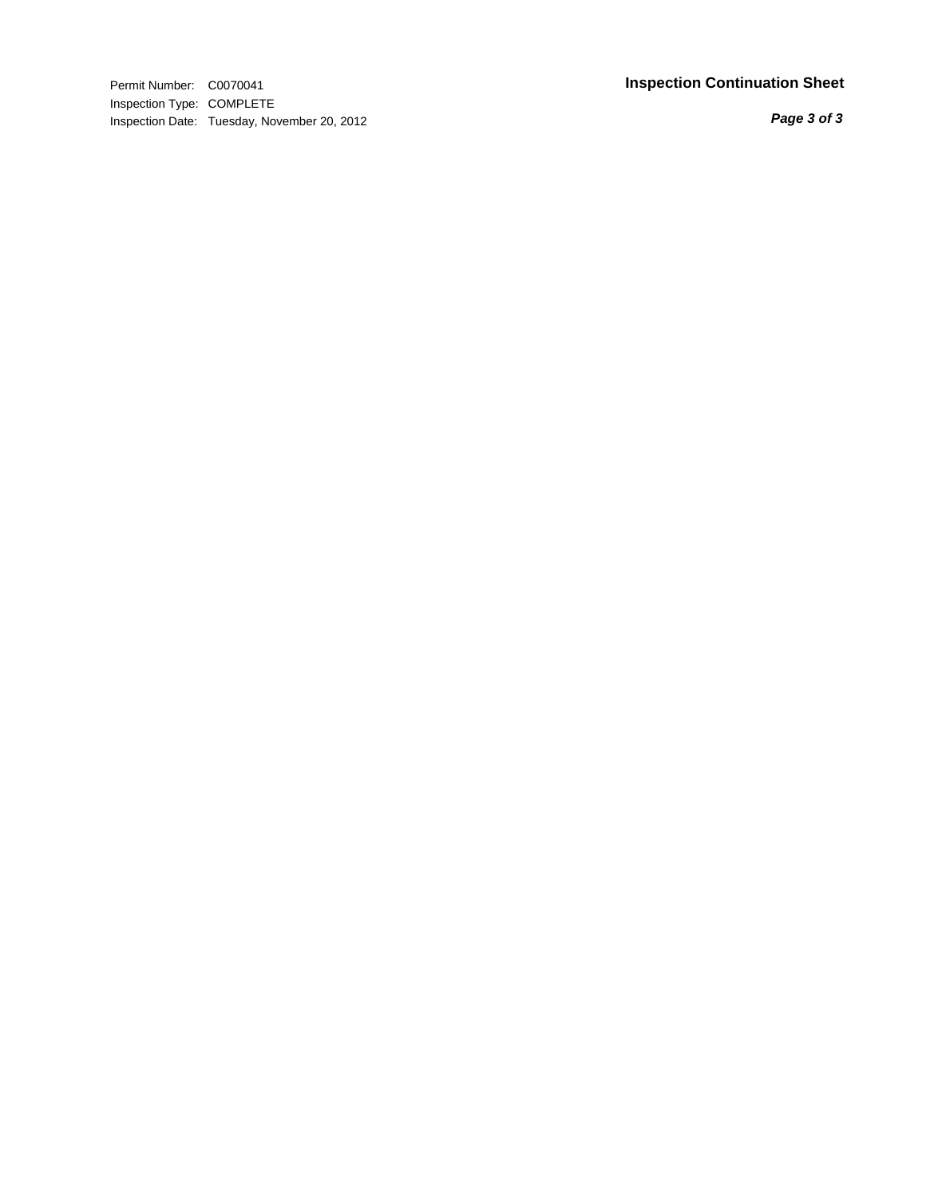Permit Number: C0070041
Inspection Type: COMPLETE
Inspection Date: Tuesday, November 20, 2012

**Inspection Continuation Sheet**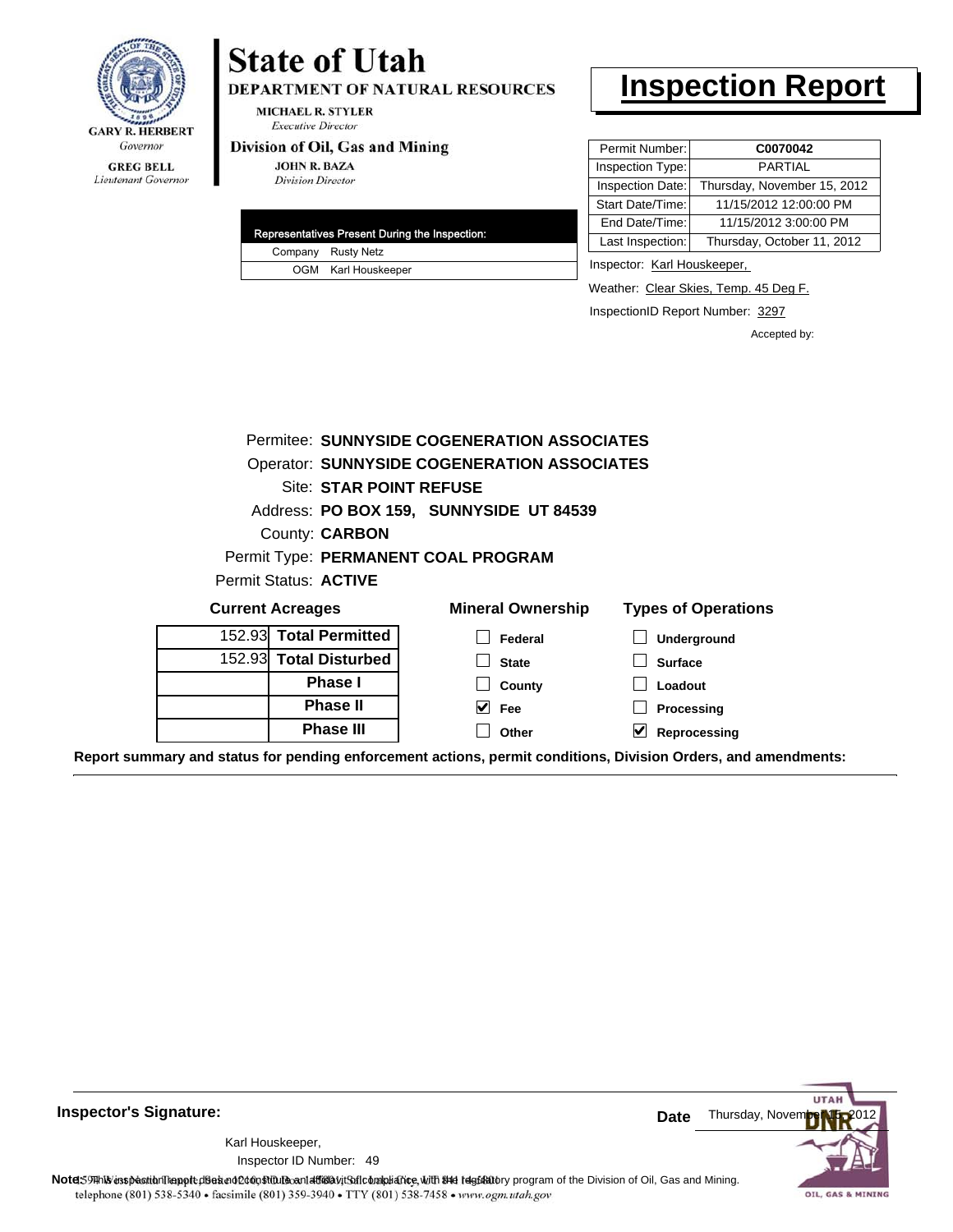GARY R. HERBERT
*Governor*

GREG BELL
*Lieutenant Governor*

# State of Utah

**DEPARTMENT OF NATURAL RESOURCES**

MICHAEL R. STYLER
*Executive Director*

**Division of Oil, Gas and Mining**

JOHN R. BAZA
*Division Director*

# Inspection Report

| | |
|---|---|
| Permit Number: | **C0070042** |
| Inspection Type: | PARTIAL |
| Inspection Date: | Thursday, November 15, 2012 |
| Start Date/Time: | 11/15/2012 12:00:00 PM |
| End Date/Time: | 11/15/2012 3:00:00 PM |
| Last Inspection: | Thursday, October 11, 2012 |

| Representatives Present During the Inspection: | |
|---|---|
| Company | Rusty Netz |
| OGM | Karl Houskeeper |

Inspector: Karl Houskeeper,

Weather: Clear Skies, Temp. 45 Deg F.

InspectionID Report Number: 3297

Accepted by:

Permitee: **SUNNYSIDE COGENERATION ASSOCIATES**
Operator: **SUNNYSIDE COGENERATION ASSOCIATES**
Site: **STAR POINT REFUSE**
Address: **PO BOX 159, SUNNYSIDE UT 84539**
County: **CARBON**
Permit Type: **PERMANENT COAL PROGRAM**
Permit Status: **ACTIVE**

**Current Acreages**

| | |
|---|---|
| 152.93 | **Total Permitted** |
| 152.93 | **Total Disturbed** |
| | **Phase I** |
| | **Phase II** |
| | **Phase III** |

**Mineral Ownership**

- [ ] Federal
- [ ] State
- [ ] County
- [x] Fee
- [ ] Other

**Types of Operations**

- [ ] Underground
- [ ] Surface
- [ ] Loadout
- [ ] Processing
- [x] Reprocessing

**Report summary and status for pending enforcement actions, permit conditions, Division Orders, and amendments:**

**Inspector's Signature:**

Karl Houskeeper,
Inspector ID Number: 49

**Date** Thursday, November 15, 2012

**Note:** This inspection report does not constitute an affidavit of compliance with the regulatory program of the Division of Oil, Gas and Mining.

telephone (801) 538-5340 • facsimile (801) 359-3940 • TTY (801) 538-7458 • www.ogm.utah.gov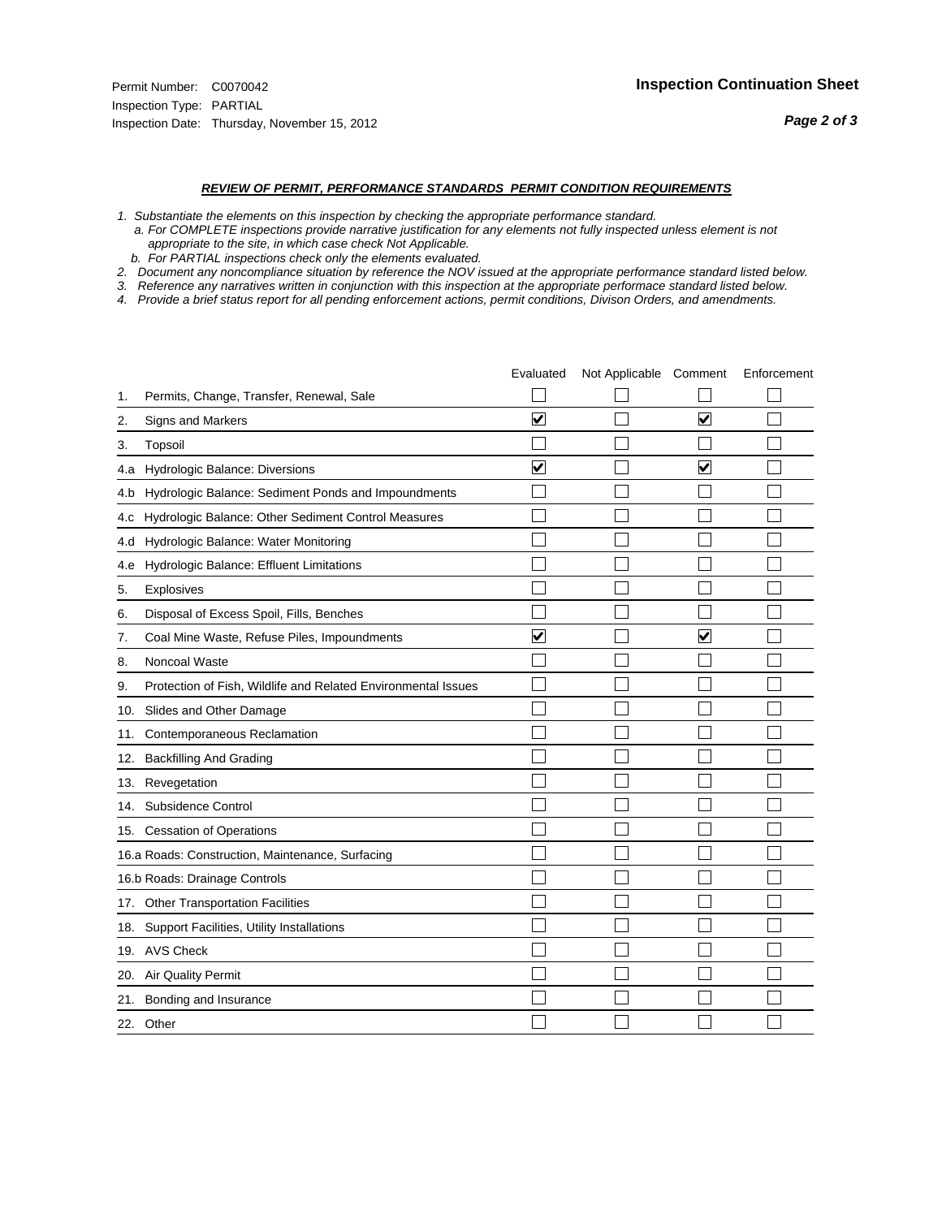Permit Number: C0070042
Inspection Type: PARTIAL
Inspection Date: Thursday, November 15, 2012

**Inspection Continuation Sheet**

***REVIEW OF PERMIT, PERFORMANCE STANDARDS PERMIT CONDITION REQUIREMENTS***

*1. Substantiate the elements on this inspection by checking the appropriate performance standard.*
*a. For COMPLETE inspections provide narrative justification for any elements not fully inspected unless element is not appropriate to the site, in which case check Not Applicable.*
*b. For PARTIAL inspections check only the elements evaluated.*
*2. Document any noncompliance situation by reference the NOV issued at the appropriate performance standard listed below.*
*3. Reference any narratives written in conjunction with this inspection at the appropriate performace standard listed below.*
*4. Provide a brief status report for all pending enforcement actions, permit conditions, Divison Orders, and amendments.*

| | Evaluated | Not Applicable | Comment | Enforcement |
|---|---|---|---|---|
| 1. Permits, Change, Transfer, Renewal, Sale | ☐ | ☐ | ☐ | ☐ |
| 2. Signs and Markers | ☑ | ☐ | ☑ | ☐ |
| 3. Topsoil | ☐ | ☐ | ☐ | ☐ |
| 4.a Hydrologic Balance: Diversions | ☑ | ☐ | ☑ | ☐ |
| 4.b Hydrologic Balance: Sediment Ponds and Impoundments | ☐ | ☐ | ☐ | ☐ |
| 4.c Hydrologic Balance: Other Sediment Control Measures | ☐ | ☐ | ☐ | ☐ |
| 4.d Hydrologic Balance: Water Monitoring | ☐ | ☐ | ☐ | ☐ |
| 4.e Hydrologic Balance: Effluent Limitations | ☐ | ☐ | ☐ | ☐ |
| 5. Explosives | ☐ | ☐ | ☐ | ☐ |
| 6. Disposal of Excess Spoil, Fills, Benches | ☐ | ☐ | ☐ | ☐ |
| 7. Coal Mine Waste, Refuse Piles, Impoundments | ☑ | ☐ | ☑ | ☐ |
| 8. Noncoal Waste | ☐ | ☐ | ☐ | ☐ |
| 9. Protection of Fish, Wildlife and Related Environmental Issues | ☐ | ☐ | ☐ | ☐ |
| 10. Slides and Other Damage | ☐ | ☐ | ☐ | ☐ |
| 11. Contemporaneous Reclamation | ☐ | ☐ | ☐ | ☐ |
| 12. Backfilling And Grading | ☐ | ☐ | ☐ | ☐ |
| 13. Revegetation | ☐ | ☐ | ☐ | ☐ |
| 14. Subsidence Control | ☐ | ☐ | ☐ | ☐ |
| 15. Cessation of Operations | ☐ | ☐ | ☐ | ☐ |
| 16.a Roads: Construction, Maintenance, Surfacing | ☐ | ☐ | ☐ | ☐ |
| 16.b Roads: Drainage Controls | ☐ | ☐ | ☐ | ☐ |
| 17. Other Transportation Facilities | ☐ | ☐ | ☐ | ☐ |
| 18. Support Facilities, Utility Installations | ☐ | ☐ | ☐ | ☐ |
| 19. AVS Check | ☐ | ☐ | ☐ | ☐ |
| 20. Air Quality Permit | ☐ | ☐ | ☐ | ☐ |
| 21. Bonding and Insurance | ☐ | ☐ | ☐ | ☐ |
| 22. Other | ☐ | ☐ | ☐ | ☐ |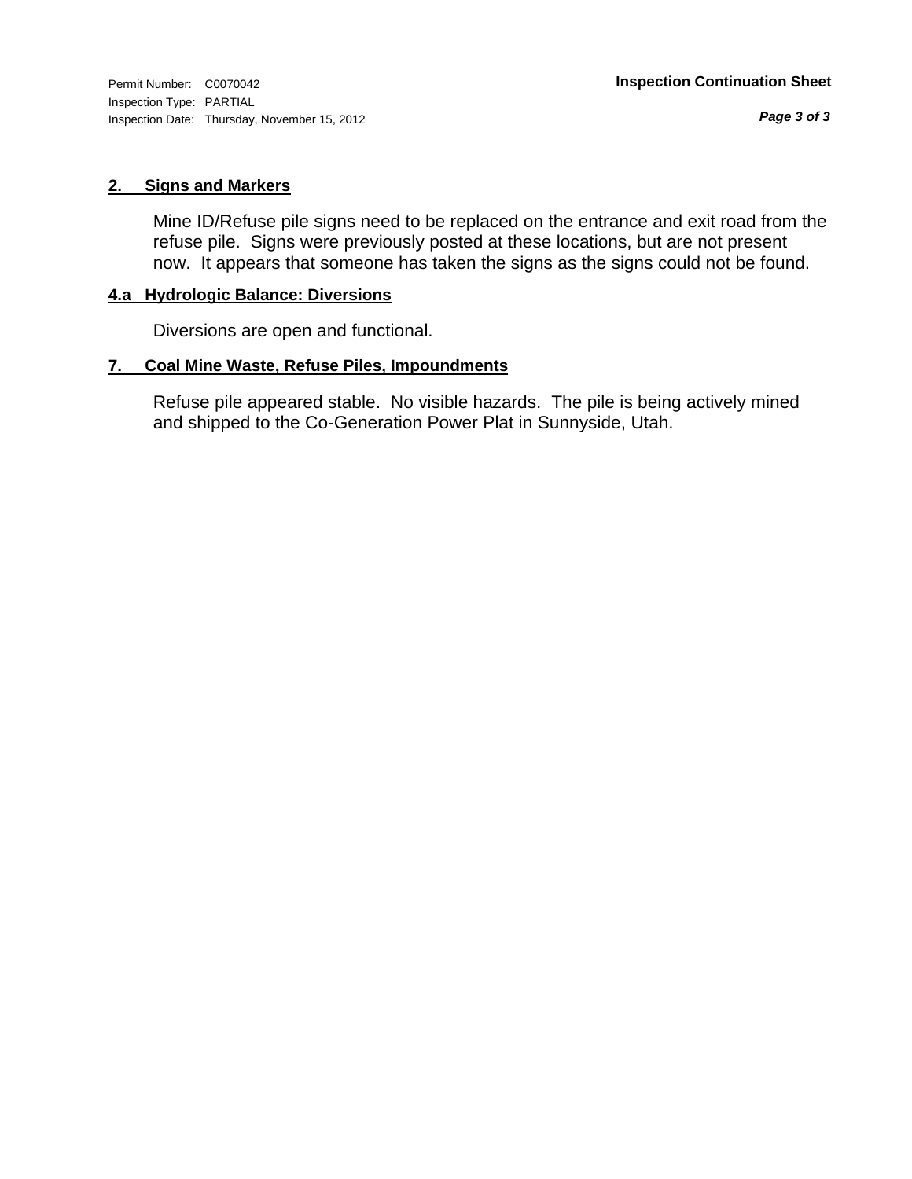## 2. Signs and Markers

Mine ID/Refuse pile signs need to be replaced on the entrance and exit road from the refuse pile. Signs were previously posted at these locations, but are not present now. It appears that someone has taken the signs as the signs could not be found.

## 4.a Hydrologic Balance: Diversions

Diversions are open and functional.

## 7. Coal Mine Waste, Refuse Piles, Impoundments

Refuse pile appeared stable. No visible hazards. The pile is being actively mined and shipped to the Co-Generation Power Plat in Sunnyside, Utah.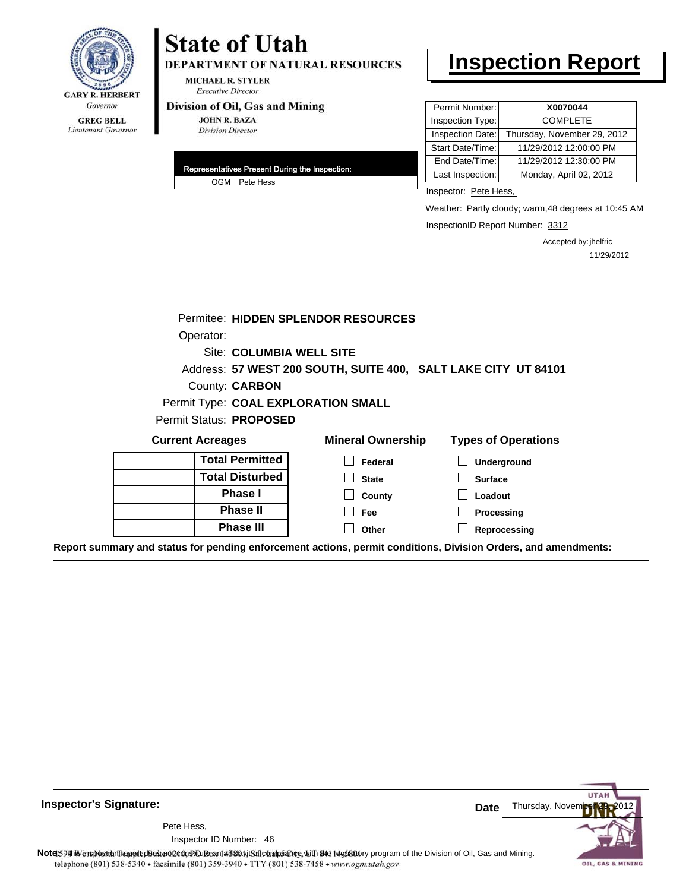**GARY R. HERBERT**
*Governor*

**GREG BELL**
*Lieutenant Governor*

# State of Utah

**DEPARTMENT OF NATURAL RESOURCES**

**MICHAEL R. STYLER**
*Executive Director*

**Division of Oil, Gas and Mining**

**JOHN R. BAZA**
*Division Director*

# Inspection Report

| Permit Number: | **X0070044** |
|---|---|
| Inspection Type: | COMPLETE |
| Inspection Date: | Thursday, November 29, 2012 |
| Start Date/Time: | 11/29/2012 12:00:00 PM |
| End Date/Time: | 11/29/2012 12:30:00 PM |
| Last Inspection: | Monday, April 02, 2012 |

**Representatives Present During the Inspection:**

OGM Pete Hess

Inspector: Pete Hess,

Weather: Partly cloudy; warm,48 degrees at 10:45 AM

InspectionID Report Number: 3312

Accepted by: jhelfric
11/29/2012

Permitee: **HIDDEN SPLENDOR RESOURCES**
Operator:
Site: **COLUMBIA WELL SITE**
Address: **57 WEST 200 SOUTH, SUITE 400, SALT LAKE CITY UT 84101**
County: **CARBON**
Permit Type: **COAL EXPLORATION SMALL**
Permit Status: **PROPOSED**

**Current Acreages**

| | |
|---|---|
| | **Total Permitted** |
| | **Total Disturbed** |
| | **Phase I** |
| | **Phase II** |
| | **Phase III** |

**Mineral Ownership**

- ☐ Federal
- ☐ State
- ☐ County
- ☐ Fee
- ☐ Other

**Types of Operations**

- ☐ Underground
- ☐ Surface
- ☐ Loadout
- ☐ Processing
- ☐ Reprocessing

**Report summary and status for pending enforcement actions, permit conditions, Division Orders, and amendments:**

**Inspector's Signature:**

Pete Hess,
Inspector ID Number: 46

**Date** Thursday, November 29, 2012

**Note:** This inspection report does not constitute an affidavit of compliance with the regulatory program of the Division of Oil, Gas and Mining.

telephone (801) 538-5340 • facsimile (801) 359-3940 • TTY (801) 538-7458 • *www.ogm.utah.gov*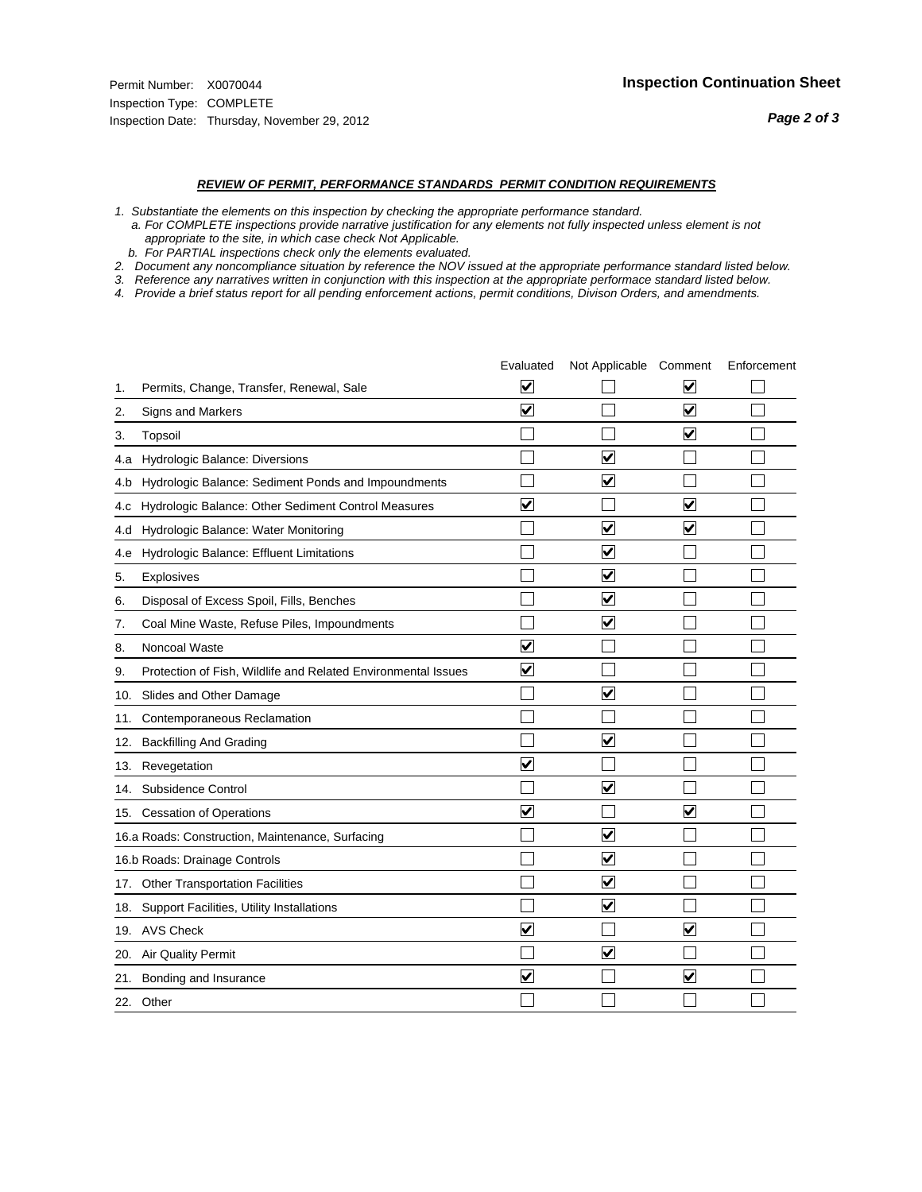Permit Number: X0070044
Inspection Type: COMPLETE
Inspection Date: Thursday, November 29, 2012

**Inspection Continuation Sheet**

***REVIEW OF PERMIT, PERFORMANCE STANDARDS PERMIT CONDITION REQUIREMENTS***

*1. Substantiate the elements on this inspection by checking the appropriate performance standard.*
*a. For COMPLETE inspections provide narrative justification for any elements not fully inspected unless element is not appropriate to the site, in which case check Not Applicable.*
*b. For PARTIAL inspections check only the elements evaluated.*
*2. Document any noncompliance situation by reference the NOV issued at the appropriate performance standard listed below.*
*3. Reference any narratives written in conjunction with this inspection at the appropriate performace standard listed below.*
*4. Provide a brief status report for all pending enforcement actions, permit conditions, Divison Orders, and amendments.*

| | Evaluated | Not Applicable | Comment | Enforcement |
|---|---|---|---|---|
| 1. Permits, Change, Transfer, Renewal, Sale | ☑ | ☐ | ☑ | ☐ |
| 2. Signs and Markers | ☑ | ☐ | ☑ | ☐ |
| 3. Topsoil | ☐ | ☐ | ☑ | ☐ |
| 4.a Hydrologic Balance: Diversions | ☐ | ☑ | ☐ | ☐ |
| 4.b Hydrologic Balance: Sediment Ponds and Impoundments | ☐ | ☑ | ☐ | ☐ |
| 4.c Hydrologic Balance: Other Sediment Control Measures | ☑ | ☐ | ☑ | ☐ |
| 4.d Hydrologic Balance: Water Monitoring | ☐ | ☑ | ☑ | ☐ |
| 4.e Hydrologic Balance: Effluent Limitations | ☐ | ☑ | ☐ | ☐ |
| 5. Explosives | ☐ | ☑ | ☐ | ☐ |
| 6. Disposal of Excess Spoil, Fills, Benches | ☐ | ☑ | ☐ | ☐ |
| 7. Coal Mine Waste, Refuse Piles, Impoundments | ☐ | ☑ | ☐ | ☐ |
| 8. Noncoal Waste | ☑ | ☐ | ☐ | ☐ |
| 9. Protection of Fish, Wildlife and Related Environmental Issues | ☑ | ☐ | ☐ | ☐ |
| 10. Slides and Other Damage | ☐ | ☑ | ☐ | ☐ |
| 11. Contemporaneous Reclamation | ☐ | ☐ | ☐ | ☐ |
| 12. Backfilling And Grading | ☐ | ☑ | ☐ | ☐ |
| 13. Revegetation | ☑ | ☐ | ☐ | ☐ |
| 14. Subsidence Control | ☐ | ☑ | ☐ | ☐ |
| 15. Cessation of Operations | ☑ | ☐ | ☑ | ☐ |
| 16.a Roads: Construction, Maintenance, Surfacing | ☐ | ☑ | ☐ | ☐ |
| 16.b Roads: Drainage Controls | ☐ | ☑ | ☐ | ☐ |
| 17. Other Transportation Facilities | ☐ | ☑ | ☐ | ☐ |
| 18. Support Facilities, Utility Installations | ☐ | ☑ | ☐ | ☐ |
| 19. AVS Check | ☑ | ☐ | ☑ | ☐ |
| 20. Air Quality Permit | ☐ | ☑ | ☐ | ☐ |
| 21. Bonding and Insurance | ☑ | ☐ | ☑ | ☐ |
| 22. Other | ☐ | ☐ | ☐ | ☐ |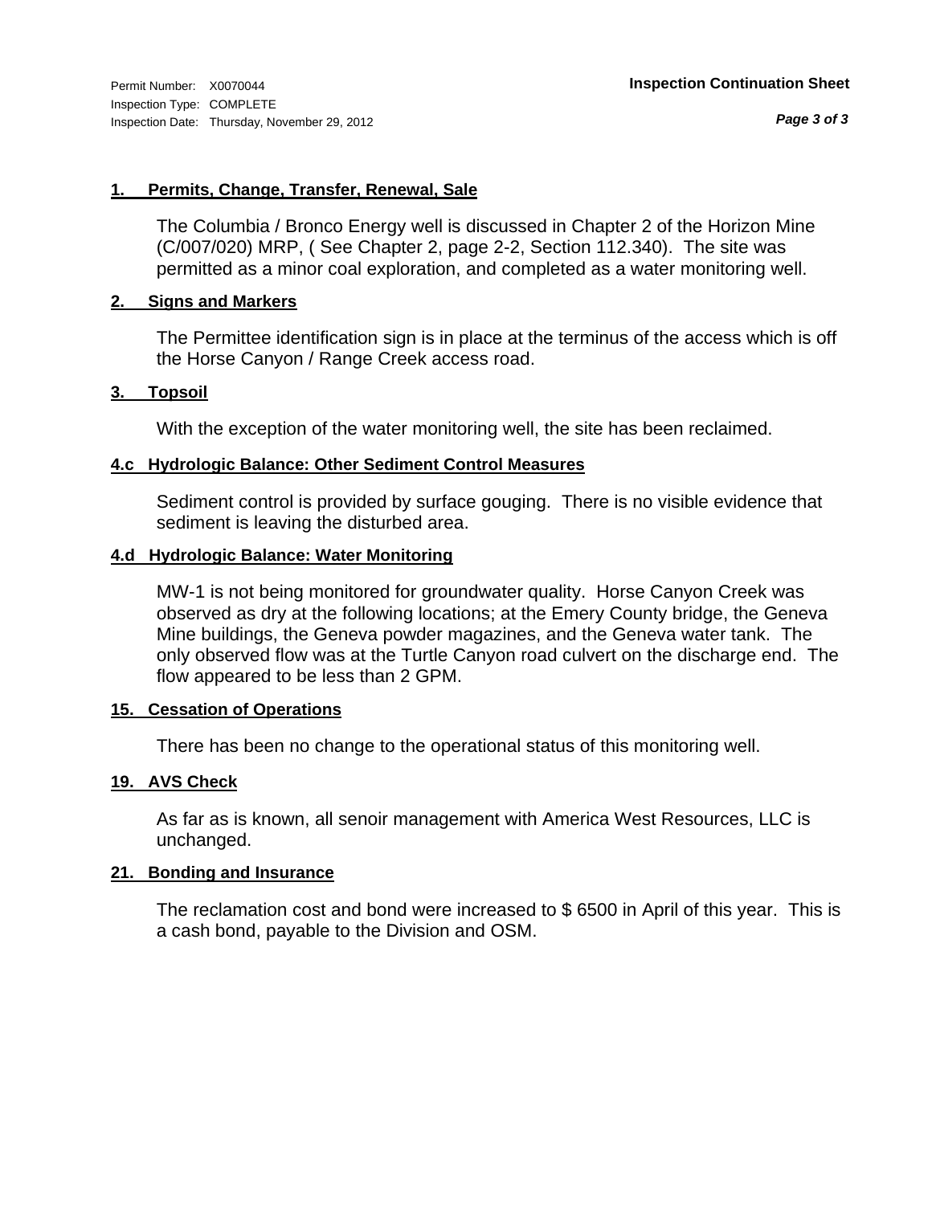Permit Number: X0070044
Inspection Type: COMPLETE
Inspection Date: Thursday, November 29, 2012

**Inspection Continuation Sheet**

### 1. Permits, Change, Transfer, Renewal, Sale

The Columbia / Bronco Energy well is discussed in Chapter 2 of the Horizon Mine (C/007/020) MRP, ( See Chapter 2, page 2-2, Section 112.340). The site was permitted as a minor coal exploration, and completed as a water monitoring well.

### 2. Signs and Markers

The Permittee identification sign is in place at the terminus of the access which is off the Horse Canyon / Range Creek access road.

### 3. Topsoil

With the exception of the water monitoring well, the site has been reclaimed.

### 4.c Hydrologic Balance: Other Sediment Control Measures

Sediment control is provided by surface gouging. There is no visible evidence that sediment is leaving the disturbed area.

### 4.d Hydrologic Balance: Water Monitoring

MW-1 is not being monitored for groundwater quality. Horse Canyon Creek was observed as dry at the following locations; at the Emery County bridge, the Geneva Mine buildings, the Geneva powder magazines, and the Geneva water tank. The only observed flow was at the Turtle Canyon road culvert on the discharge end. The flow appeared to be less than 2 GPM.

### 15. Cessation of Operations

There has been no change to the operational status of this monitoring well.

### 19. AVS Check

As far as is known, all senoir management with America West Resources, LLC is unchanged.

### 21. Bonding and Insurance

The reclamation cost and bond were increased to $ 6500 in April of this year. This is a cash bond, payable to the Division and OSM.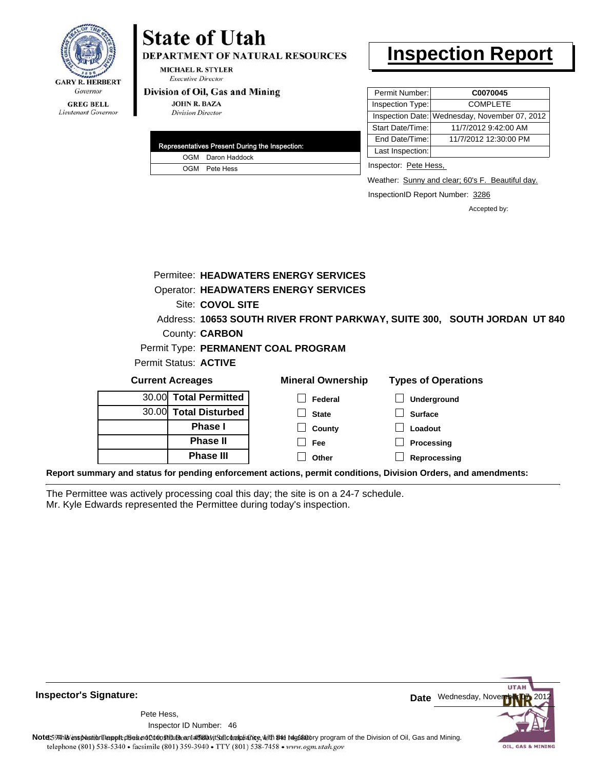GARY R. HERBERT
*Governor*

GREG BELL
*Lieutenant Governor*

# State of Utah

**DEPARTMENT OF NATURAL RESOURCES**

MICHAEL R. STYLER
*Executive Director*

**Division of Oil, Gas and Mining**

JOHN R. BAZA
*Division Director*

# Inspection Report

| Permit Number: | C0070045 |
|---|---|
| Inspection Type: | COMPLETE |
| Inspection Date: | Wednesday, November 07, 2012 |
| Start Date/Time: | 11/7/2012 9:42:00 AM |
| End Date/Time: | 11/7/2012 12:30:00 PM |
| Last Inspection: | |

| Representatives Present During the Inspection: | |
|---|---|
| OGM | Daron Haddock |
| OGM | Pete Hess |

Inspector: Pete Hess,

Weather: Sunny and clear; 60's F. Beautiful day.

InspectionID Report Number: 3286

Accepted by:

Permitee: **HEADWATERS ENERGY SERVICES**
Operator: **HEADWATERS ENERGY SERVICES**
Site: **COVOL SITE**
Address: **10653 SOUTH RIVER FRONT PARKWAY, SUITE 300, SOUTH JORDAN UT 840**
County: **CARBON**
Permit Type: **PERMANENT COAL PROGRAM**
Permit Status: **ACTIVE**

**Current Acreages**

| | |
|---|---|
| 30.00 | **Total Permitted** |
| 30.00 | **Total Disturbed** |
| | **Phase I** |
| | **Phase II** |
| | **Phase III** |

**Mineral Ownership**

- ☐ Federal
- ☐ State
- ☐ County
- ☐ Fee
- ☐ Other

**Types of Operations**

- ☐ Underground
- ☐ Surface
- ☐ Loadout
- ☐ Processing
- ☐ Reprocessing

**Report summary and status for pending enforcement actions, permit conditions, Division Orders, and amendments:**

The Permittee was actively processing coal this day; the site is on a 24-7 schedule.
Mr. Kyle Edwards represented the Permittee during today's inspection.

**Inspector's Signature:**

Pete Hess,
Inspector ID Number: 46

**Date** Wednesday, November 07, 2012

**Note:** This inspection report does not constitute an affidavit of compliance with the regulatory program of the Division of Oil, Gas and Mining.

telephone (801) 538-5340 • facsimile (801) 359-3940 • TTY (801) 538-7458 • www.ogm.utah.gov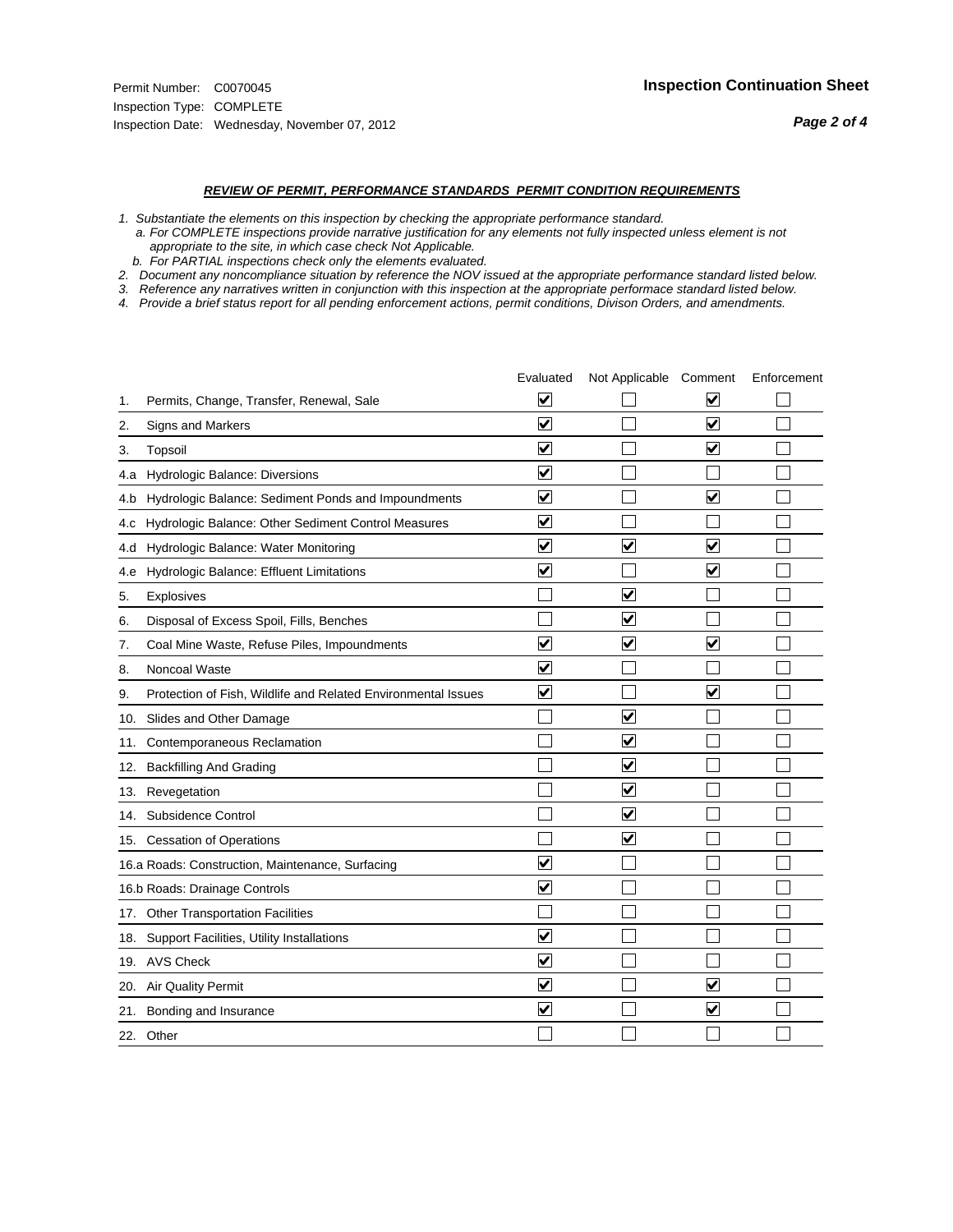Permit Number: C0070045
Inspection Type: COMPLETE
Inspection Date: Wednesday, November 07, 2012

**Inspection Continuation Sheet**

***REVIEW OF PERMIT, PERFORMANCE STANDARDS PERMIT CONDITION REQUIREMENTS***

*1. Substantiate the elements on this inspection by checking the appropriate performance standard.*
*a. For COMPLETE inspections provide narrative justification for any elements not fully inspected unless element is not appropriate to the site, in which case check Not Applicable.*
*b. For PARTIAL inspections check only the elements evaluated.*
*2. Document any noncompliance situation by reference the NOV issued at the appropriate performance standard listed below.*
*3. Reference any narratives written in conjunction with this inspection at the appropriate performace standard listed below.*
*4. Provide a brief status report for all pending enforcement actions, permit conditions, Divison Orders, and amendments.*

| | Evaluated | Not Applicable | Comment | Enforcement |
|---|---|---|---|---|
| 1. Permits, Change, Transfer, Renewal, Sale | ☑ | ☐ | ☑ | ☐ |
| 2. Signs and Markers | ☑ | ☐ | ☑ | ☐ |
| 3. Topsoil | ☑ | ☐ | ☑ | ☐ |
| 4.a Hydrologic Balance: Diversions | ☑ | ☐ | ☐ | ☐ |
| 4.b Hydrologic Balance: Sediment Ponds and Impoundments | ☑ | ☐ | ☑ | ☐ |
| 4.c Hydrologic Balance: Other Sediment Control Measures | ☑ | ☐ | ☐ | ☐ |
| 4.d Hydrologic Balance: Water Monitoring | ☑ | ☑ | ☑ | ☐ |
| 4.e Hydrologic Balance: Effluent Limitations | ☑ | ☐ | ☑ | ☐ |
| 5. Explosives | ☐ | ☑ | ☐ | ☐ |
| 6. Disposal of Excess Spoil, Fills, Benches | ☐ | ☑ | ☐ | ☐ |
| 7. Coal Mine Waste, Refuse Piles, Impoundments | ☑ | ☑ | ☑ | ☐ |
| 8. Noncoal Waste | ☑ | ☐ | ☐ | ☐ |
| 9. Protection of Fish, Wildlife and Related Environmental Issues | ☑ | ☐ | ☑ | ☐ |
| 10. Slides and Other Damage | ☐ | ☑ | ☐ | ☐ |
| 11. Contemporaneous Reclamation | ☐ | ☑ | ☐ | ☐ |
| 12. Backfilling And Grading | ☐ | ☑ | ☐ | ☐ |
| 13. Revegetation | ☐ | ☑ | ☐ | ☐ |
| 14. Subsidence Control | ☐ | ☑ | ☐ | ☐ |
| 15. Cessation of Operations | ☐ | ☑ | ☐ | ☐ |
| 16.a Roads: Construction, Maintenance, Surfacing | ☑ | ☐ | ☐ | ☐ |
| 16.b Roads: Drainage Controls | ☑ | ☐ | ☐ | ☐ |
| 17. Other Transportation Facilities | ☐ | ☐ | ☐ | ☐ |
| 18. Support Facilities, Utility Installations | ☑ | ☐ | ☐ | ☐ |
| 19. AVS Check | ☑ | ☐ | ☐ | ☐ |
| 20. Air Quality Permit | ☑ | ☐ | ☑ | ☐ |
| 21. Bonding and Insurance | ☑ | ☐ | ☑ | ☐ |
| 22. Other | ☐ | ☐ | ☐ | ☐ |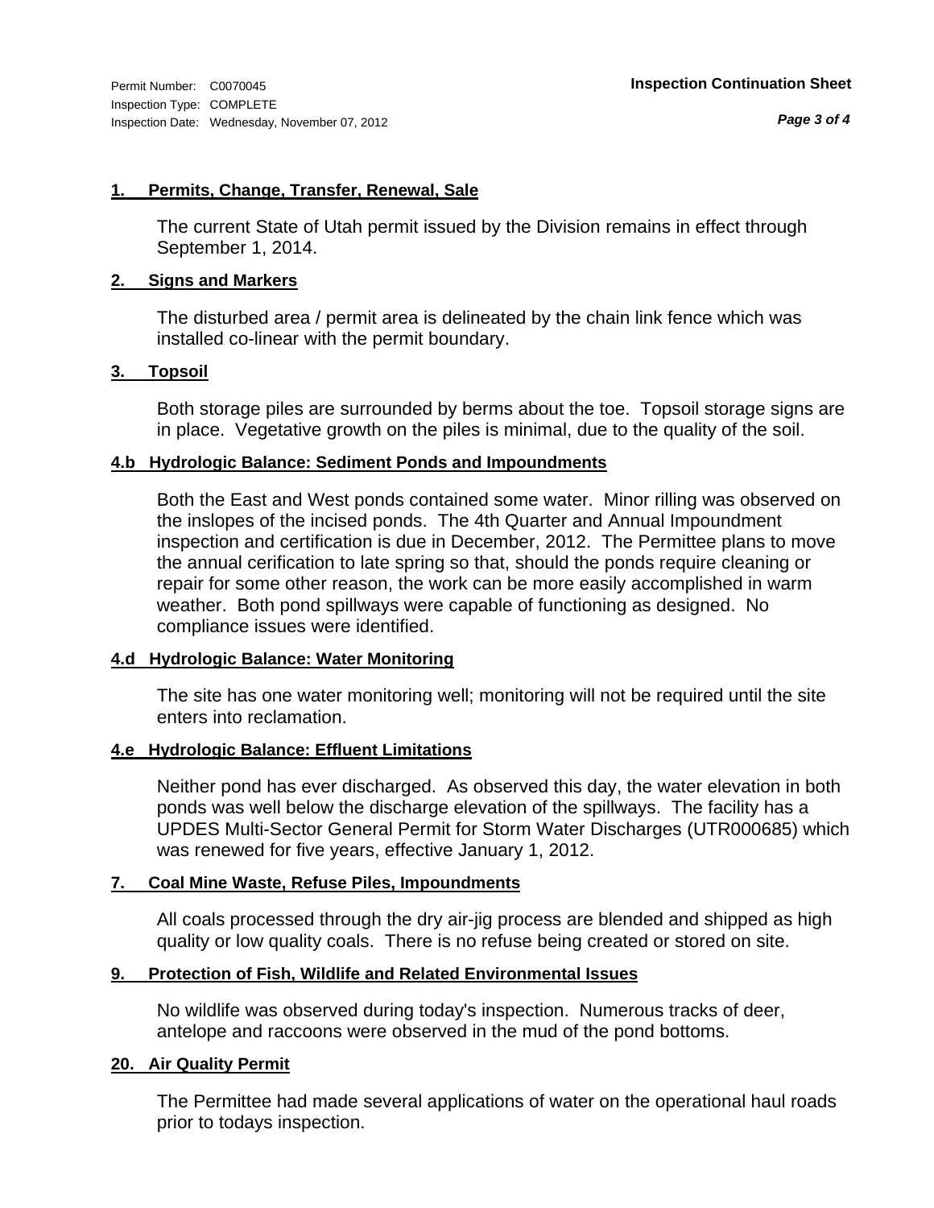Permit Number: C0070045
Inspection Type: COMPLETE
Inspection Date: Wednesday, November 07, 2012

**Inspection Continuation Sheet**

**1. Permits, Change, Transfer, Renewal, Sale**

The current State of Utah permit issued by the Division remains in effect through September 1, 2014.

**2. Signs and Markers**

The disturbed area / permit area is delineated by the chain link fence which was installed co-linear with the permit boundary.

**3. Topsoil**

Both storage piles are surrounded by berms about the toe. Topsoil storage signs are in place. Vegetative growth on the piles is minimal, due to the quality of the soil.

**4.b Hydrologic Balance: Sediment Ponds and Impoundments**

Both the East and West ponds contained some water. Minor rilling was observed on the inslopes of the incised ponds. The 4th Quarter and Annual Impoundment inspection and certification is due in December, 2012. The Permittee plans to move the annual cerification to late spring so that, should the ponds require cleaning or repair for some other reason, the work can be more easily accomplished in warm weather. Both pond spillways were capable of functioning as designed. No compliance issues were identified.

**4.d Hydrologic Balance: Water Monitoring**

The site has one water monitoring well; monitoring will not be required until the site enters into reclamation.

**4.e Hydrologic Balance: Effluent Limitations**

Neither pond has ever discharged. As observed this day, the water elevation in both ponds was well below the discharge elevation of the spillways. The facility has a UPDES Multi-Sector General Permit for Storm Water Discharges (UTR000685) which was renewed for five years, effective January 1, 2012.

**7. Coal Mine Waste, Refuse Piles, Impoundments**

All coals processed through the dry air-jig process are blended and shipped as high quality or low quality coals. There is no refuse being created or stored on site.

**9. Protection of Fish, Wildlife and Related Environmental Issues**

No wildlife was observed during today's inspection. Numerous tracks of deer, antelope and raccoons were observed in the mud of the pond bottoms.

**20. Air Quality Permit**

The Permittee had made several applications of water on the operational haul roads prior to todays inspection.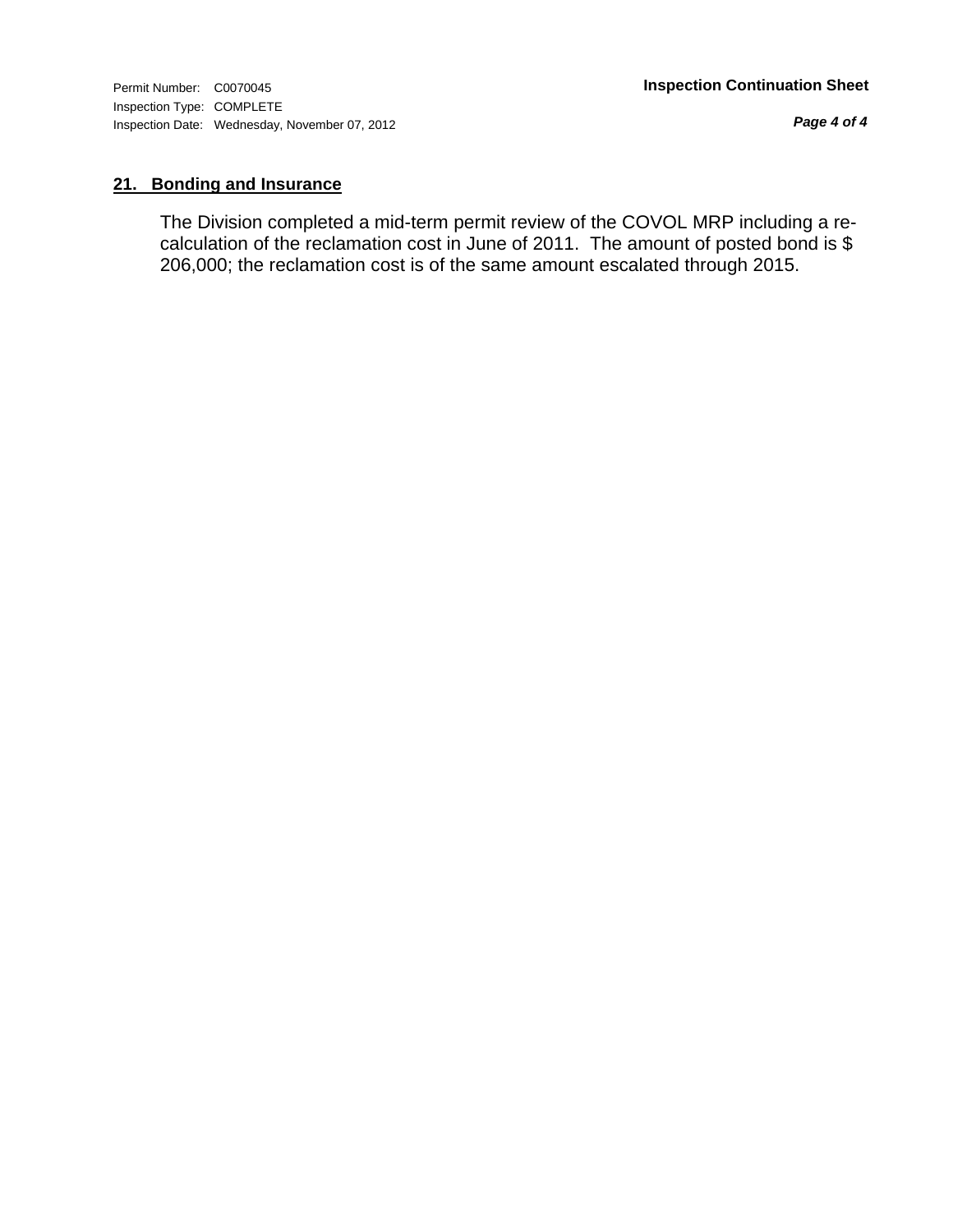## 21. Bonding and Insurance

The Division completed a mid-term permit review of the COVOL MRP including a re-calculation of the reclamation cost in June of 2011. The amount of posted bond is $ 206,000; the reclamation cost is of the same amount escalated through 2015.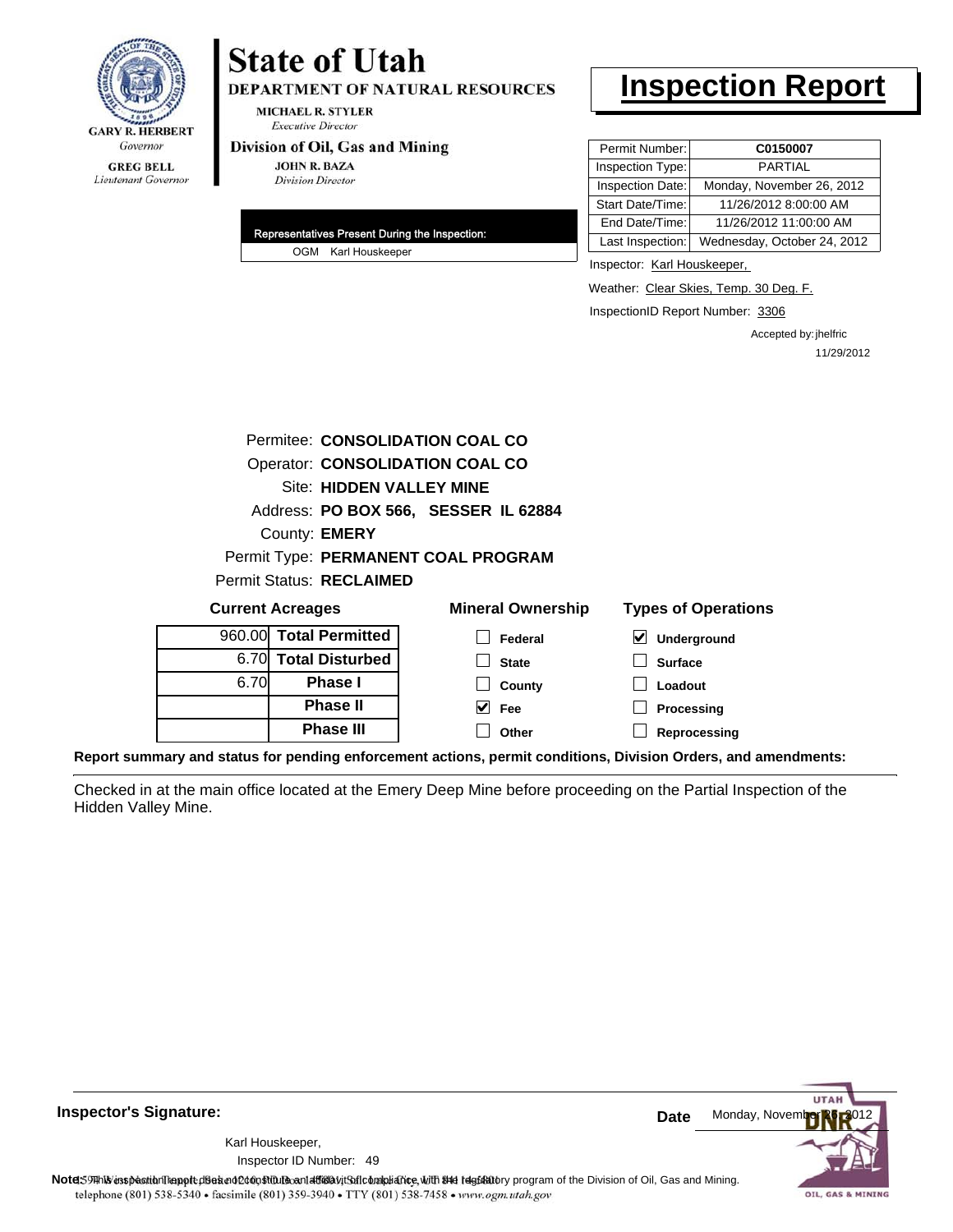GARY R. HERBERT
*Governor*

GREG BELL
*Lieutenant Governor*

# State of Utah

**DEPARTMENT OF NATURAL RESOURCES**

MICHAEL R. STYLER
*Executive Director*

**Division of Oil, Gas and Mining**

JOHN R. BAZA
*Division Director*

# Inspection Report

| | |
|---|---|
| Permit Number: | **C0150007** |
| Inspection Type: | PARTIAL |
| Inspection Date: | Monday, November 26, 2012 |
| Start Date/Time: | 11/26/2012 8:00:00 AM |
| End Date/Time: | 11/26/2012 11:00:00 AM |
| Last Inspection: | Wednesday, October 24, 2012 |

**Representatives Present During the Inspection:**

OGM Karl Houskeeper

Inspector: Karl Houskeeper,

Weather: Clear Skies, Temp. 30 Deg. F.

InspectionID Report Number: 3306

Accepted by: jhelfric
11/29/2012

Permitee: **CONSOLIDATION COAL CO**
Operator: **CONSOLIDATION COAL CO**
Site: **HIDDEN VALLEY MINE**
Address: **PO BOX 566, SESSER IL 62884**
County: **EMERY**
Permit Type: **PERMANENT COAL PROGRAM**
Permit Status: **RECLAIMED**

**Current Acreages**

| | |
|---|---|
| 960.00 | **Total Permitted** |
| 6.70 | **Total Disturbed** |
| 6.70 | **Phase I** |
| | **Phase II** |
| | **Phase III** |

**Mineral Ownership**

- [ ] Federal
- [ ] State
- [ ] County
- [x] Fee
- [ ] Other

**Types of Operations**

- [x] Underground
- [ ] Surface
- [ ] Loadout
- [ ] Processing
- [ ] Reprocessing

**Report summary and status for pending enforcement actions, permit conditions, Division Orders, and amendments:**

Checked in at the main office located at the Emery Deep Mine before proceeding on the Partial Inspection of the Hidden Valley Mine.

**Inspector's Signature:**

Karl Houskeeper,
Inspector ID Number: 49

**Date** Monday, November 26, 2012

**Note:** This inspection report does not constitute an affidavit of compliance with the regulatory program of the Division of Oil, Gas and Mining.

telephone (801) 538-5340 • facsimile (801) 359-3940 • TTY (801) 538-7458 • www.ogm.utah.gov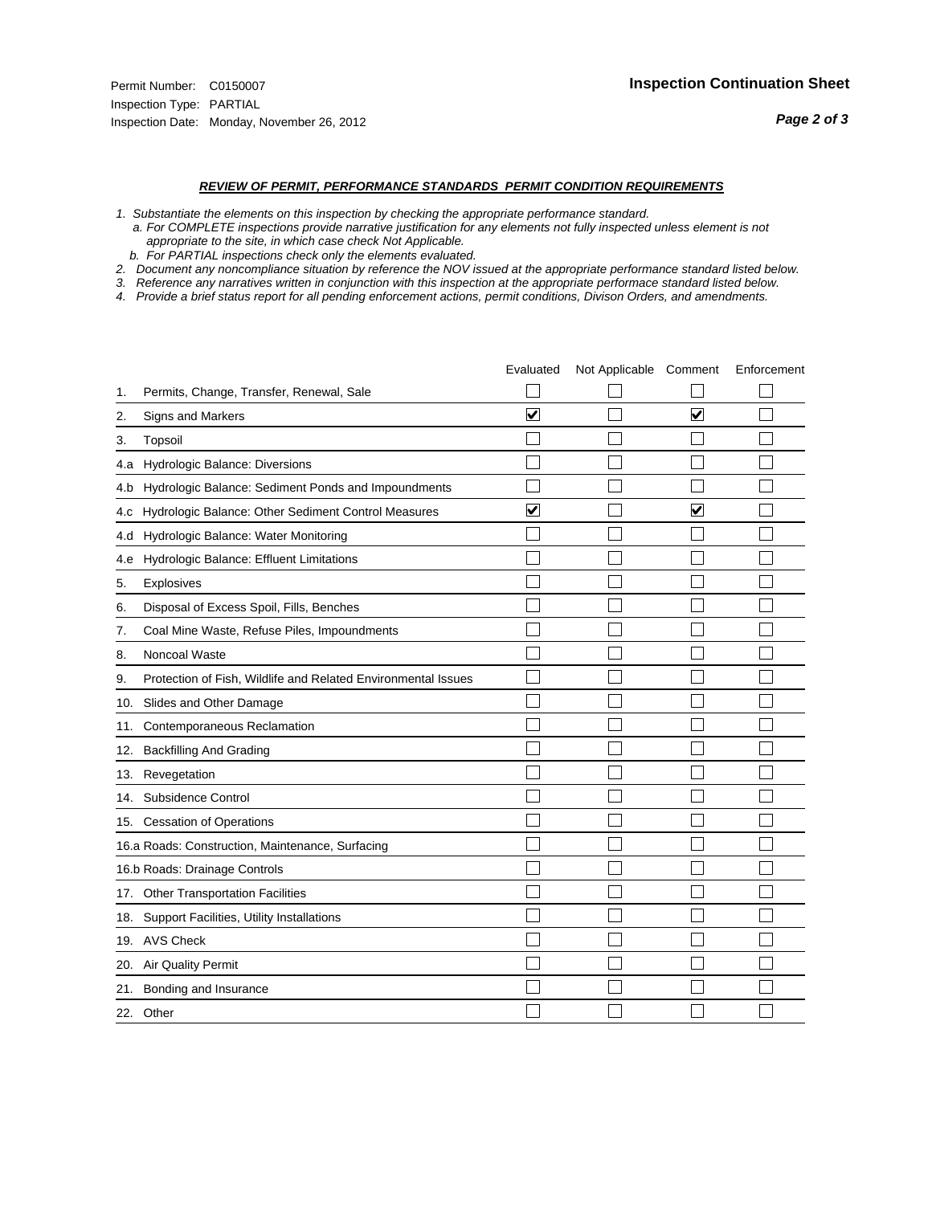Permit Number: C0150007
Inspection Type: PARTIAL
Inspection Date: Monday, November 26, 2012

## Inspection Continuation Sheet

***REVIEW OF PERMIT, PERFORMANCE STANDARDS PERMIT CONDITION REQUIREMENTS***

*1. Substantiate the elements on this inspection by checking the appropriate performance standard.*
*a. For COMPLETE inspections provide narrative justification for any elements not fully inspected unless element is not appropriate to the site, in which case check Not Applicable.*
*b. For PARTIAL inspections check only the elements evaluated.*
*2. Document any noncompliance situation by reference the NOV issued at the appropriate performance standard listed below.*
*3. Reference any narratives written in conjunction with this inspection at the appropriate performace standard listed below.*
*4. Provide a brief status report for all pending enforcement actions, permit conditions, Divison Orders, and amendments.*

| | Evaluated | Not Applicable | Comment | Enforcement |
|---|---|---|---|---|
| 1. Permits, Change, Transfer, Renewal, Sale | ☐ | ☐ | ☐ | ☐ |
| 2. Signs and Markers | ☑ | ☐ | ☑ | ☐ |
| 3. Topsoil | ☐ | ☐ | ☐ | ☐ |
| 4.a Hydrologic Balance: Diversions | ☐ | ☐ | ☐ | ☐ |
| 4.b Hydrologic Balance: Sediment Ponds and Impoundments | ☐ | ☐ | ☐ | ☐ |
| 4.c Hydrologic Balance: Other Sediment Control Measures | ☑ | ☐ | ☑ | ☐ |
| 4.d Hydrologic Balance: Water Monitoring | ☐ | ☐ | ☐ | ☐ |
| 4.e Hydrologic Balance: Effluent Limitations | ☐ | ☐ | ☐ | ☐ |
| 5. Explosives | ☐ | ☐ | ☐ | ☐ |
| 6. Disposal of Excess Spoil, Fills, Benches | ☐ | ☐ | ☐ | ☐ |
| 7. Coal Mine Waste, Refuse Piles, Impoundments | ☐ | ☐ | ☐ | ☐ |
| 8. Noncoal Waste | ☐ | ☐ | ☐ | ☐ |
| 9. Protection of Fish, Wildlife and Related Environmental Issues | ☐ | ☐ | ☐ | ☐ |
| 10. Slides and Other Damage | ☐ | ☐ | ☐ | ☐ |
| 11. Contemporaneous Reclamation | ☐ | ☐ | ☐ | ☐ |
| 12. Backfilling And Grading | ☐ | ☐ | ☐ | ☐ |
| 13. Revegetation | ☐ | ☐ | ☐ | ☐ |
| 14. Subsidence Control | ☐ | ☐ | ☐ | ☐ |
| 15. Cessation of Operations | ☐ | ☐ | ☐ | ☐ |
| 16.a Roads: Construction, Maintenance, Surfacing | ☐ | ☐ | ☐ | ☐ |
| 16.b Roads: Drainage Controls | ☐ | ☐ | ☐ | ☐ |
| 17. Other Transportation Facilities | ☐ | ☐ | ☐ | ☐ |
| 18. Support Facilities, Utility Installations | ☐ | ☐ | ☐ | ☐ |
| 19. AVS Check | ☐ | ☐ | ☐ | ☐ |
| 20. Air Quality Permit | ☐ | ☐ | ☐ | ☐ |
| 21. Bonding and Insurance | ☐ | ☐ | ☐ | ☐ |
| 22. Other | ☐ | ☐ | ☐ | ☐ |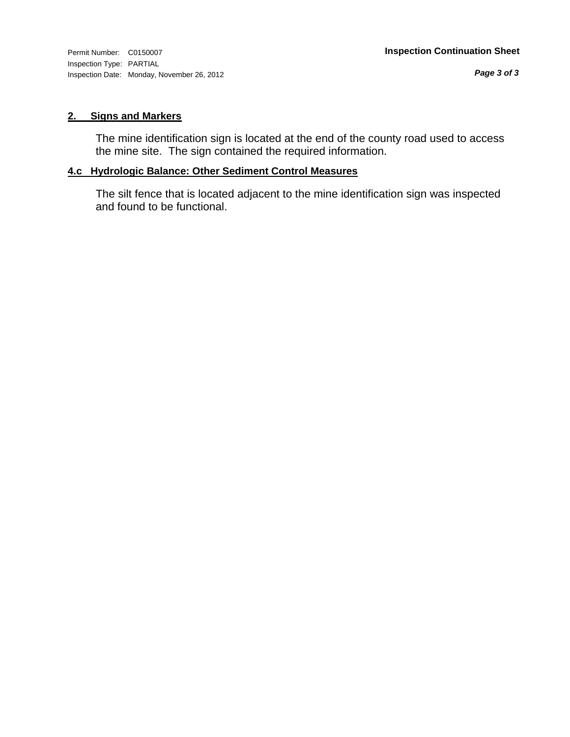## 2. Signs and Markers

The mine identification sign is located at the end of the county road used to access the mine site. The sign contained the required information.

## 4.c Hydrologic Balance: Other Sediment Control Measures

The silt fence that is located adjacent to the mine identification sign was inspected and found to be functional.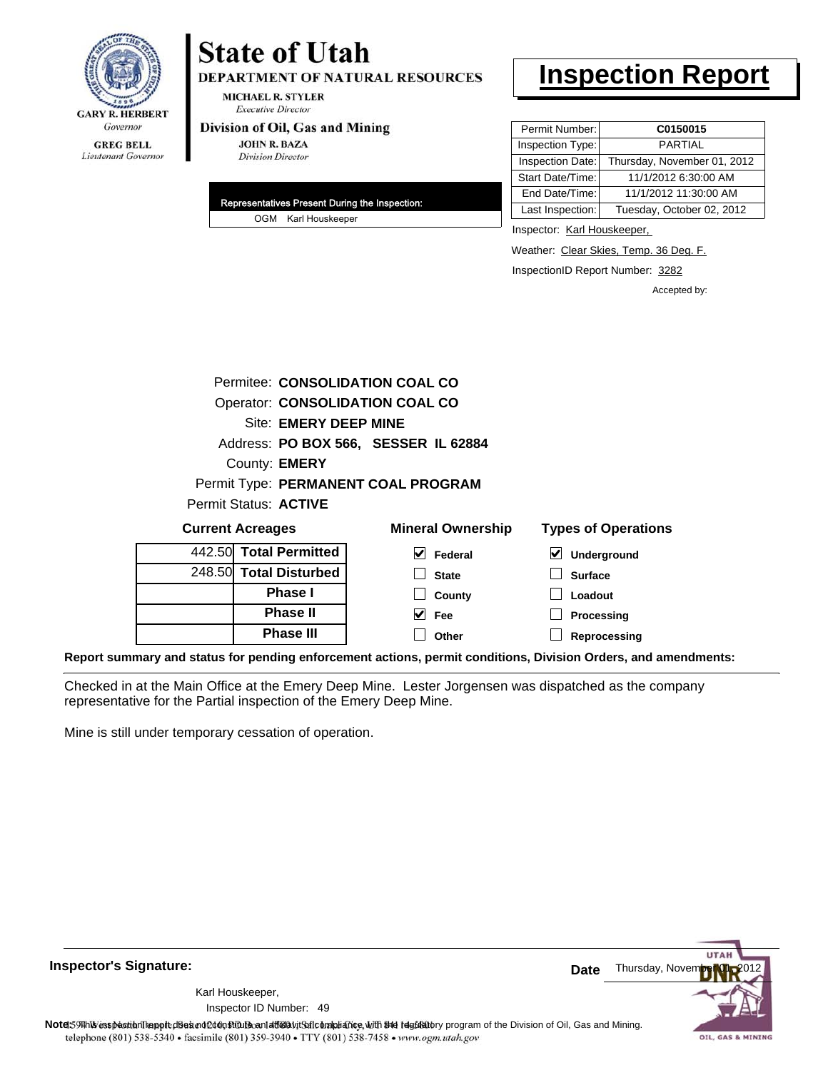GARY R. HERBERT
Governor

GREG BELL
Lieutenant Governor

# State of Utah

**DEPARTMENT OF NATURAL RESOURCES**

MICHAEL R. STYLER
*Executive Director*

**Division of Oil, Gas and Mining**

JOHN R. BAZA
*Division Director*

# Inspection Report

| | |
|---|---|
| Permit Number: | **C0150015** |
| Inspection Type: | PARTIAL |
| Inspection Date: | Thursday, November 01, 2012 |
| Start Date/Time: | 11/1/2012 6:30:00 AM |
| End Date/Time: | 11/1/2012 11:30:00 AM |
| Last Inspection: | Tuesday, October 02, 2012 |

**Representatives Present During the Inspection:**

OGM Karl Houskeeper

Inspector: Karl Houskeeper,

Weather: Clear Skies, Temp. 36 Deg. F.

InspectionID Report Number: 3282

Accepted by:

Permitee: **CONSOLIDATION COAL CO**
Operator: **CONSOLIDATION COAL CO**
Site: **EMERY DEEP MINE**
Address: **PO BOX 566, SESSER IL 62884**
County: **EMERY**
Permit Type: **PERMANENT COAL PROGRAM**
Permit Status: **ACTIVE**

**Current Acreages**

| | |
|---|---|
| 442.50 | **Total Permitted** |
| 248.50 | **Total Disturbed** |
| | **Phase I** |
| | **Phase II** |
| | **Phase III** |

**Mineral Ownership**

- [x] Federal
- [ ] State
- [ ] County
- [x] Fee
- [ ] Other

**Types of Operations**

- [x] Underground
- [ ] Surface
- [ ] Loadout
- [ ] Processing
- [ ] Reprocessing

**Report summary and status for pending enforcement actions, permit conditions, Division Orders, and amendments:**

Checked in at the Main Office at the Emery Deep Mine. Lester Jorgensen was dispatched as the company representative for the Partial inspection of the Emery Deep Mine.

Mine is still under temporary cessation of operation.

**Inspector's Signature:**

Karl Houskeeper,
Inspector ID Number: 49

**Date** Thursday, November 01, 2012

**Note:** This inspection report does not constitute an affidavit of compliance with the regulatory program of the Division of Oil, Gas and Mining.
telephone (801) 538-5340 • facsimile (801) 359-3940 • TTY (801) 538-7458 • www.ogm.utah.gov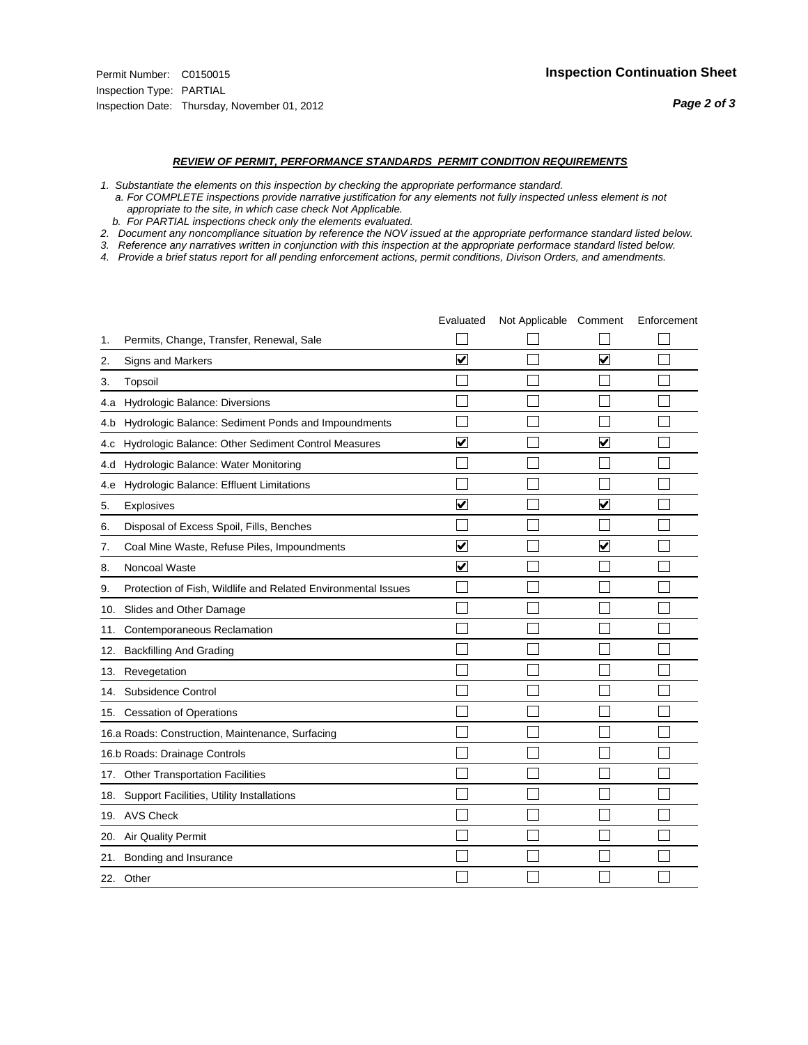Permit Number: C0150015
Inspection Type: PARTIAL
Inspection Date: Thursday, November 01, 2012

# Inspection Continuation Sheet

**_REVIEW OF PERMIT, PERFORMANCE STANDARDS PERMIT CONDITION REQUIREMENTS_**

*1. Substantiate the elements on this inspection by checking the appropriate performance standard.*
*a. For COMPLETE inspections provide narrative justification for any elements not fully inspected unless element is not appropriate to the site, in which case check Not Applicable.*
*b. For PARTIAL inspections check only the elements evaluated.*
*2. Document any noncompliance situation by reference the NOV issued at the appropriate performance standard listed below.*
*3. Reference any narratives written in conjunction with this inspection at the appropriate performace standard listed below.*
*4. Provide a brief status report for all pending enforcement actions, permit conditions, Divison Orders, and amendments.*

| | | Evaluated | Not Applicable | Comment | Enforcement |
|---|---|---|---|---|---|
| 1. | Permits, Change, Transfer, Renewal, Sale | ☐ | ☐ | ☐ | ☐ |
| 2. | Signs and Markers | ☑ | ☐ | ☑ | ☐ |
| 3. | Topsoil | ☐ | ☐ | ☐ | ☐ |
| 4.a | Hydrologic Balance: Diversions | ☐ | ☐ | ☐ | ☐ |
| 4.b | Hydrologic Balance: Sediment Ponds and Impoundments | ☐ | ☐ | ☐ | ☐ |
| 4.c | Hydrologic Balance: Other Sediment Control Measures | ☑ | ☐ | ☑ | ☐ |
| 4.d | Hydrologic Balance: Water Monitoring | ☐ | ☐ | ☐ | ☐ |
| 4.e | Hydrologic Balance: Effluent Limitations | ☐ | ☐ | ☐ | ☐ |
| 5. | Explosives | ☑ | ☐ | ☑ | ☐ |
| 6. | Disposal of Excess Spoil, Fills, Benches | ☐ | ☐ | ☐ | ☐ |
| 7. | Coal Mine Waste, Refuse Piles, Impoundments | ☑ | ☐ | ☑ | ☐ |
| 8. | Noncoal Waste | ☑ | ☐ | ☐ | ☐ |
| 9. | Protection of Fish, Wildlife and Related Environmental Issues | ☐ | ☐ | ☐ | ☐ |
| 10. | Slides and Other Damage | ☐ | ☐ | ☐ | ☐ |
| 11. | Contemporaneous Reclamation | ☐ | ☐ | ☐ | ☐ |
| 12. | Backfilling And Grading | ☐ | ☐ | ☐ | ☐ |
| 13. | Revegetation | ☐ | ☐ | ☐ | ☐ |
| 14. | Subsidence Control | ☐ | ☐ | ☐ | ☐ |
| 15. | Cessation of Operations | ☐ | ☐ | ☐ | ☐ |
| 16.a | Roads: Construction, Maintenance, Surfacing | ☐ | ☐ | ☐ | ☐ |
| 16.b | Roads: Drainage Controls | ☐ | ☐ | ☐ | ☐ |
| 17. | Other Transportation Facilities | ☐ | ☐ | ☐ | ☐ |
| 18. | Support Facilities, Utility Installations | ☐ | ☐ | ☐ | ☐ |
| 19. | AVS Check | ☐ | ☐ | ☐ | ☐ |
| 20. | Air Quality Permit | ☐ | ☐ | ☐ | ☐ |
| 21. | Bonding and Insurance | ☐ | ☐ | ☐ | ☐ |
| 22. | Other | ☐ | ☐ | ☐ | ☐ |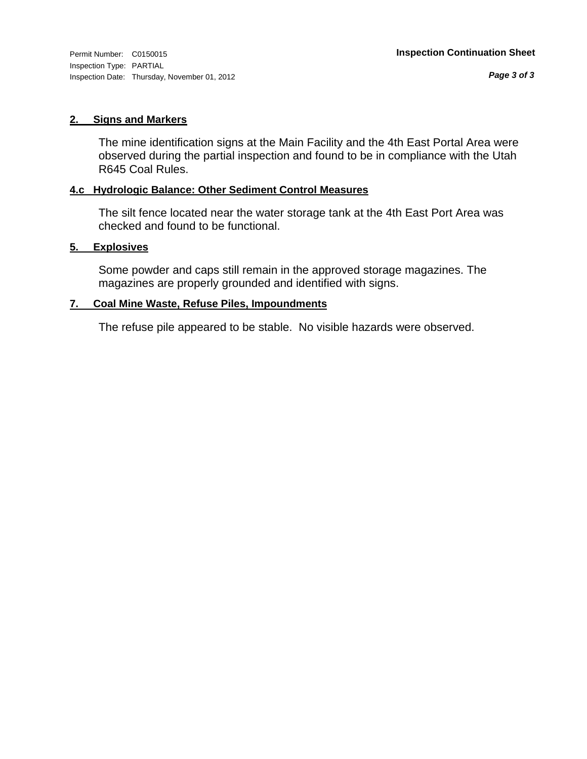Permit Number: C0150015
Inspection Type: PARTIAL
Inspection Date: Thursday, November 01, 2012

**Inspection Continuation Sheet**

### 2. Signs and Markers

The mine identification signs at the Main Facility and the 4th East Portal Area were observed during the partial inspection and found to be in compliance with the Utah R645 Coal Rules.

### 4.c Hydrologic Balance: Other Sediment Control Measures

The silt fence located near the water storage tank at the 4th East Port Area was checked and found to be functional.

### 5. Explosives

Some powder and caps still remain in the approved storage magazines. The magazines are properly grounded and identified with signs.

### 7. Coal Mine Waste, Refuse Piles, Impoundments

The refuse pile appeared to be stable. No visible hazards were observed.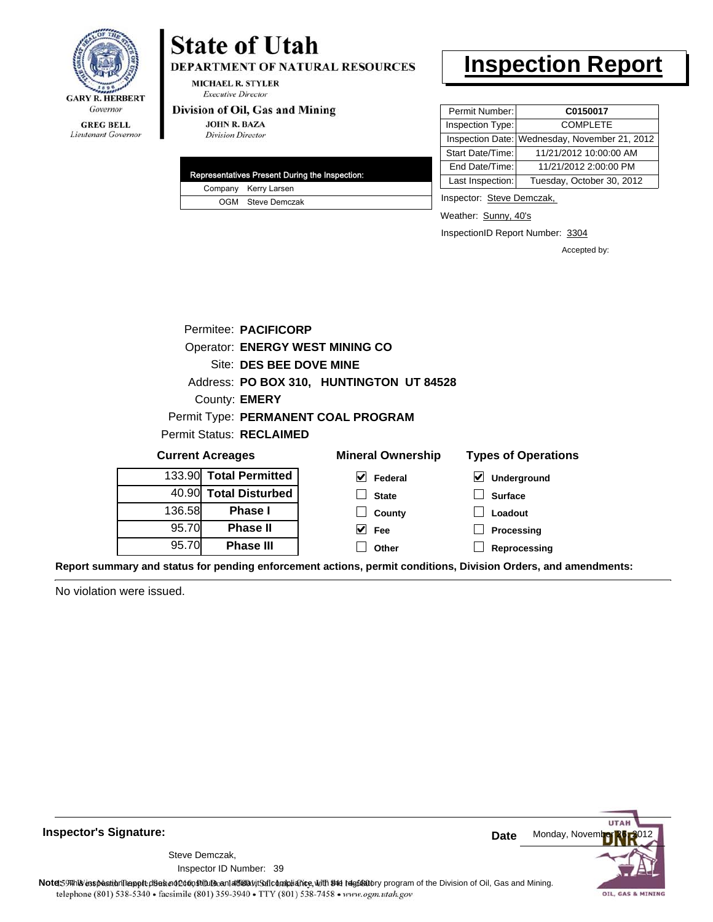**GARY R. HERBERT**
*Governor*

**GREG BELL**
*Lieutenant Governor*

# State of Utah

**DEPARTMENT OF NATURAL RESOURCES**

**MICHAEL R. STYLER**
*Executive Director*

**Division of Oil, Gas and Mining**

**JOHN R. BAZA**
*Division Director*

# Inspection Report

| Permit Number: | **C0150017** |
|---|---|
| Inspection Type: | COMPLETE |
| Inspection Date: | Wednesday, November 21, 2012 |
| Start Date/Time: | 11/21/2012 10:00:00 AM |
| End Date/Time: | 11/21/2012 2:00:00 PM |
| Last Inspection: | Tuesday, October 30, 2012 |

| Representatives Present During the Inspection: | |
|---|---|
| Company | Kerry Larsen |
| OGM | Steve Demczak |

Inspector: Steve Demczak,

Weather: Sunny, 40's

InspectionID Report Number: 3304

Accepted by:

Permitee: **PACIFICORP**
Operator: **ENERGY WEST MINING CO**
Site: **DES BEE DOVE MINE**
Address: **PO BOX 310, HUNTINGTON UT 84528**
County: **EMERY**
Permit Type: **PERMANENT COAL PROGRAM**
Permit Status: **RECLAIMED**

**Current Acreages**

| | |
|---|---|
| 133.90 | **Total Permitted** |
| 40.90 | **Total Disturbed** |
| 136.58 | **Phase I** |
| 95.70 | **Phase II** |
| 95.70 | **Phase III** |

**Mineral Ownership**

- [x] Federal
- [ ] State
- [ ] County
- [x] Fee
- [ ] Other

**Types of Operations**

- [x] Underground
- [ ] Surface
- [ ] Loadout
- [ ] Processing
- [ ] Reprocessing

**Report summary and status for pending enforcement actions, permit conditions, Division Orders, and amendments:**

No violation were issued.

**Inspector's Signature:**

Steve Demczak,
Inspector ID Number: 39

**Date** Monday, November 26, 2012

**Note:** This inspection report does not constitute an affidavit of compliance with the regulatory program of the Division of Oil, Gas and Mining.
telephone (801) 538-5340 • facsimile (801) 359-3940 • TTY (801) 538-7458 • www.ogm.utah.gov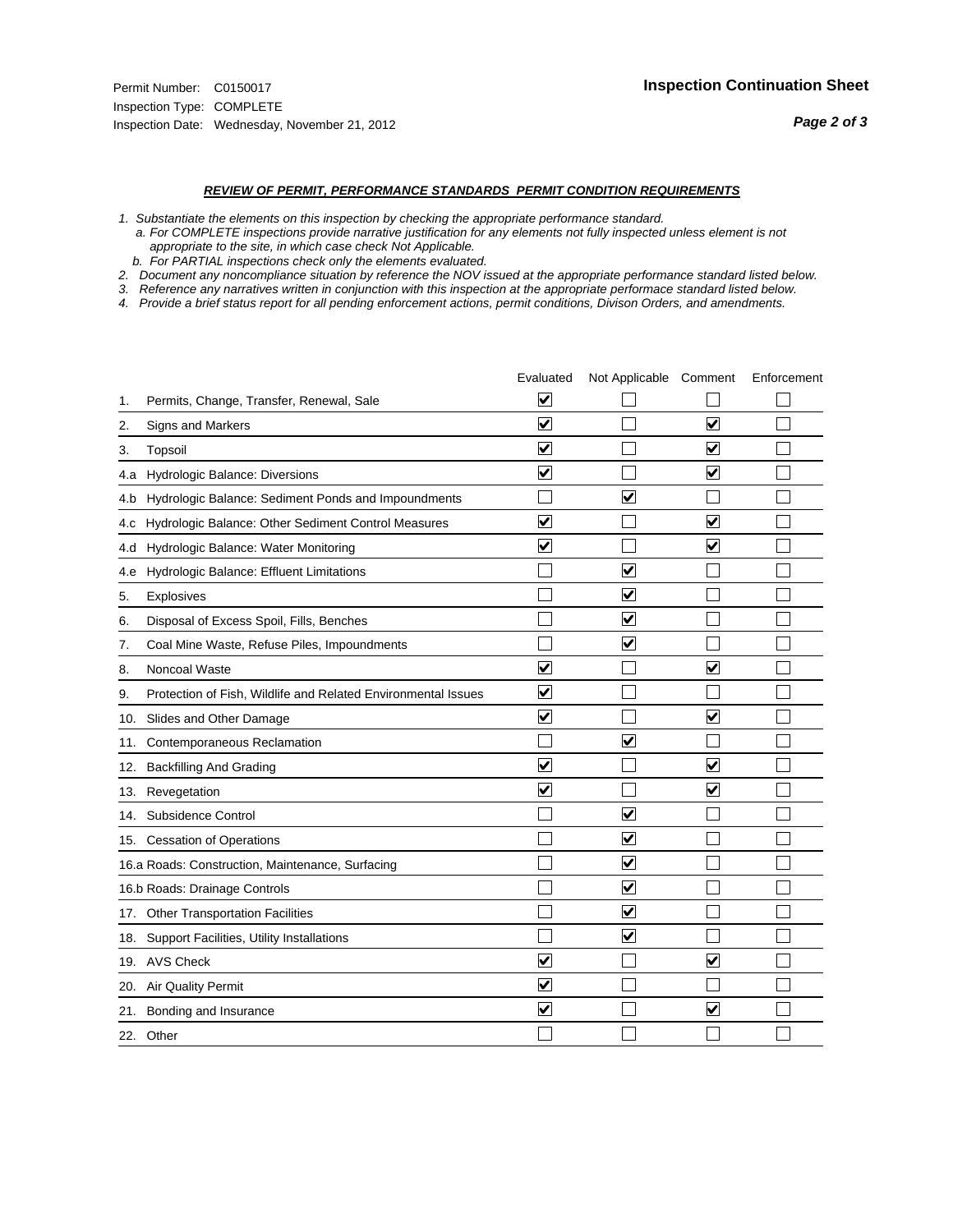Permit Number: C0150017
Inspection Type: COMPLETE
Inspection Date: Wednesday, November 21, 2012

## Inspection Continuation Sheet

***Page 2 of 3***

### *REVIEW OF PERMIT, PERFORMANCE STANDARDS PERMIT CONDITION REQUIREMENTS*

*1. Substantiate the elements on this inspection by checking the appropriate performance standard.*
*a. For COMPLETE inspections provide narrative justification for any elements not fully inspected unless element is not appropriate to the site, in which case check Not Applicable.*
*b. For PARTIAL inspections check only the elements evaluated.*
*2. Document any noncompliance situation by reference the NOV issued at the appropriate performance standard listed below.*
*3. Reference any narratives written in conjunction with this inspection at the appropriate performace standard listed below.*
*4. Provide a brief status report for all pending enforcement actions, permit conditions, Divison Orders, and amendments.*

| | Evaluated | Not Applicable | Comment | Enforcement |
|---|---|---|---|---|
| 1. Permits, Change, Transfer, Renewal, Sale | ☑ | ☐ | ☐ | ☐ |
| 2. Signs and Markers | ☑ | ☐ | ☑ | ☐ |
| 3. Topsoil | ☑ | ☐ | ☑ | ☐ |
| 4.a Hydrologic Balance: Diversions | ☑ | ☐ | ☑ | ☐ |
| 4.b Hydrologic Balance: Sediment Ponds and Impoundments | ☐ | ☑ | ☐ | ☐ |
| 4.c Hydrologic Balance: Other Sediment Control Measures | ☑ | ☐ | ☑ | ☐ |
| 4.d Hydrologic Balance: Water Monitoring | ☑ | ☐ | ☑ | ☐ |
| 4.e Hydrologic Balance: Effluent Limitations | ☐ | ☑ | ☐ | ☐ |
| 5. Explosives | ☐ | ☑ | ☐ | ☐ |
| 6. Disposal of Excess Spoil, Fills, Benches | ☐ | ☑ | ☐ | ☐ |
| 7. Coal Mine Waste, Refuse Piles, Impoundments | ☐ | ☑ | ☐ | ☐ |
| 8. Noncoal Waste | ☑ | ☐ | ☑ | ☐ |
| 9. Protection of Fish, Wildlife and Related Environmental Issues | ☑ | ☐ | ☐ | ☐ |
| 10. Slides and Other Damage | ☑ | ☐ | ☑ | ☐ |
| 11. Contemporaneous Reclamation | ☐ | ☑ | ☐ | ☐ |
| 12. Backfilling And Grading | ☑ | ☐ | ☑ | ☐ |
| 13. Revegetation | ☑ | ☐ | ☑ | ☐ |
| 14. Subsidence Control | ☐ | ☑ | ☐ | ☐ |
| 15. Cessation of Operations | ☐ | ☑ | ☐ | ☐ |
| 16.a Roads: Construction, Maintenance, Surfacing | ☐ | ☑ | ☐ | ☐ |
| 16.b Roads: Drainage Controls | ☐ | ☑ | ☐ | ☐ |
| 17. Other Transportation Facilities | ☐ | ☑ | ☐ | ☐ |
| 18. Support Facilities, Utility Installations | ☐ | ☑ | ☐ | ☐ |
| 19. AVS Check | ☑ | ☐ | ☑ | ☐ |
| 20. Air Quality Permit | ☑ | ☐ | ☐ | ☐ |
| 21. Bonding and Insurance | ☑ | ☐ | ☑ | ☐ |
| 22. Other | ☐ | ☐ | ☐ | ☐ |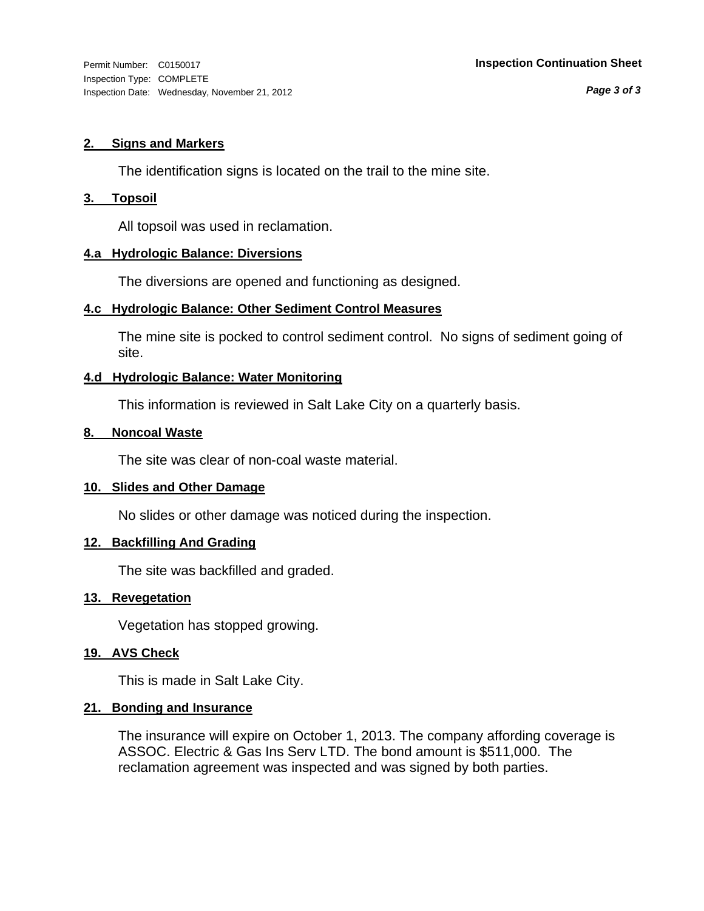Permit Number: C0150017
Inspection Type: COMPLETE
Inspection Date: Wednesday, November 21, 2012

**Inspection Continuation Sheet**

**2. Signs and Markers**

The identification signs is located on the trail to the mine site.

**3. Topsoil**

All topsoil was used in reclamation.

**4.a Hydrologic Balance: Diversions**

The diversions are opened and functioning as designed.

**4.c Hydrologic Balance: Other Sediment Control Measures**

The mine site is pocked to control sediment control. No signs of sediment going of site.

**4.d Hydrologic Balance: Water Monitoring**

This information is reviewed in Salt Lake City on a quarterly basis.

**8. Noncoal Waste**

The site was clear of non-coal waste material.

**10. Slides and Other Damage**

No slides or other damage was noticed during the inspection.

**12. Backfilling And Grading**

The site was backfilled and graded.

**13. Revegetation**

Vegetation has stopped growing.

**19. AVS Check**

This is made in Salt Lake City.

**21. Bonding and Insurance**

The insurance will expire on October 1, 2013. The company affording coverage is ASSOC. Electric & Gas Ins Serv LTD. The bond amount is $511,000. The reclamation agreement was inspected and was signed by both parties.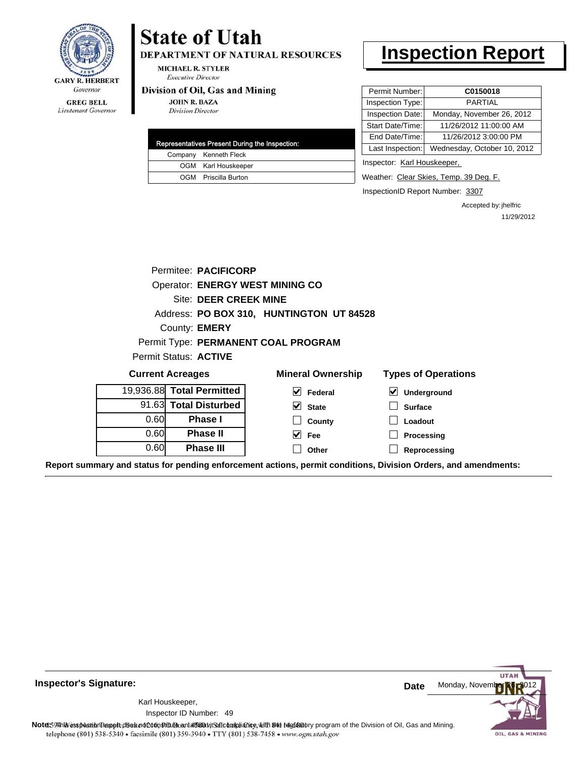GARY R. HERBERT
*Governor*

GREG BELL
*Lieutenant Governor*

# State of Utah

**DEPARTMENT OF NATURAL RESOURCES**

MICHAEL R. STYLER
*Executive Director*

**Division of Oil, Gas and Mining**

JOHN R. BAZA
*Division Director*

# Inspection Report

| Permit Number: | C0150018 |
|---|---|
| Inspection Type: | PARTIAL |
| Inspection Date: | Monday, November 26, 2012 |
| Start Date/Time: | 11/26/2012 11:00:00 AM |
| End Date/Time: | 11/26/2012 3:00:00 PM |
| Last Inspection: | Wednesday, October 10, 2012 |

| Representatives Present During the Inspection: | |
|---|---|
| Company | Kenneth Fleck |
| OGM | Karl Houskeeper |
| OGM | Priscilla Burton |

Inspector: Karl Houskeeper,

Weather: Clear Skies, Temp. 39 Deg. F.

InspectionID Report Number: 3307

Accepted by: jhelfric
11/29/2012

Permitee: **PACIFICORP**
Operator: **ENERGY WEST MINING CO**
Site: **DEER CREEK MINE**
Address: **PO BOX 310, HUNTINGTON UT 84528**
County: **EMERY**
Permit Type: **PERMANENT COAL PROGRAM**
Permit Status: **ACTIVE**

**Current Acreages**

| | |
|---|---|
| 19,936.88 | **Total Permitted** |
| 91.63 | **Total Disturbed** |
| 0.60 | **Phase I** |
| 0.60 | **Phase II** |
| 0.60 | **Phase III** |

**Mineral Ownership**

- [x] Federal
- [x] State
- [ ] County
- [x] Fee
- [ ] Other

**Types of Operations**

- [x] Underground
- [ ] Surface
- [ ] Loadout
- [ ] Processing
- [ ] Reprocessing

**Report summary and status for pending enforcement actions, permit conditions, Division Orders, and amendments:**

**Inspector's Signature:**

Karl Houskeeper,
Inspector ID Number: 49

**Date** Monday, November 26, 2012

**Note:** This inspection report does not constitute an affidavit of compliance with the regulatory program of the Division of Oil, Gas and Mining.
1594 West North Temple, Suite 1210, PO Box 145801, Salt Lake City, UT 84114-5801
telephone (801) 538-5340 • facsimile (801) 359-3940 • TTY (801) 538-7458 • www.ogm.utah.gov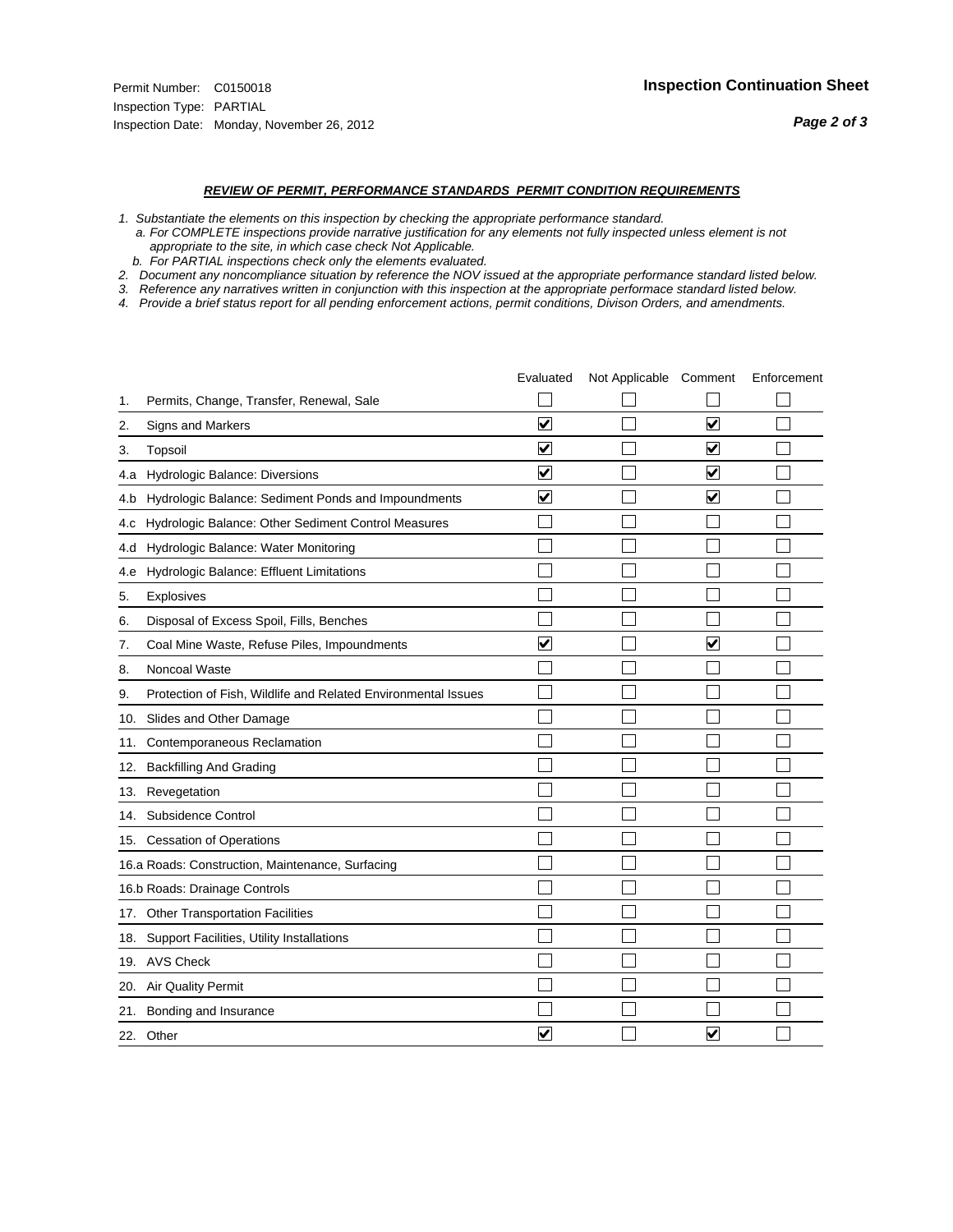Permit Number: C0150018
Inspection Type: PARTIAL
Inspection Date: Monday, November 26, 2012

**Inspection Continuation Sheet**

***REVIEW OF PERMIT, PERFORMANCE STANDARDS PERMIT CONDITION REQUIREMENTS***

*1. Substantiate the elements on this inspection by checking the appropriate performance standard.*
*a. For COMPLETE inspections provide narrative justification for any elements not fully inspected unless element is not appropriate to the site, in which case check Not Applicable.*
*b. For PARTIAL inspections check only the elements evaluated.*
*2. Document any noncompliance situation by reference the NOV issued at the appropriate performance standard listed below.*
*3. Reference any narratives written in conjunction with this inspection at the appropriate performace standard listed below.*
*4. Provide a brief status report for all pending enforcement actions, permit conditions, Divison Orders, and amendments.*

| | Evaluated | Not Applicable | Comment | Enforcement |
|---|---|---|---|---|
| 1. Permits, Change, Transfer, Renewal, Sale | ☐ | ☐ | ☐ | ☐ |
| 2. Signs and Markers | ☑ | ☐ | ☑ | ☐ |
| 3. Topsoil | ☑ | ☐ | ☑ | ☐ |
| 4.a Hydrologic Balance: Diversions | ☑ | ☐ | ☑ | ☐ |
| 4.b Hydrologic Balance: Sediment Ponds and Impoundments | ☑ | ☐ | ☑ | ☐ |
| 4.c Hydrologic Balance: Other Sediment Control Measures | ☐ | ☐ | ☐ | ☐ |
| 4.d Hydrologic Balance: Water Monitoring | ☐ | ☐ | ☐ | ☐ |
| 4.e Hydrologic Balance: Effluent Limitations | ☐ | ☐ | ☐ | ☐ |
| 5. Explosives | ☐ | ☐ | ☐ | ☐ |
| 6. Disposal of Excess Spoil, Fills, Benches | ☐ | ☐ | ☐ | ☐ |
| 7. Coal Mine Waste, Refuse Piles, Impoundments | ☑ | ☐ | ☑ | ☐ |
| 8. Noncoal Waste | ☐ | ☐ | ☐ | ☐ |
| 9. Protection of Fish, Wildlife and Related Environmental Issues | ☐ | ☐ | ☐ | ☐ |
| 10. Slides and Other Damage | ☐ | ☐ | ☐ | ☐ |
| 11. Contemporaneous Reclamation | ☐ | ☐ | ☐ | ☐ |
| 12. Backfilling And Grading | ☐ | ☐ | ☐ | ☐ |
| 13. Revegetation | ☐ | ☐ | ☐ | ☐ |
| 14. Subsidence Control | ☐ | ☐ | ☐ | ☐ |
| 15. Cessation of Operations | ☐ | ☐ | ☐ | ☐ |
| 16.a Roads: Construction, Maintenance, Surfacing | ☐ | ☐ | ☐ | ☐ |
| 16.b Roads: Drainage Controls | ☐ | ☐ | ☐ | ☐ |
| 17. Other Transportation Facilities | ☐ | ☐ | ☐ | ☐ |
| 18. Support Facilities, Utility Installations | ☐ | ☐ | ☐ | ☐ |
| 19. AVS Check | ☐ | ☐ | ☐ | ☐ |
| 20. Air Quality Permit | ☐ | ☐ | ☐ | ☐ |
| 21. Bonding and Insurance | ☐ | ☐ | ☐ | ☐ |
| 22. Other | ☑ | ☐ | ☑ | ☐ |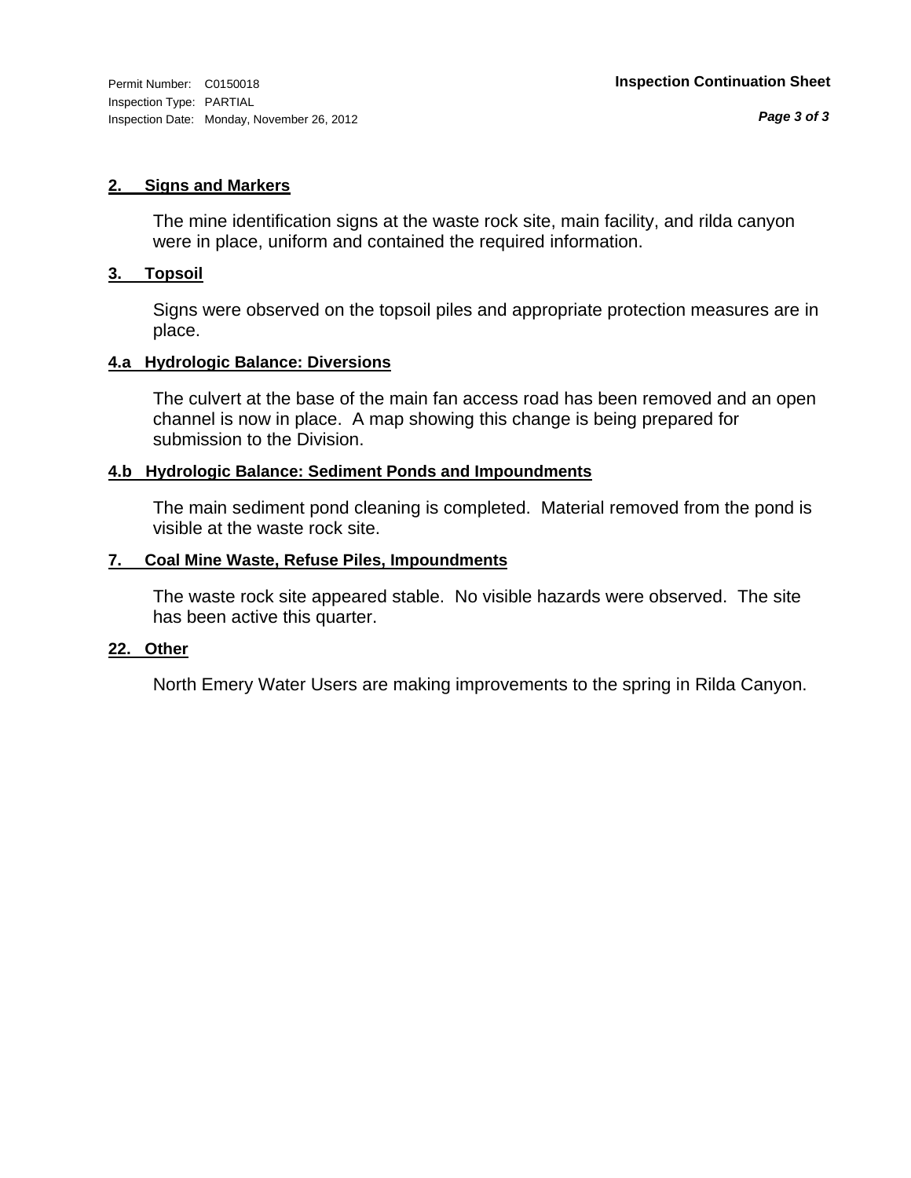Permit Number: C0150018
Inspection Type: PARTIAL
Inspection Date: Monday, November 26, 2012

**Inspection Continuation Sheet**

## 2. Signs and Markers

The mine identification signs at the waste rock site, main facility, and rilda canyon were in place, uniform and contained the required information.

## 3. Topsoil

Signs were observed on the topsoil piles and appropriate protection measures are in place.

## 4.a Hydrologic Balance: Diversions

The culvert at the base of the main fan access road has been removed and an open channel is now in place. A map showing this change is being prepared for submission to the Division.

## 4.b Hydrologic Balance: Sediment Ponds and Impoundments

The main sediment pond cleaning is completed. Material removed from the pond is visible at the waste rock site.

## 7. Coal Mine Waste, Refuse Piles, Impoundments

The waste rock site appeared stable. No visible hazards were observed. The site has been active this quarter.

## 22. Other

North Emery Water Users are making improvements to the spring in Rilda Canyon.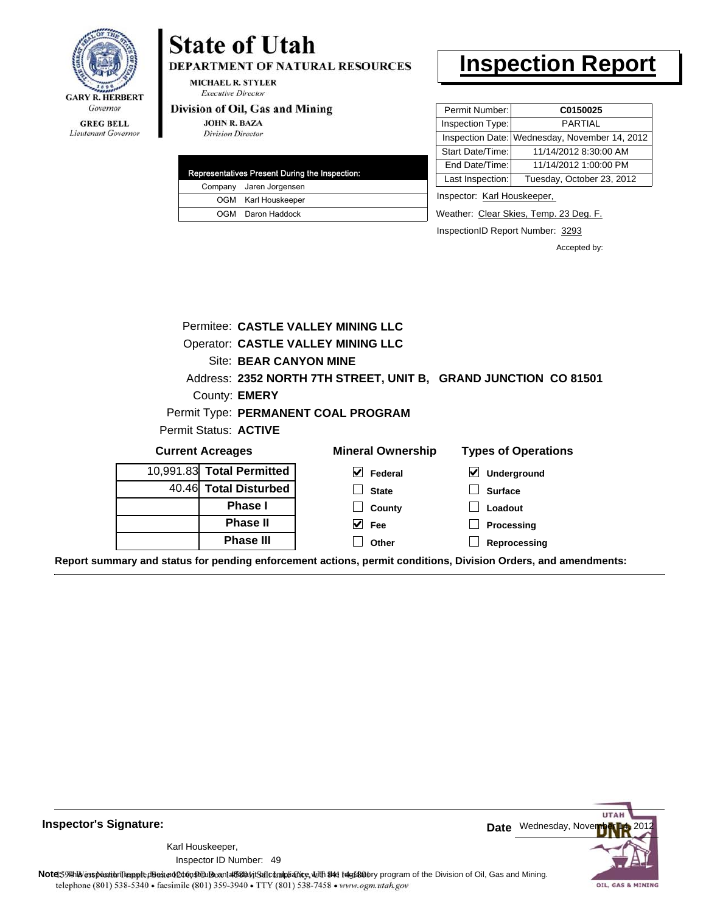GARY R. HERBERT
*Governor*

GREG BELL
*Lieutenant Governor*

# State of Utah

**DEPARTMENT OF NATURAL RESOURCES**

MICHAEL R. STYLER
*Executive Director*

**Division of Oil, Gas and Mining**

JOHN R. BAZA
*Division Director*

# Inspection Report

| Representatives Present During the Inspection: | |
|---|---|
| Company | Jaren Jorgensen |
| OGM | Karl Houskeeper |
| OGM | Daron Haddock |

| | |
|---|---|
| Permit Number: | **C0150025** |
| Inspection Type: | PARTIAL |
| Inspection Date: | Wednesday, November 14, 2012 |
| Start Date/Time: | 11/14/2012 8:30:00 AM |
| End Date/Time: | 11/14/2012 1:00:00 PM |
| Last Inspection: | Tuesday, October 23, 2012 |

Inspector: Karl Houskeeper,

Weather: Clear Skies, Temp. 23 Deg. F.

InspectionID Report Number: 3293

Accepted by:

Permitee: **CASTLE VALLEY MINING LLC**
Operator: **CASTLE VALLEY MINING LLC**
Site: **BEAR CANYON MINE**
Address: **2352 NORTH 7TH STREET, UNIT B, GRAND JUNCTION CO 81501**
County: **EMERY**
Permit Type: **PERMANENT COAL PROGRAM**
Permit Status: **ACTIVE**

**Current Acreages**

| | |
|---|---|
| 10,991.83 | **Total Permitted** |
| 40.46 | **Total Disturbed** |
| | **Phase I** |
| | **Phase II** |
| | **Phase III** |

**Mineral Ownership**

- [x] Federal
- [ ] State
- [ ] County
- [x] Fee
- [ ] Other

**Types of Operations**

- [x] Underground
- [ ] Surface
- [ ] Loadout
- [ ] Processing
- [ ] Reprocessing

**Report summary and status for pending enforcement actions, permit conditions, Division Orders, and amendments:**

**Inspector's Signature:**

Karl Houskeeper,
Inspector ID Number: 49

**Date** Wednesday, November 14, 2012

**Note:** This inspection report does not constitute an affidavit of compliance with the regulatory program of the Division of Oil, Gas and Mining.

telephone (801) 538-5340 • facsimile (801) 359-3940 • TTY (801) 538-7458 • www.ogm.utah.gov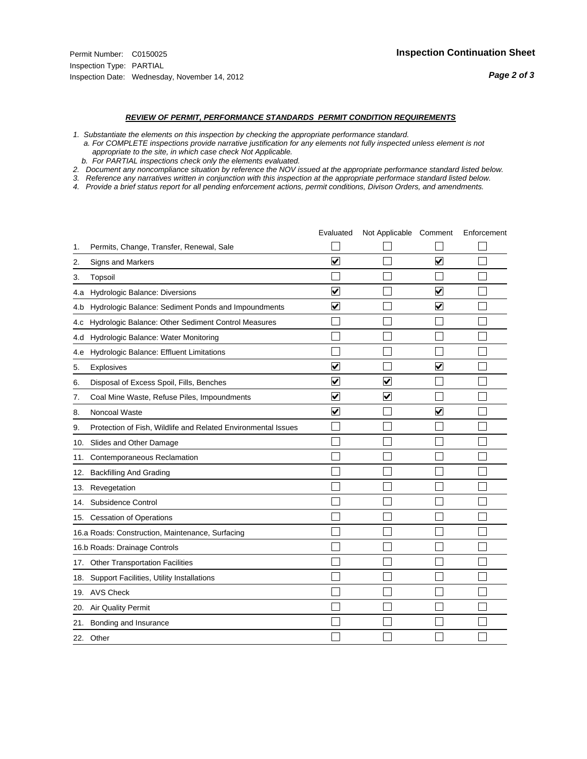Permit Number: C0150025
Inspection Type: PARTIAL
Inspection Date: Wednesday, November 14, 2012

**Inspection Continuation Sheet**

***REVIEW OF PERMIT, PERFORMANCE STANDARDS PERMIT CONDITION REQUIREMENTS***

*1. Substantiate the elements on this inspection by checking the appropriate performance standard.*
*a. For COMPLETE inspections provide narrative justification for any elements not fully inspected unless element is not appropriate to the site, in which case check Not Applicable.*
*b. For PARTIAL inspections check only the elements evaluated.*
*2. Document any noncompliance situation by reference the NOV issued at the appropriate performance standard listed below.*
*3. Reference any narratives written in conjunction with this inspection at the appropriate performace standard listed below.*
*4. Provide a brief status report for all pending enforcement actions, permit conditions, Divison Orders, and amendments.*

| | Evaluated | Not Applicable | Comment | Enforcement |
|---|---|---|---|---|
| 1. Permits, Change, Transfer, Renewal, Sale | ☐ | ☐ | ☐ | ☐ |
| 2. Signs and Markers | ☑ | ☐ | ☑ | ☐ |
| 3. Topsoil | ☐ | ☐ | ☐ | ☐ |
| 4.a Hydrologic Balance: Diversions | ☑ | ☐ | ☑ | ☐ |
| 4.b Hydrologic Balance: Sediment Ponds and Impoundments | ☑ | ☐ | ☑ | ☐ |
| 4.c Hydrologic Balance: Other Sediment Control Measures | ☐ | ☐ | ☐ | ☐ |
| 4.d Hydrologic Balance: Water Monitoring | ☐ | ☐ | ☐ | ☐ |
| 4.e Hydrologic Balance: Effluent Limitations | ☐ | ☐ | ☐ | ☐ |
| 5. Explosives | ☑ | ☐ | ☑ | ☐ |
| 6. Disposal of Excess Spoil, Fills, Benches | ☑ | ☑ | ☐ | ☐ |
| 7. Coal Mine Waste, Refuse Piles, Impoundments | ☑ | ☑ | ☐ | ☐ |
| 8. Noncoal Waste | ☑ | ☐ | ☑ | ☐ |
| 9. Protection of Fish, Wildlife and Related Environmental Issues | ☐ | ☐ | ☐ | ☐ |
| 10. Slides and Other Damage | ☐ | ☐ | ☐ | ☐ |
| 11. Contemporaneous Reclamation | ☐ | ☐ | ☐ | ☐ |
| 12. Backfilling And Grading | ☐ | ☐ | ☐ | ☐ |
| 13. Revegetation | ☐ | ☐ | ☐ | ☐ |
| 14. Subsidence Control | ☐ | ☐ | ☐ | ☐ |
| 15. Cessation of Operations | ☐ | ☐ | ☐ | ☐ |
| 16.a Roads: Construction, Maintenance, Surfacing | ☐ | ☐ | ☐ | ☐ |
| 16.b Roads: Drainage Controls | ☐ | ☐ | ☐ | ☐ |
| 17. Other Transportation Facilities | ☐ | ☐ | ☐ | ☐ |
| 18. Support Facilities, Utility Installations | ☐ | ☐ | ☐ | ☐ |
| 19. AVS Check | ☐ | ☐ | ☐ | ☐ |
| 20. Air Quality Permit | ☐ | ☐ | ☐ | ☐ |
| 21. Bonding and Insurance | ☐ | ☐ | ☐ | ☐ |
| 22. Other | ☐ | ☐ | ☐ | ☐ |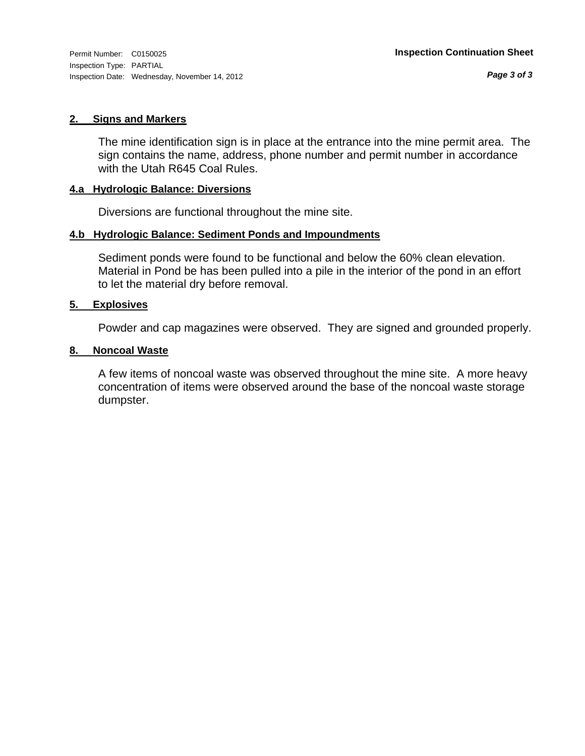Permit Number: C0150025
Inspection Type: PARTIAL
Inspection Date: Wednesday, November 14, 2012

**Inspection Continuation Sheet**

### 2. Signs and Markers

The mine identification sign is in place at the entrance into the mine permit area. The sign contains the name, address, phone number and permit number in accordance with the Utah R645 Coal Rules.

### 4.a Hydrologic Balance: Diversions

Diversions are functional throughout the mine site.

### 4.b Hydrologic Balance: Sediment Ponds and Impoundments

Sediment ponds were found to be functional and below the 60% clean elevation. Material in Pond be has been pulled into a pile in the interior of the pond in an effort to let the material dry before removal.

### 5. Explosives

Powder and cap magazines were observed. They are signed and grounded properly.

### 8. Noncoal Waste

A few items of noncoal waste was observed throughout the mine site. A more heavy concentration of items were observed around the base of the noncoal waste storage dumpster.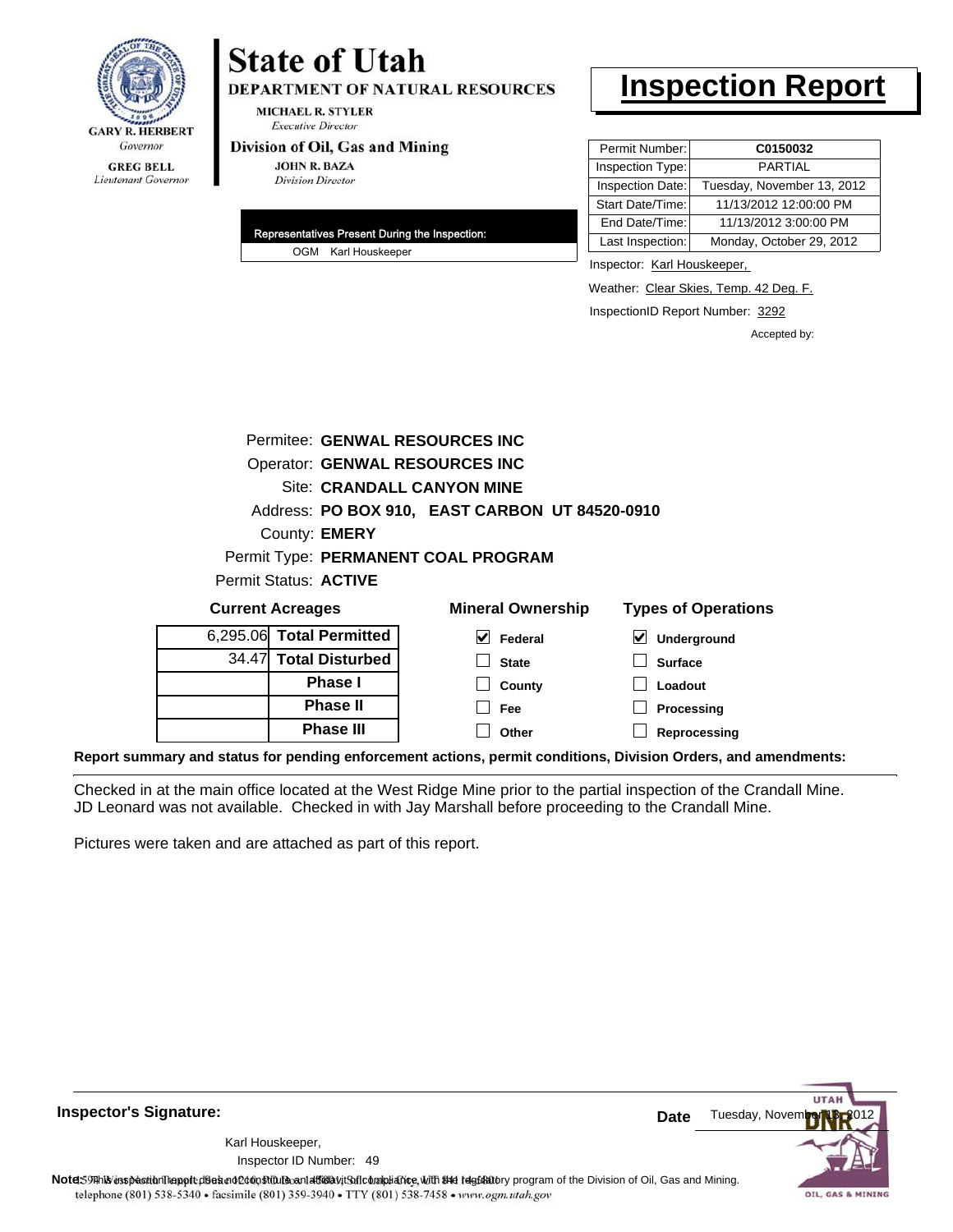GARY R. HERBERT
*Governor*

GREG BELL
*Lieutenant Governor*

# State of Utah

**DEPARTMENT OF NATURAL RESOURCES**

MICHAEL R. STYLER
*Executive Director*

**Division of Oil, Gas and Mining**

JOHN R. BAZA
*Division Director*

# Inspection Report

| Permit Number: | C0150032 |
|---|---|
| Inspection Type: | PARTIAL |
| Inspection Date: | Tuesday, November 13, 2012 |
| Start Date/Time: | 11/13/2012 12:00:00 PM |
| End Date/Time: | 11/13/2012 3:00:00 PM |
| Last Inspection: | Monday, October 29, 2012 |

**Representatives Present During the Inspection:**

OGM Karl Houskeeper

Inspector: Karl Houskeeper,

Weather: Clear Skies, Temp. 42 Deg. F.

InspectionID Report Number: 3292

Accepted by:

Permitee: **GENWAL RESOURCES INC**
Operator: **GENWAL RESOURCES INC**
Site: **CRANDALL CANYON MINE**
Address: **PO BOX 910, EAST CARBON UT 84520-0910**
County: **EMERY**
Permit Type: **PERMANENT COAL PROGRAM**
Permit Status: **ACTIVE**

**Current Acreages**

| | |
|---|---|
| 6,295.06 | **Total Permitted** |
| 34.47 | **Total Disturbed** |
| | **Phase I** |
| | **Phase II** |
| | **Phase III** |

**Mineral Ownership**

- [x] Federal
- [ ] State
- [ ] County
- [ ] Fee
- [ ] Other

**Types of Operations**

- [x] Underground
- [ ] Surface
- [ ] Loadout
- [ ] Processing
- [ ] Reprocessing

**Report summary and status for pending enforcement actions, permit conditions, Division Orders, and amendments:**

Checked in at the main office located at the West Ridge Mine prior to the partial inspection of the Crandall Mine. JD Leonard was not available. Checked in with Jay Marshall before proceeding to the Crandall Mine.

Pictures were taken and are attached as part of this report.

**Inspector's Signature:**

Karl Houskeeper,
Inspector ID Number: 49

**Date** Tuesday, November 13, 2012

**Note:** This inspection report does not constitute an affidavit of compliance with the regulatory program of the Division of Oil, Gas and Mining.

telephone (801) 538-5340 • facsimile (801) 359-3940 • TTY (801) 538-7458 • www.ogm.utah.gov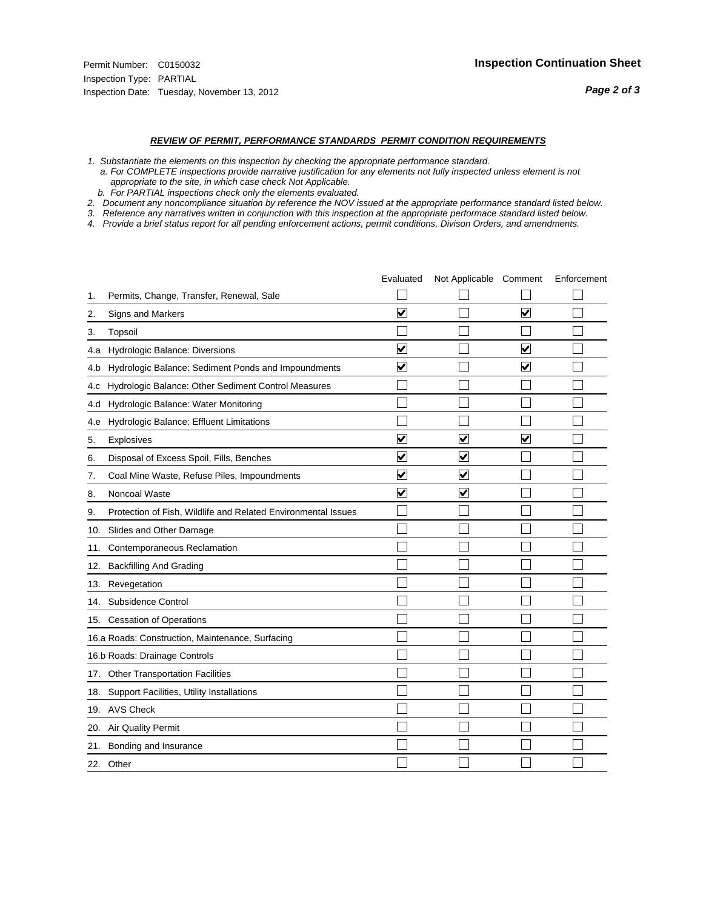Permit Number: C0150032
Inspection Type: PARTIAL
Inspection Date: Tuesday, November 13, 2012

**Inspection Continuation Sheet**

***REVIEW OF PERMIT, PERFORMANCE STANDARDS PERMIT CONDITION REQUIREMENTS***

*1. Substantiate the elements on this inspection by checking the appropriate performance standard.*
*a. For COMPLETE inspections provide narrative justification for any elements not fully inspected unless element is not appropriate to the site, in which case check Not Applicable.*
*b. For PARTIAL inspections check only the elements evaluated.*
*2. Document any noncompliance situation by reference the NOV issued at the appropriate performance standard listed below.*
*3. Reference any narratives written in conjunction with this inspection at the appropriate performace standard listed below.*
*4. Provide a brief status report for all pending enforcement actions, permit conditions, Divison Orders, and amendments.*

| | | Evaluated | Not Applicable | Comment | Enforcement |
|---|---|---|---|---|---|
| 1. | Permits, Change, Transfer, Renewal, Sale | ☐ | ☐ | ☐ | ☐ |
| 2. | Signs and Markers | ☑ | ☐ | ☑ | ☐ |
| 3. | Topsoil | ☐ | ☐ | ☐ | ☐ |
| 4.a | Hydrologic Balance: Diversions | ☑ | ☐ | ☑ | ☐ |
| 4.b | Hydrologic Balance: Sediment Ponds and Impoundments | ☑ | ☐ | ☑ | ☐ |
| 4.c | Hydrologic Balance: Other Sediment Control Measures | ☐ | ☐ | ☐ | ☐ |
| 4.d | Hydrologic Balance: Water Monitoring | ☐ | ☐ | ☐ | ☐ |
| 4.e | Hydrologic Balance: Effluent Limitations | ☐ | ☐ | ☐ | ☐ |
| 5. | Explosives | ☑ | ☑ | ☑ | ☐ |
| 6. | Disposal of Excess Spoil, Fills, Benches | ☑ | ☑ | ☐ | ☐ |
| 7. | Coal Mine Waste, Refuse Piles, Impoundments | ☑ | ☑ | ☐ | ☐ |
| 8. | Noncoal Waste | ☑ | ☑ | ☐ | ☐ |
| 9. | Protection of Fish, Wildlife and Related Environmental Issues | ☐ | ☐ | ☐ | ☐ |
| 10. | Slides and Other Damage | ☐ | ☐ | ☐ | ☐ |
| 11. | Contemporaneous Reclamation | ☐ | ☐ | ☐ | ☐ |
| 12. | Backfilling And Grading | ☐ | ☐ | ☐ | ☐ |
| 13. | Revegetation | ☐ | ☐ | ☐ | ☐ |
| 14. | Subsidence Control | ☐ | ☐ | ☐ | ☐ |
| 15. | Cessation of Operations | ☐ | ☐ | ☐ | ☐ |
| 16.a | Roads: Construction, Maintenance, Surfacing | ☐ | ☐ | ☐ | ☐ |
| 16.b | Roads: Drainage Controls | ☐ | ☐ | ☐ | ☐ |
| 17. | Other Transportation Facilities | ☐ | ☐ | ☐ | ☐ |
| 18. | Support Facilities, Utility Installations | ☐ | ☐ | ☐ | ☐ |
| 19. | AVS Check | ☐ | ☐ | ☐ | ☐ |
| 20. | Air Quality Permit | ☐ | ☐ | ☐ | ☐ |
| 21. | Bonding and Insurance | ☐ | ☐ | ☐ | ☐ |
| 22. | Other | ☐ | ☐ | ☐ | ☐ |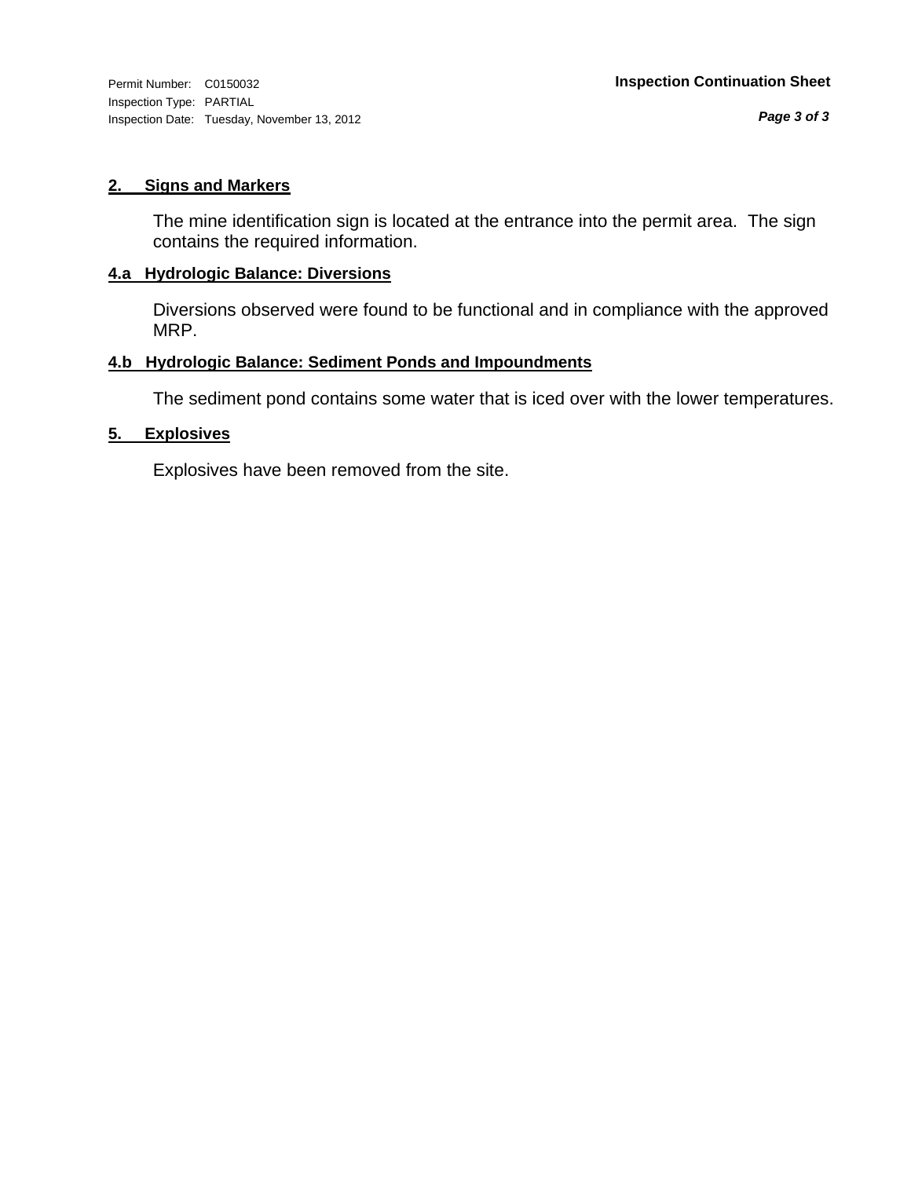## 2. Signs and Markers

The mine identification sign is located at the entrance into the permit area. The sign contains the required information.

## 4.a Hydrologic Balance: Diversions

Diversions observed were found to be functional and in compliance with the approved MRP.

## 4.b Hydrologic Balance: Sediment Ponds and Impoundments

The sediment pond contains some water that is iced over with the lower temperatures.

## 5. Explosives

Explosives have been removed from the site.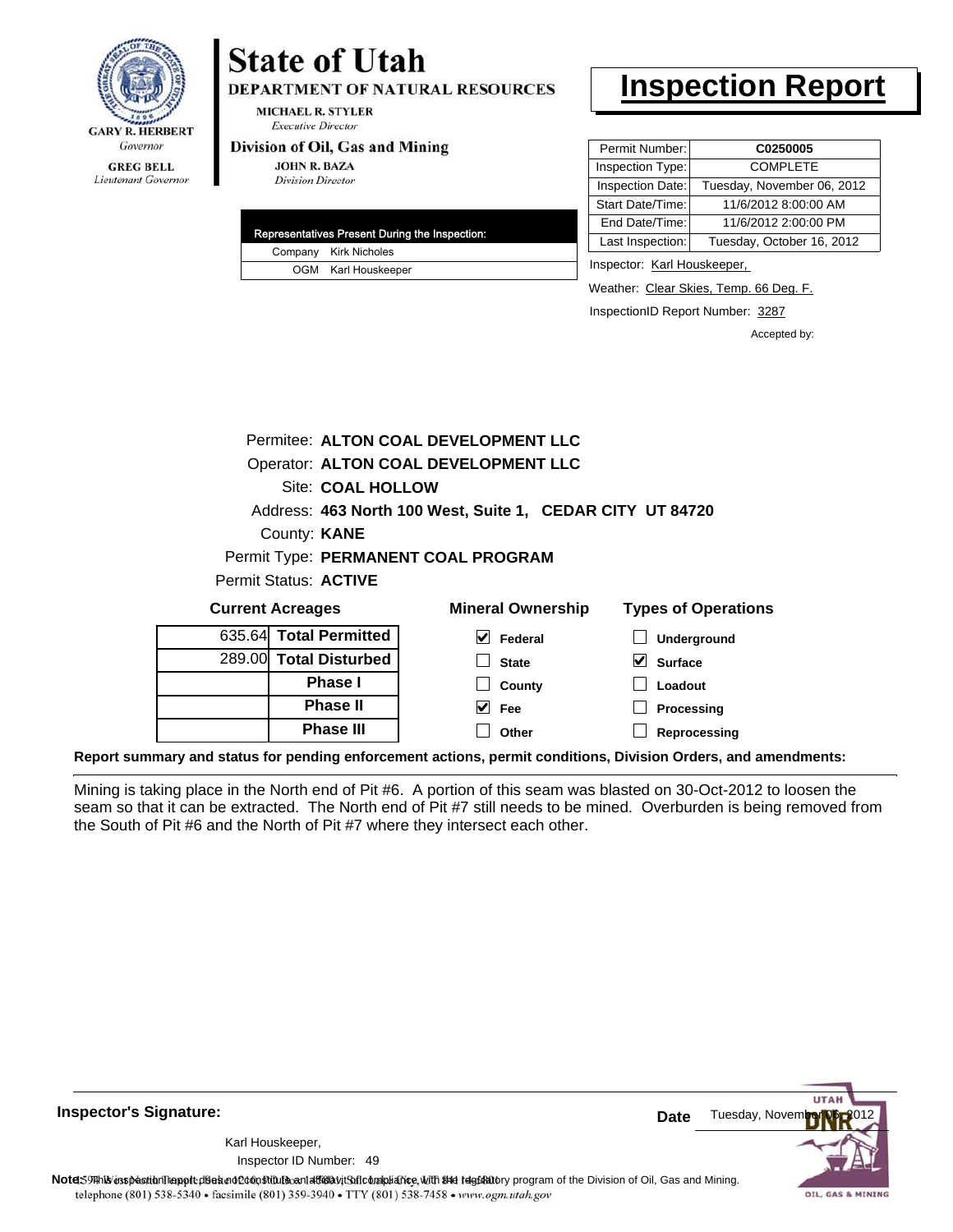GARY R. HERBERT
*Governor*

GREG BELL
*Lieutenant Governor*

# State of Utah

**DEPARTMENT OF NATURAL RESOURCES**

MICHAEL R. STYLER
*Executive Director*

**Division of Oil, Gas and Mining**

JOHN R. BAZA
*Division Director*

# Inspection Report

| | |
|---|---|
| Permit Number: | **C0250005** |
| Inspection Type: | COMPLETE |
| Inspection Date: | Tuesday, November 06, 2012 |
| Start Date/Time: | 11/6/2012 8:00:00 AM |
| End Date/Time: | 11/6/2012 2:00:00 PM |
| Last Inspection: | Tuesday, October 16, 2012 |

| Representatives Present During the Inspection: | |
|---|---|
| Company | Kirk Nicholes |
| OGM | Karl Houskeeper |

Inspector: Karl Houskeeper,

Weather: Clear Skies, Temp. 66 Deg. F.

InspectionID Report Number: 3287

Accepted by:

Permitee: **ALTON COAL DEVELOPMENT LLC**
Operator: **ALTON COAL DEVELOPMENT LLC**
Site: **COAL HOLLOW**
Address: **463 North 100 West, Suite 1, CEDAR CITY UT 84720**
County: **KANE**
Permit Type: **PERMANENT COAL PROGRAM**
Permit Status: **ACTIVE**

| Current Acreages | | Mineral Ownership | Types of Operations |
|---|---|---|---|
| 635.64 | **Total Permitted** | ☑ Federal | ☐ Underground |
| 289.00 | **Total Disturbed** | ☐ State | ☑ Surface |
| | **Phase I** | ☐ County | ☐ Loadout |
| | **Phase II** | ☑ Fee | ☐ Processing |
| | **Phase III** | ☐ Other | ☐ Reprocessing |

**Report summary and status for pending enforcement actions, permit conditions, Division Orders, and amendments:**

Mining is taking place in the North end of Pit #6. A portion of this seam was blasted on 30-Oct-2012 to loosen the seam so that it can be extracted. The North end of Pit #7 still needs to be mined. Overburden is being removed from the South of Pit #6 and the North of Pit #7 where they intersect each other.

**Inspector's Signature:**

Karl Houskeeper,
Inspector ID Number: 49

**Date** Tuesday, November 06, 2012

**Note:** This inspection report does not constitute an affidavit of compliance with the regulatory program of the Division of Oil, Gas and Mining.

telephone (801) 538-5340 • facsimile (801) 359-3940 • TTY (801) 538-7458 • www.ogm.utah.gov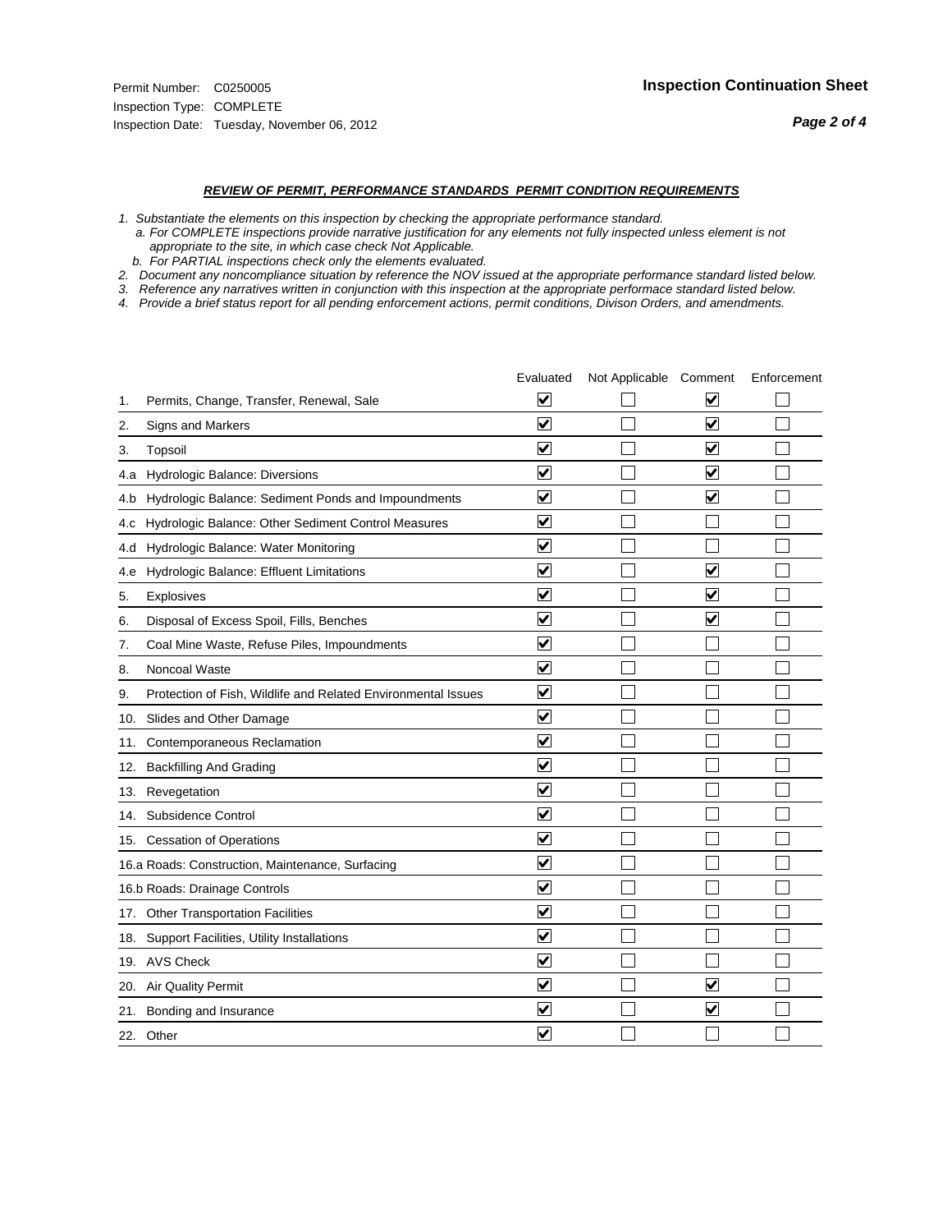Permit Number: C0250005
Inspection Type: COMPLETE
Inspection Date: Tuesday, November 06, 2012

**Inspection Continuation Sheet**

***REVIEW OF PERMIT, PERFORMANCE STANDARDS PERMIT CONDITION REQUIREMENTS***

*1. Substantiate the elements on this inspection by checking the appropriate performance standard.*
*a. For COMPLETE inspections provide narrative justification for any elements not fully inspected unless element is not appropriate to the site, in which case check Not Applicable.*
*b. For PARTIAL inspections check only the elements evaluated.*
*2. Document any noncompliance situation by reference the NOV issued at the appropriate performance standard listed below.*
*3. Reference any narratives written in conjunction with this inspection at the appropriate performace standard listed below.*
*4. Provide a brief status report for all pending enforcement actions, permit conditions, Divison Orders, and amendments.*

| | | Evaluated | Not Applicable | Comment | Enforcement |
|---|---|---|---|---|---|
| 1. | Permits, Change, Transfer, Renewal, Sale | ☑ | ☐ | ☑ | ☐ |
| 2. | Signs and Markers | ☑ | ☐ | ☑ | ☐ |
| 3. | Topsoil | ☑ | ☐ | ☑ | ☐ |
| 4.a | Hydrologic Balance: Diversions | ☑ | ☐ | ☑ | ☐ |
| 4.b | Hydrologic Balance: Sediment Ponds and Impoundments | ☑ | ☐ | ☑ | ☐ |
| 4.c | Hydrologic Balance: Other Sediment Control Measures | ☑ | ☐ | ☐ | ☐ |
| 4.d | Hydrologic Balance: Water Monitoring | ☑ | ☐ | ☐ | ☐ |
| 4.e | Hydrologic Balance: Effluent Limitations | ☑ | ☐ | ☑ | ☐ |
| 5. | Explosives | ☑ | ☐ | ☑ | ☐ |
| 6. | Disposal of Excess Spoil, Fills, Benches | ☑ | ☐ | ☑ | ☐ |
| 7. | Coal Mine Waste, Refuse Piles, Impoundments | ☑ | ☐ | ☐ | ☐ |
| 8. | Noncoal Waste | ☑ | ☐ | ☐ | ☐ |
| 9. | Protection of Fish, Wildlife and Related Environmental Issues | ☑ | ☐ | ☐ | ☐ |
| 10. | Slides and Other Damage | ☑ | ☐ | ☐ | ☐ |
| 11. | Contemporaneous Reclamation | ☑ | ☐ | ☐ | ☐ |
| 12. | Backfilling And Grading | ☑ | ☐ | ☐ | ☐ |
| 13. | Revegetation | ☑ | ☐ | ☐ | ☐ |
| 14. | Subsidence Control | ☑ | ☐ | ☐ | ☐ |
| 15. | Cessation of Operations | ☑ | ☐ | ☐ | ☐ |
| 16.a | Roads: Construction, Maintenance, Surfacing | ☑ | ☐ | ☐ | ☐ |
| 16.b | Roads: Drainage Controls | ☑ | ☐ | ☐ | ☐ |
| 17. | Other Transportation Facilities | ☑ | ☐ | ☐ | ☐ |
| 18. | Support Facilities, Utility Installations | ☑ | ☐ | ☐ | ☐ |
| 19. | AVS Check | ☑ | ☐ | ☐ | ☐ |
| 20. | Air Quality Permit | ☑ | ☐ | ☑ | ☐ |
| 21. | Bonding and Insurance | ☑ | ☐ | ☑ | ☐ |
| 22. | Other | ☑ | ☐ | ☐ | ☐ |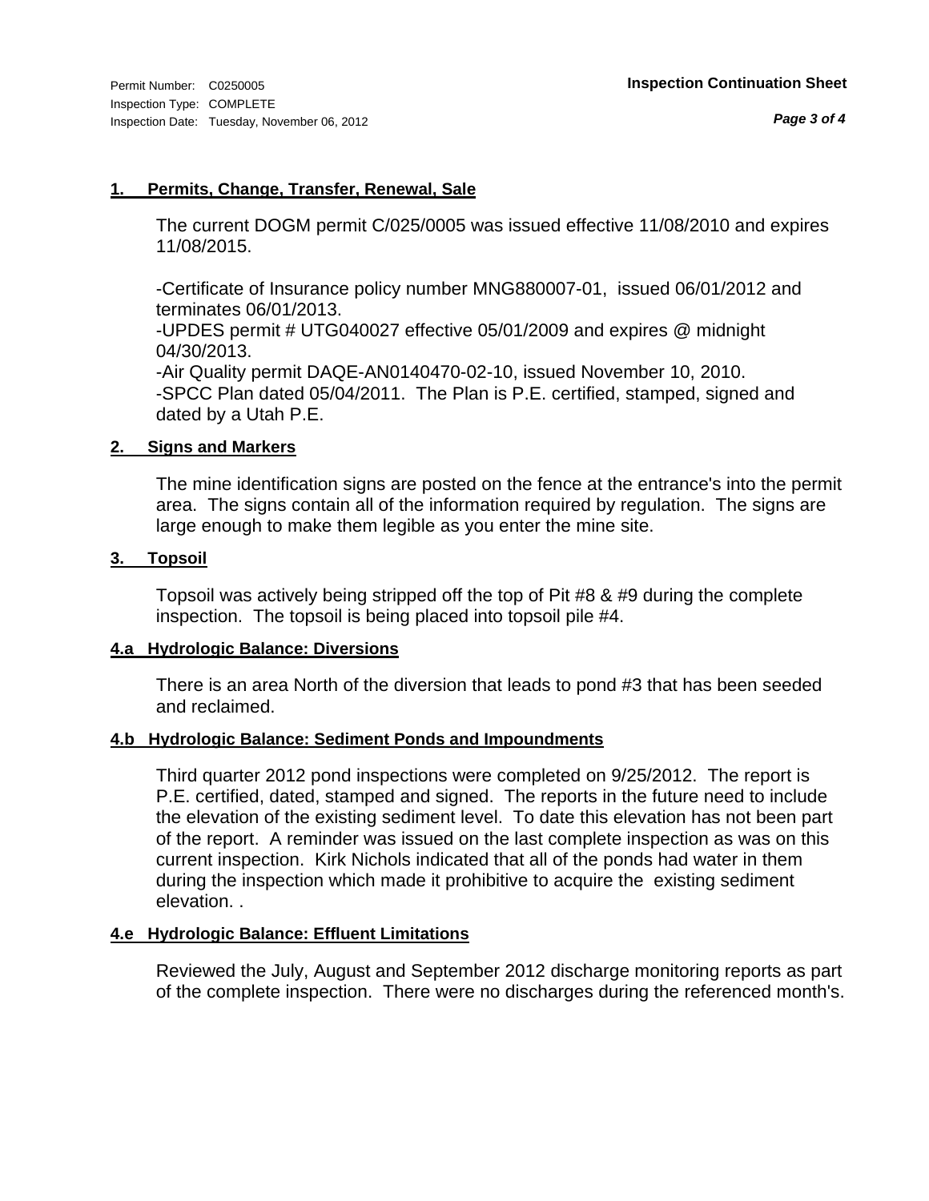**Inspection Continuation Sheet**

Permit Number: C0250005
Inspection Type: COMPLETE
Inspection Date: Tuesday, November 06, 2012

## 1. Permits, Change, Transfer, Renewal, Sale

The current DOGM permit C/025/0005 was issued effective 11/08/2010 and expires 11/08/2015.

-Certificate of Insurance policy number MNG880007-01, issued 06/01/2012 and terminates 06/01/2013.
-UPDES permit # UTG040027 effective 05/01/2009 and expires @ midnight 04/30/2013.
-Air Quality permit DAQE-AN0140470-02-10, issued November 10, 2010.
-SPCC Plan dated 05/04/2011. The Plan is P.E. certified, stamped, signed and dated by a Utah P.E.

## 2. Signs and Markers

The mine identification signs are posted on the fence at the entrance's into the permit area. The signs contain all of the information required by regulation. The signs are large enough to make them legible as you enter the mine site.

## 3. Topsoil

Topsoil was actively being stripped off the top of Pit #8 & #9 during the complete inspection. The topsoil is being placed into topsoil pile #4.

## 4.a Hydrologic Balance: Diversions

There is an area North of the diversion that leads to pond #3 that has been seeded and reclaimed.

## 4.b Hydrologic Balance: Sediment Ponds and Impoundments

Third quarter 2012 pond inspections were completed on 9/25/2012. The report is P.E. certified, dated, stamped and signed. The reports in the future need to include the elevation of the existing sediment level. To date this elevation has not been part of the report. A reminder was issued on the last complete inspection as was on this current inspection. Kirk Nichols indicated that all of the ponds had water in them during the inspection which made it prohibitive to acquire the existing sediment elevation. .

## 4.e Hydrologic Balance: Effluent Limitations

Reviewed the July, August and September 2012 discharge monitoring reports as part of the complete inspection. There were no discharges during the referenced month's.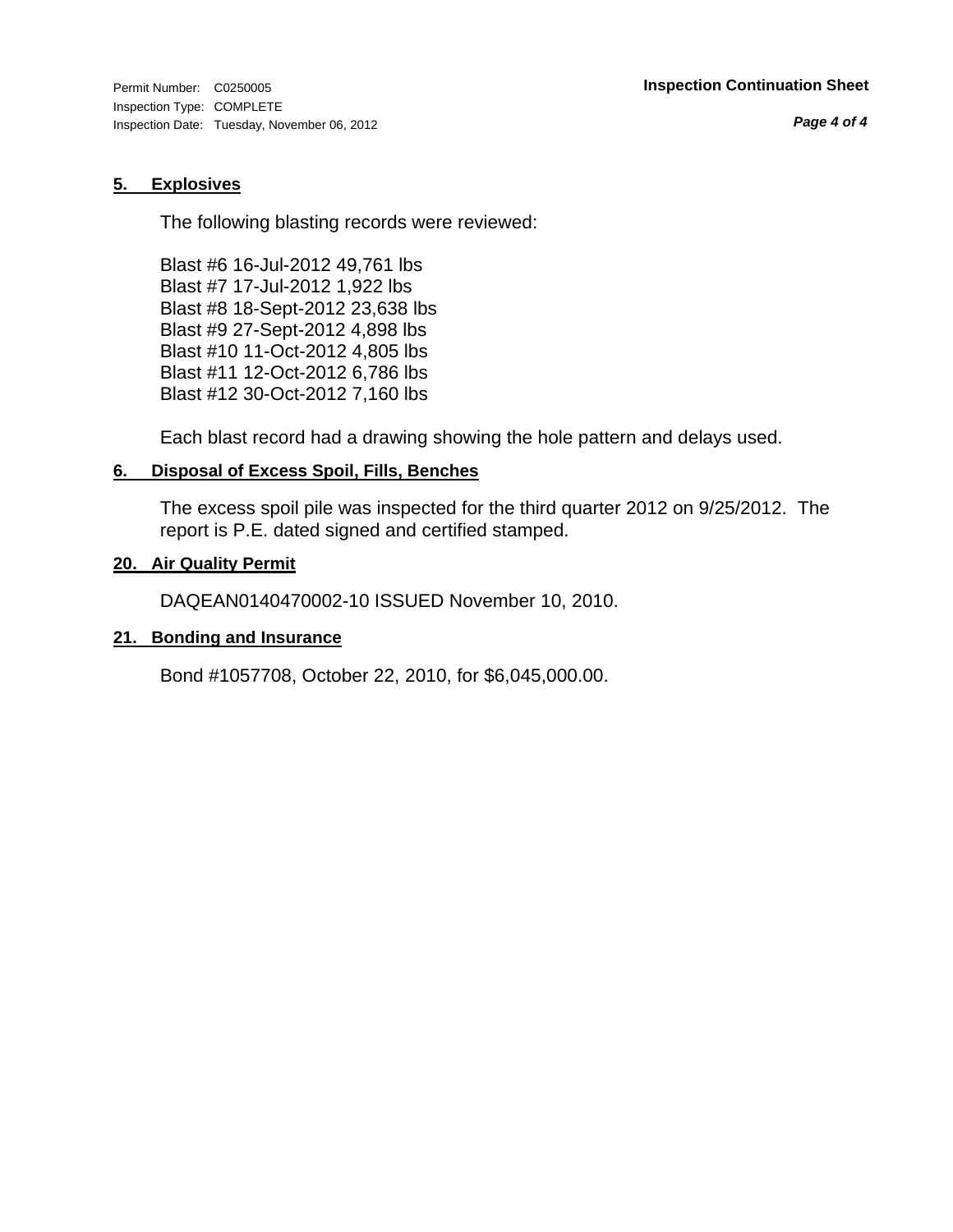## 5. Explosives

The following blasting records were reviewed:

Blast #6 16-Jul-2012 49,761 lbs
Blast #7 17-Jul-2012 1,922 lbs
Blast #8 18-Sept-2012 23,638 lbs
Blast #9 27-Sept-2012 4,898 lbs
Blast #10 11-Oct-2012 4,805 lbs
Blast #11 12-Oct-2012 6,786 lbs
Blast #12 30-Oct-2012 7,160 lbs

Each blast record had a drawing showing the hole pattern and delays used.

## 6. Disposal of Excess Spoil, Fills, Benches

The excess spoil pile was inspected for the third quarter 2012 on 9/25/2012. The report is P.E. dated signed and certified stamped.

## 20. Air Quality Permit

DAQEAN0140470002-10 ISSUED November 10, 2010.

## 21. Bonding and Insurance

Bond #1057708, October 22, 2010, for $6,045,000.00.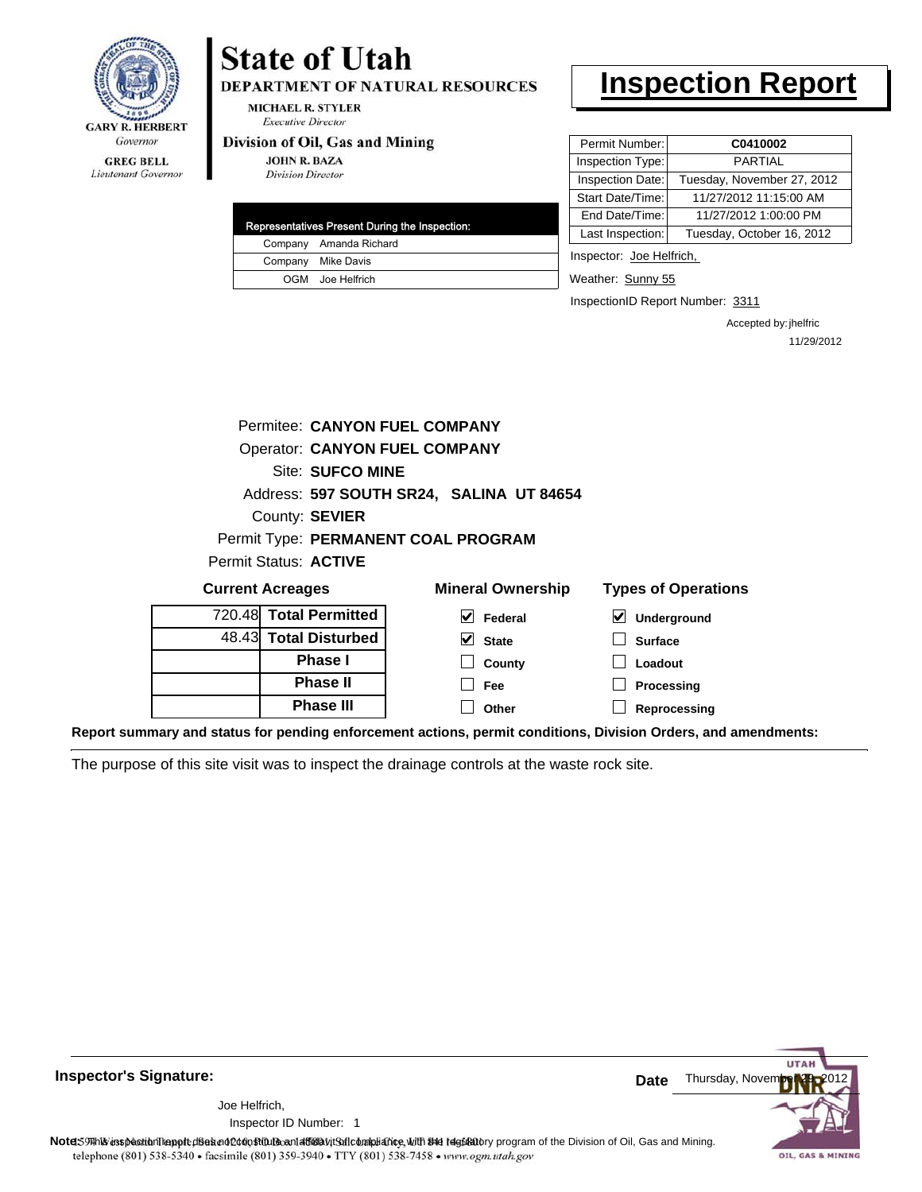GARY R. HERBERT
*Governor*

GREG BELL
*Lieutenant Governor*

# State of Utah

**DEPARTMENT OF NATURAL RESOURCES**

MICHAEL R. STYLER
*Executive Director*

**Division of Oil, Gas and Mining**

JOHN R. BAZA
*Division Director*

# Inspection Report

| Representatives Present During the Inspection: | |
|---|---|
| Company | Amanda Richard |
| Company | Mike Davis |
| OGM | Joe Helfrich |

| | |
|---|---|
| Permit Number: | **C0410002** |
| Inspection Type: | PARTIAL |
| Inspection Date: | Tuesday, November 27, 2012 |
| Start Date/Time: | 11/27/2012 11:15:00 AM |
| End Date/Time: | 11/27/2012 1:00:00 PM |
| Last Inspection: | Tuesday, October 16, 2012 |

Inspector: Joe Helfrich,

Weather: Sunny 55

InspectionID Report Number: 3311

Accepted by: jhelfric
11/29/2012

Permitee: **CANYON FUEL COMPANY**
Operator: **CANYON FUEL COMPANY**
Site: **SUFCO MINE**
Address: **597 SOUTH SR24, SALINA UT 84654**
County: **SEVIER**
Permit Type: **PERMANENT COAL PROGRAM**
Permit Status: **ACTIVE**

**Current Acreages**

| | |
|---|---|
| 720.48 | **Total Permitted** |
| 48.43 | **Total Disturbed** |
| | **Phase I** |
| | **Phase II** |
| | **Phase III** |

**Mineral Ownership**

- [x] Federal
- [x] State
- [ ] County
- [ ] Fee
- [ ] Other

**Types of Operations**

- [x] Underground
- [ ] Surface
- [ ] Loadout
- [ ] Processing
- [ ] Reprocessing

**Report summary and status for pending enforcement actions, permit conditions, Division Orders, and amendments:**

The purpose of this site visit was to inspect the drainage controls at the waste rock site.

**Inspector's Signature:**

Joe Helfrich,
Inspector ID Number: 1

**Date** Thursday, November 29, 2012

**Note:** This inspection report does not constitute an affidavit of compliance with the regulatory program of the Division of Oil, Gas and Mining.

telephone (801) 538-5340 • facsimile (801) 359-3940 • TTY (801) 538-7458 • www.ogm.utah.gov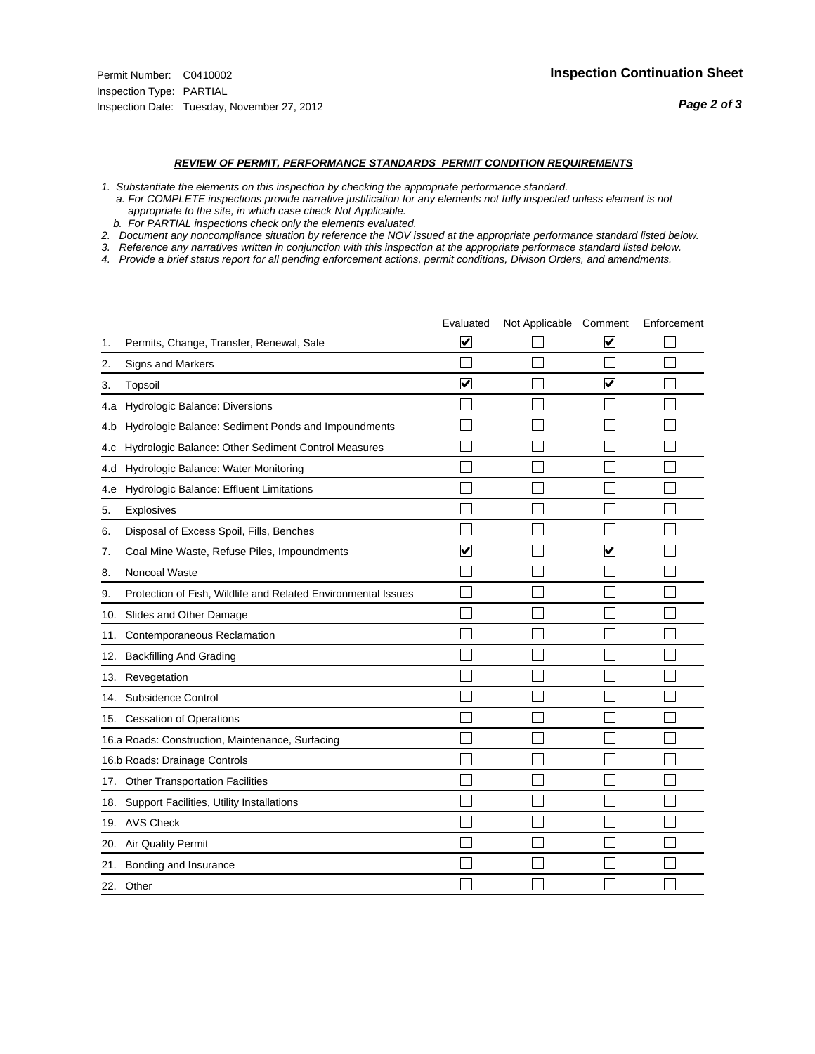Permit Number: C0410002
Inspection Type: PARTIAL
Inspection Date: Tuesday, November 27, 2012

**Inspection Continuation Sheet**

***REVIEW OF PERMIT, PERFORMANCE STANDARDS PERMIT CONDITION REQUIREMENTS***

*1. Substantiate the elements on this inspection by checking the appropriate performance standard.*
*a. For COMPLETE inspections provide narrative justification for any elements not fully inspected unless element is not appropriate to the site, in which case check Not Applicable.*
*b. For PARTIAL inspections check only the elements evaluated.*
*2. Document any noncompliance situation by reference the NOV issued at the appropriate performance standard listed below.*
*3. Reference any narratives written in conjunction with this inspection at the appropriate performace standard listed below.*
*4. Provide a brief status report for all pending enforcement actions, permit conditions, Divison Orders, and amendments.*

| | | Evaluated | Not Applicable | Comment | Enforcement |
|---|---|---|---|---|---|
| 1. | Permits, Change, Transfer, Renewal, Sale | ☑ | ☐ | ☑ | ☐ |
| 2. | Signs and Markers | ☐ | ☐ | ☐ | ☐ |
| 3. | Topsoil | ☑ | ☐ | ☑ | ☐ |
| 4.a | Hydrologic Balance: Diversions | ☐ | ☐ | ☐ | ☐ |
| 4.b | Hydrologic Balance: Sediment Ponds and Impoundments | ☐ | ☐ | ☐ | ☐ |
| 4.c | Hydrologic Balance: Other Sediment Control Measures | ☐ | ☐ | ☐ | ☐ |
| 4.d | Hydrologic Balance: Water Monitoring | ☐ | ☐ | ☐ | ☐ |
| 4.e | Hydrologic Balance: Effluent Limitations | ☐ | ☐ | ☐ | ☐ |
| 5. | Explosives | ☐ | ☐ | ☐ | ☐ |
| 6. | Disposal of Excess Spoil, Fills, Benches | ☐ | ☐ | ☐ | ☐ |
| 7. | Coal Mine Waste, Refuse Piles, Impoundments | ☑ | ☐ | ☑ | ☐ |
| 8. | Noncoal Waste | ☐ | ☐ | ☐ | ☐ |
| 9. | Protection of Fish, Wildlife and Related Environmental Issues | ☐ | ☐ | ☐ | ☐ |
| 10. | Slides and Other Damage | ☐ | ☐ | ☐ | ☐ |
| 11. | Contemporaneous Reclamation | ☐ | ☐ | ☐ | ☐ |
| 12. | Backfilling And Grading | ☐ | ☐ | ☐ | ☐ |
| 13. | Revegetation | ☐ | ☐ | ☐ | ☐ |
| 14. | Subsidence Control | ☐ | ☐ | ☐ | ☐ |
| 15. | Cessation of Operations | ☐ | ☐ | ☐ | ☐ |
| 16.a | Roads: Construction, Maintenance, Surfacing | ☐ | ☐ | ☐ | ☐ |
| 16.b | Roads: Drainage Controls | ☐ | ☐ | ☐ | ☐ |
| 17. | Other Transportation Facilities | ☐ | ☐ | ☐ | ☐ |
| 18. | Support Facilities, Utility Installations | ☐ | ☐ | ☐ | ☐ |
| 19. | AVS Check | ☐ | ☐ | ☐ | ☐ |
| 20. | Air Quality Permit | ☐ | ☐ | ☐ | ☐ |
| 21. | Bonding and Insurance | ☐ | ☐ | ☐ | ☐ |
| 22. | Other | ☐ | ☐ | ☐ | ☐ |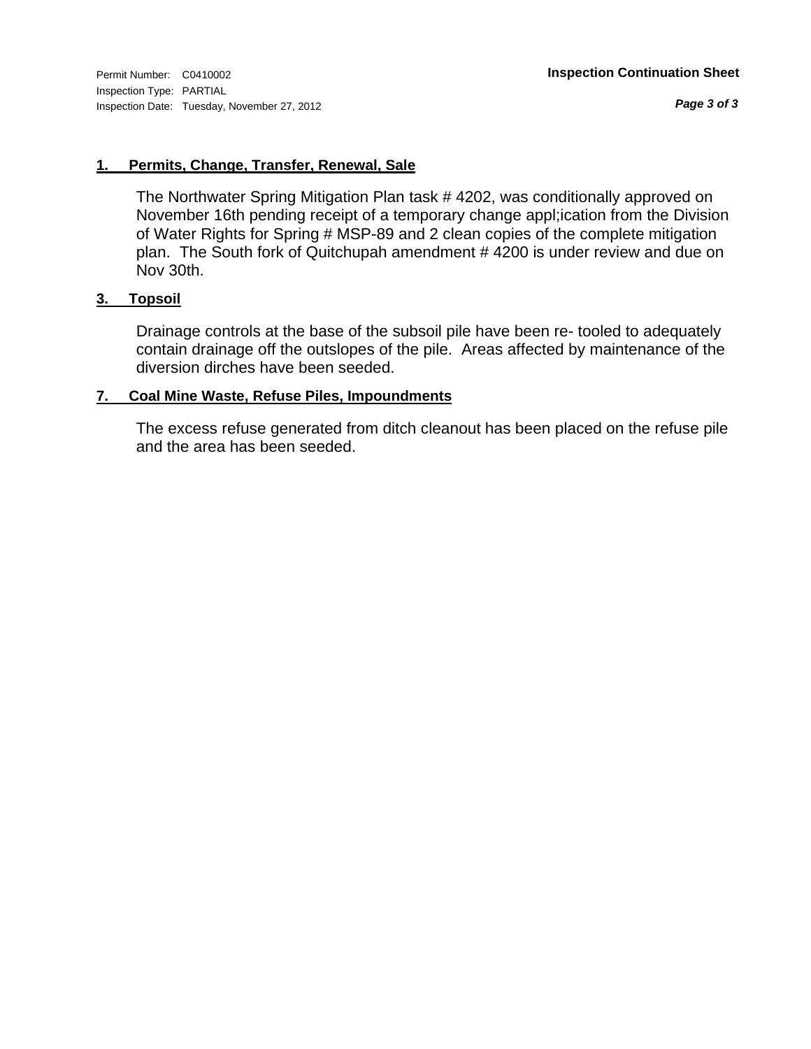Permit Number: C0410002
Inspection Type: PARTIAL
Inspection Date: Tuesday, November 27, 2012

**Inspection Continuation Sheet**

## 1. Permits, Change, Transfer, Renewal, Sale

The Northwater Spring Mitigation Plan task # 4202, was conditionally approved on November 16th pending receipt of a temporary change appl;ication from the Division of Water Rights for Spring # MSP-89 and 2 clean copies of the complete mitigation plan. The South fork of Quitchupah amendment # 4200 is under review and due on Nov 30th.

## 3. Topsoil

Drainage controls at the base of the subsoil pile have been re- tooled to adequately contain drainage off the outslopes of the pile. Areas affected by maintenance of the diversion dirches have been seeded.

## 7. Coal Mine Waste, Refuse Piles, Impoundments

The excess refuse generated from ditch cleanout has been placed on the refuse pile and the area has been seeded.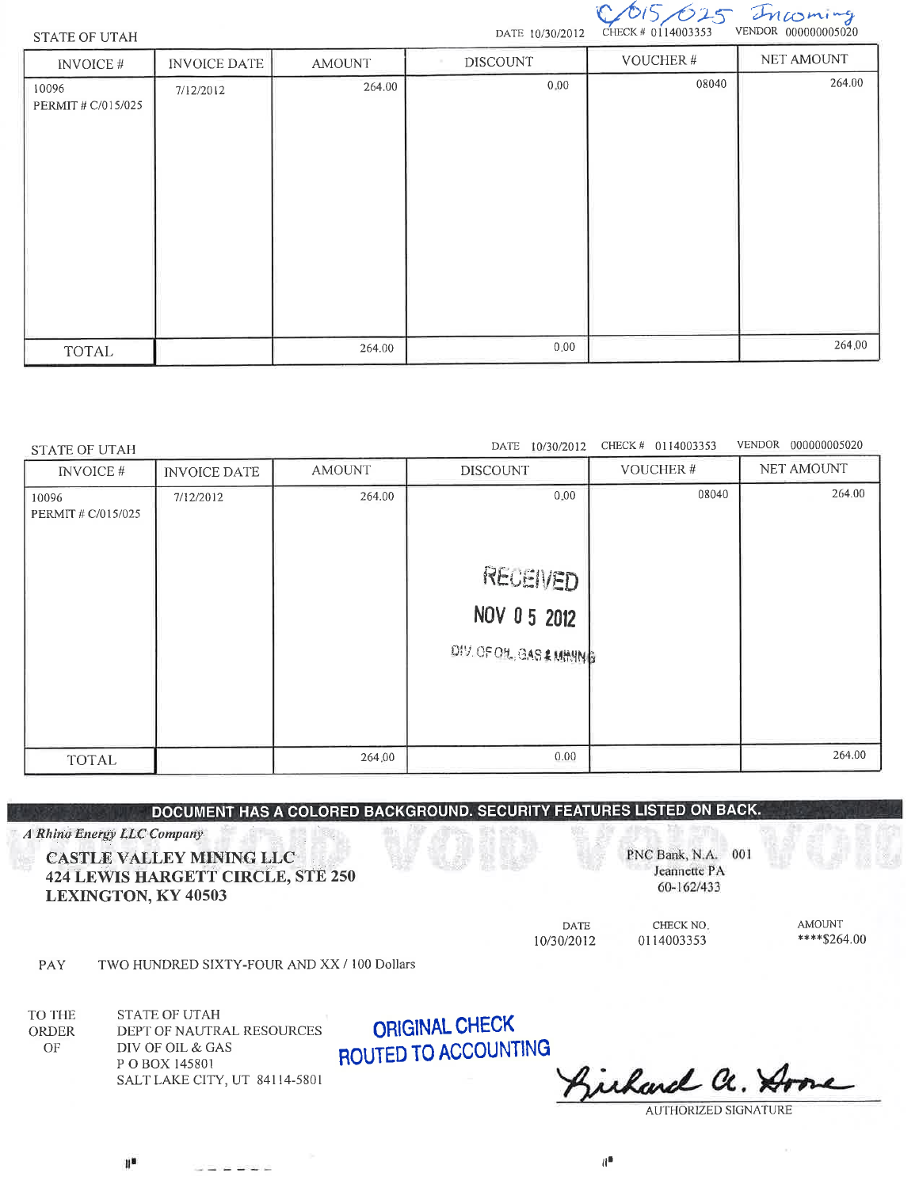C/015/025 Incoming

STATE OF UTAH

DATE 10/30/2012 CHECK # 0114003353 VENDOR 000000005020

| INVOICE # | INVOICE DATE | AMOUNT | DISCOUNT | VOUCHER # | NET AMOUNT |
|---|---|---|---|---|---|
| 10096 PERMIT # C/015/025 | 7/12/2012 | 264.00 | 0.00 | 08040 | 264.00 |
| TOTAL | | 264.00 | 0.00 | | 264.00 |

STATE OF UTAH

DATE 10/30/2012 CHECK # 0114003353 VENDOR 000000005020

| INVOICE # | INVOICE DATE | AMOUNT | DISCOUNT | VOUCHER # | NET AMOUNT |
|---|---|---|---|---|---|
| 10096 PERMIT # C/015/025 | 7/12/2012 | 264.00 | 0.00 | 08040 | 264.00 |
| TOTAL | | 264.00 | 0.00 | | 264.00 |

RECEIVED
NOV 05 2012
DIV. OF OIL, GAS & MINING

DOCUMENT HAS A COLORED BACKGROUND. SECURITY FEATURES LISTED ON BACK.

*A Rhino Energy LLC Company*

**CASTLE VALLEY MINING LLC**
**424 LEWIS HARGETT CIRCLE, STE 250**
**LEXINGTON, KY 40503**

PNC Bank, N.A. 001
Jeannette PA
60-162/433

| DATE | CHECK NO. | AMOUNT |
|---|---|---|
| 10/30/2012 | 0114003353 | ****$264.00 |

PAY TWO HUNDRED SIXTY-FOUR AND XX / 100 Dollars

TO THE ORDER OF
STATE OF UTAH
DEPT OF NAUTRAL RESOURCES
DIV OF OIL & GAS
P O BOX 145801
SALT LAKE CITY, UT 84114-5801

ORIGINAL CHECK ROUTED TO ACCOUNTING

Richard A. Stone
AUTHORIZED SIGNATURE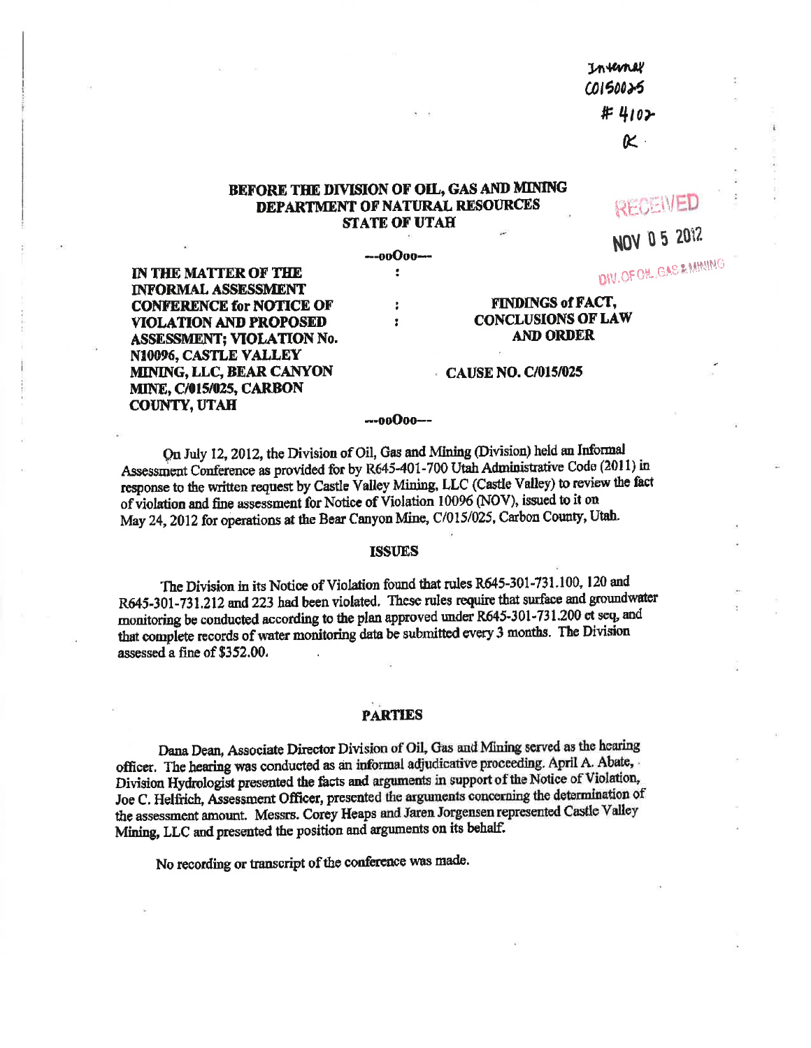Internal
C0150025
# 4102
K

RECEIVED

NOV 05 2012

DIV. OF OIL, GAS & MINING

**BEFORE THE DIVISION OF OIL, GAS AND MINING**
**DEPARTMENT OF NATURAL RESOURCES**
**STATE OF UTAH**

---ooOoo---

| | | |
|---|---|---|
| **IN THE MATTER OF THE INFORMAL ASSESSMENT CONFERENCE for NOTICE OF VIOLATION AND PROPOSED ASSESSMENT; VIOLATION No. N10096, CASTLE VALLEY MINING, LLC, BEAR CANYON MINE, C/015/025, CARBON COUNTY, UTAH** | : : : | **FINDINGS of FACT, CONCLUSIONS OF LAW AND ORDER** **CAUSE NO. C/015/025** |

---ooOoo---

On July 12, 2012, the Division of Oil, Gas and Mining (Division) held an Informal Assessment Conference as provided for by R645-401-700 Utah Administrative Code (2011) in response to the written request by Castle Valley Mining, LLC (Castle Valley) to review the fact of violation and fine assessment for Notice of Violation 10096 (NOV), issued to it on May 24, 2012 for operations at the Bear Canyon Mine, C/015/025, Carbon County, Utah.

## ISSUES

The Division in its Notice of Violation found that rules R645-301-731.100, 120 and R645-301-731.212 and 223 had been violated. These rules require that surface and groundwater monitoring be conducted according to the plan approved under R645-301-731.200 et seq, and that complete records of water monitoring data be submitted every 3 months. The Division assessed a fine of $352.00.

## PARTIES

Dana Dean, Associate Director Division of Oil, Gas and Mining served as the hearing officer. The hearing was conducted as an informal adjudicative proceeding. April A. Abate, Division Hydrologist presented the facts and arguments in support of the Notice of Violation, Joe C. Helfrich, Assessment Officer, presented the arguments concerning the determination of the assessment amount. Messrs. Corey Heaps and Jaren Jorgensen represented Castle Valley Mining, LLC and presented the position and arguments on its behalf.

No recording or transcript of the conference was made.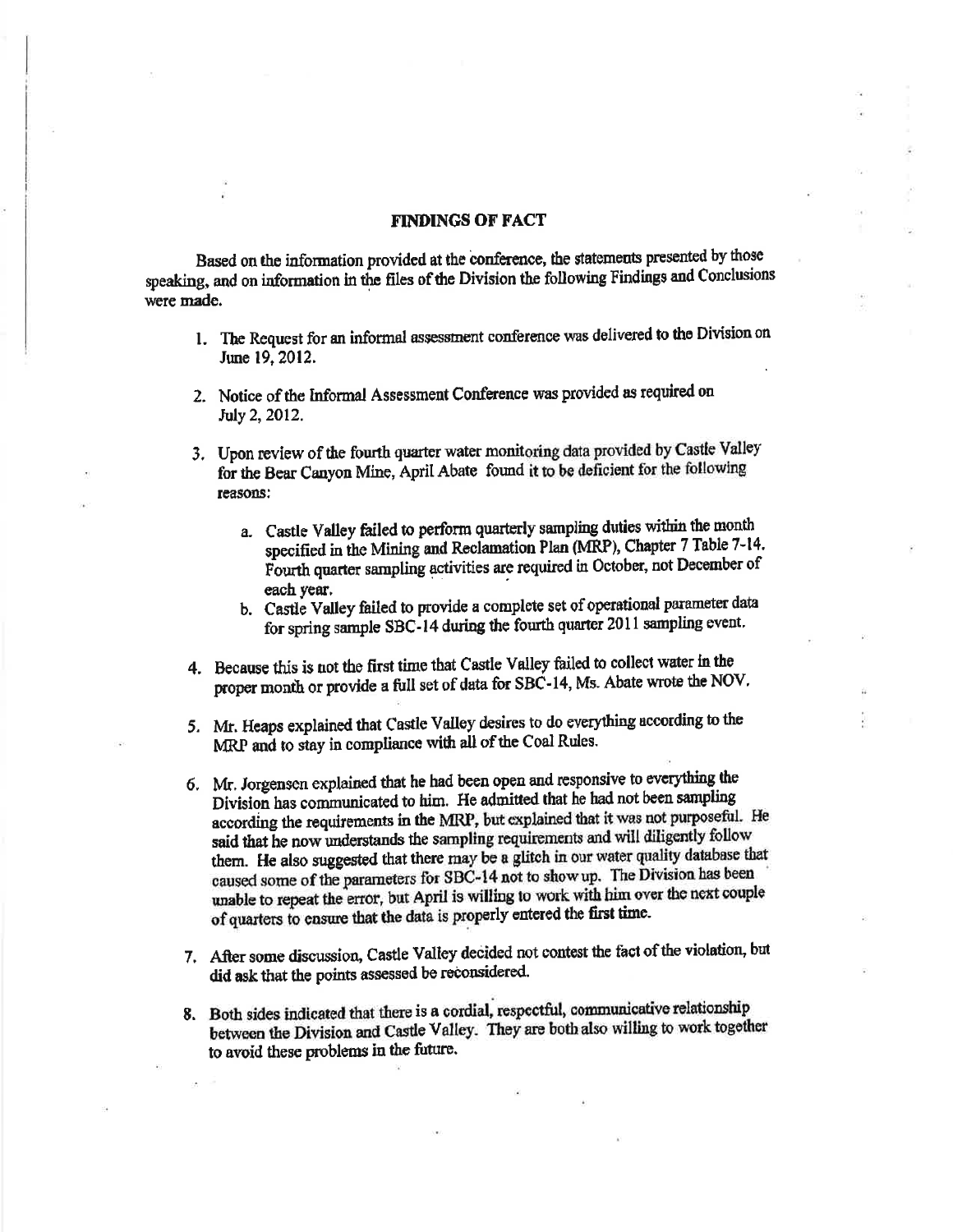## FINDINGS OF FACT

Based on the information provided at the conference, the statements presented by those speaking, and on information in the files of the Division the following Findings and Conclusions were made.

1. The Request for an informal assessment conference was delivered to the Division on June 19, 2012.

2. Notice of the Informal Assessment Conference was provided as required on July 2, 2012.

3. Upon review of the fourth quarter water monitoring data provided by Castle Valley for the Bear Canyon Mine, April Abate found it to be deficient for the following reasons:

   a. Castle Valley failed to perform quarterly sampling duties within the month specified in the Mining and Reclamation Plan (MRP), Chapter 7 Table 7-14. Fourth quarter sampling activities are required in October, not December of each year.

   b. Castle Valley failed to provide a complete set of operational parameter data for spring sample SBC-14 during the fourth quarter 2011 sampling event.

4. Because this is not the first time that Castle Valley failed to collect water in the proper month or provide a full set of data for SBC-14, Ms. Abate wrote the NOV.

5. Mr. Heaps explained that Castle Valley desires to do everything according to the MRP and to stay in compliance with all of the Coal Rules.

6. Mr. Jorgensen explained that he had been open and responsive to everything the Division has communicated to him. He admitted that he had not been sampling according the requirements in the MRP, but explained that it was not purposeful. He said that he now understands the sampling requirements and will diligently follow them. He also suggested that there may be a glitch in our water quality database that caused some of the parameters for SBC-14 not to show up. The Division has been unable to repeat the error, but April is willing to work with him over the next couple of quarters to ensure that the data is properly entered the first time.

7. After some discussion, Castle Valley decided not contest the fact of the violation, but did ask that the points assessed be reconsidered.

8. Both sides indicated that there is a cordial, respectful, communicative relationship between the Division and Castle Valley. They are both also willing to work together to avoid these problems in the future.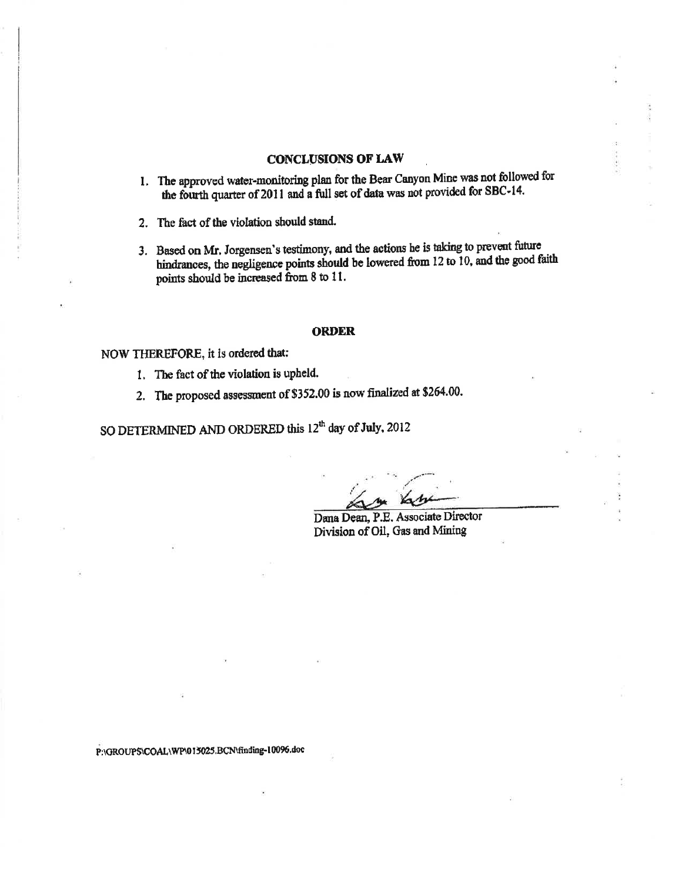## CONCLUSIONS OF LAW

1. The approved water-monitoring plan for the Bear Canyon Mine was not followed for the fourth quarter of 2011 and a full set of data was not provided for SBC-14.
2. The fact of the violation should stand.
3. Based on Mr. Jorgensen's testimony, and the actions he is taking to prevent future hindrances, the negligence points should be lowered from 12 to 10, and the good faith points should be increased from 8 to 11.

## ORDER

NOW THEREFORE, it is ordered that:

1. The fact of the violation is upheld.
2. The proposed assessment of $352.00 is now finalized at $264.00.

SO DETERMINED AND ORDERED this 12th day of July, 2012

Dana Dean, P.E. Associate Director
Division of Oil, Gas and Mining

P:\GROUPS\COAL\WP\015025.BCN\finding-10096.doc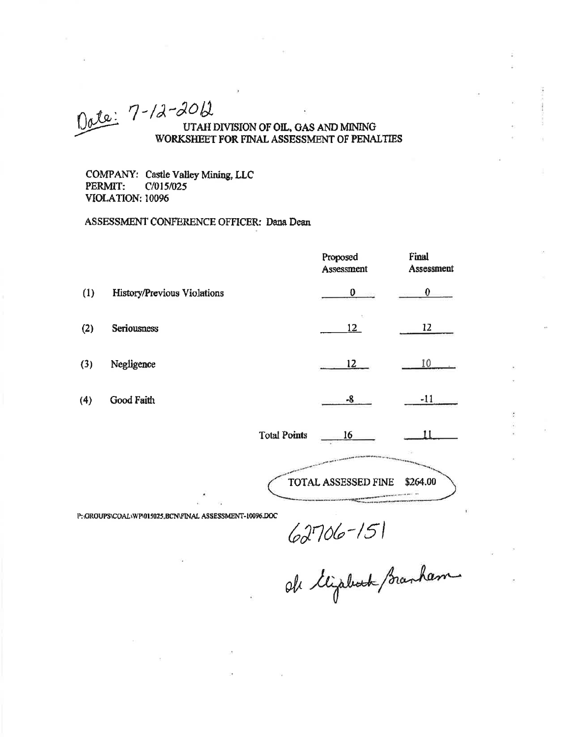Date: 7-12-2012

# UTAH DIVISION OF OIL, GAS AND MINING
## WORKSHEET FOR FINAL ASSESSMENT OF PENALTIES

COMPANY: Castle Valley Mining, LLC
PERMIT: C/015/025
VIOLATION: 10096

ASSESSMENT CONFERENCE OFFICER: Dana Dean

| | | Proposed Assessment | Final Assessment |
|---|---|---|---|
| (1) | History/Previous Violations | 0 | 0 |
| (2) | Seriousness | 12 | 12 |
| (3) | Negligence | 12 | 10 |
| (4) | Good Faith | -8 | -11 |
| | Total Points | 16 | 11 |

TOTAL ASSESSED FINE $264.00

P:\GROUPS\COAL\WP\015025.BCN\FINAL ASSESSMENT-10096.DOC

62706-151

ok Elizabeth Branham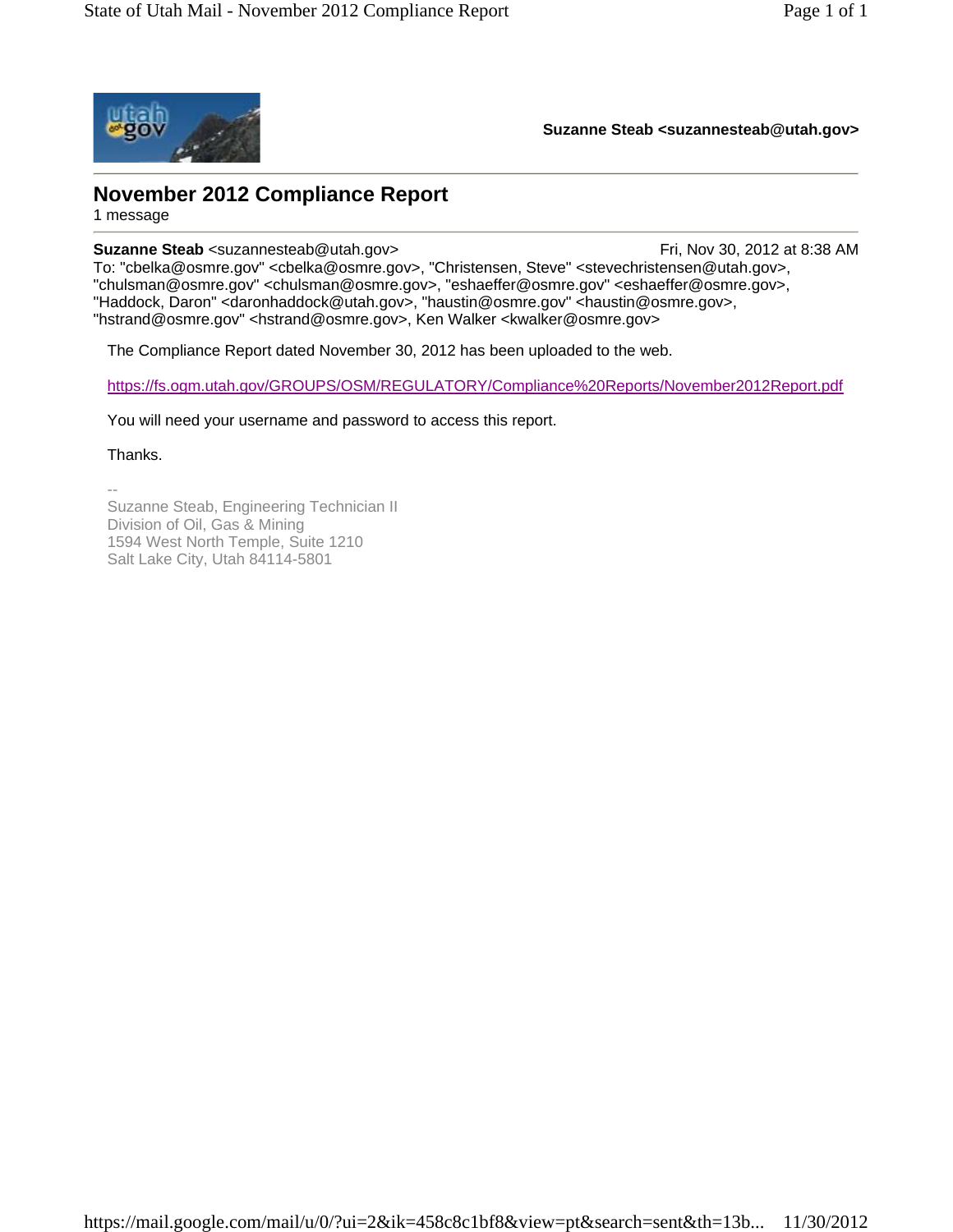**Suzanne Steab <suzannesteab@utah.gov>**

## November 2012 Compliance Report

1 message

**Suzanne Steab** <suzannesteab@utah.gov> Fri, Nov 30, 2012 at 8:38 AM

To: "cbelka@osmre.gov" <cbelka@osmre.gov>, "Christensen, Steve" <stevechristensen@utah.gov>, "chulsman@osmre.gov" <chulsman@osmre.gov>, "eshaeffer@osmre.gov" <eshaeffer@osmre.gov>, "Haddock, Daron" <daronhaddock@utah.gov>, "haustin@osmre.gov" <haustin@osmre.gov>, "hstrand@osmre.gov" <hstrand@osmre.gov>, Ken Walker <kwalker@osmre.gov>

The Compliance Report dated November 30, 2012 has been uploaded to the web.

https://fs.ogm.utah.gov/GROUPS/OSM/REGULATORY/Compliance%20Reports/November2012Report.pdf

You will need your username and password to access this report.

Thanks.

--
Suzanne Steab, Engineering Technician II
Division of Oil, Gas & Mining
1594 West North Temple, Suite 1210
Salt Lake City, Utah 84114-5801